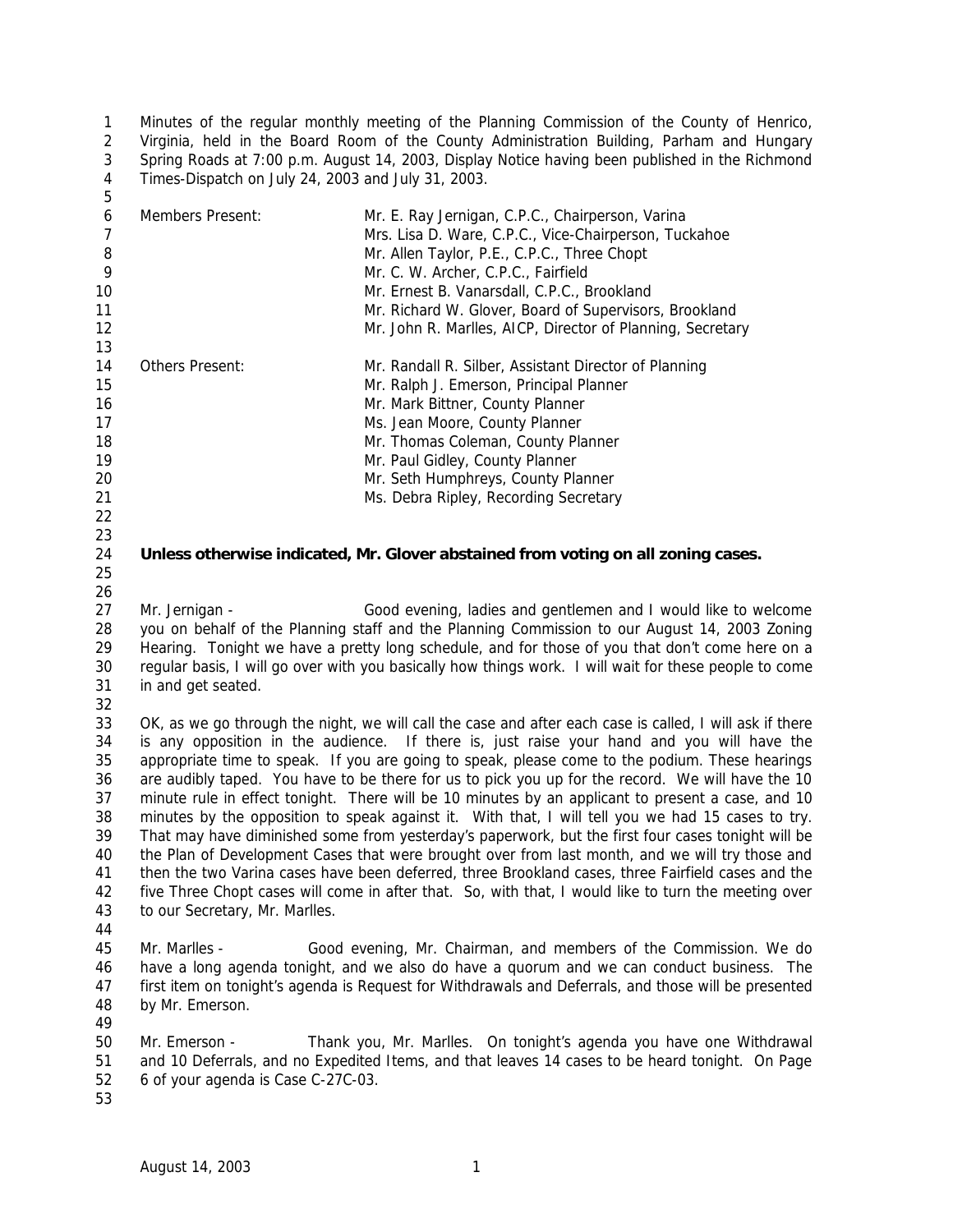Minutes of the regular monthly meeting of the Planning Commission of the County of Henrico, Virginia, held in the Board Room of the County Administration Building, Parham and Hungary Spring Roads at 7:00 p.m. August 14, 2003, Display Notice having been published in the Richmond Times-Dispatch on July 24, 2003 and July 31, 2003.

| | |
|---|---|
| Members Present: | Mr. E. Ray Jernigan, C.P.C., Chairperson, Varina |
| | Mrs. Lisa D. Ware, C.P.C., Vice-Chairperson, Tuckahoe |
| | Mr. Allen Taylor, P.E., C.P.C., Three Chopt |
| | Mr. C. W. Archer, C.P.C., Fairfield |
| | Mr. Ernest B. Vanarsdall, C.P.C., Brookland |
| | Mr. Richard W. Glover, Board of Supervisors, Brookland |
| | Mr. John R. Marlles, AICP, Director of Planning, Secretary |
| Others Present: | Mr. Randall R. Silber, Assistant Director of Planning |
| | Mr. Ralph J. Emerson, Principal Planner |
| | Mr. Mark Bittner, County Planner |
| | Ms. Jean Moore, County Planner |
| | Mr. Thomas Coleman, County Planner |
| | Mr. Paul Gidley, County Planner |
| | Mr. Seth Humphreys, County Planner |
| | Ms. Debra Ripley, Recording Secretary |

**Unless otherwise indicated, Mr. Glover abstained from voting on all zoning cases.**

Mr. Jernigan - Good evening, ladies and gentlemen and I would like to welcome you on behalf of the Planning staff and the Planning Commission to our August 14, 2003 Zoning Hearing. Tonight we have a pretty long schedule, and for those of you that don't come here on a regular basis, I will go over with you basically how things work. I will wait for these people to come in and get seated.

OK, as we go through the night, we will call the case and after each case is called, I will ask if there is any opposition in the audience. If there is, just raise your hand and you will have the appropriate time to speak. If you are going to speak, please come to the podium. These hearings are audibly taped. You have to be there for us to pick you up for the record. We will have the 10 minute rule in effect tonight. There will be 10 minutes by an applicant to present a case, and 10 minutes by the opposition to speak against it. With that, I will tell you we had 15 cases to try. That may have diminished some from yesterday's paperwork, but the first four cases tonight will be the Plan of Development Cases that were brought over from last month, and we will try those and then the two Varina cases have been deferred, three Brookland cases, three Fairfield cases and the five Three Chopt cases will come in after that. So, with that, I would like to turn the meeting over to our Secretary, Mr. Marlles.

Mr. Marlles - Good evening, Mr. Chairman, and members of the Commission. We do have a long agenda tonight, and we also do have a quorum and we can conduct business. The first item on tonight's agenda is Request for Withdrawals and Deferrals, and those will be presented by Mr. Emerson.

Mr. Emerson - Thank you, Mr. Marlles. On tonight's agenda you have one Withdrawal and 10 Deferrals, and no Expedited Items, and that leaves 14 cases to be heard tonight. On Page 6 of your agenda is Case C-27C-03.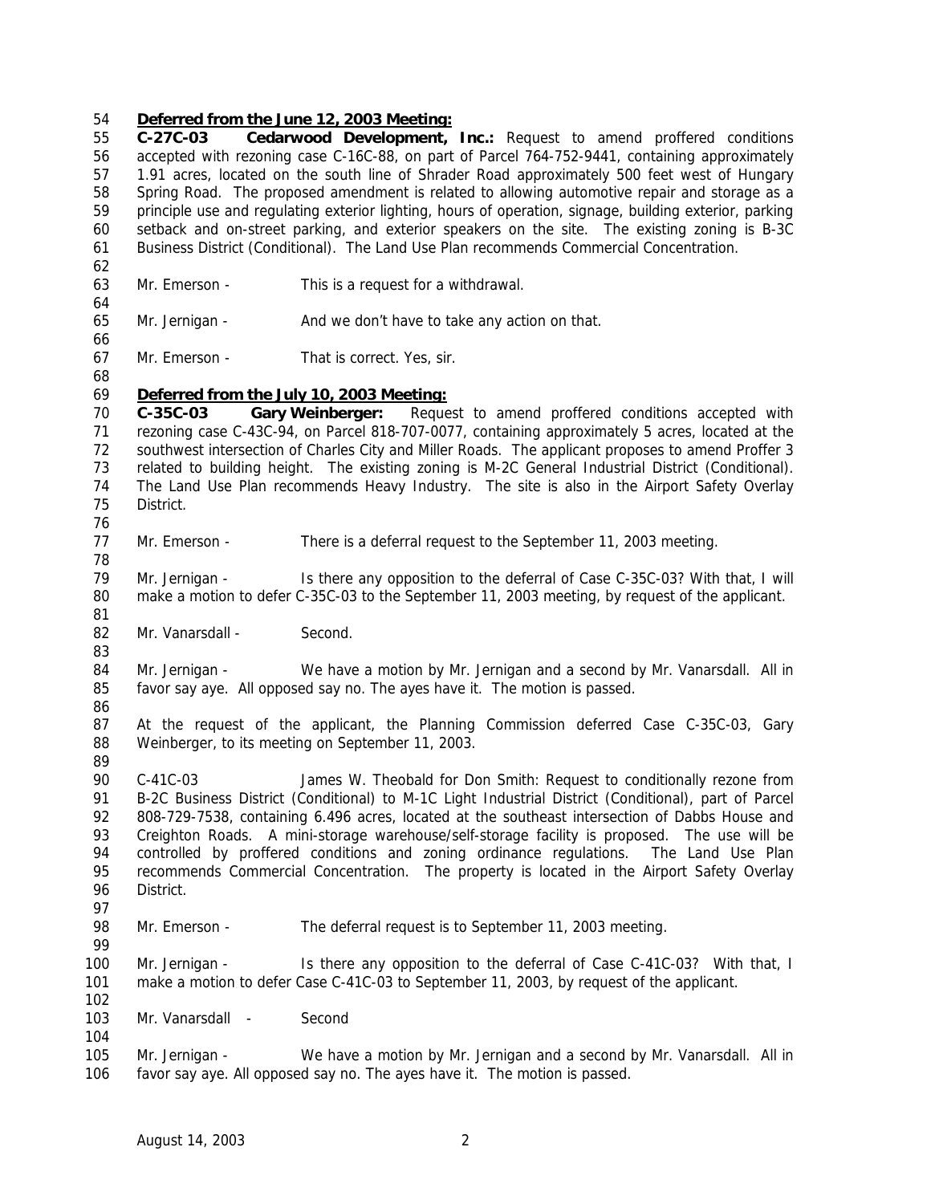**Deferred from the June 12, 2003 Meeting:**

**C-27C-03 Cedarwood Development, Inc.:** Request to amend proffered conditions accepted with rezoning case C-16C-88, on part of Parcel 764-752-9441, containing approximately 1.91 acres, located on the south line of Shrader Road approximately 500 feet west of Hungary Spring Road. The proposed amendment is related to allowing automotive repair and storage as a principle use and regulating exterior lighting, hours of operation, signage, building exterior, parking setback and on-street parking, and exterior speakers on the site. The existing zoning is B-3C Business District (Conditional). The Land Use Plan recommends Commercial Concentration.

Mr. Emerson - This is a request for a withdrawal.

Mr. Jernigan - And we don't have to take any action on that.

Mr. Emerson - That is correct. Yes, sir.

**Deferred from the July 10, 2003 Meeting:**

**C-35C-03 Gary Weinberger:** Request to amend proffered conditions accepted with rezoning case C-43C-94, on Parcel 818-707-0077, containing approximately 5 acres, located at the southwest intersection of Charles City and Miller Roads. The applicant proposes to amend Proffer 3 related to building height. The existing zoning is M-2C General Industrial District (Conditional). The Land Use Plan recommends Heavy Industry. The site is also in the Airport Safety Overlay District.

Mr. Emerson - There is a deferral request to the September 11, 2003 meeting.

Mr. Jernigan - Is there any opposition to the deferral of Case C-35C-03? With that, I will make a motion to defer C-35C-03 to the September 11, 2003 meeting, by request of the applicant.

Mr. Vanarsdall - Second.

Mr. Jernigan - We have a motion by Mr. Jernigan and a second by Mr. Vanarsdall. All in favor say aye. All opposed say no. The ayes have it. The motion is passed.

At the request of the applicant, the Planning Commission deferred Case C-35C-03, Gary Weinberger, to its meeting on September 11, 2003.

C-41C-03 James W. Theobald for Don Smith: Request to conditionally rezone from B-2C Business District (Conditional) to M-1C Light Industrial District (Conditional), part of Parcel 808-729-7538, containing 6.496 acres, located at the southeast intersection of Dabbs House and Creighton Roads. A mini-storage warehouse/self-storage facility is proposed. The use will be controlled by proffered conditions and zoning ordinance regulations. The Land Use Plan recommends Commercial Concentration. The property is located in the Airport Safety Overlay District.

Mr. Emerson - The deferral request is to September 11, 2003 meeting.

Mr. Jernigan - Is there any opposition to the deferral of Case C-41C-03? With that, I make a motion to defer Case C-41C-03 to September 11, 2003, by request of the applicant.

Mr. Vanarsdall - Second

Mr. Jernigan - We have a motion by Mr. Jernigan and a second by Mr. Vanarsdall. All in favor say aye. All opposed say no. The ayes have it. The motion is passed.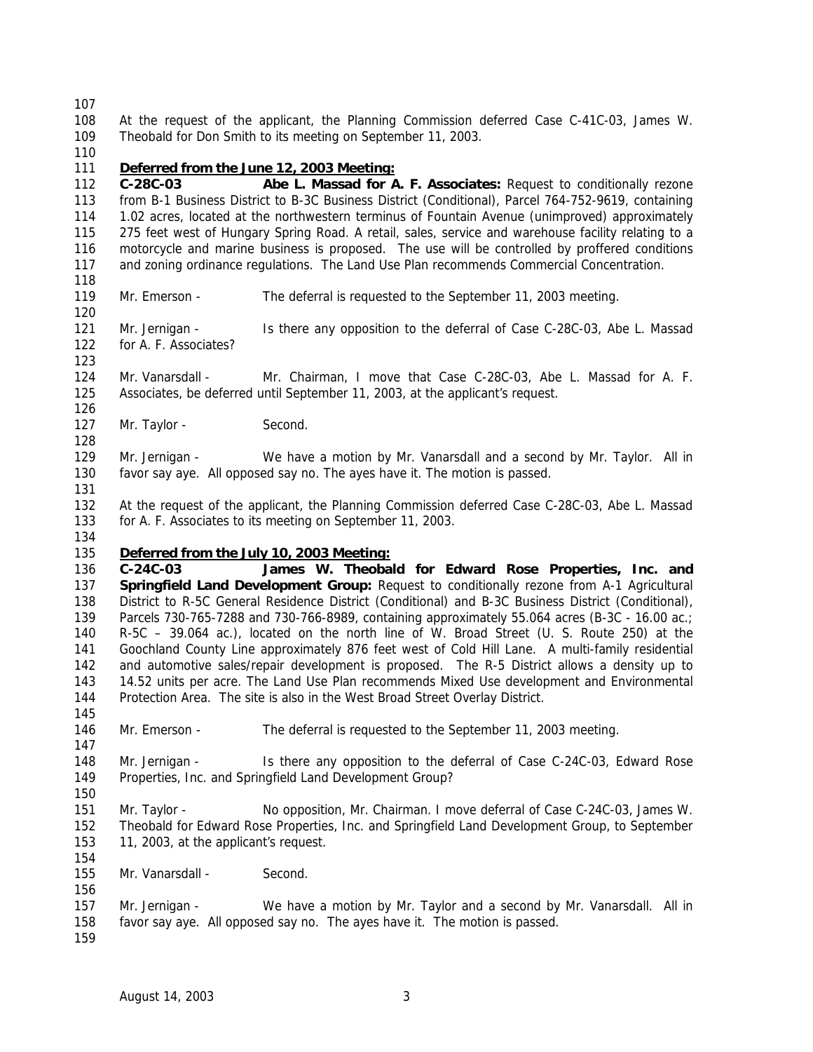At the request of the applicant, the Planning Commission deferred Case C-41C-03, James W. Theobald for Don Smith to its meeting on September 11, 2003.

**Deferred from the June 12, 2003 Meeting:**

**C-28C-03 Abe L. Massad for A. F. Associates:** Request to conditionally rezone from B-1 Business District to B-3C Business District (Conditional), Parcel 764-752-9619, containing 1.02 acres, located at the northwestern terminus of Fountain Avenue (unimproved) approximately 275 feet west of Hungary Spring Road. A retail, sales, service and warehouse facility relating to a motorcycle and marine business is proposed. The use will be controlled by proffered conditions and zoning ordinance regulations. The Land Use Plan recommends Commercial Concentration.

Mr. Emerson - The deferral is requested to the September 11, 2003 meeting.

Mr. Jernigan - Is there any opposition to the deferral of Case C-28C-03, Abe L. Massad for A. F. Associates?

Mr. Vanarsdall - Mr. Chairman, I move that Case C-28C-03, Abe L. Massad for A. F. Associates, be deferred until September 11, 2003, at the applicant's request.

Mr. Taylor - Second.

Mr. Jernigan - We have a motion by Mr. Vanarsdall and a second by Mr. Taylor. All in favor say aye. All opposed say no. The ayes have it. The motion is passed.

At the request of the applicant, the Planning Commission deferred Case C-28C-03, Abe L. Massad for A. F. Associates to its meeting on September 11, 2003.

**Deferred from the July 10, 2003 Meeting:**

**C-24C-03 James W. Theobald for Edward Rose Properties, Inc. and Springfield Land Development Group:** Request to conditionally rezone from A-1 Agricultural District to R-5C General Residence District (Conditional) and B-3C Business District (Conditional), Parcels 730-765-7288 and 730-766-8989, containing approximately 55.064 acres (B-3C - 16.00 ac.; R-5C – 39.064 ac.), located on the north line of W. Broad Street (U. S. Route 250) at the Goochland County Line approximately 876 feet west of Cold Hill Lane. A multi-family residential and automotive sales/repair development is proposed. The R-5 District allows a density up to 14.52 units per acre. The Land Use Plan recommends Mixed Use development and Environmental Protection Area. The site is also in the West Broad Street Overlay District.

Mr. Emerson - The deferral is requested to the September 11, 2003 meeting.

Mr. Jernigan - Is there any opposition to the deferral of Case C-24C-03, Edward Rose Properties, Inc. and Springfield Land Development Group?

Mr. Taylor - No opposition, Mr. Chairman. I move deferral of Case C-24C-03, James W. Theobald for Edward Rose Properties, Inc. and Springfield Land Development Group, to September 11, 2003, at the applicant's request.

Mr. Vanarsdall - Second.

Mr. Jernigan - We have a motion by Mr. Taylor and a second by Mr. Vanarsdall. All in favor say aye. All opposed say no. The ayes have it. The motion is passed.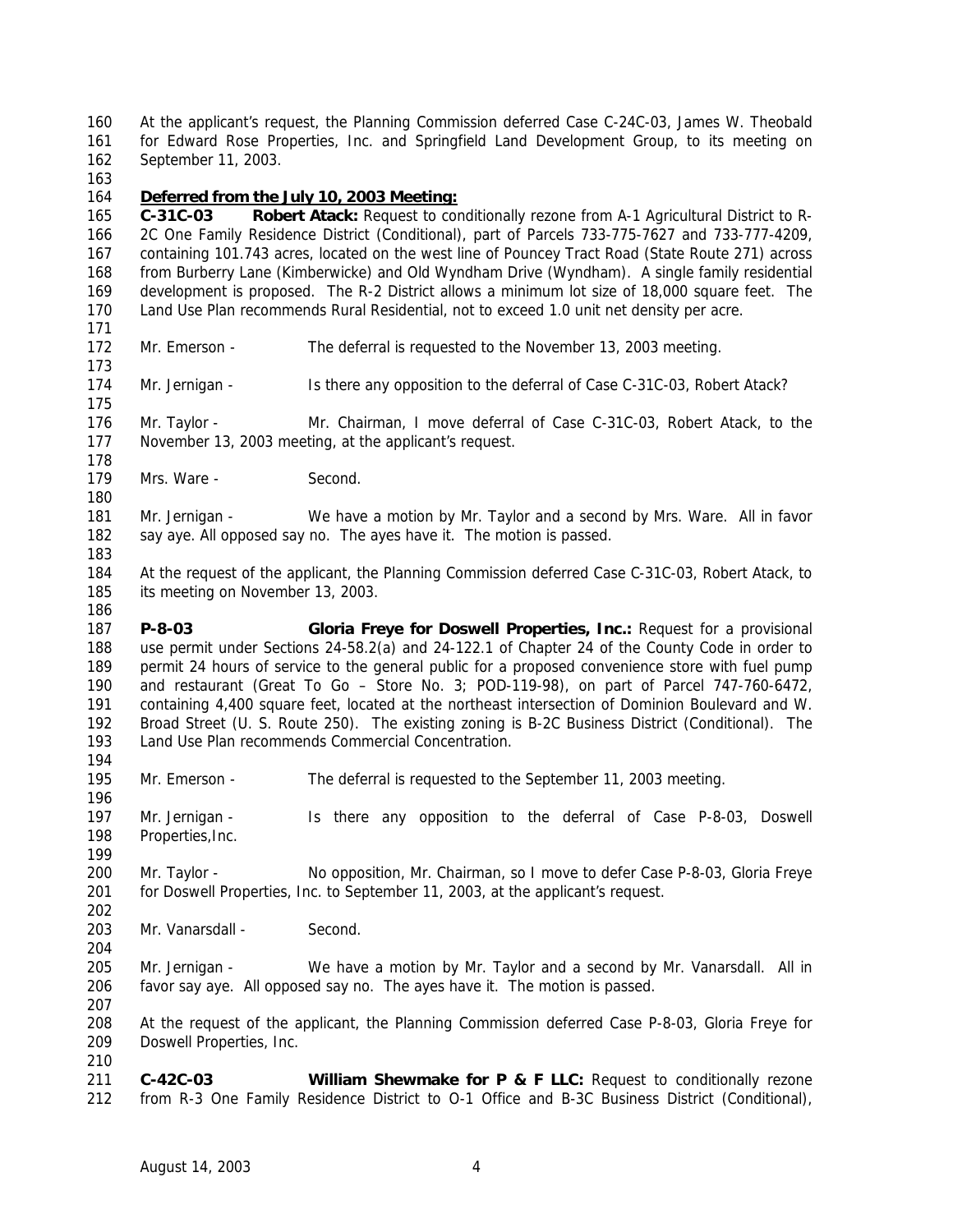At the applicant's request, the Planning Commission deferred Case C-24C-03, James W. Theobald for Edward Rose Properties, Inc. and Springfield Land Development Group, to its meeting on September 11, 2003.

**Deferred from the July 10, 2003 Meeting:**

**C-31C-03 Robert Atack:** Request to conditionally rezone from A-1 Agricultural District to R-2C One Family Residence District (Conditional), part of Parcels 733-775-7627 and 733-777-4209, containing 101.743 acres, located on the west line of Pouncey Tract Road (State Route 271) across from Burberry Lane (Kimberwicke) and Old Wyndham Drive (Wyndham). A single family residential development is proposed. The R-2 District allows a minimum lot size of 18,000 square feet. The Land Use Plan recommends Rural Residential, not to exceed 1.0 unit net density per acre.

Mr. Emerson - The deferral is requested to the November 13, 2003 meeting.

Mr. Jernigan - Is there any opposition to the deferral of Case C-31C-03, Robert Atack?

Mr. Taylor - Mr. Chairman, I move deferral of Case C-31C-03, Robert Atack, to the November 13, 2003 meeting, at the applicant's request.

Mrs. Ware - Second.

Mr. Jernigan - We have a motion by Mr. Taylor and a second by Mrs. Ware. All in favor say aye. All opposed say no. The ayes have it. The motion is passed.

At the request of the applicant, the Planning Commission deferred Case C-31C-03, Robert Atack, to its meeting on November 13, 2003.

**P-8-03 Gloria Freye for Doswell Properties, Inc.:** Request for a provisional use permit under Sections 24-58.2(a) and 24-122.1 of Chapter 24 of the County Code in order to permit 24 hours of service to the general public for a proposed convenience store with fuel pump and restaurant (Great To Go – Store No. 3; POD-119-98), on part of Parcel 747-760-6472, containing 4,400 square feet, located at the northeast intersection of Dominion Boulevard and W. Broad Street (U. S. Route 250). The existing zoning is B-2C Business District (Conditional). The Land Use Plan recommends Commercial Concentration.

Mr. Emerson - The deferral is requested to the September 11, 2003 meeting.

Mr. Jernigan - Is there any opposition to the deferral of Case P-8-03, Doswell Properties,Inc.

Mr. Taylor - No opposition, Mr. Chairman, so I move to defer Case P-8-03, Gloria Freye for Doswell Properties, Inc. to September 11, 2003, at the applicant's request.

Mr. Vanarsdall - Second.

Mr. Jernigan - We have a motion by Mr. Taylor and a second by Mr. Vanarsdall. All in favor say aye. All opposed say no. The ayes have it. The motion is passed.

At the request of the applicant, the Planning Commission deferred Case P-8-03, Gloria Freye for Doswell Properties, Inc.

**C-42C-03 William Shewmake for P & F LLC:** Request to conditionally rezone from R-3 One Family Residence District to O-1 Office and B-3C Business District (Conditional),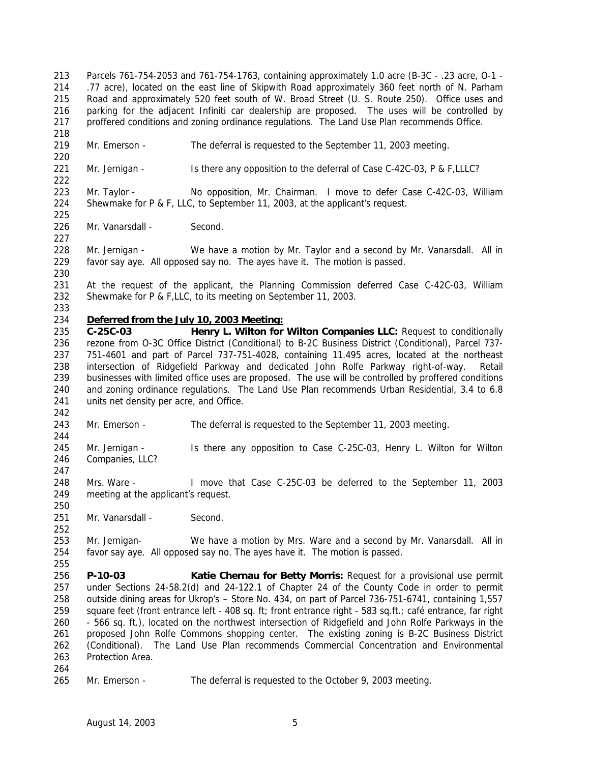Parcels 761-754-2053 and 761-754-1763, containing approximately 1.0 acre (B-3C - .23 acre, O-1 - .77 acre), located on the east line of Skipwith Road approximately 360 feet north of N. Parham Road and approximately 520 feet south of W. Broad Street (U. S. Route 250). Office uses and parking for the adjacent Infiniti car dealership are proposed. The uses will be controlled by proffered conditions and zoning ordinance regulations. The Land Use Plan recommends Office.

Mr. Emerson - The deferral is requested to the September 11, 2003 meeting.

Mr. Jernigan - Is there any opposition to the deferral of Case C-42C-03, P & F,LLLC?

Mr. Taylor - No opposition, Mr. Chairman. I move to defer Case C-42C-03, William Shewmake for P & F, LLC, to September 11, 2003, at the applicant's request.

Mr. Vanarsdall - Second.

Mr. Jernigan - We have a motion by Mr. Taylor and a second by Mr. Vanarsdall. All in favor say aye. All opposed say no. The ayes have it. The motion is passed.

At the request of the applicant, the Planning Commission deferred Case C-42C-03, William Shewmake for P & F,LLC, to its meeting on September 11, 2003.

**Deferred from the July 10, 2003 Meeting:**

**C-25C-03 Henry L. Wilton for Wilton Companies LLC:** Request to conditionally rezone from O-3C Office District (Conditional) to B-2C Business District (Conditional), Parcel 737-751-4601 and part of Parcel 737-751-4028, containing 11.495 acres, located at the northeast intersection of Ridgefield Parkway and dedicated John Rolfe Parkway right-of-way. Retail businesses with limited office uses are proposed. The use will be controlled by proffered conditions and zoning ordinance regulations. The Land Use Plan recommends Urban Residential, 3.4 to 6.8 units net density per acre, and Office.

Mr. Emerson - The deferral is requested to the September 11, 2003 meeting.

Mr. Jernigan - Is there any opposition to Case C-25C-03, Henry L. Wilton for Wilton Companies, LLC?

Mrs. Ware - I move that Case C-25C-03 be deferred to the September 11, 2003 meeting at the applicant's request.

Mr. Vanarsdall - Second.

Mr. Jernigan- We have a motion by Mrs. Ware and a second by Mr. Vanarsdall. All in favor say aye. All opposed say no. The ayes have it. The motion is passed.

**P-10-03 Katie Chernau for Betty Morris:** Request for a provisional use permit under Sections 24-58.2(d) and 24-122.1 of Chapter 24 of the County Code in order to permit outside dining areas for Ukrop's – Store No. 434, on part of Parcel 736-751-6741, containing 1,557 square feet (front entrance left - 408 sq. ft; front entrance right - 583 sq.ft.; café entrance, far right - 566 sq. ft.), located on the northwest intersection of Ridgefield and John Rolfe Parkways in the proposed John Rolfe Commons shopping center. The existing zoning is B-2C Business District (Conditional). The Land Use Plan recommends Commercial Concentration and Environmental Protection Area.

Mr. Emerson - The deferral is requested to the October 9, 2003 meeting.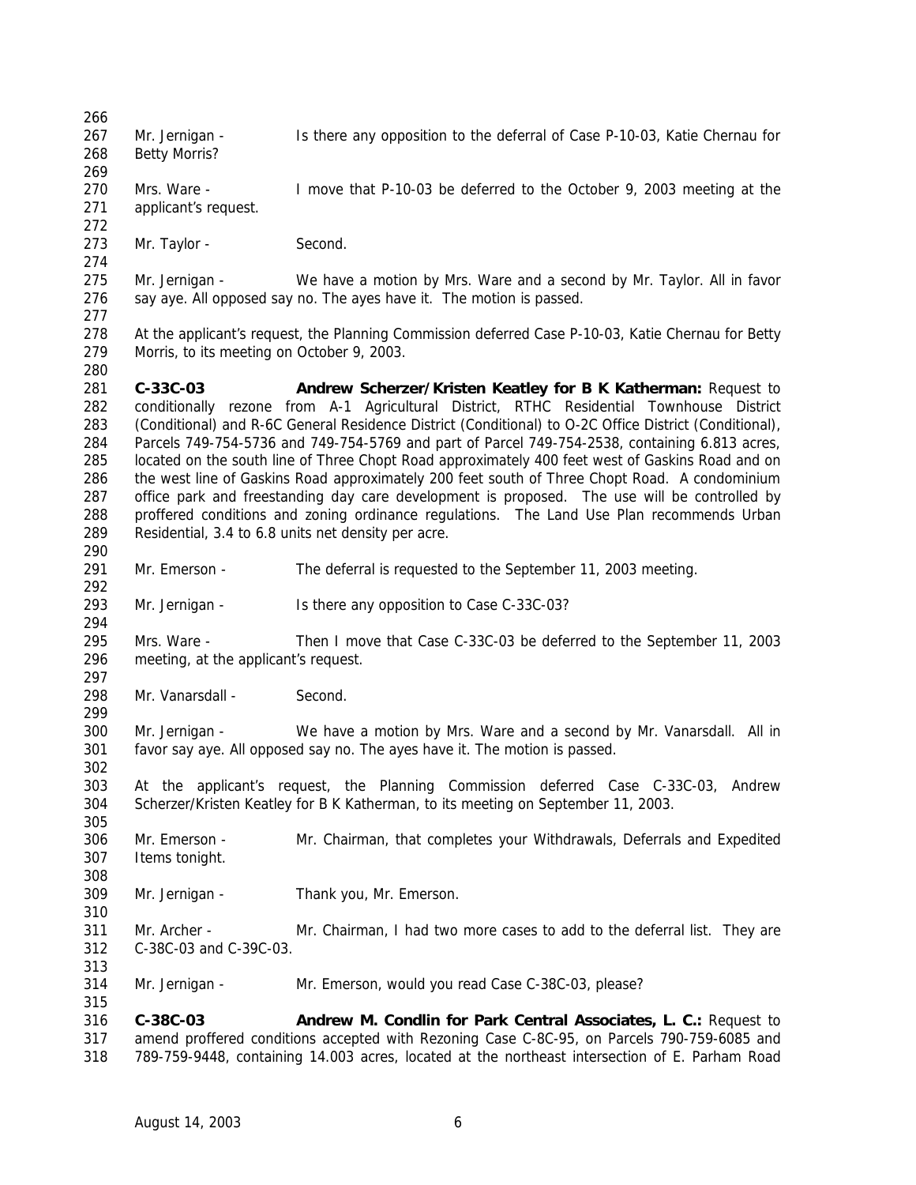Mr. Jernigan - Is there any opposition to the deferral of Case P-10-03, Katie Chernau for Betty Morris?

Mrs. Ware - I move that P-10-03 be deferred to the October 9, 2003 meeting at the applicant's request.

Mr. Taylor - Second.

Mr. Jernigan - We have a motion by Mrs. Ware and a second by Mr. Taylor. All in favor say aye. All opposed say no. The ayes have it. The motion is passed.

At the applicant's request, the Planning Commission deferred Case P-10-03, Katie Chernau for Betty Morris, to its meeting on October 9, 2003.

**C-33C-03 Andrew Scherzer/Kristen Keatley for B K Katherman:** Request to conditionally rezone from A-1 Agricultural District, RTHC Residential Townhouse District (Conditional) and R-6C General Residence District (Conditional) to O-2C Office District (Conditional), Parcels 749-754-5736 and 749-754-5769 and part of Parcel 749-754-2538, containing 6.813 acres, located on the south line of Three Chopt Road approximately 400 feet west of Gaskins Road and on the west line of Gaskins Road approximately 200 feet south of Three Chopt Road. A condominium office park and freestanding day care development is proposed. The use will be controlled by proffered conditions and zoning ordinance regulations. The Land Use Plan recommends Urban Residential, 3.4 to 6.8 units net density per acre.

Mr. Emerson - The deferral is requested to the September 11, 2003 meeting.

Mr. Jernigan - Is there any opposition to Case C-33C-03?

Mrs. Ware - Then I move that Case C-33C-03 be deferred to the September 11, 2003 meeting, at the applicant's request.

Mr. Vanarsdall - Second.

Mr. Jernigan - We have a motion by Mrs. Ware and a second by Mr. Vanarsdall. All in favor say aye. All opposed say no. The ayes have it. The motion is passed.

At the applicant's request, the Planning Commission deferred Case C-33C-03, Andrew Scherzer/Kristen Keatley for B K Katherman, to its meeting on September 11, 2003.

Mr. Emerson - Mr. Chairman, that completes your Withdrawals, Deferrals and Expedited Items tonight.

Mr. Jernigan - Thank you, Mr. Emerson.

Mr. Archer - Mr. Chairman, I had two more cases to add to the deferral list. They are C-38C-03 and C-39C-03.

Mr. Jernigan - Mr. Emerson, would you read Case C-38C-03, please?

**C-38C-03 Andrew M. Condlin for Park Central Associates, L. C.:** Request to amend proffered conditions accepted with Rezoning Case C-8C-95, on Parcels 790-759-6085 and 789-759-9448, containing 14.003 acres, located at the northeast intersection of E. Parham Road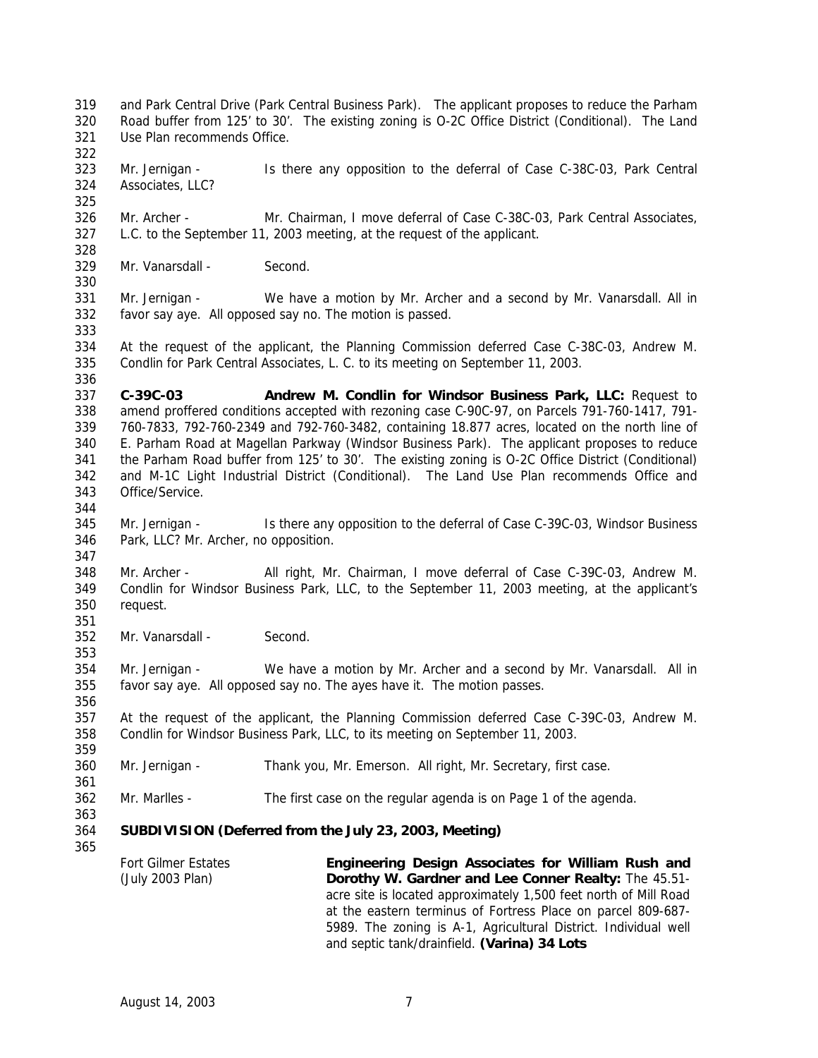and Park Central Drive (Park Central Business Park). The applicant proposes to reduce the Parham Road buffer from 125' to 30'. The existing zoning is O-2C Office District (Conditional). The Land Use Plan recommends Office.

Mr. Jernigan - Is there any opposition to the deferral of Case C-38C-03, Park Central Associates, LLC?

Mr. Archer - Mr. Chairman, I move deferral of Case C-38C-03, Park Central Associates, L.C. to the September 11, 2003 meeting, at the request of the applicant.

Mr. Vanarsdall - Second.

Mr. Jernigan - We have a motion by Mr. Archer and a second by Mr. Vanarsdall. All in favor say aye. All opposed say no. The motion is passed.

At the request of the applicant, the Planning Commission deferred Case C-38C-03, Andrew M. Condlin for Park Central Associates, L. C. to its meeting on September 11, 2003.

**C-39C-03 Andrew M. Condlin for Windsor Business Park, LLC:** Request to amend proffered conditions accepted with rezoning case C-90C-97, on Parcels 791-760-1417, 791-760-7833, 792-760-2349 and 792-760-3482, containing 18.877 acres, located on the north line of E. Parham Road at Magellan Parkway (Windsor Business Park). The applicant proposes to reduce the Parham Road buffer from 125' to 30'. The existing zoning is O-2C Office District (Conditional) and M-1C Light Industrial District (Conditional). The Land Use Plan recommends Office and Office/Service.

Mr. Jernigan - Is there any opposition to the deferral of Case C-39C-03, Windsor Business Park, LLC? Mr. Archer, no opposition.

Mr. Archer - All right, Mr. Chairman, I move deferral of Case C-39C-03, Andrew M. Condlin for Windsor Business Park, LLC, to the September 11, 2003 meeting, at the applicant's request.

Mr. Vanarsdall - Second.

Mr. Jernigan - We have a motion by Mr. Archer and a second by Mr. Vanarsdall. All in favor say aye. All opposed say no. The ayes have it. The motion passes.

At the request of the applicant, the Planning Commission deferred Case C-39C-03, Andrew M. Condlin for Windsor Business Park, LLC, to its meeting on September 11, 2003.

Mr. Jernigan - Thank you, Mr. Emerson. All right, Mr. Secretary, first case.

Mr. Marlles - The first case on the regular agenda is on Page 1 of the agenda.

**SUBDIVISION (Deferred from the July 23, 2003, Meeting)**

Fort Gilmer Estates (July 2003 Plan)

**Engineering Design Associates for William Rush and Dorothy W. Gardner and Lee Conner Realty:** The 45.51-acre site is located approximately 1,500 feet north of Mill Road at the eastern terminus of Fortress Place on parcel 809-687-5989. The zoning is A-1, Agricultural District. Individual well and septic tank/drainfield. **(Varina) 34 Lots**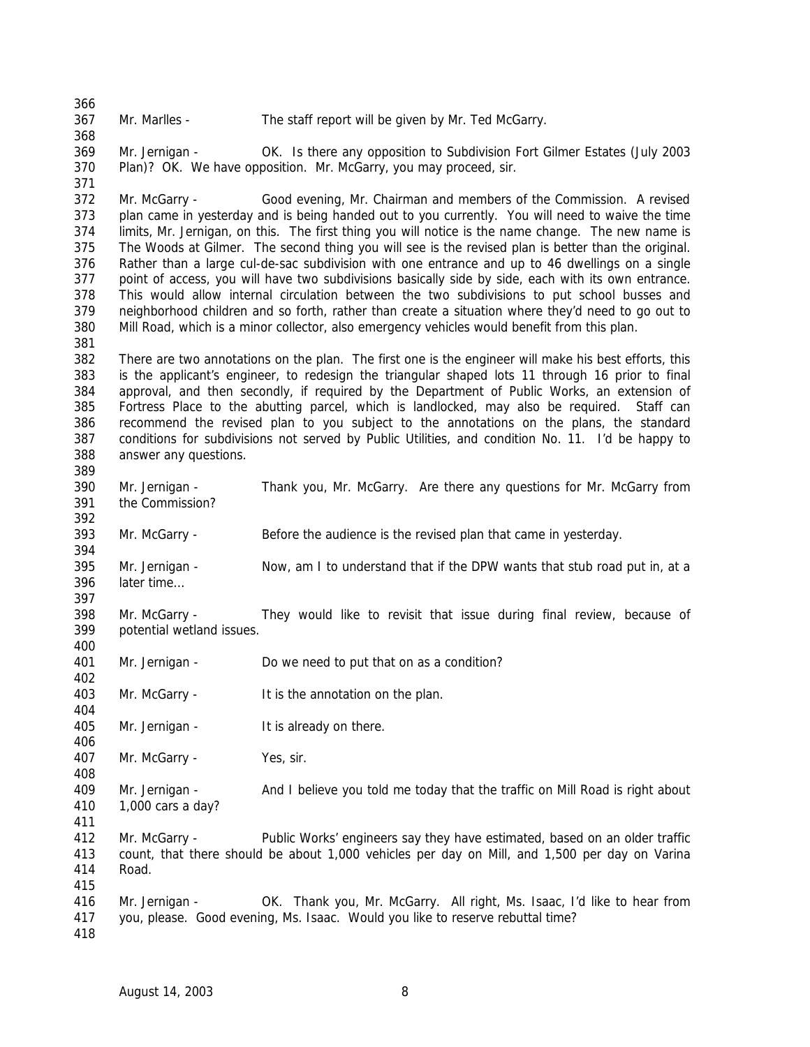Mr. Marlles - The staff report will be given by Mr. Ted McGarry.

Mr. Jernigan - OK. Is there any opposition to Subdivision Fort Gilmer Estates (July 2003 Plan)? OK. We have opposition. Mr. McGarry, you may proceed, sir.

Mr. McGarry - Good evening, Mr. Chairman and members of the Commission. A revised plan came in yesterday and is being handed out to you currently. You will need to waive the time limits, Mr. Jernigan, on this. The first thing you will notice is the name change. The new name is The Woods at Gilmer. The second thing you will see is the revised plan is better than the original. Rather than a large cul-de-sac subdivision with one entrance and up to 46 dwellings on a single point of access, you will have two subdivisions basically side by side, each with its own entrance. This would allow internal circulation between the two subdivisions to put school busses and neighborhood children and so forth, rather than create a situation where they'd need to go out to Mill Road, which is a minor collector, also emergency vehicles would benefit from this plan.

There are two annotations on the plan. The first one is the engineer will make his best efforts, this is the applicant's engineer, to redesign the triangular shaped lots 11 through 16 prior to final approval, and then secondly, if required by the Department of Public Works, an extension of Fortress Place to the abutting parcel, which is landlocked, may also be required. Staff can recommend the revised plan to you subject to the annotations on the plans, the standard conditions for subdivisions not served by Public Utilities, and condition No. 11. I'd be happy to answer any questions.

Mr. Jernigan - Thank you, Mr. McGarry. Are there any questions for Mr. McGarry from the Commission?

Mr. McGarry - Before the audience is the revised plan that came in yesterday.

Mr. Jernigan - Now, am I to understand that if the DPW wants that stub road put in, at a later time…

Mr. McGarry - They would like to revisit that issue during final review, because of potential wetland issues.

Mr. Jernigan - Do we need to put that on as a condition?

Mr. McGarry - It is the annotation on the plan.

Mr. Jernigan - It is already on there.

Mr. McGarry - Yes, sir.

Mr. Jernigan - And I believe you told me today that the traffic on Mill Road is right about 1,000 cars a day?

Mr. McGarry - Public Works' engineers say they have estimated, based on an older traffic count, that there should be about 1,000 vehicles per day on Mill, and 1,500 per day on Varina Road.

Mr. Jernigan - OK. Thank you, Mr. McGarry. All right, Ms. Isaac, I'd like to hear from you, please. Good evening, Ms. Isaac. Would you like to reserve rebuttal time?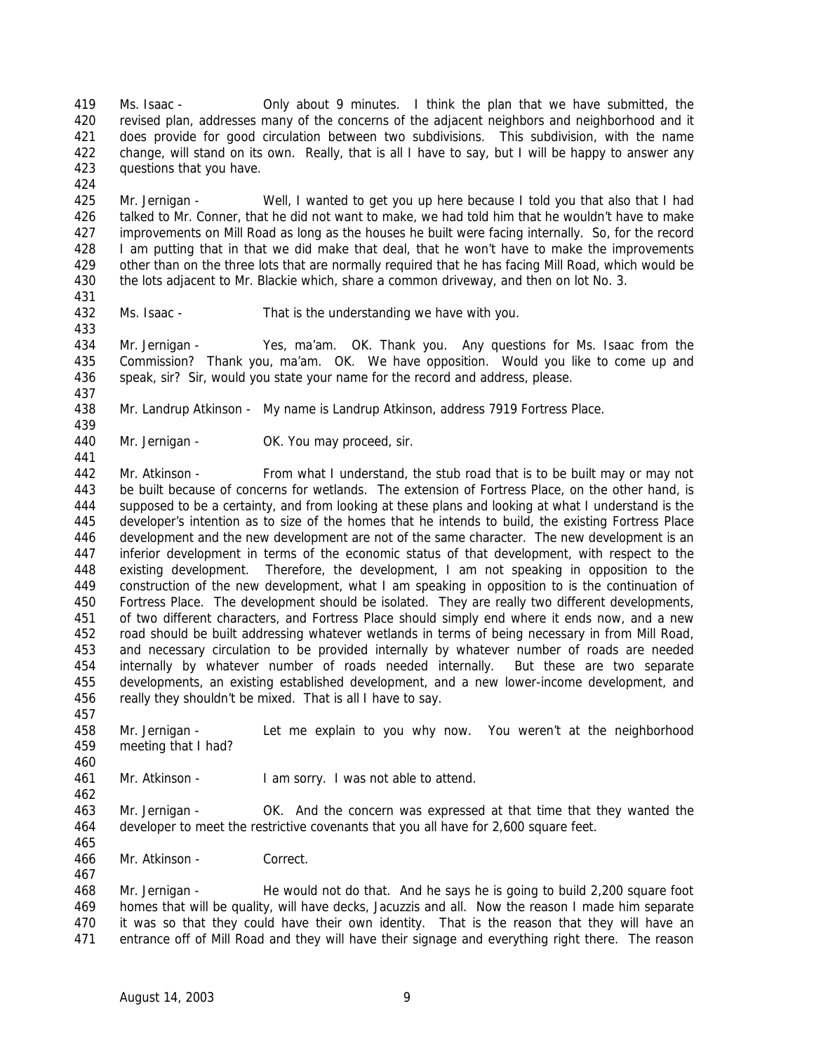Ms. Isaac - Only about 9 minutes. I think the plan that we have submitted, the revised plan, addresses many of the concerns of the adjacent neighbors and neighborhood and it does provide for good circulation between two subdivisions. This subdivision, with the name change, will stand on its own. Really, that is all I have to say, but I will be happy to answer any questions that you have.

Mr. Jernigan - Well, I wanted to get you up here because I told you that also that I had talked to Mr. Conner, that he did not want to make, we had told him that he wouldn't have to make improvements on Mill Road as long as the houses he built were facing internally. So, for the record I am putting that in that we did make that deal, that he won't have to make the improvements other than on the three lots that are normally required that he has facing Mill Road, which would be the lots adjacent to Mr. Blackie which, share a common driveway, and then on lot No. 3.

Ms. Isaac - That is the understanding we have with you.

Mr. Jernigan - Yes, ma'am. OK. Thank you. Any questions for Ms. Isaac from the Commission? Thank you, ma'am. OK. We have opposition. Would you like to come up and speak, sir? Sir, would you state your name for the record and address, please.

Mr. Landrup Atkinson - My name is Landrup Atkinson, address 7919 Fortress Place.

Mr. Jernigan - OK. You may proceed, sir.

Mr. Atkinson - From what I understand, the stub road that is to be built may or may not be built because of concerns for wetlands. The extension of Fortress Place, on the other hand, is supposed to be a certainty, and from looking at these plans and looking at what I understand is the developer's intention as to size of the homes that he intends to build, the existing Fortress Place development and the new development are not of the same character. The new development is an inferior development in terms of the economic status of that development, with respect to the existing development. Therefore, the development, I am not speaking in opposition to the construction of the new development, what I am speaking in opposition to is the continuation of Fortress Place. The development should be isolated. They are really two different developments, of two different characters, and Fortress Place should simply end where it ends now, and a new road should be built addressing whatever wetlands in terms of being necessary in from Mill Road, and necessary circulation to be provided internally by whatever number of roads are needed internally by whatever number of roads needed internally. But these are two separate developments, an existing established development, and a new lower-income development, and really they shouldn't be mixed. That is all I have to say.

Mr. Jernigan - Let me explain to you why now. You weren't at the neighborhood meeting that I had?

Mr. Atkinson - I am sorry. I was not able to attend.

Mr. Jernigan - OK. And the concern was expressed at that time that they wanted the developer to meet the restrictive covenants that you all have for 2,600 square feet.

Mr. Atkinson - Correct.

Mr. Jernigan - He would not do that. And he says he is going to build 2,200 square foot homes that will be quality, will have decks, Jacuzzis and all. Now the reason I made him separate it was so that they could have their own identity. That is the reason that they will have an entrance off of Mill Road and they will have their signage and everything right there. The reason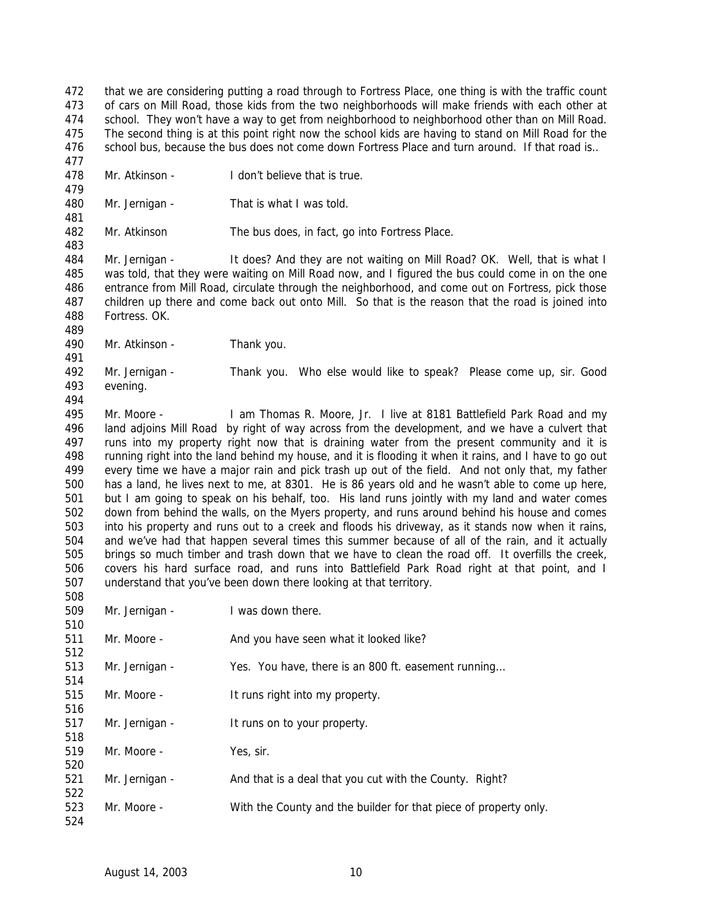that we are considering putting a road through to Fortress Place, one thing is with the traffic count of cars on Mill Road, those kids from the two neighborhoods will make friends with each other at school. They won't have a way to get from neighborhood to neighborhood other than on Mill Road. The second thing is at this point right now the school kids are having to stand on Mill Road for the school bus, because the bus does not come down Fortress Place and turn around. If that road is..

Mr. Atkinson - I don't believe that is true.

Mr. Jernigan - That is what I was told.

Mr. Atkinson The bus does, in fact, go into Fortress Place.

Mr. Jernigan - It does? And they are not waiting on Mill Road? OK. Well, that is what I was told, that they were waiting on Mill Road now, and I figured the bus could come in on the one entrance from Mill Road, circulate through the neighborhood, and come out on Fortress, pick those children up there and come back out onto Mill. So that is the reason that the road is joined into Fortress. OK.

Mr. Atkinson - Thank you.

Mr. Jernigan - Thank you. Who else would like to speak? Please come up, sir. Good evening.

Mr. Moore - I am Thomas R. Moore, Jr. I live at 8181 Battlefield Park Road and my land adjoins Mill Road by right of way across from the development, and we have a culvert that runs into my property right now that is draining water from the present community and it is running right into the land behind my house, and it is flooding it when it rains, and I have to go out every time we have a major rain and pick trash up out of the field. And not only that, my father has a land, he lives next to me, at 8301. He is 86 years old and he wasn't able to come up here, but I am going to speak on his behalf, too. His land runs jointly with my land and water comes down from behind the walls, on the Myers property, and runs around behind his house and comes into his property and runs out to a creek and floods his driveway, as it stands now when it rains, and we've had that happen several times this summer because of all of the rain, and it actually brings so much timber and trash down that we have to clean the road off. It overfills the creek, covers his hard surface road, and runs into Battlefield Park Road right at that point, and I understand that you've been down there looking at that territory.

Mr. Jernigan - I was down there.

Mr. Moore - And you have seen what it looked like?

Mr. Jernigan - Yes. You have, there is an 800 ft. easement running…

Mr. Moore - It runs right into my property.

Mr. Jernigan - It runs on to your property.

Mr. Moore - Yes, sir.

Mr. Jernigan - And that is a deal that you cut with the County. Right?

Mr. Moore - With the County and the builder for that piece of property only.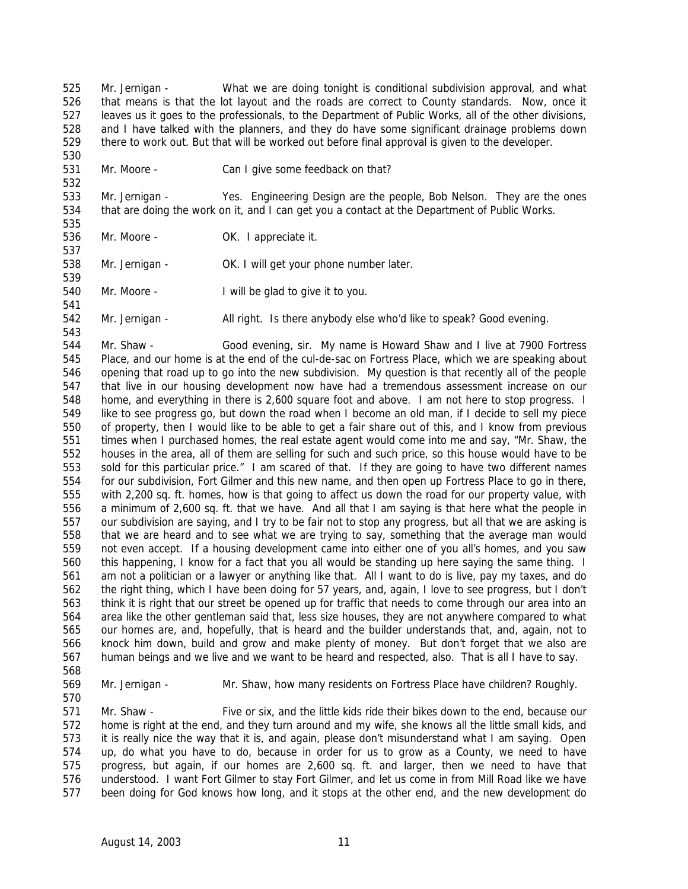Mr. Jernigan - What we are doing tonight is conditional subdivision approval, and what that means is that the lot layout and the roads are correct to County standards. Now, once it leaves us it goes to the professionals, to the Department of Public Works, all of the other divisions, and I have talked with the planners, and they do have some significant drainage problems down there to work out. But that will be worked out before final approval is given to the developer.

Mr. Moore - Can I give some feedback on that?

Mr. Jernigan - Yes. Engineering Design are the people, Bob Nelson. They are the ones that are doing the work on it, and I can get you a contact at the Department of Public Works.

Mr. Moore - OK. I appreciate it.

Mr. Jernigan - OK. I will get your phone number later.

Mr. Moore - I will be glad to give it to you.

Mr. Jernigan - All right. Is there anybody else who'd like to speak? Good evening.

Mr. Shaw - Good evening, sir. My name is Howard Shaw and I live at 7900 Fortress Place, and our home is at the end of the cul-de-sac on Fortress Place, which we are speaking about opening that road up to go into the new subdivision. My question is that recently all of the people that live in our housing development now have had a tremendous assessment increase on our home, and everything in there is 2,600 square foot and above. I am not here to stop progress. I like to see progress go, but down the road when I become an old man, if I decide to sell my piece of property, then I would like to be able to get a fair share out of this, and I know from previous times when I purchased homes, the real estate agent would come into me and say, "Mr. Shaw, the houses in the area, all of them are selling for such and such price, so this house would have to be sold for this particular price." I am scared of that. If they are going to have two different names for our subdivision, Fort Gilmer and this new name, and then open up Fortress Place to go in there, with 2,200 sq. ft. homes, how is that going to affect us down the road for our property value, with a minimum of 2,600 sq. ft. that we have. And all that I am saying is that here what the people in our subdivision are saying, and I try to be fair not to stop any progress, but all that we are asking is that we are heard and to see what we are trying to say, something that the average man would not even accept. If a housing development came into either one of you all's homes, and you saw this happening, I know for a fact that you all would be standing up here saying the same thing. I am not a politician or a lawyer or anything like that. All I want to do is live, pay my taxes, and do the right thing, which I have been doing for 57 years, and, again, I love to see progress, but I don't think it is right that our street be opened up for traffic that needs to come through our area into an area like the other gentleman said that, less size houses, they are not anywhere compared to what our homes are, and, hopefully, that is heard and the builder understands that, and, again, not to knock him down, build and grow and make plenty of money. But don't forget that we also are human beings and we live and we want to be heard and respected, also. That is all I have to say.

Mr. Jernigan - Mr. Shaw, how many residents on Fortress Place have children? Roughly.

Mr. Shaw - Five or six, and the little kids ride their bikes down to the end, because our home is right at the end, and they turn around and my wife, she knows all the little small kids, and it is really nice the way that it is, and again, please don't misunderstand what I am saying. Open up, do what you have to do, because in order for us to grow as a County, we need to have progress, but again, if our homes are 2,600 sq. ft. and larger, then we need to have that understood. I want Fort Gilmer to stay Fort Gilmer, and let us come in from Mill Road like we have been doing for God knows how long, and it stops at the other end, and the new development do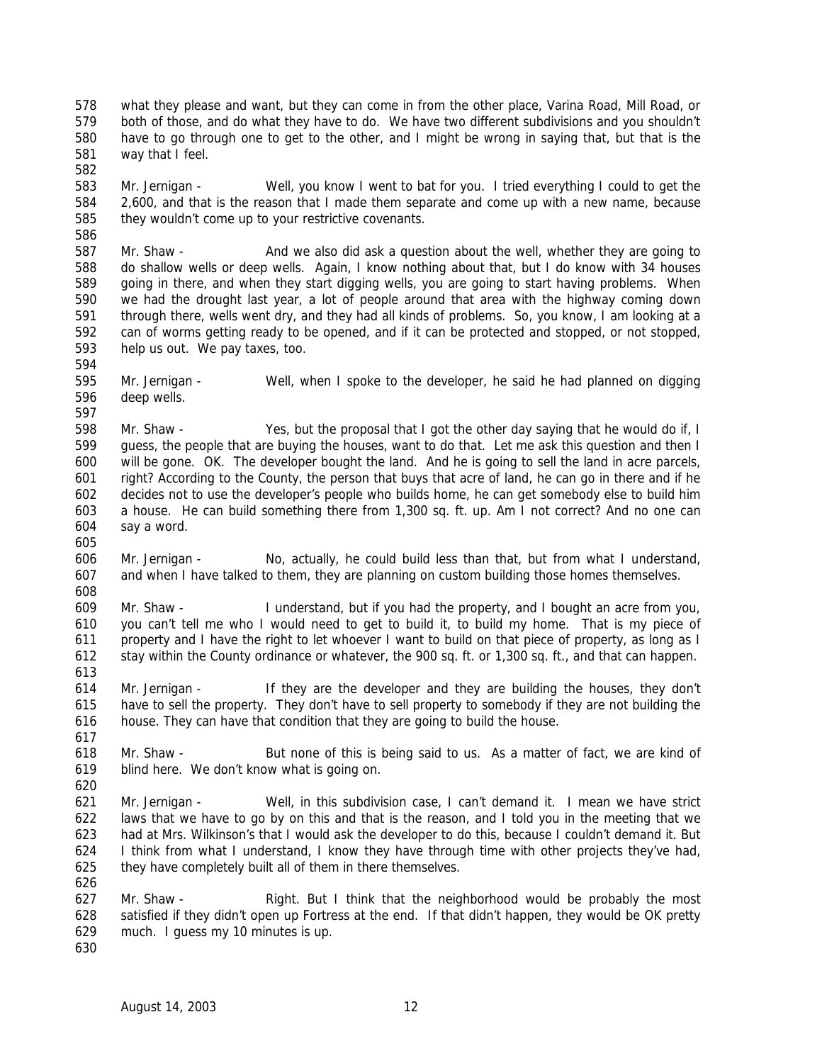what they please and want, but they can come in from the other place, Varina Road, Mill Road, or both of those, and do what they have to do. We have two different subdivisions and you shouldn't have to go through one to get to the other, and I might be wrong in saying that, but that is the way that I feel.

Mr. Jernigan - Well, you know I went to bat for you. I tried everything I could to get the 2,600, and that is the reason that I made them separate and come up with a new name, because they wouldn't come up to your restrictive covenants.

Mr. Shaw - And we also did ask a question about the well, whether they are going to do shallow wells or deep wells. Again, I know nothing about that, but I do know with 34 houses going in there, and when they start digging wells, you are going to start having problems. When we had the drought last year, a lot of people around that area with the highway coming down through there, wells went dry, and they had all kinds of problems. So, you know, I am looking at a can of worms getting ready to be opened, and if it can be protected and stopped, or not stopped, help us out. We pay taxes, too.

Mr. Jernigan - Well, when I spoke to the developer, he said he had planned on digging deep wells.

Mr. Shaw - Yes, but the proposal that I got the other day saying that he would do if, I guess, the people that are buying the houses, want to do that. Let me ask this question and then I will be gone. OK. The developer bought the land. And he is going to sell the land in acre parcels, right? According to the County, the person that buys that acre of land, he can go in there and if he decides not to use the developer's people who builds home, he can get somebody else to build him a house. He can build something there from 1,300 sq. ft. up. Am I not correct? And no one can say a word.

Mr. Jernigan - No, actually, he could build less than that, but from what I understand, and when I have talked to them, they are planning on custom building those homes themselves.

Mr. Shaw - I understand, but if you had the property, and I bought an acre from you, you can't tell me who I would need to get to build it, to build my home. That is my piece of property and I have the right to let whoever I want to build on that piece of property, as long as I stay within the County ordinance or whatever, the 900 sq. ft. or 1,300 sq. ft., and that can happen.

Mr. Jernigan - If they are the developer and they are building the houses, they don't have to sell the property. They don't have to sell property to somebody if they are not building the house. They can have that condition that they are going to build the house.

Mr. Shaw - But none of this is being said to us. As a matter of fact, we are kind of blind here. We don't know what is going on.

Mr. Jernigan - Well, in this subdivision case, I can't demand it. I mean we have strict laws that we have to go by on this and that is the reason, and I told you in the meeting that we had at Mrs. Wilkinson's that I would ask the developer to do this, because I couldn't demand it. But I think from what I understand, I know they have through time with other projects they've had, they have completely built all of them in there themselves.

Mr. Shaw - Right. But I think that the neighborhood would be probably the most satisfied if they didn't open up Fortress at the end. If that didn't happen, they would be OK pretty much. I guess my 10 minutes is up.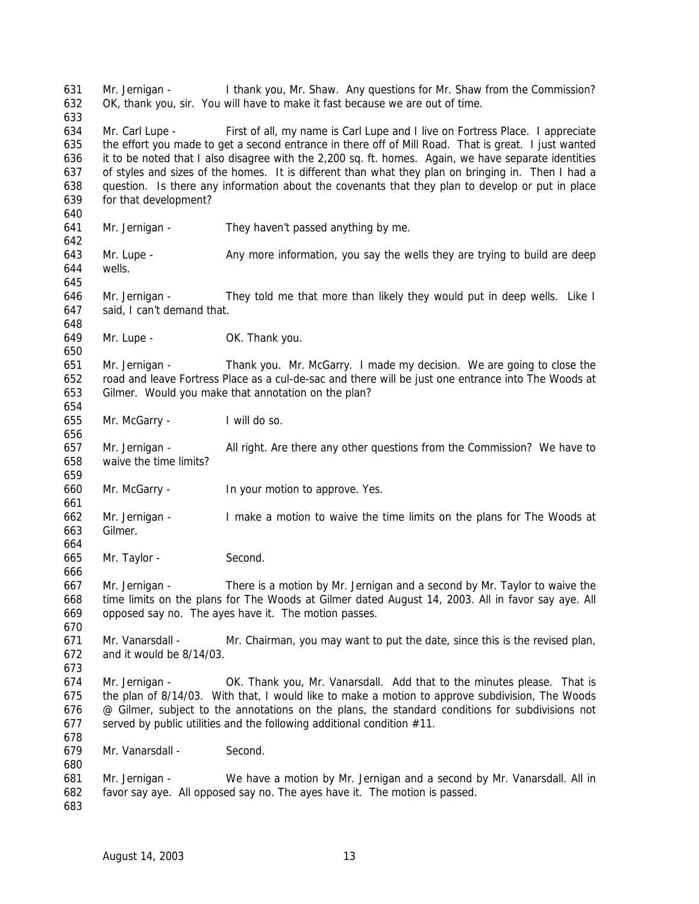631 Mr. Jernigan - I thank you, Mr. Shaw. Any questions for Mr. Shaw from the Commission?
632 OK, thank you, sir. You will have to make it fast because we are out of time.
633
634 Mr. Carl Lupe - First of all, my name is Carl Lupe and I live on Fortress Place. I appreciate
635 the effort you made to get a second entrance in there off of Mill Road. That is great. I just wanted
636 it to be noted that I also disagree with the 2,200 sq. ft. homes. Again, we have separate identities
637 of styles and sizes of the homes. It is different than what they plan on bringing in. Then I had a
638 question. Is there any information about the covenants that they plan to develop or put in place
639 for that development?
640
641 Mr. Jernigan - They haven't passed anything by me.
642
643 Mr. Lupe - Any more information, you say the wells they are trying to build are deep
644 wells.
645
646 Mr. Jernigan - They told me that more than likely they would put in deep wells. Like I
647 said, I can't demand that.
648
649 Mr. Lupe - OK. Thank you.
650
651 Mr. Jernigan - Thank you. Mr. McGarry. I made my decision. We are going to close the
652 road and leave Fortress Place as a cul-de-sac and there will be just one entrance into The Woods at
653 Gilmer. Would you make that annotation on the plan?
654
655 Mr. McGarry - I will do so.
656
657 Mr. Jernigan - All right. Are there any other questions from the Commission? We have to
658 waive the time limits?
659
660 Mr. McGarry - In your motion to approve. Yes.
661
662 Mr. Jernigan - I make a motion to waive the time limits on the plans for The Woods at
663 Gilmer.
664
665 Mr. Taylor - Second.
666
667 Mr. Jernigan - There is a motion by Mr. Jernigan and a second by Mr. Taylor to waive the
668 time limits on the plans for The Woods at Gilmer dated August 14, 2003. All in favor say aye. All
669 opposed say no. The ayes have it. The motion passes.
670
671 Mr. Vanarsdall - Mr. Chairman, you may want to put the date, since this is the revised plan,
672 and it would be 8/14/03.
673
674 Mr. Jernigan - OK. Thank you, Mr. Vanarsdall. Add that to the minutes please. That is
675 the plan of 8/14/03. With that, I would like to make a motion to approve subdivision, The Woods
676 @ Gilmer, subject to the annotations on the plans, the standard conditions for subdivisions not
677 served by public utilities and the following additional condition #11.
678
679 Mr. Vanarsdall - Second.
680
681 Mr. Jernigan - We have a motion by Mr. Jernigan and a second by Mr. Vanarsdall. All in
682 favor say aye. All opposed say no. The ayes have it. The motion is passed.
683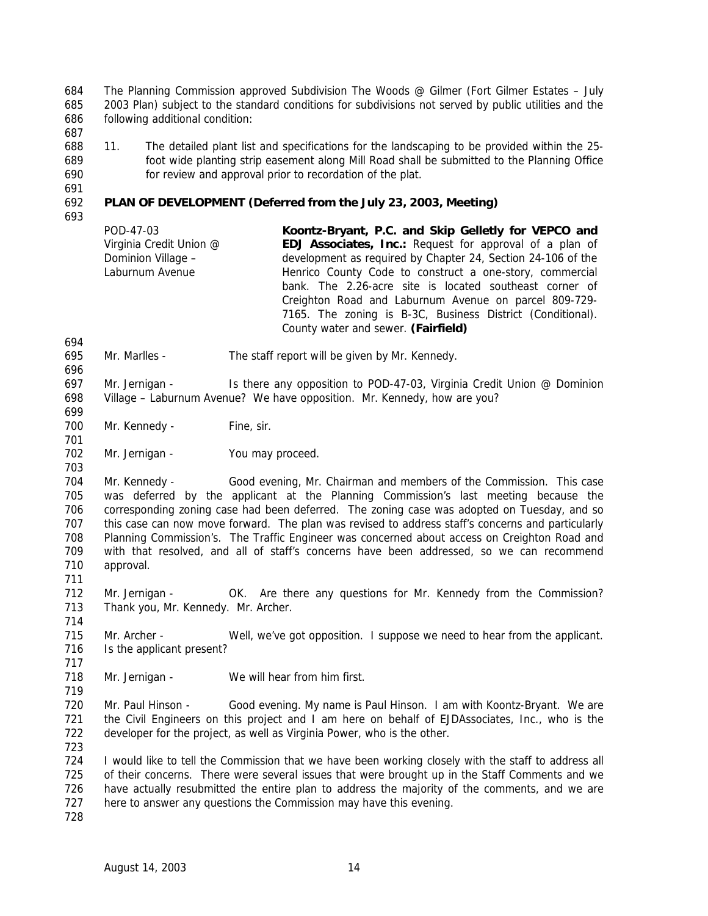The Planning Commission approved Subdivision The Woods @ Gilmer (Fort Gilmer Estates – July 2003 Plan) subject to the standard conditions for subdivisions not served by public utilities and the following additional condition:

11. The detailed plant list and specifications for the landscaping to be provided within the 25-foot wide planting strip easement along Mill Road shall be submitted to the Planning Office for review and approval prior to recordation of the plat.

## PLAN OF DEVELOPMENT (Deferred from the July 23, 2003, Meeting)

POD-47-03
Virginia Credit Union @ Dominion Village – Laburnum Avenue

**Koontz-Bryant, P.C. and Skip Gelletly for VEPCO and EDJ Associates, Inc.:** Request for approval of a plan of development as required by Chapter 24, Section 24-106 of the Henrico County Code to construct a one-story, commercial bank. The 2.26-acre site is located southeast corner of Creighton Road and Laburnum Avenue on parcel 809-729-7165. The zoning is B-3C, Business District (Conditional). County water and sewer. **(Fairfield)**

Mr. Marlles - The staff report will be given by Mr. Kennedy.

Mr. Jernigan - Is there any opposition to POD-47-03, Virginia Credit Union @ Dominion Village – Laburnum Avenue? We have opposition. Mr. Kennedy, how are you?

Mr. Kennedy - Fine, sir.

Mr. Jernigan - You may proceed.

Mr. Kennedy - Good evening, Mr. Chairman and members of the Commission. This case was deferred by the applicant at the Planning Commission's last meeting because the corresponding zoning case had been deferred. The zoning case was adopted on Tuesday, and so this case can now move forward. The plan was revised to address staff's concerns and particularly Planning Commission's. The Traffic Engineer was concerned about access on Creighton Road and with that resolved, and all of staff's concerns have been addressed, so we can recommend approval.

Mr. Jernigan - OK. Are there any questions for Mr. Kennedy from the Commission? Thank you, Mr. Kennedy. Mr. Archer.

Mr. Archer - Well, we've got opposition. I suppose we need to hear from the applicant. Is the applicant present?

Mr. Jernigan - We will hear from him first.

Mr. Paul Hinson - Good evening. My name is Paul Hinson. I am with Koontz-Bryant. We are the Civil Engineers on this project and I am here on behalf of EJDAssociates, Inc., who is the developer for the project, as well as Virginia Power, who is the other.

I would like to tell the Commission that we have been working closely with the staff to address all of their concerns. There were several issues that were brought up in the Staff Comments and we have actually resubmitted the entire plan to address the majority of the comments, and we are here to answer any questions the Commission may have this evening.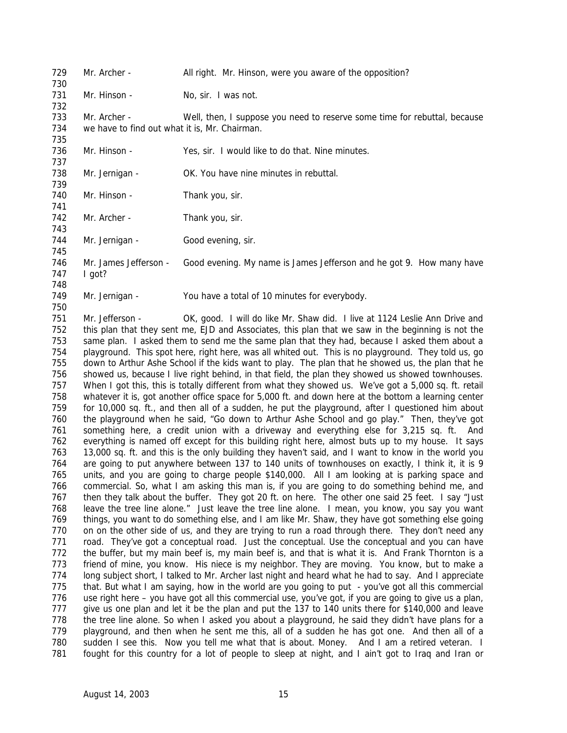Mr. Archer - All right. Mr. Hinson, were you aware of the opposition?

Mr. Hinson - No, sir. I was not.

Mr. Archer - Well, then, I suppose you need to reserve some time for rebuttal, because we have to find out what it is, Mr. Chairman.

Mr. Hinson - Yes, sir. I would like to do that. Nine minutes.

Mr. Jernigan - OK. You have nine minutes in rebuttal.

Mr. Hinson - Thank you, sir.

Mr. Archer - Thank you, sir.

Mr. Jernigan - Good evening, sir.

Mr. James Jefferson - Good evening. My name is James Jefferson and he got 9. How many have I got?

Mr. Jernigan - You have a total of 10 minutes for everybody.

Mr. Jefferson - OK, good. I will do like Mr. Shaw did. I live at 1124 Leslie Ann Drive and this plan that they sent me, EJD and Associates, this plan that we saw in the beginning is not the same plan. I asked them to send me the same plan that they had, because I asked them about a playground. This spot here, right here, was all whited out. This is no playground. They told us, go down to Arthur Ashe School if the kids want to play. The plan that he showed us, the plan that he showed us, because I live right behind, in that field, the plan they showed us showed townhouses. When I got this, this is totally different from what they showed us. We've got a 5,000 sq. ft. retail whatever it is, got another office space for 5,000 ft. and down here at the bottom a learning center for 10,000 sq. ft., and then all of a sudden, he put the playground, after I questioned him about the playground when he said, "Go down to Arthur Ashe School and go play." Then, they've got something here, a credit union with a driveway and everything else for 3,215 sq. ft. And everything is named off except for this building right here, almost buts up to my house. It says 13,000 sq. ft. and this is the only building they haven't said, and I want to know in the world you are going to put anywhere between 137 to 140 units of townhouses on exactly, I think it, it is 9 units, and you are going to charge people $140,000. All I am looking at is parking space and commercial. So, what I am asking this man is, if you are going to do something behind me, and then they talk about the buffer. They got 20 ft. on here. The other one said 25 feet. I say "Just leave the tree line alone." Just leave the tree line alone. I mean, you know, you say you want things, you want to do something else, and I am like Mr. Shaw, they have got something else going on on the other side of us, and they are trying to run a road through there. They don't need any road. They've got a conceptual road. Just the conceptual. Use the conceptual and you can have the buffer, but my main beef is, my main beef is, and that is what it is. And Frank Thornton is a friend of mine, you know. His niece is my neighbor. They are moving. You know, but to make a long subject short, I talked to Mr. Archer last night and heard what he had to say. And I appreciate that. But what I am saying, how in the world are you going to put - you've got all this commercial use right here – you have got all this commercial use, you've got, if you are going to give us a plan, give us one plan and let it be the plan and put the 137 to 140 units there for $140,000 and leave the tree line alone. So when I asked you about a playground, he said they didn't have plans for a playground, and then when he sent me this, all of a sudden he has got one. And then all of a sudden I see this. Now you tell me what that is about. Money. And I am a retired veteran. I fought for this country for a lot of people to sleep at night, and I ain't got to Iraq and Iran or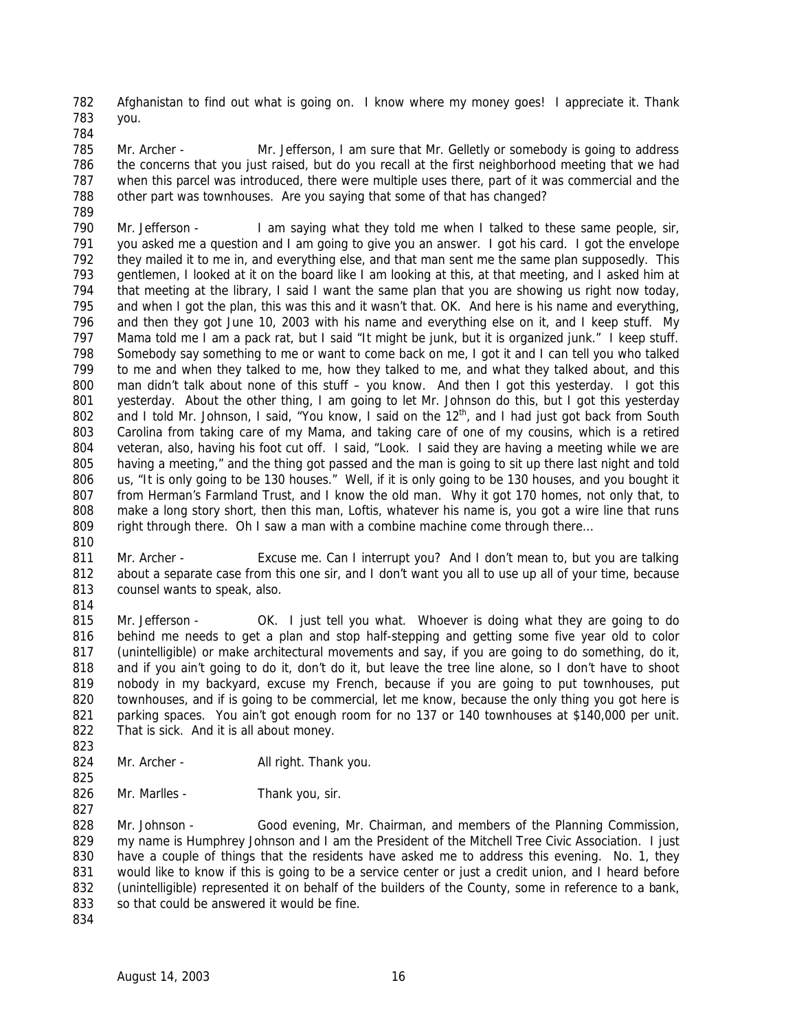Afghanistan to find out what is going on. I know where my money goes! I appreciate it. Thank you.

Mr. Archer - Mr. Jefferson, I am sure that Mr. Gelletly or somebody is going to address the concerns that you just raised, but do you recall at the first neighborhood meeting that we had when this parcel was introduced, there were multiple uses there, part of it was commercial and the other part was townhouses. Are you saying that some of that has changed?

Mr. Jefferson - I am saying what they told me when I talked to these same people, sir, you asked me a question and I am going to give you an answer. I got his card. I got the envelope they mailed it to me in, and everything else, and that man sent me the same plan supposedly. This gentlemen, I looked at it on the board like I am looking at this, at that meeting, and I asked him at that meeting at the library, I said I want the same plan that you are showing us right now today, and when I got the plan, this was this and it wasn't that. OK. And here is his name and everything, and then they got June 10, 2003 with his name and everything else on it, and I keep stuff. My Mama told me I am a pack rat, but I said "It might be junk, but it is organized junk." I keep stuff. Somebody say something to me or want to come back on me, I got it and I can tell you who talked to me and when they talked to me, how they talked to me, and what they talked about, and this man didn't talk about none of this stuff – you know. And then I got this yesterday. I got this yesterday. About the other thing, I am going to let Mr. Johnson do this, but I got this yesterday and I told Mr. Johnson, I said, "You know, I said on the 12th, and I had just got back from South Carolina from taking care of my Mama, and taking care of one of my cousins, which is a retired veteran, also, having his foot cut off. I said, "Look. I said they are having a meeting while we are having a meeting," and the thing got passed and the man is going to sit up there last night and told us, "It is only going to be 130 houses." Well, if it is only going to be 130 houses, and you bought it from Herman's Farmland Trust, and I know the old man. Why it got 170 homes, not only that, to make a long story short, then this man, Loftis, whatever his name is, you got a wire line that runs right through there. Oh I saw a man with a combine machine come through there…

Mr. Archer - Excuse me. Can I interrupt you? And I don't mean to, but you are talking about a separate case from this one sir, and I don't want you all to use up all of your time, because counsel wants to speak, also.

Mr. Jefferson - OK. I just tell you what. Whoever is doing what they are going to do behind me needs to get a plan and stop half-stepping and getting some five year old to color (unintelligible) or make architectural movements and say, if you are going to do something, do it, and if you ain't going to do it, don't do it, but leave the tree line alone, so I don't have to shoot nobody in my backyard, excuse my French, because if you are going to put townhouses, put townhouses, and if is going to be commercial, let me know, because the only thing you got here is parking spaces. You ain't got enough room for no 137 or 140 townhouses at $140,000 per unit. That is sick. And it is all about money.

Mr. Archer - All right. Thank you.

Mr. Marlles - Thank you, sir.

Mr. Johnson - Good evening, Mr. Chairman, and members of the Planning Commission, my name is Humphrey Johnson and I am the President of the Mitchell Tree Civic Association. I just have a couple of things that the residents have asked me to address this evening. No. 1, they would like to know if this is going to be a service center or just a credit union, and I heard before (unintelligible) represented it on behalf of the builders of the County, some in reference to a bank, so that could be answered it would be fine.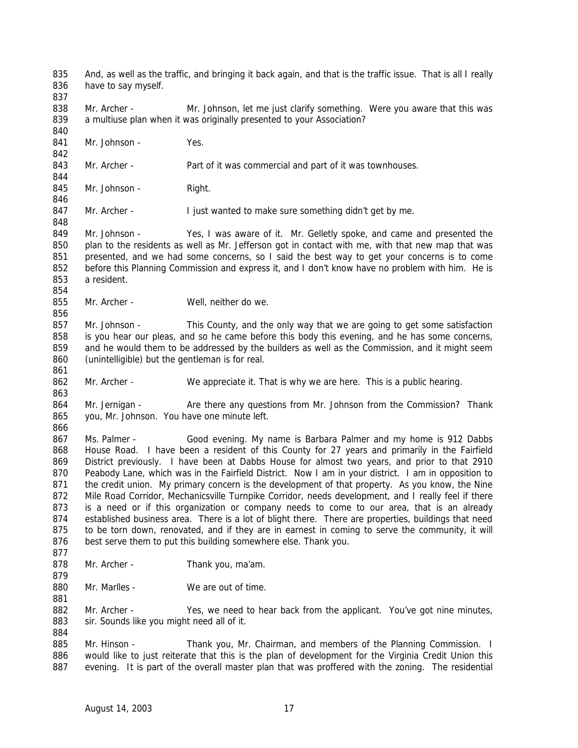And, as well as the traffic, and bringing it back again, and that is the traffic issue. That is all I really have to say myself.

Mr. Archer - Mr. Johnson, let me just clarify something. Were you aware that this was a multiuse plan when it was originally presented to your Association?

Mr. Johnson - Yes.

Mr. Archer - Part of it was commercial and part of it was townhouses.

Mr. Johnson - Right.

Mr. Archer - I just wanted to make sure something didn't get by me.

Mr. Johnson - Yes, I was aware of it. Mr. Gelletly spoke, and came and presented the plan to the residents as well as Mr. Jefferson got in contact with me, with that new map that was presented, and we had some concerns, so I said the best way to get your concerns is to come before this Planning Commission and express it, and I don't know have no problem with him. He is a resident.

Mr. Archer - Well, neither do we.

Mr. Johnson - This County, and the only way that we are going to get some satisfaction is you hear our pleas, and so he came before this body this evening, and he has some concerns, and he would them to be addressed by the builders as well as the Commission, and it might seem (unintelligible) but the gentleman is for real.

Mr. Archer - We appreciate it. That is why we are here. This is a public hearing.

Mr. Jernigan - Are there any questions from Mr. Johnson from the Commission? Thank you, Mr. Johnson. You have one minute left.

Ms. Palmer - Good evening. My name is Barbara Palmer and my home is 912 Dabbs House Road. I have been a resident of this County for 27 years and primarily in the Fairfield District previously. I have been at Dabbs House for almost two years, and prior to that 2910 Peabody Lane, which was in the Fairfield District. Now I am in your district. I am in opposition to the credit union. My primary concern is the development of that property. As you know, the Nine Mile Road Corridor, Mechanicsville Turnpike Corridor, needs development, and I really feel if there is a need or if this organization or company needs to come to our area, that is an already established business area. There is a lot of blight there. There are properties, buildings that need to be torn down, renovated, and if they are in earnest in coming to serve the community, it will best serve them to put this building somewhere else. Thank you.

Mr. Archer - Thank you, ma'am.

Mr. Marlles - We are out of time.

Mr. Archer - Yes, we need to hear back from the applicant. You've got nine minutes, sir. Sounds like you might need all of it.

Mr. Hinson - Thank you, Mr. Chairman, and members of the Planning Commission. I would like to just reiterate that this is the plan of development for the Virginia Credit Union this evening. It is part of the overall master plan that was proffered with the zoning. The residential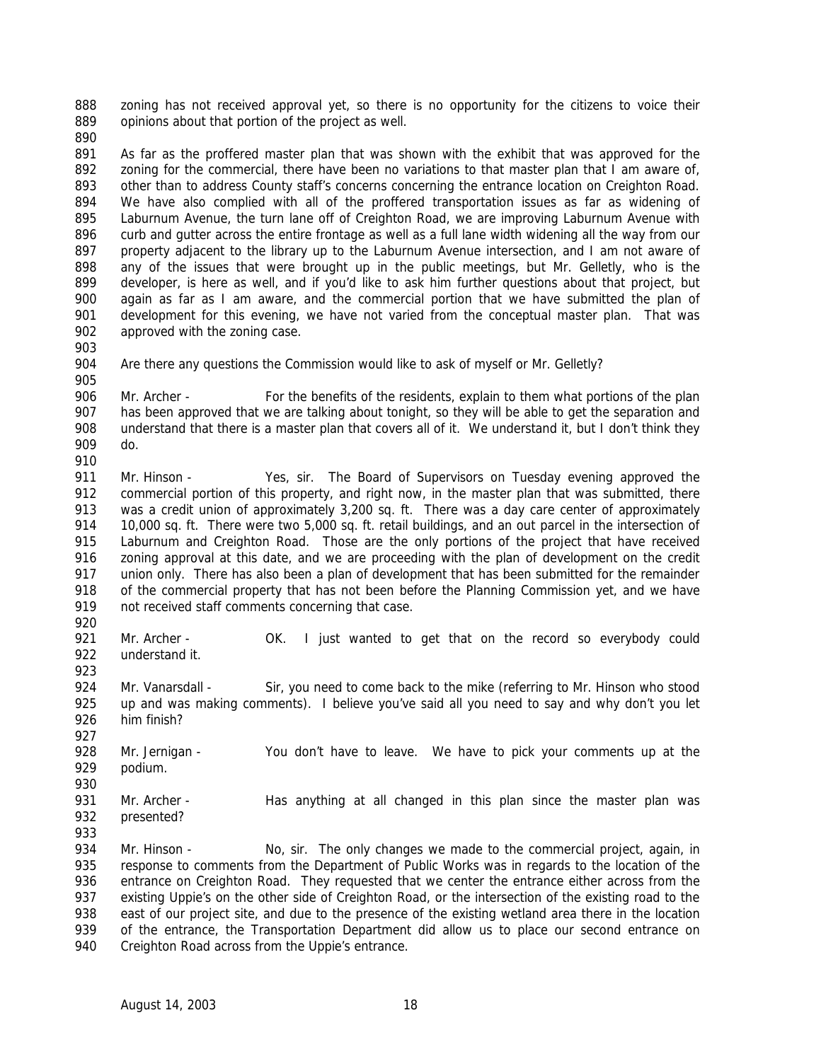zoning has not received approval yet, so there is no opportunity for the citizens to voice their opinions about that portion of the project as well.

As far as the proffered master plan that was shown with the exhibit that was approved for the zoning for the commercial, there have been no variations to that master plan that I am aware of, other than to address County staff's concerns concerning the entrance location on Creighton Road. We have also complied with all of the proffered transportation issues as far as widening of Laburnum Avenue, the turn lane off of Creighton Road, we are improving Laburnum Avenue with curb and gutter across the entire frontage as well as a full lane width widening all the way from our property adjacent to the library up to the Laburnum Avenue intersection, and I am not aware of any of the issues that were brought up in the public meetings, but Mr. Gelletly, who is the developer, is here as well, and if you'd like to ask him further questions about that project, but again as far as I am aware, and the commercial portion that we have submitted the plan of development for this evening, we have not varied from the conceptual master plan. That was approved with the zoning case.

Are there any questions the Commission would like to ask of myself or Mr. Gelletly?

Mr. Archer - For the benefits of the residents, explain to them what portions of the plan has been approved that we are talking about tonight, so they will be able to get the separation and understand that there is a master plan that covers all of it. We understand it, but I don't think they do.

Mr. Hinson - Yes, sir. The Board of Supervisors on Tuesday evening approved the commercial portion of this property, and right now, in the master plan that was submitted, there was a credit union of approximately 3,200 sq. ft. There was a day care center of approximately 10,000 sq. ft. There were two 5,000 sq. ft. retail buildings, and an out parcel in the intersection of Laburnum and Creighton Road. Those are the only portions of the project that have received zoning approval at this date, and we are proceeding with the plan of development on the credit union only. There has also been a plan of development that has been submitted for the remainder of the commercial property that has not been before the Planning Commission yet, and we have not received staff comments concerning that case.

Mr. Archer - OK. I just wanted to get that on the record so everybody could understand it.

Mr. Vanarsdall - Sir, you need to come back to the mike (referring to Mr. Hinson who stood up and was making comments). I believe you've said all you need to say and why don't you let him finish?

Mr. Jernigan - You don't have to leave. We have to pick your comments up at the podium.

Mr. Archer - Has anything at all changed in this plan since the master plan was presented?

Mr. Hinson - No, sir. The only changes we made to the commercial project, again, in response to comments from the Department of Public Works was in regards to the location of the entrance on Creighton Road. They requested that we center the entrance either across from the existing Uppie's on the other side of Creighton Road, or the intersection of the existing road to the east of our project site, and due to the presence of the existing wetland area there in the location of the entrance, the Transportation Department did allow us to place our second entrance on Creighton Road across from the Uppie's entrance.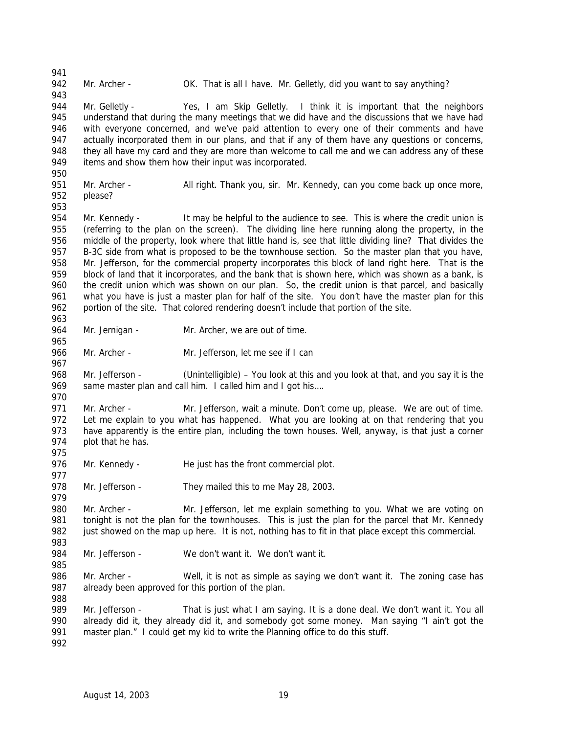Mr. Archer - OK. That is all I have. Mr. Gelletly, did you want to say anything?

Mr. Gelletly - Yes, I am Skip Gelletly. I think it is important that the neighbors understand that during the many meetings that we did have and the discussions that we have had with everyone concerned, and we've paid attention to every one of their comments and have actually incorporated them in our plans, and that if any of them have any questions or concerns, they all have my card and they are more than welcome to call me and we can address any of these items and show them how their input was incorporated.

Mr. Archer - All right. Thank you, sir. Mr. Kennedy, can you come back up once more, please?

Mr. Kennedy - It may be helpful to the audience to see. This is where the credit union is (referring to the plan on the screen). The dividing line here running along the property, in the middle of the property, look where that little hand is, see that little dividing line? That divides the B-3C side from what is proposed to be the townhouse section. So the master plan that you have, Mr. Jefferson, for the commercial property incorporates this block of land right here. That is the block of land that it incorporates, and the bank that is shown here, which was shown as a bank, is the credit union which was shown on our plan. So, the credit union is that parcel, and basically what you have is just a master plan for half of the site. You don't have the master plan for this portion of the site. That colored rendering doesn't include that portion of the site.

Mr. Jernigan - Mr. Archer, we are out of time.

Mr. Archer - Mr. Jefferson, let me see if I can

Mr. Jefferson - (Unintelligible) – You look at this and you look at that, and you say it is the same master plan and call him. I called him and I got his….

Mr. Archer - Mr. Jefferson, wait a minute. Don't come up, please. We are out of time. Let me explain to you what has happened. What you are looking at on that rendering that you have apparently is the entire plan, including the town houses. Well, anyway, is that just a corner plot that he has.

Mr. Kennedy - He just has the front commercial plot.

Mr. Jefferson - They mailed this to me May 28, 2003.

Mr. Archer - Mr. Jefferson, let me explain something to you. What we are voting on tonight is not the plan for the townhouses. This is just the plan for the parcel that Mr. Kennedy just showed on the map up here. It is not, nothing has to fit in that place except this commercial.

Mr. Jefferson - We don't want it. We don't want it.

Mr. Archer - Well, it is not as simple as saying we don't want it. The zoning case has already been approved for this portion of the plan.

Mr. Jefferson - That is just what I am saying. It is a done deal. We don't want it. You all already did it, they already did it, and somebody got some money. Man saying "I ain't got the master plan." I could get my kid to write the Planning office to do this stuff.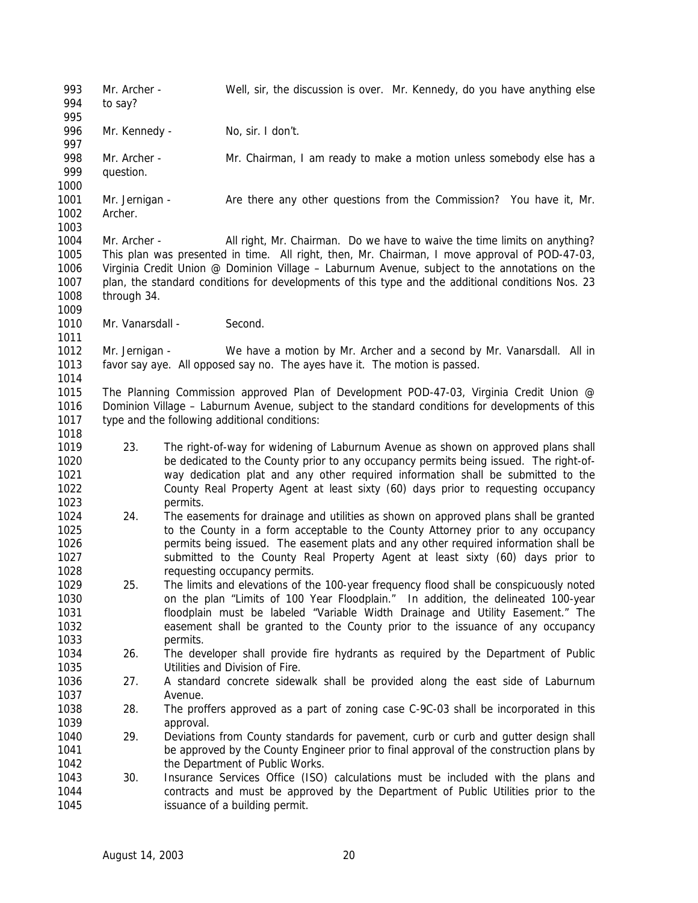Mr. Archer - Well, sir, the discussion is over. Mr. Kennedy, do you have anything else to say?

Mr. Kennedy - No, sir. I don't.

Mr. Archer - Mr. Chairman, I am ready to make a motion unless somebody else has a question.

Mr. Jernigan - Are there any other questions from the Commission? You have it, Mr. Archer.

Mr. Archer - All right, Mr. Chairman. Do we have to waive the time limits on anything? This plan was presented in time. All right, then, Mr. Chairman, I move approval of POD-47-03, Virginia Credit Union @ Dominion Village – Laburnum Avenue, subject to the annotations on the plan, the standard conditions for developments of this type and the additional conditions Nos. 23 through 34.

Mr. Vanarsdall - Second.

Mr. Jernigan - We have a motion by Mr. Archer and a second by Mr. Vanarsdall. All in favor say aye. All opposed say no. The ayes have it. The motion is passed.

The Planning Commission approved Plan of Development POD-47-03, Virginia Credit Union @ Dominion Village – Laburnum Avenue, subject to the standard conditions for developments of this type and the following additional conditions:

23. The right-of-way for widening of Laburnum Avenue as shown on approved plans shall be dedicated to the County prior to any occupancy permits being issued. The right-of-way dedication plat and any other required information shall be submitted to the County Real Property Agent at least sixty (60) days prior to requesting occupancy permits.
24. The easements for drainage and utilities as shown on approved plans shall be granted to the County in a form acceptable to the County Attorney prior to any occupancy permits being issued. The easement plats and any other required information shall be submitted to the County Real Property Agent at least sixty (60) days prior to requesting occupancy permits.
25. The limits and elevations of the 100-year frequency flood shall be conspicuously noted on the plan "Limits of 100 Year Floodplain." In addition, the delineated 100-year floodplain must be labeled "Variable Width Drainage and Utility Easement." The easement shall be granted to the County prior to the issuance of any occupancy permits.
26. The developer shall provide fire hydrants as required by the Department of Public Utilities and Division of Fire.
27. A standard concrete sidewalk shall be provided along the east side of Laburnum Avenue.
28. The proffers approved as a part of zoning case C-9C-03 shall be incorporated in this approval.
29. Deviations from County standards for pavement, curb or curb and gutter design shall be approved by the County Engineer prior to final approval of the construction plans by the Department of Public Works.
30. Insurance Services Office (ISO) calculations must be included with the plans and contracts and must be approved by the Department of Public Utilities prior to the issuance of a building permit.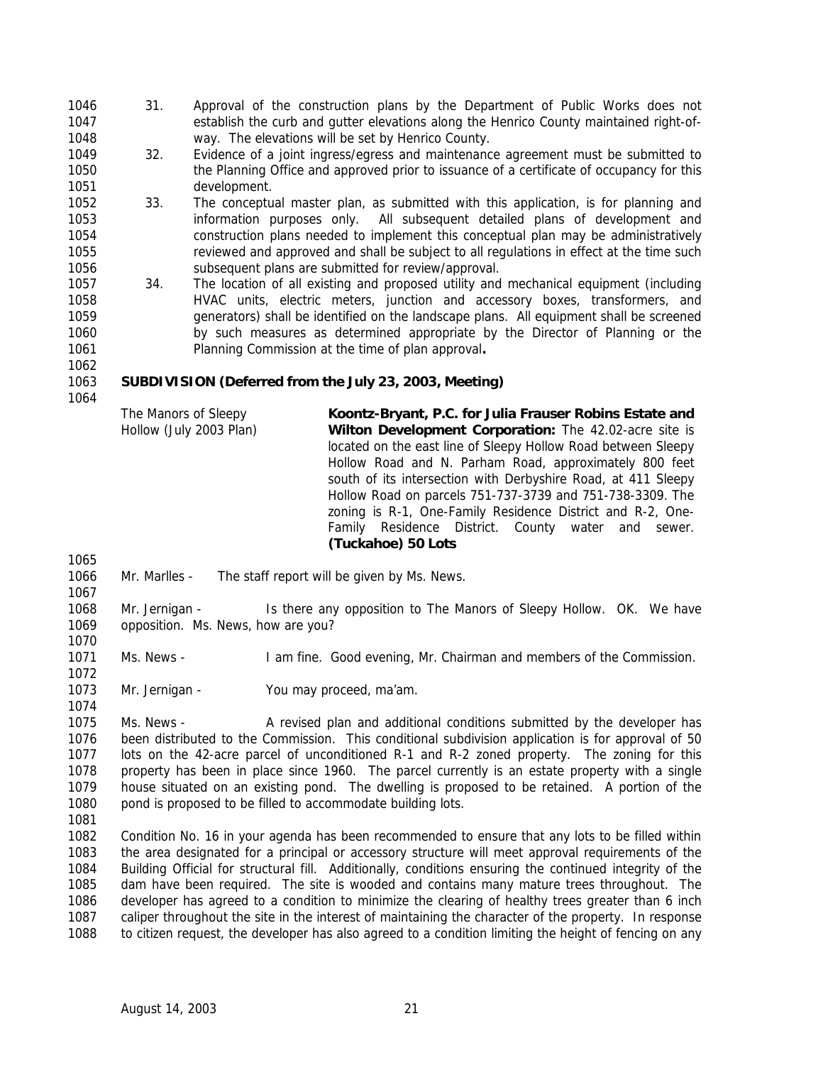31. Approval of the construction plans by the Department of Public Works does not establish the curb and gutter elevations along the Henrico County maintained right-of-way. The elevations will be set by Henrico County.
32. Evidence of a joint ingress/egress and maintenance agreement must be submitted to the Planning Office and approved prior to issuance of a certificate of occupancy for this development.
33. The conceptual master plan, as submitted with this application, is for planning and information purposes only. All subsequent detailed plans of development and construction plans needed to implement this conceptual plan may be administratively reviewed and approved and shall be subject to all regulations in effect at the time such subsequent plans are submitted for review/approval.
34. The location of all existing and proposed utility and mechanical equipment (including HVAC units, electric meters, junction and accessory boxes, transformers, and generators) shall be identified on the landscape plans. All equipment shall be screened by such measures as determined appropriate by the Director of Planning or the Planning Commission at the time of plan approval**.**

**SUBDIVISION (Deferred from the July 23, 2003, Meeting)**

The Manors of Sleepy Hollow (July 2003 Plan)

**Koontz-Bryant, P.C. for Julia Frauser Robins Estate and Wilton Development Corporation:** The 42.02-acre site is located on the east line of Sleepy Hollow Road between Sleepy Hollow Road and N. Parham Road, approximately 800 feet south of its intersection with Derbyshire Road, at 411 Sleepy Hollow Road on parcels 751-737-3739 and 751-738-3309. The zoning is R-1, One-Family Residence District and R-2, One-Family Residence District. County water and sewer. **(Tuckahoe) 50 Lots**

Mr. Marlles - The staff report will be given by Ms. News.

Mr. Jernigan - Is there any opposition to The Manors of Sleepy Hollow. OK. We have opposition. Ms. News, how are you?

Ms. News - I am fine. Good evening, Mr. Chairman and members of the Commission.

Mr. Jernigan - You may proceed, ma'am.

Ms. News - A revised plan and additional conditions submitted by the developer has been distributed to the Commission. This conditional subdivision application is for approval of 50 lots on the 42-acre parcel of unconditioned R-1 and R-2 zoned property. The zoning for this property has been in place since 1960. The parcel currently is an estate property with a single house situated on an existing pond. The dwelling is proposed to be retained. A portion of the pond is proposed to be filled to accommodate building lots.

Condition No. 16 in your agenda has been recommended to ensure that any lots to be filled within the area designated for a principal or accessory structure will meet approval requirements of the Building Official for structural fill. Additionally, conditions ensuring the continued integrity of the dam have been required. The site is wooded and contains many mature trees throughout. The developer has agreed to a condition to minimize the clearing of healthy trees greater than 6 inch caliper throughout the site in the interest of maintaining the character of the property. In response to citizen request, the developer has also agreed to a condition limiting the height of fencing on any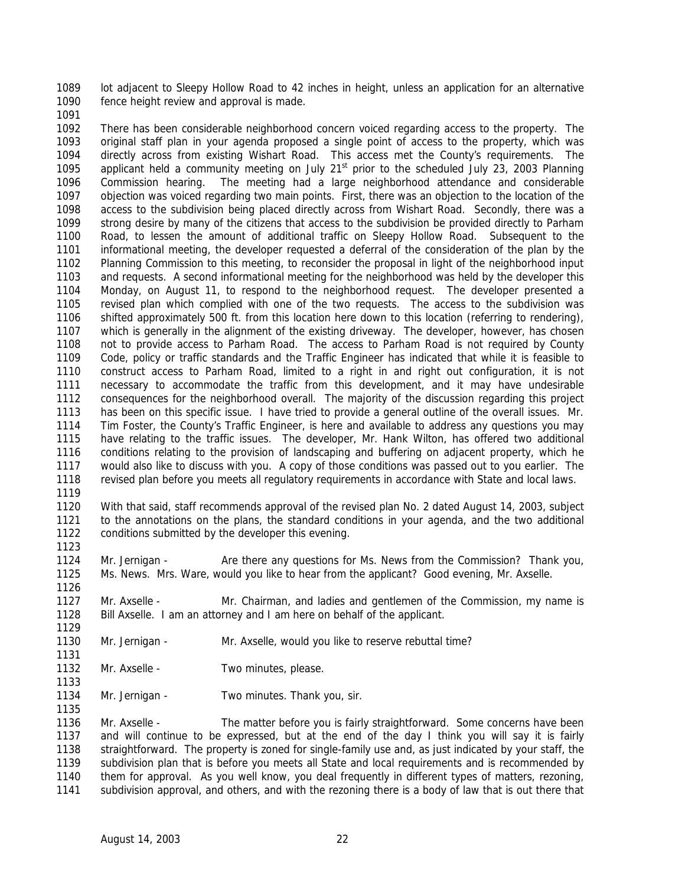lot adjacent to Sleepy Hollow Road to 42 inches in height, unless an application for an alternative fence height review and approval is made.

There has been considerable neighborhood concern voiced regarding access to the property. The original staff plan in your agenda proposed a single point of access to the property, which was directly across from existing Wishart Road. This access met the County's requirements. The applicant held a community meeting on July 21st prior to the scheduled July 23, 2003 Planning Commission hearing. The meeting had a large neighborhood attendance and considerable objection was voiced regarding two main points. First, there was an objection to the location of the access to the subdivision being placed directly across from Wishart Road. Secondly, there was a strong desire by many of the citizens that access to the subdivision be provided directly to Parham Road, to lessen the amount of additional traffic on Sleepy Hollow Road. Subsequent to the informational meeting, the developer requested a deferral of the consideration of the plan by the Planning Commission to this meeting, to reconsider the proposal in light of the neighborhood input and requests. A second informational meeting for the neighborhood was held by the developer this Monday, on August 11, to respond to the neighborhood request. The developer presented a revised plan which complied with one of the two requests. The access to the subdivision was shifted approximately 500 ft. from this location here down to this location (referring to rendering), which is generally in the alignment of the existing driveway. The developer, however, has chosen not to provide access to Parham Road. The access to Parham Road is not required by County Code, policy or traffic standards and the Traffic Engineer has indicated that while it is feasible to construct access to Parham Road, limited to a right in and right out configuration, it is not necessary to accommodate the traffic from this development, and it may have undesirable consequences for the neighborhood overall. The majority of the discussion regarding this project has been on this specific issue. I have tried to provide a general outline of the overall issues. Mr. Tim Foster, the County's Traffic Engineer, is here and available to address any questions you may have relating to the traffic issues. The developer, Mr. Hank Wilton, has offered two additional conditions relating to the provision of landscaping and buffering on adjacent property, which he would also like to discuss with you. A copy of those conditions was passed out to you earlier. The revised plan before you meets all regulatory requirements in accordance with State and local laws.

With that said, staff recommends approval of the revised plan No. 2 dated August 14, 2003, subject to the annotations on the plans, the standard conditions in your agenda, and the two additional conditions submitted by the developer this evening.

Mr. Jernigan - Are there any questions for Ms. News from the Commission? Thank you, Ms. News. Mrs. Ware, would you like to hear from the applicant? Good evening, Mr. Axselle.

Mr. Axselle - Mr. Chairman, and ladies and gentlemen of the Commission, my name is Bill Axselle. I am an attorney and I am here on behalf of the applicant.

Mr. Jernigan - Mr. Axselle, would you like to reserve rebuttal time?

Mr. Axselle - Two minutes, please.

Mr. Jernigan - Two minutes. Thank you, sir.

Mr. Axselle - The matter before you is fairly straightforward. Some concerns have been and will continue to be expressed, but at the end of the day I think you will say it is fairly straightforward. The property is zoned for single-family use and, as just indicated by your staff, the subdivision plan that is before you meets all State and local requirements and is recommended by them for approval. As you well know, you deal frequently in different types of matters, rezoning, subdivision approval, and others, and with the rezoning there is a body of law that is out there that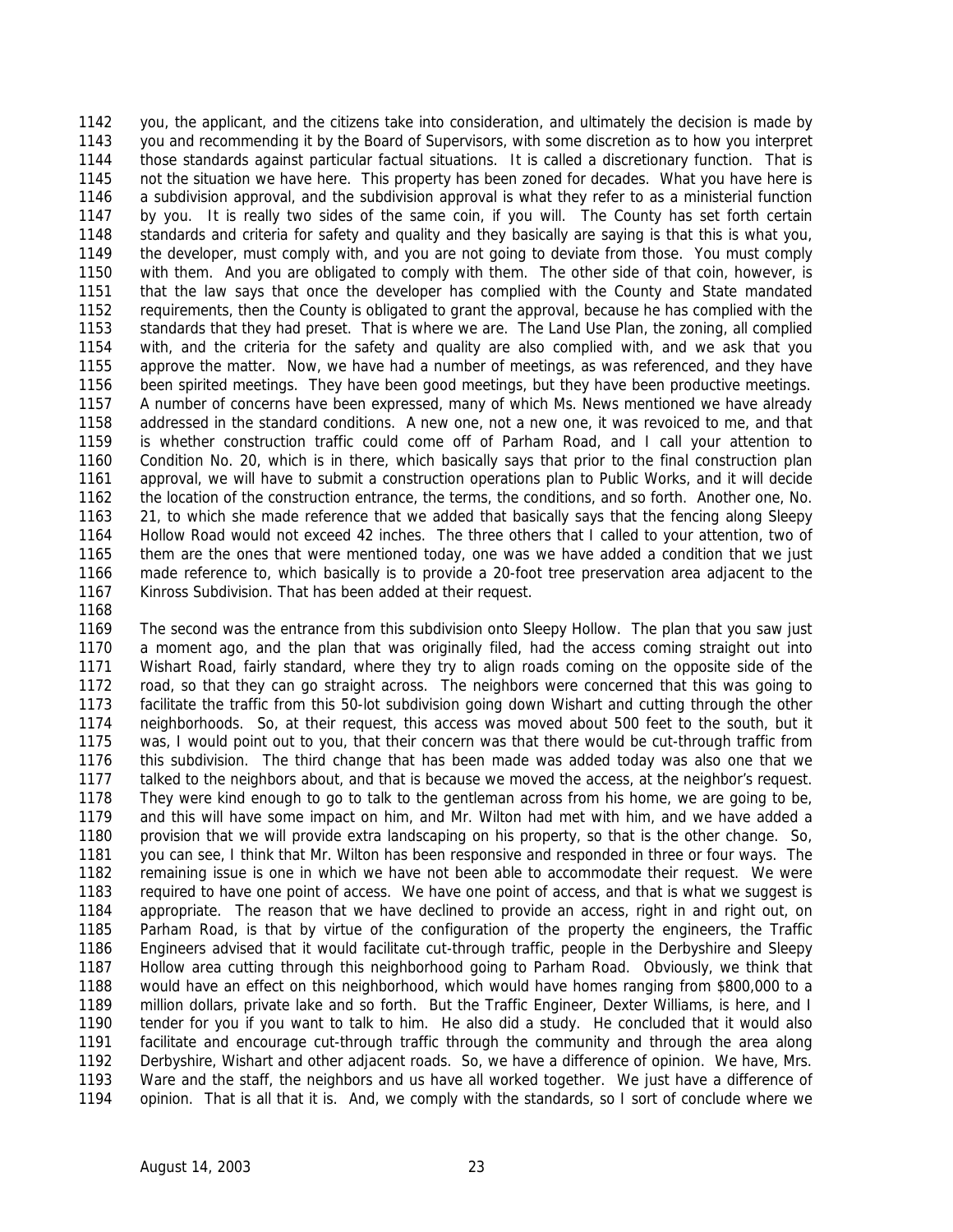you, the applicant, and the citizens take into consideration, and ultimately the decision is made by you and recommending it by the Board of Supervisors, with some discretion as to how you interpret those standards against particular factual situations. It is called a discretionary function. That is not the situation we have here. This property has been zoned for decades. What you have here is a subdivision approval, and the subdivision approval is what they refer to as a ministerial function by you. It is really two sides of the same coin, if you will. The County has set forth certain standards and criteria for safety and quality and they basically are saying is that this is what you, the developer, must comply with, and you are not going to deviate from those. You must comply with them. And you are obligated to comply with them. The other side of that coin, however, is that the law says that once the developer has complied with the County and State mandated requirements, then the County is obligated to grant the approval, because he has complied with the standards that they had preset. That is where we are. The Land Use Plan, the zoning, all complied with, and the criteria for the safety and quality are also complied with, and we ask that you approve the matter. Now, we have had a number of meetings, as was referenced, and they have been spirited meetings. They have been good meetings, but they have been productive meetings. A number of concerns have been expressed, many of which Ms. News mentioned we have already addressed in the standard conditions. A new one, not a new one, it was revoiced to me, and that is whether construction traffic could come off of Parham Road, and I call your attention to Condition No. 20, which is in there, which basically says that prior to the final construction plan approval, we will have to submit a construction operations plan to Public Works, and it will decide the location of the construction entrance, the terms, the conditions, and so forth. Another one, No. 21, to which she made reference that we added that basically says that the fencing along Sleepy Hollow Road would not exceed 42 inches. The three others that I called to your attention, two of them are the ones that were mentioned today, one was we have added a condition that we just made reference to, which basically is to provide a 20-foot tree preservation area adjacent to the Kinross Subdivision. That has been added at their request.

The second was the entrance from this subdivision onto Sleepy Hollow. The plan that you saw just a moment ago, and the plan that was originally filed, had the access coming straight out into Wishart Road, fairly standard, where they try to align roads coming on the opposite side of the road, so that they can go straight across. The neighbors were concerned that this was going to facilitate the traffic from this 50-lot subdivision going down Wishart and cutting through the other neighborhoods. So, at their request, this access was moved about 500 feet to the south, but it was, I would point out to you, that their concern was that there would be cut-through traffic from this subdivision. The third change that has been made was added today was also one that we talked to the neighbors about, and that is because we moved the access, at the neighbor's request. They were kind enough to go to talk to the gentleman across from his home, we are going to be, and this will have some impact on him, and Mr. Wilton had met with him, and we have added a provision that we will provide extra landscaping on his property, so that is the other change. So, you can see, I think that Mr. Wilton has been responsive and responded in three or four ways. The remaining issue is one in which we have not been able to accommodate their request. We were required to have one point of access. We have one point of access, and that is what we suggest is appropriate. The reason that we have declined to provide an access, right in and right out, on Parham Road, is that by virtue of the configuration of the property the engineers, the Traffic Engineers advised that it would facilitate cut-through traffic, people in the Derbyshire and Sleepy Hollow area cutting through this neighborhood going to Parham Road. Obviously, we think that would have an effect on this neighborhood, which would have homes ranging from $800,000 to a million dollars, private lake and so forth. But the Traffic Engineer, Dexter Williams, is here, and I tender for you if you want to talk to him. He also did a study. He concluded that it would also facilitate and encourage cut-through traffic through the community and through the area along Derbyshire, Wishart and other adjacent roads. So, we have a difference of opinion. We have, Mrs. Ware and the staff, the neighbors and us have all worked together. We just have a difference of opinion. That is all that it is. And, we comply with the standards, so I sort of conclude where we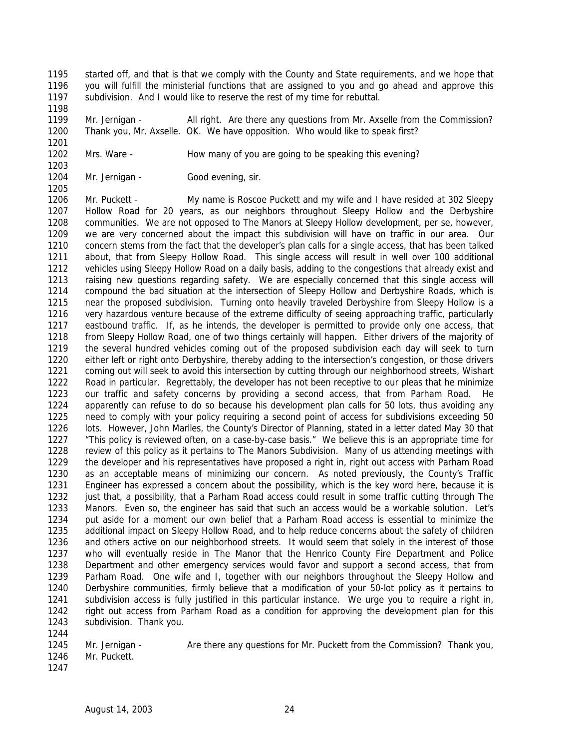started off, and that is that we comply with the County and State requirements, and we hope that you will fulfill the ministerial functions that are assigned to you and go ahead and approve this subdivision. And I would like to reserve the rest of my time for rebuttal.

Mr. Jernigan - All right. Are there any questions from Mr. Axselle from the Commission? Thank you, Mr. Axselle. OK. We have opposition. Who would like to speak first?

Mrs. Ware - How many of you are going to be speaking this evening?

Mr. Jernigan - Good evening, sir.

Mr. Puckett - My name is Roscoe Puckett and my wife and I have resided at 302 Sleepy Hollow Road for 20 years, as our neighbors throughout Sleepy Hollow and the Derbyshire communities. We are not opposed to The Manors at Sleepy Hollow development, per se, however, we are very concerned about the impact this subdivision will have on traffic in our area. Our concern stems from the fact that the developer's plan calls for a single access, that has been talked about, that from Sleepy Hollow Road. This single access will result in well over 100 additional vehicles using Sleepy Hollow Road on a daily basis, adding to the congestions that already exist and raising new questions regarding safety. We are especially concerned that this single access will compound the bad situation at the intersection of Sleepy Hollow and Derbyshire Roads, which is near the proposed subdivision. Turning onto heavily traveled Derbyshire from Sleepy Hollow is a very hazardous venture because of the extreme difficulty of seeing approaching traffic, particularly eastbound traffic. If, as he intends, the developer is permitted to provide only one access, that from Sleepy Hollow Road, one of two things certainly will happen. Either drivers of the majority of the several hundred vehicles coming out of the proposed subdivision each day will seek to turn either left or right onto Derbyshire, thereby adding to the intersection's congestion, or those drivers coming out will seek to avoid this intersection by cutting through our neighborhood streets, Wishart Road in particular. Regrettably, the developer has not been receptive to our pleas that he minimize our traffic and safety concerns by providing a second access, that from Parham Road. He apparently can refuse to do so because his development plan calls for 50 lots, thus avoiding any need to comply with your policy requiring a second point of access for subdivisions exceeding 50 lots. However, John Marlles, the County's Director of Planning, stated in a letter dated May 30 that "This policy is reviewed often, on a case-by-case basis." We believe this is an appropriate time for review of this policy as it pertains to The Manors Subdivision. Many of us attending meetings with the developer and his representatives have proposed a right in, right out access with Parham Road as an acceptable means of minimizing our concern. As noted previously, the County's Traffic Engineer has expressed a concern about the possibility, which is the key word here, because it is just that, a possibility, that a Parham Road access could result in some traffic cutting through The Manors. Even so, the engineer has said that such an access would be a workable solution. Let's put aside for a moment our own belief that a Parham Road access is essential to minimize the additional impact on Sleepy Hollow Road, and to help reduce concerns about the safety of children and others active on our neighborhood streets. It would seem that solely in the interest of those who will eventually reside in The Manor that the Henrico County Fire Department and Police Department and other emergency services would favor and support a second access, that from Parham Road. One wife and I, together with our neighbors throughout the Sleepy Hollow and Derbyshire communities, firmly believe that a modification of your 50-lot policy as it pertains to subdivision access is fully justified in this particular instance. We urge you to require a right in, right out access from Parham Road as a condition for approving the development plan for this subdivision. Thank you.

Mr. Jernigan - Are there any questions for Mr. Puckett from the Commission? Thank you, Mr. Puckett.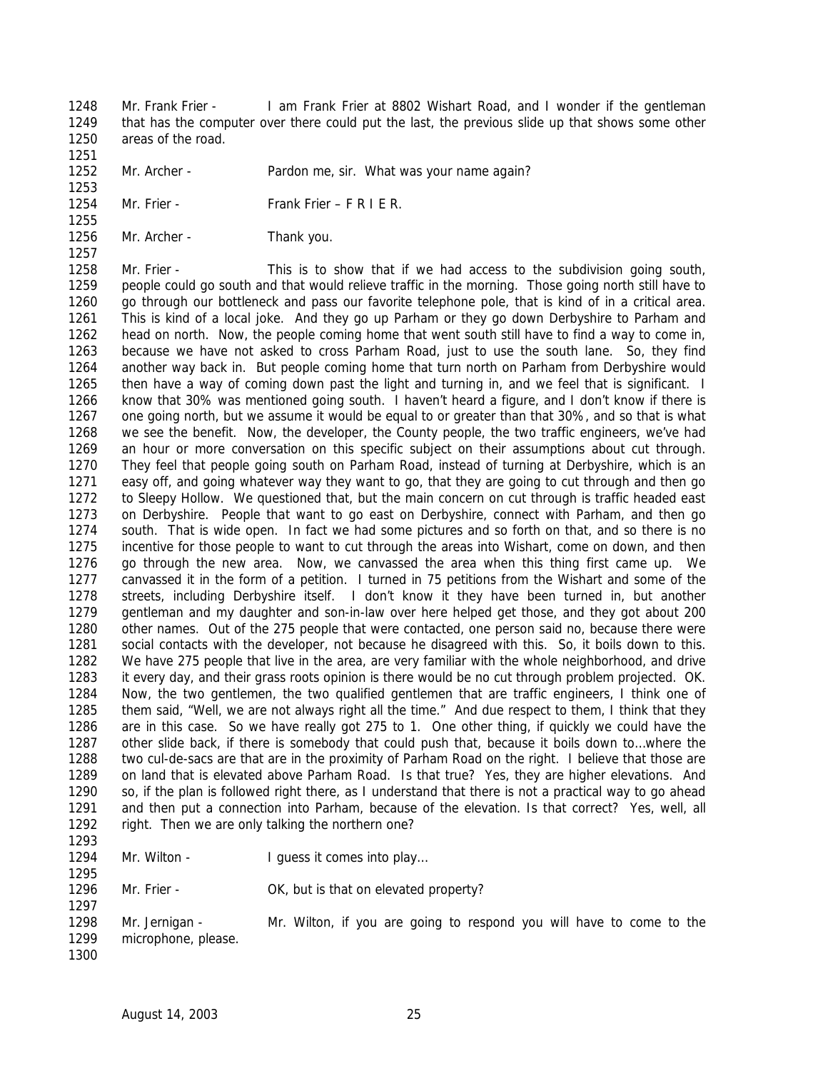1248 Mr. Frank Frier - I am Frank Frier at 8802 Wishart Road, and I wonder if the gentleman
1249 that has the computer over there could put the last, the previous slide up that shows some other
1250 areas of the road.
1251
1252 Mr. Archer - Pardon me, sir. What was your name again?
1253
1254 Mr. Frier - Frank Frier – F R I E R.
1255
1256 Mr. Archer - Thank you.
1257
1258 Mr. Frier - This is to show that if we had access to the subdivision going south,
1259 people could go south and that would relieve traffic in the morning. Those going north still have to
1260 go through our bottleneck and pass our favorite telephone pole, that is kind of in a critical area.
1261 This is kind of a local joke. And they go up Parham or they go down Derbyshire to Parham and
1262 head on north. Now, the people coming home that went south still have to find a way to come in,
1263 because we have not asked to cross Parham Road, just to use the south lane. So, they find
1264 another way back in. But people coming home that turn north on Parham from Derbyshire would
1265 then have a way of coming down past the light and turning in, and we feel that is significant. I
1266 know that 30% was mentioned going south. I haven't heard a figure, and I don't know if there is
1267 one going north, but we assume it would be equal to or greater than that 30%, and so that is what
1268 we see the benefit. Now, the developer, the County people, the two traffic engineers, we've had
1269 an hour or more conversation on this specific subject on their assumptions about cut through.
1270 They feel that people going south on Parham Road, instead of turning at Derbyshire, which is an
1271 easy off, and going whatever way they want to go, that they are going to cut through and then go
1272 to Sleepy Hollow. We questioned that, but the main concern on cut through is traffic headed east
1273 on Derbyshire. People that want to go east on Derbyshire, connect with Parham, and then go
1274 south. That is wide open. In fact we had some pictures and so forth on that, and so there is no
1275 incentive for those people to want to cut through the areas into Wishart, come on down, and then
1276 go through the new area. Now, we canvassed the area when this thing first came up. We
1277 canvassed it in the form of a petition. I turned in 75 petitions from the Wishart and some of the
1278 streets, including Derbyshire itself. I don't know it they have been turned in, but another
1279 gentleman and my daughter and son-in-law over here helped get those, and they got about 200
1280 other names. Out of the 275 people that were contacted, one person said no, because there were
1281 social contacts with the developer, not because he disagreed with this. So, it boils down to this.
1282 We have 275 people that live in the area, are very familiar with the whole neighborhood, and drive
1283 it every day, and their grass roots opinion is there would be no cut through problem projected. OK.
1284 Now, the two gentlemen, the two qualified gentlemen that are traffic engineers, I think one of
1285 them said, "Well, we are not always right all the time." And due respect to them, I think that they
1286 are in this case. So we have really got 275 to 1. One other thing, if quickly we could have the
1287 other slide back, if there is somebody that could push that, because it boils down to…where the
1288 two cul-de-sacs are that are in the proximity of Parham Road on the right. I believe that those are
1289 on land that is elevated above Parham Road. Is that true? Yes, they are higher elevations. And
1290 so, if the plan is followed right there, as I understand that there is not a practical way to go ahead
1291 and then put a connection into Parham, because of the elevation. Is that correct? Yes, well, all
1292 right. Then we are only talking the northern one?
1293
1294 Mr. Wilton - I guess it comes into play…
1295
1296 Mr. Frier - OK, but is that on elevated property?
1297
1298 Mr. Jernigan - Mr. Wilton, if you are going to respond you will have to come to the
1299 microphone, please.
1300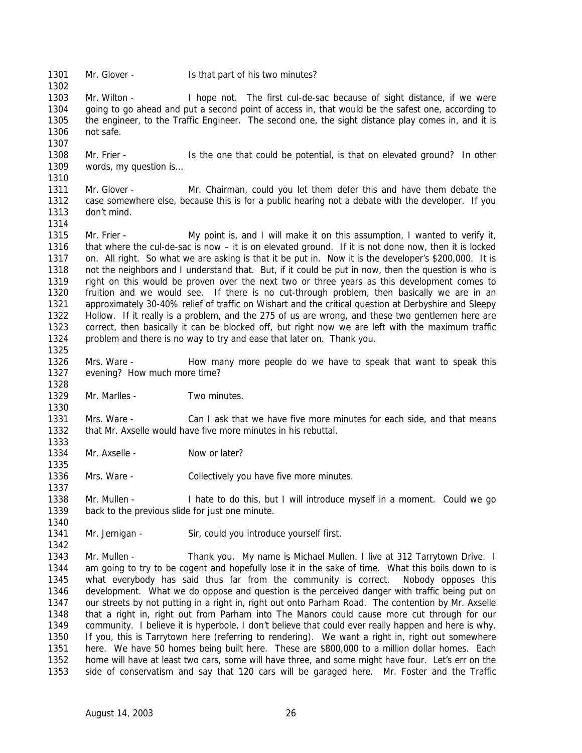1301 Mr. Glover - Is that part of his two minutes?

1302

1303 Mr. Wilton - I hope not. The first cul-de-sac because of sight distance, if we were
1304 going to go ahead and put a second point of access in, that would be the safest one, according to
1305 the engineer, to the Traffic Engineer. The second one, the sight distance play comes in, and it is
1306 not safe.

1307

1308 Mr. Frier - Is the one that could be potential, is that on elevated ground? In other
1309 words, my question is…

1310

1311 Mr. Glover - Mr. Chairman, could you let them defer this and have them debate the
1312 case somewhere else, because this is for a public hearing not a debate with the developer. If you
1313 don't mind.

1314

1315 Mr. Frier - My point is, and I will make it on this assumption, I wanted to verify it,
1316 that where the cul-de-sac is now – it is on elevated ground. If it is not done now, then it is locked
1317 on. All right. So what we are asking is that it be put in. Now it is the developer's $200,000. It is
1318 not the neighbors and I understand that. But, if it could be put in now, then the question is who is
1319 right on this would be proven over the next two or three years as this development comes to
1320 fruition and we would see. If there is no cut-through problem, then basically we are in an
1321 approximately 30-40% relief of traffic on Wishart and the critical question at Derbyshire and Sleepy
1322 Hollow. If it really is a problem, and the 275 of us are wrong, and these two gentlemen here are
1323 correct, then basically it can be blocked off, but right now we are left with the maximum traffic
1324 problem and there is no way to try and ease that later on. Thank you.

1325

1326 Mrs. Ware - How many more people do we have to speak that want to speak this
1327 evening? How much more time?

1328

1329 Mr. Marlles - Two minutes.

1330

1331 Mrs. Ware - Can I ask that we have five more minutes for each side, and that means
1332 that Mr. Axselle would have five more minutes in his rebuttal.

1333

1334 Mr. Axselle - Now or later?

1335

1336 Mrs. Ware - Collectively you have five more minutes.

1337

1338 Mr. Mullen - I hate to do this, but I will introduce myself in a moment. Could we go
1339 back to the previous slide for just one minute.

1340

1341 Mr. Jernigan - Sir, could you introduce yourself first.

1342

1343 Mr. Mullen - Thank you. My name is Michael Mullen. I live at 312 Tarrytown Drive. I
1344 am going to try to be cogent and hopefully lose it in the sake of time. What this boils down to is
1345 what everybody has said thus far from the community is correct. Nobody opposes this
1346 development. What we do oppose and question is the perceived danger with traffic being put on
1347 our streets by not putting in a right in, right out onto Parham Road. The contention by Mr. Axselle
1348 that a right in, right out from Parham into The Manors could cause more cut through for our
1349 community. I believe it is hyperbole, I don't believe that could ever really happen and here is why.
1350 If you, this is Tarrytown here (referring to rendering). We want a right in, right out somewhere
1351 here. We have 50 homes being built here. These are $800,000 to a million dollar homes. Each
1352 home will have at least two cars, some will have three, and some might have four. Let's err on the
1353 side of conservatism and say that 120 cars will be garaged here. Mr. Foster and the Traffic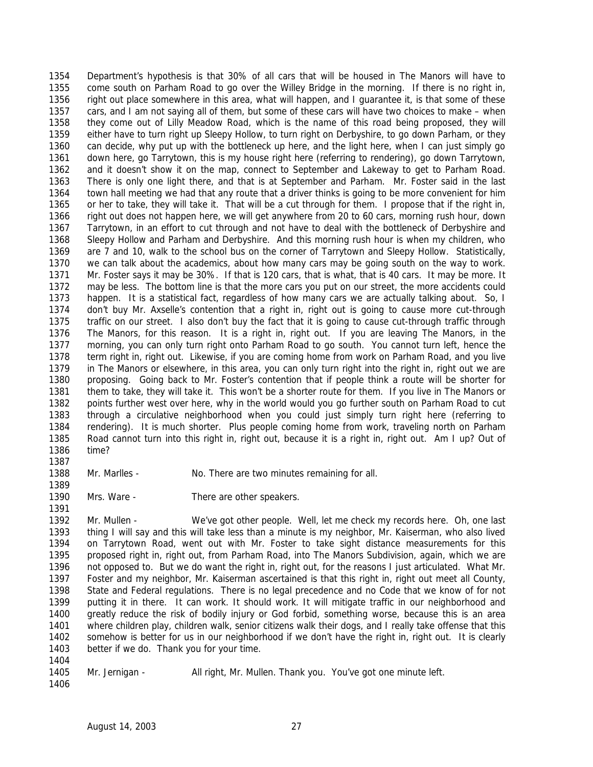Department's hypothesis is that 30% of all cars that will be housed in The Manors will have to come south on Parham Road to go over the Willey Bridge in the morning. If there is no right in, right out place somewhere in this area, what will happen, and I guarantee it, is that some of these cars, and I am not saying all of them, but some of these cars will have two choices to make – when they come out of Lilly Meadow Road, which is the name of this road being proposed, they will either have to turn right up Sleepy Hollow, to turn right on Derbyshire, to go down Parham, or they can decide, why put up with the bottleneck up here, and the light here, when I can just simply go down here, go Tarrytown, this is my house right here (referring to rendering), go down Tarrytown, and it doesn't show it on the map, connect to September and Lakeway to get to Parham Road. There is only one light there, and that is at September and Parham. Mr. Foster said in the last town hall meeting we had that any route that a driver thinks is going to be more convenient for him or her to take, they will take it. That will be a cut through for them. I propose that if the right in, right out does not happen here, we will get anywhere from 20 to 60 cars, morning rush hour, down Tarrytown, in an effort to cut through and not have to deal with the bottleneck of Derbyshire and Sleepy Hollow and Parham and Derbyshire. And this morning rush hour is when my children, who are 7 and 10, walk to the school bus on the corner of Tarrytown and Sleepy Hollow. Statistically, we can talk about the academics, about how many cars may be going south on the way to work. Mr. Foster says it may be 30%. If that is 120 cars, that is what, that is 40 cars. It may be more. It may be less. The bottom line is that the more cars you put on our street, the more accidents could happen. It is a statistical fact, regardless of how many cars we are actually talking about. So, I don't buy Mr. Axselle's contention that a right in, right out is going to cause more cut-through traffic on our street. I also don't buy the fact that it is going to cause cut-through traffic through The Manors, for this reason. It is a right in, right out. If you are leaving The Manors, in the morning, you can only turn right onto Parham Road to go south. You cannot turn left, hence the term right in, right out. Likewise, if you are coming home from work on Parham Road, and you live in The Manors or elsewhere, in this area, you can only turn right into the right in, right out we are proposing. Going back to Mr. Foster's contention that if people think a route will be shorter for them to take, they will take it. This won't be a shorter route for them. If you live in The Manors or points further west over here, why in the world would you go further south on Parham Road to cut through a circulative neighborhood when you could just simply turn right here (referring to rendering). It is much shorter. Plus people coming home from work, traveling north on Parham Road cannot turn into this right in, right out, because it is a right in, right out. Am I up? Out of time?

Mr. Marlles - No. There are two minutes remaining for all.

Mrs. Ware - There are other speakers.

Mr. Mullen - We've got other people. Well, let me check my records here. Oh, one last thing I will say and this will take less than a minute is my neighbor, Mr. Kaiserman, who also lived on Tarrytown Road, went out with Mr. Foster to take sight distance measurements for this proposed right in, right out, from Parham Road, into The Manors Subdivision, again, which we are not opposed to. But we do want the right in, right out, for the reasons I just articulated. What Mr. Foster and my neighbor, Mr. Kaiserman ascertained is that this right in, right out meet all County, State and Federal regulations. There is no legal precedence and no Code that we know of for not putting it in there. It can work. It should work. It will mitigate traffic in our neighborhood and greatly reduce the risk of bodily injury or God forbid, something worse, because this is an area where children play, children walk, senior citizens walk their dogs, and I really take offense that this somehow is better for us in our neighborhood if we don't have the right in, right out. It is clearly better if we do. Thank you for your time.

Mr. Jernigan - All right, Mr. Mullen. Thank you. You've got one minute left.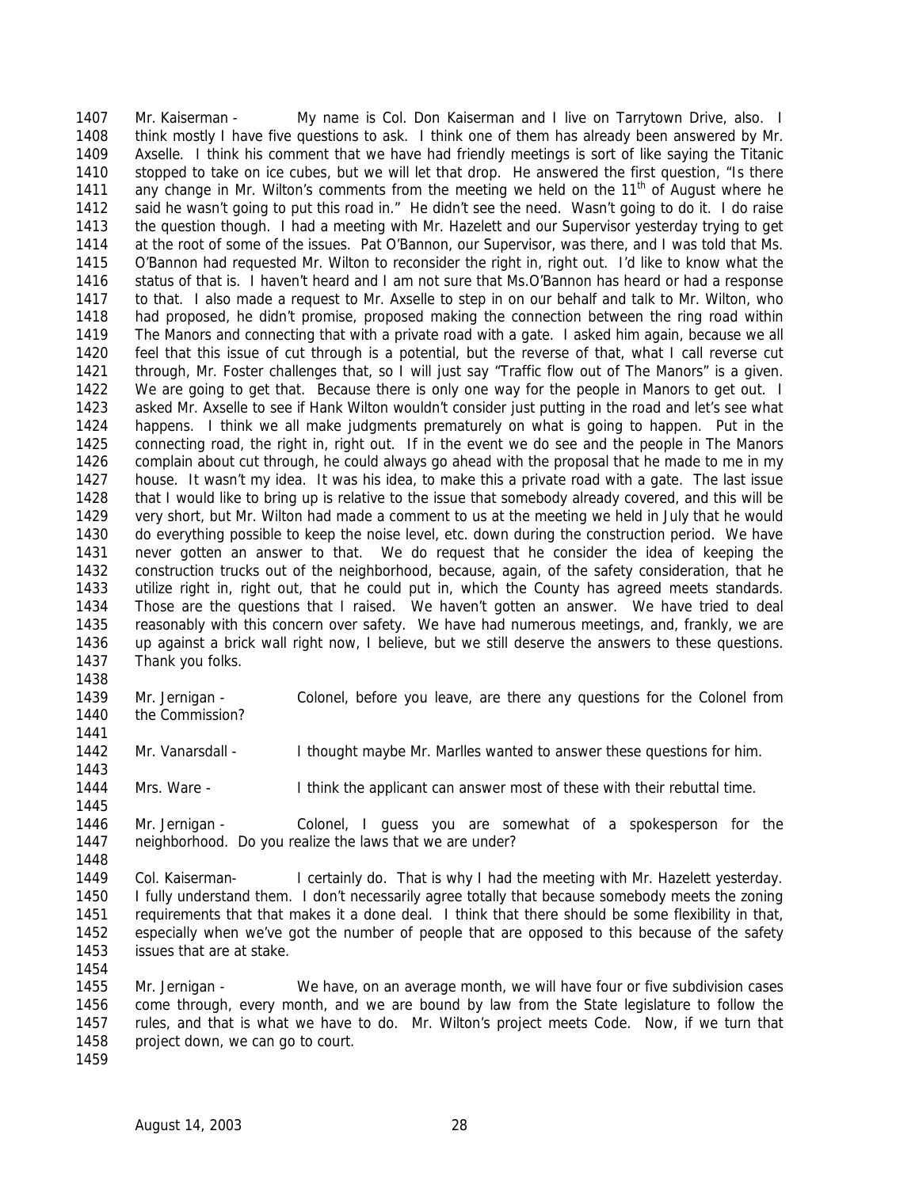Mr. Kaiserman - My name is Col. Don Kaiserman and I live on Tarrytown Drive, also. I think mostly I have five questions to ask. I think one of them has already been answered by Mr. Axselle. I think his comment that we have had friendly meetings is sort of like saying the Titanic stopped to take on ice cubes, but we will let that drop. He answered the first question, "Is there any change in Mr. Wilton's comments from the meeting we held on the 11th of August where he said he wasn't going to put this road in." He didn't see the need. Wasn't going to do it. I do raise the question though. I had a meeting with Mr. Hazelett and our Supervisor yesterday trying to get at the root of some of the issues. Pat O'Bannon, our Supervisor, was there, and I was told that Ms. O'Bannon had requested Mr. Wilton to reconsider the right in, right out. I'd like to know what the status of that is. I haven't heard and I am not sure that Ms.O'Bannon has heard or had a response to that. I also made a request to Mr. Axselle to step in on our behalf and talk to Mr. Wilton, who had proposed, he didn't promise, proposed making the connection between the ring road within The Manors and connecting that with a private road with a gate. I asked him again, because we all feel that this issue of cut through is a potential, but the reverse of that, what I call reverse cut through, Mr. Foster challenges that, so I will just say "Traffic flow out of The Manors" is a given. We are going to get that. Because there is only one way for the people in Manors to get out. I asked Mr. Axselle to see if Hank Wilton wouldn't consider just putting in the road and let's see what happens. I think we all make judgments prematurely on what is going to happen. Put in the connecting road, the right in, right out. If in the event we do see and the people in The Manors complain about cut through, he could always go ahead with the proposal that he made to me in my house. It wasn't my idea. It was his idea, to make this a private road with a gate. The last issue that I would like to bring up is relative to the issue that somebody already covered, and this will be very short, but Mr. Wilton had made a comment to us at the meeting we held in July that he would do everything possible to keep the noise level, etc. down during the construction period. We have never gotten an answer to that. We do request that he consider the idea of keeping the construction trucks out of the neighborhood, because, again, of the safety consideration, that he utilize right in, right out, that he could put in, which the County has agreed meets standards. Those are the questions that I raised. We haven't gotten an answer. We have tried to deal reasonably with this concern over safety. We have had numerous meetings, and, frankly, we are up against a brick wall right now, I believe, but we still deserve the answers to these questions. Thank you folks.

Mr. Jernigan - Colonel, before you leave, are there any questions for the Colonel from the Commission?

Mr. Vanarsdall - I thought maybe Mr. Marlles wanted to answer these questions for him.

Mrs. Ware - I think the applicant can answer most of these with their rebuttal time.

Mr. Jernigan - Colonel, I guess you are somewhat of a spokesperson for the neighborhood. Do you realize the laws that we are under?

Col. Kaiserman- I certainly do. That is why I had the meeting with Mr. Hazelett yesterday. I fully understand them. I don't necessarily agree totally that because somebody meets the zoning requirements that that makes it a done deal. I think that there should be some flexibility in that, especially when we've got the number of people that are opposed to this because of the safety issues that are at stake.

Mr. Jernigan - We have, on an average month, we will have four or five subdivision cases come through, every month, and we are bound by law from the State legislature to follow the rules, and that is what we have to do. Mr. Wilton's project meets Code. Now, if we turn that project down, we can go to court.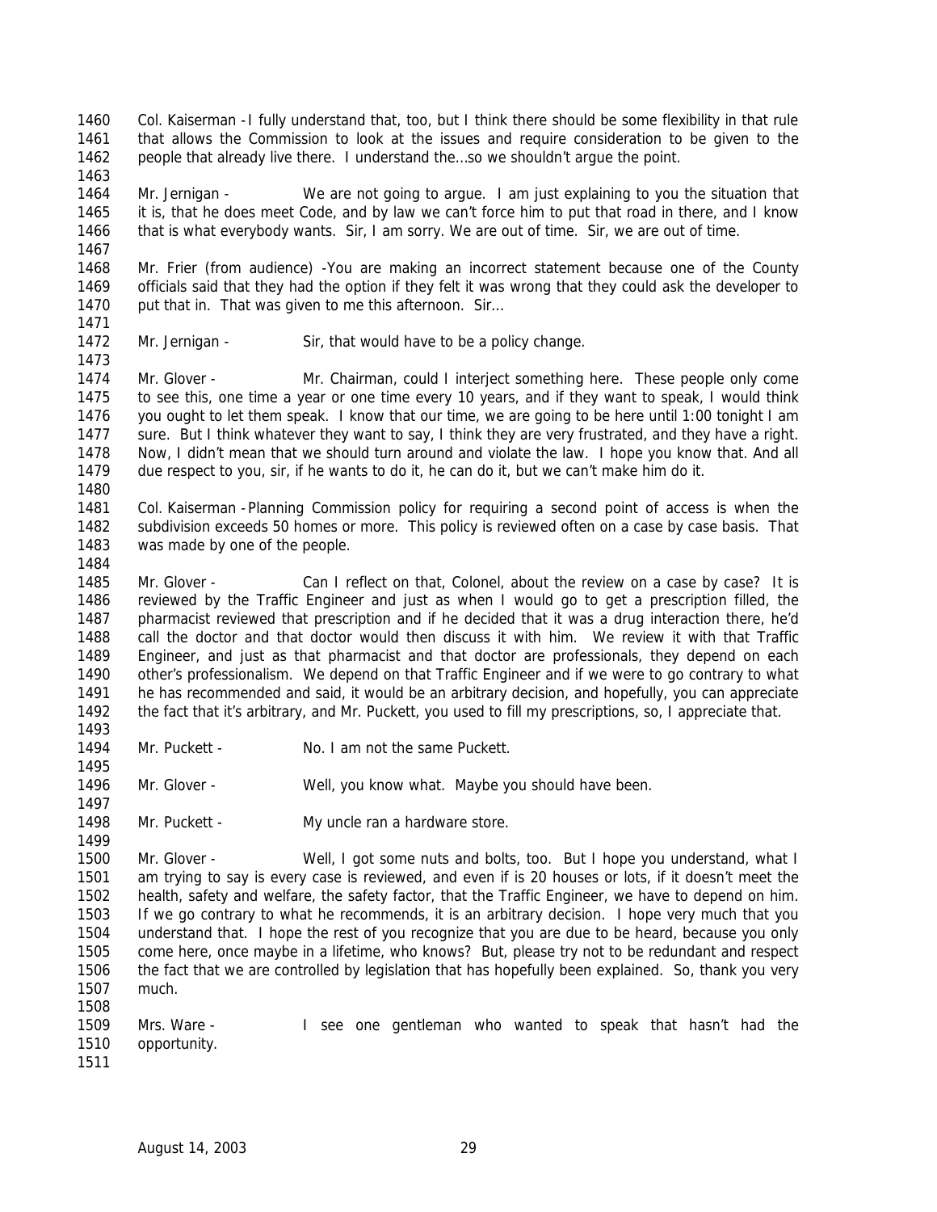Col. Kaiserman - I fully understand that, too, but I think there should be some flexibility in that rule that allows the Commission to look at the issues and require consideration to be given to the people that already live there. I understand the…so we shouldn't argue the point.

Mr. Jernigan - We are not going to argue. I am just explaining to you the situation that it is, that he does meet Code, and by law we can't force him to put that road in there, and I know that is what everybody wants. Sir, I am sorry. We are out of time. Sir, we are out of time.

Mr. Frier (from audience) - You are making an incorrect statement because one of the County officials said that they had the option if they felt it was wrong that they could ask the developer to put that in. That was given to me this afternoon. Sir…

Mr. Jernigan - Sir, that would have to be a policy change.

Mr. Glover - Mr. Chairman, could I interject something here. These people only come to see this, one time a year or one time every 10 years, and if they want to speak, I would think you ought to let them speak. I know that our time, we are going to be here until 1:00 tonight I am sure. But I think whatever they want to say, I think they are very frustrated, and they have a right. Now, I didn't mean that we should turn around and violate the law. I hope you know that. And all due respect to you, sir, if he wants to do it, he can do it, but we can't make him do it.

Col. Kaiserman - Planning Commission policy for requiring a second point of access is when the subdivision exceeds 50 homes or more. This policy is reviewed often on a case by case basis. That was made by one of the people.

Mr. Glover - Can I reflect on that, Colonel, about the review on a case by case? It is reviewed by the Traffic Engineer and just as when I would go to get a prescription filled, the pharmacist reviewed that prescription and if he decided that it was a drug interaction there, he'd call the doctor and that doctor would then discuss it with him. We review it with that Traffic Engineer, and just as that pharmacist and that doctor are professionals, they depend on each other's professionalism. We depend on that Traffic Engineer and if we were to go contrary to what he has recommended and said, it would be an arbitrary decision, and hopefully, you can appreciate the fact that it's arbitrary, and Mr. Puckett, you used to fill my prescriptions, so, I appreciate that.

Mr. Puckett - No. I am not the same Puckett.

Mr. Glover - Well, you know what. Maybe you should have been.

Mr. Puckett - My uncle ran a hardware store.

Mr. Glover - Well, I got some nuts and bolts, too. But I hope you understand, what I am trying to say is every case is reviewed, and even if is 20 houses or lots, if it doesn't meet the health, safety and welfare, the safety factor, that the Traffic Engineer, we have to depend on him. If we go contrary to what he recommends, it is an arbitrary decision. I hope very much that you understand that. I hope the rest of you recognize that you are due to be heard, because you only come here, once maybe in a lifetime, who knows? But, please try not to be redundant and respect the fact that we are controlled by legislation that has hopefully been explained. So, thank you very much.

Mrs. Ware - I see one gentleman who wanted to speak that hasn't had the opportunity.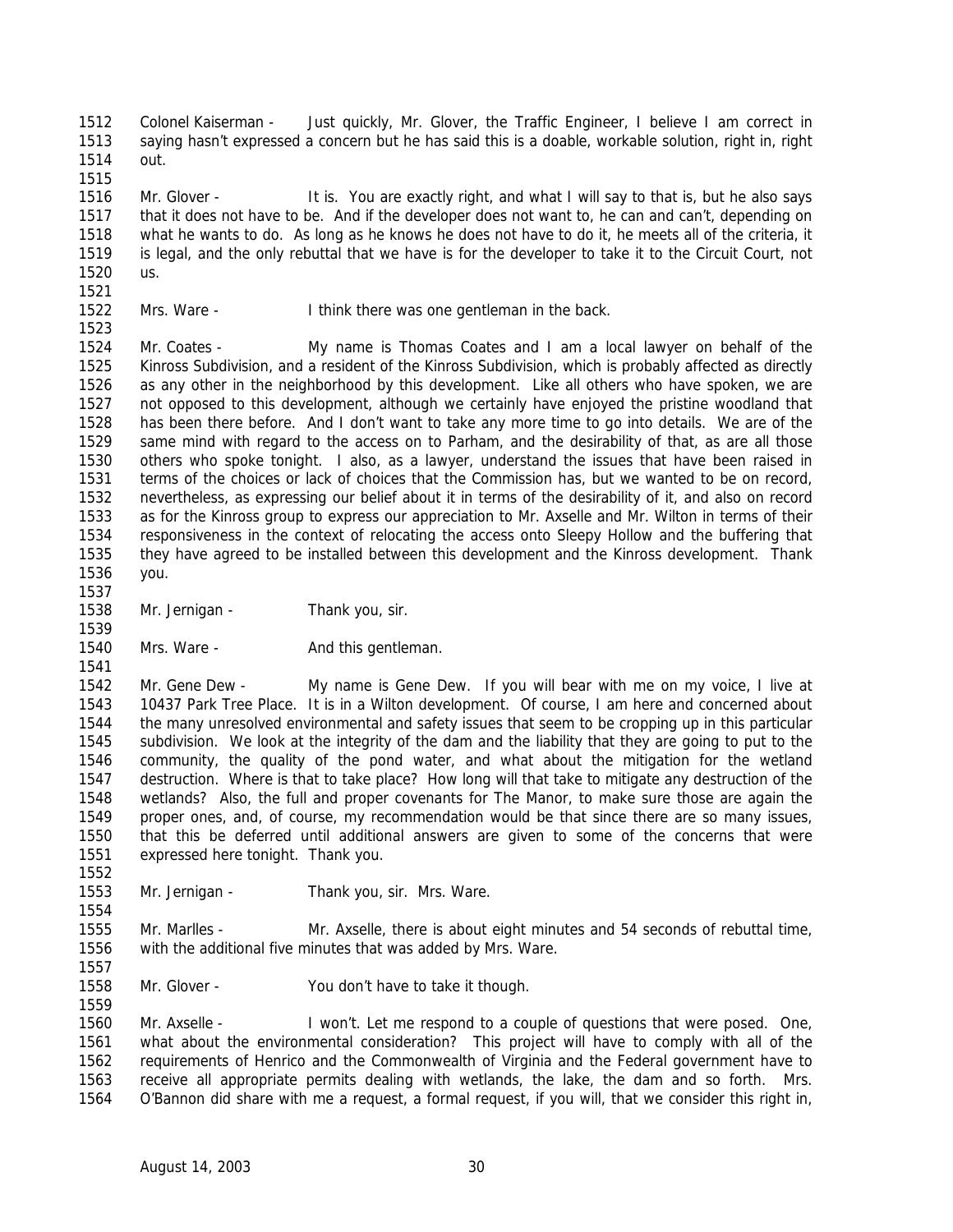Colonel Kaiserman - Just quickly, Mr. Glover, the Traffic Engineer, I believe I am correct in saying hasn't expressed a concern but he has said this is a doable, workable solution, right in, right out.

Mr. Glover - It is. You are exactly right, and what I will say to that is, but he also says that it does not have to be. And if the developer does not want to, he can and can't, depending on what he wants to do. As long as he knows he does not have to do it, he meets all of the criteria, it is legal, and the only rebuttal that we have is for the developer to take it to the Circuit Court, not us.

Mrs. Ware - I think there was one gentleman in the back.

Mr. Coates - My name is Thomas Coates and I am a local lawyer on behalf of the Kinross Subdivision, and a resident of the Kinross Subdivision, which is probably affected as directly as any other in the neighborhood by this development. Like all others who have spoken, we are not opposed to this development, although we certainly have enjoyed the pristine woodland that has been there before. And I don't want to take any more time to go into details. We are of the same mind with regard to the access on to Parham, and the desirability of that, as are all those others who spoke tonight. I also, as a lawyer, understand the issues that have been raised in terms of the choices or lack of choices that the Commission has, but we wanted to be on record, nevertheless, as expressing our belief about it in terms of the desirability of it, and also on record as for the Kinross group to express our appreciation to Mr. Axselle and Mr. Wilton in terms of their responsiveness in the context of relocating the access onto Sleepy Hollow and the buffering that they have agreed to be installed between this development and the Kinross development. Thank you.

Mr. Jernigan - Thank you, sir.

Mrs. Ware - And this gentleman.

Mr. Gene Dew - My name is Gene Dew. If you will bear with me on my voice, I live at 10437 Park Tree Place. It is in a Wilton development. Of course, I am here and concerned about the many unresolved environmental and safety issues that seem to be cropping up in this particular subdivision. We look at the integrity of the dam and the liability that they are going to put to the community, the quality of the pond water, and what about the mitigation for the wetland destruction. Where is that to take place? How long will that take to mitigate any destruction of the wetlands? Also, the full and proper covenants for The Manor, to make sure those are again the proper ones, and, of course, my recommendation would be that since there are so many issues, that this be deferred until additional answers are given to some of the concerns that were expressed here tonight. Thank you.

Mr. Jernigan - Thank you, sir. Mrs. Ware.

Mr. Marlles - Mr. Axselle, there is about eight minutes and 54 seconds of rebuttal time, with the additional five minutes that was added by Mrs. Ware.

Mr. Glover - You don't have to take it though.

Mr. Axselle - I won't. Let me respond to a couple of questions that were posed. One, what about the environmental consideration? This project will have to comply with all of the requirements of Henrico and the Commonwealth of Virginia and the Federal government have to receive all appropriate permits dealing with wetlands, the lake, the dam and so forth. Mrs. O'Bannon did share with me a request, a formal request, if you will, that we consider this right in,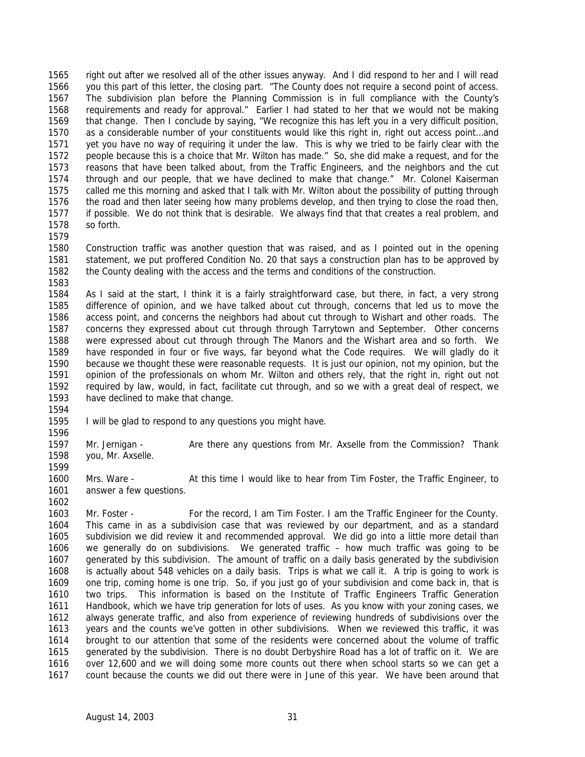right out after we resolved all of the other issues anyway. And I did respond to her and I will read you this part of this letter, the closing part. "The County does not require a second point of access. The subdivision plan before the Planning Commission is in full compliance with the County's requirements and ready for approval." Earlier I had stated to her that we would not be making that change. Then I conclude by saying, "We recognize this has left you in a very difficult position, as a considerable number of your constituents would like this right in, right out access point…and yet you have no way of requiring it under the law. This is why we tried to be fairly clear with the people because this is a choice that Mr. Wilton has made." So, she did make a request, and for the reasons that have been talked about, from the Traffic Engineers, and the neighbors and the cut through and our people, that we have declined to make that change." Mr. Colonel Kaiserman called me this morning and asked that I talk with Mr. Wilton about the possibility of putting through the road and then later seeing how many problems develop, and then trying to close the road then, if possible. We do not think that is desirable. We always find that that creates a real problem, and so forth.

Construction traffic was another question that was raised, and as I pointed out in the opening statement, we put proffered Condition No. 20 that says a construction plan has to be approved by the County dealing with the access and the terms and conditions of the construction.

As I said at the start, I think it is a fairly straightforward case, but there, in fact, a very strong difference of opinion, and we have talked about cut through, concerns that led us to move the access point, and concerns the neighbors had about cut through to Wishart and other roads. The concerns they expressed about cut through through Tarrytown and September. Other concerns were expressed about cut through through The Manors and the Wishart area and so forth. We have responded in four or five ways, far beyond what the Code requires. We will gladly do it because we thought these were reasonable requests. It is just our opinion, not my opinion, but the opinion of the professionals on whom Mr. Wilton and others rely, that the right in, right out not required by law, would, in fact, facilitate cut through, and so we with a great deal of respect, we have declined to make that change.

I will be glad to respond to any questions you might have.

Mr. Jernigan - Are there any questions from Mr. Axselle from the Commission? Thank you, Mr. Axselle.

Mrs. Ware - At this time I would like to hear from Tim Foster, the Traffic Engineer, to answer a few questions.

Mr. Foster - For the record, I am Tim Foster. I am the Traffic Engineer for the County. This came in as a subdivision case that was reviewed by our department, and as a standard subdivision we did review it and recommended approval. We did go into a little more detail than we generally do on subdivisions. We generated traffic – how much traffic was going to be generated by this subdivision. The amount of traffic on a daily basis generated by the subdivision is actually about 548 vehicles on a daily basis. Trips is what we call it. A trip is going to work is one trip, coming home is one trip. So, if you just go of your subdivision and come back in, that is two trips. This information is based on the Institute of Traffic Engineers Traffic Generation Handbook, which we have trip generation for lots of uses. As you know with your zoning cases, we always generate traffic, and also from experience of reviewing hundreds of subdivisions over the years and the counts we've gotten in other subdivisions. When we reviewed this traffic, it was brought to our attention that some of the residents were concerned about the volume of traffic generated by the subdivision. There is no doubt Derbyshire Road has a lot of traffic on it. We are over 12,600 and we will doing some more counts out there when school starts so we can get a count because the counts we did out there were in June of this year. We have been around that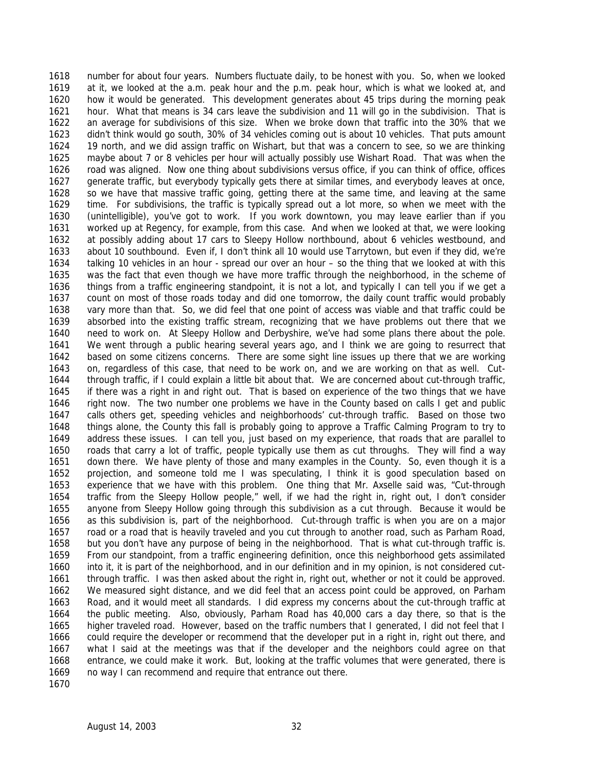number for about four years. Numbers fluctuate daily, to be honest with you. So, when we looked at it, we looked at the a.m. peak hour and the p.m. peak hour, which is what we looked at, and how it would be generated. This development generates about 45 trips during the morning peak hour. What that means is 34 cars leave the subdivision and 11 will go in the subdivision. That is an average for subdivisions of this size. When we broke down that traffic into the 30% that we didn't think would go south, 30% of 34 vehicles coming out is about 10 vehicles. That puts amount 19 north, and we did assign traffic on Wishart, but that was a concern to see, so we are thinking maybe about 7 or 8 vehicles per hour will actually possibly use Wishart Road. That was when the road was aligned. Now one thing about subdivisions versus office, if you can think of office, offices generate traffic, but everybody typically gets there at similar times, and everybody leaves at once, so we have that massive traffic going, getting there at the same time, and leaving at the same time. For subdivisions, the traffic is typically spread out a lot more, so when we meet with the (unintelligible), you've got to work. If you work downtown, you may leave earlier than if you worked up at Regency, for example, from this case. And when we looked at that, we were looking at possibly adding about 17 cars to Sleepy Hollow northbound, about 6 vehicles westbound, and about 10 southbound. Even if, I don't think all 10 would use Tarrytown, but even if they did, we're talking 10 vehicles in an hour - spread our over an hour – so the thing that we looked at with this was the fact that even though we have more traffic through the neighborhood, in the scheme of things from a traffic engineering standpoint, it is not a lot, and typically I can tell you if we get a count on most of those roads today and did one tomorrow, the daily count traffic would probably vary more than that. So, we did feel that one point of access was viable and that traffic could be absorbed into the existing traffic stream, recognizing that we have problems out there that we need to work on. At Sleepy Hollow and Derbyshire, we've had some plans there about the pole. We went through a public hearing several years ago, and I think we are going to resurrect that based on some citizens concerns. There are some sight line issues up there that we are working on, regardless of this case, that need to be work on, and we are working on that as well. Cut-through traffic, if I could explain a little bit about that. We are concerned about cut-through traffic, if there was a right in and right out. That is based on experience of the two things that we have right now. The two number one problems we have in the County based on calls I get and public calls others get, speeding vehicles and neighborhoods' cut-through traffic. Based on those two things alone, the County this fall is probably going to approve a Traffic Calming Program to try to address these issues. I can tell you, just based on my experience, that roads that are parallel to roads that carry a lot of traffic, people typically use them as cut throughs. They will find a way down there. We have plenty of those and many examples in the County. So, even though it is a projection, and someone told me I was speculating, I think it is good speculation based on experience that we have with this problem. One thing that Mr. Axselle said was, "Cut-through traffic from the Sleepy Hollow people," well, if we had the right in, right out, I don't consider anyone from Sleepy Hollow going through this subdivision as a cut through. Because it would be as this subdivision is, part of the neighborhood. Cut-through traffic is when you are on a major road or a road that is heavily traveled and you cut through to another road, such as Parham Road, but you don't have any purpose of being in the neighborhood. That is what cut-through traffic is. From our standpoint, from a traffic engineering definition, once this neighborhood gets assimilated into it, it is part of the neighborhood, and in our definition and in my opinion, is not considered cut-through traffic. I was then asked about the right in, right out, whether or not it could be approved. We measured sight distance, and we did feel that an access point could be approved, on Parham Road, and it would meet all standards. I did express my concerns about the cut-through traffic at the public meeting. Also, obviously, Parham Road has 40,000 cars a day there, so that is the higher traveled road. However, based on the traffic numbers that I generated, I did not feel that I could require the developer or recommend that the developer put in a right in, right out there, and what I said at the meetings was that if the developer and the neighbors could agree on that entrance, we could make it work. But, looking at the traffic volumes that were generated, there is no way I can recommend and require that entrance out there.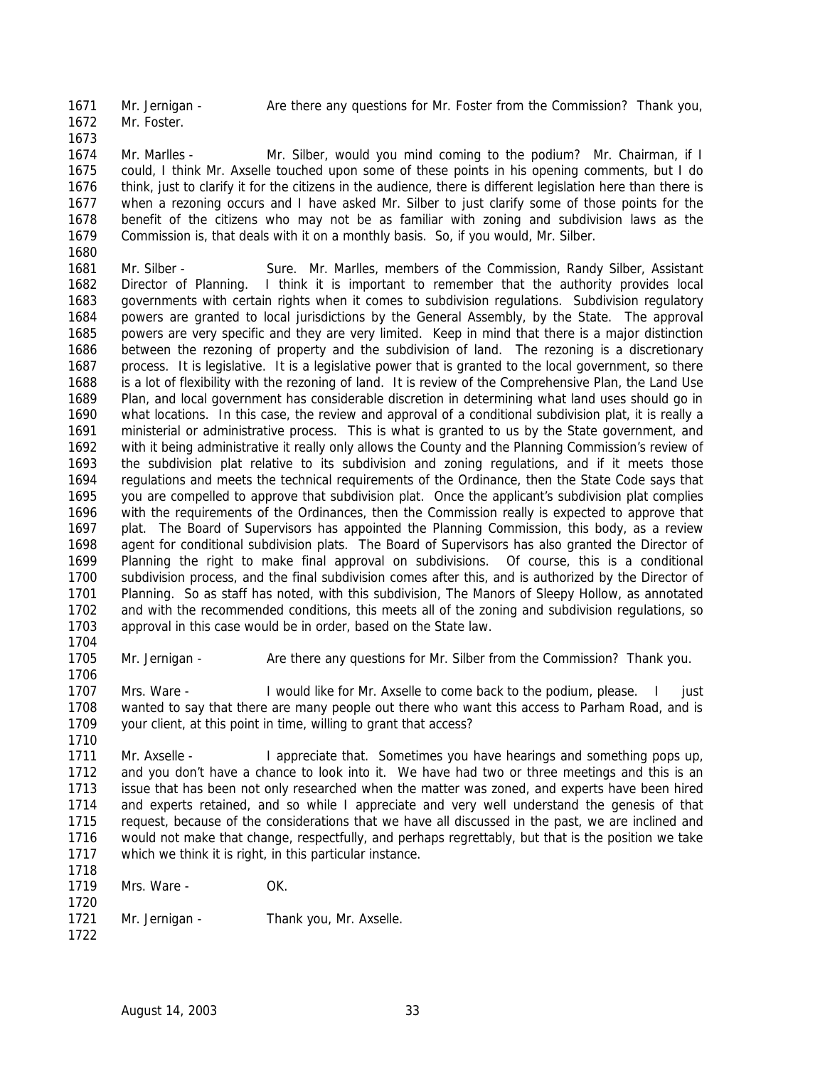Mr. Jernigan - Are there any questions for Mr. Foster from the Commission? Thank you, Mr. Foster.

Mr. Marlles - Mr. Silber, would you mind coming to the podium? Mr. Chairman, if I could, I think Mr. Axselle touched upon some of these points in his opening comments, but I do think, just to clarify it for the citizens in the audience, there is different legislation here than there is when a rezoning occurs and I have asked Mr. Silber to just clarify some of those points for the benefit of the citizens who may not be as familiar with zoning and subdivision laws as the Commission is, that deals with it on a monthly basis. So, if you would, Mr. Silber.

Mr. Silber - Sure. Mr. Marlles, members of the Commission, Randy Silber, Assistant Director of Planning. I think it is important to remember that the authority provides local governments with certain rights when it comes to subdivision regulations. Subdivision regulatory powers are granted to local jurisdictions by the General Assembly, by the State. The approval powers are very specific and they are very limited. Keep in mind that there is a major distinction between the rezoning of property and the subdivision of land. The rezoning is a discretionary process. It is legislative. It is a legislative power that is granted to the local government, so there is a lot of flexibility with the rezoning of land. It is review of the Comprehensive Plan, the Land Use Plan, and local government has considerable discretion in determining what land uses should go in what locations. In this case, the review and approval of a conditional subdivision plat, it is really a ministerial or administrative process. This is what is granted to us by the State government, and with it being administrative it really only allows the County and the Planning Commission's review of the subdivision plat relative to its subdivision and zoning regulations, and if it meets those regulations and meets the technical requirements of the Ordinance, then the State Code says that you are compelled to approve that subdivision plat. Once the applicant's subdivision plat complies with the requirements of the Ordinances, then the Commission really is expected to approve that plat. The Board of Supervisors has appointed the Planning Commission, this body, as a review agent for conditional subdivision plats. The Board of Supervisors has also granted the Director of Planning the right to make final approval on subdivisions. Of course, this is a conditional subdivision process, and the final subdivision comes after this, and is authorized by the Director of Planning. So as staff has noted, with this subdivision, The Manors of Sleepy Hollow, as annotated and with the recommended conditions, this meets all of the zoning and subdivision regulations, so approval in this case would be in order, based on the State law.

Mr. Jernigan - Are there any questions for Mr. Silber from the Commission? Thank you.

Mrs. Ware - I would like for Mr. Axselle to come back to the podium, please. I just wanted to say that there are many people out there who want this access to Parham Road, and is your client, at this point in time, willing to grant that access?

Mr. Axselle - I appreciate that. Sometimes you have hearings and something pops up, and you don't have a chance to look into it. We have had two or three meetings and this is an issue that has been not only researched when the matter was zoned, and experts have been hired and experts retained, and so while I appreciate and very well understand the genesis of that request, because of the considerations that we have all discussed in the past, we are inclined and would not make that change, respectfully, and perhaps regrettably, but that is the position we take which we think it is right, in this particular instance.

Mrs. Ware - OK.

Mr. Jernigan - Thank you, Mr. Axselle.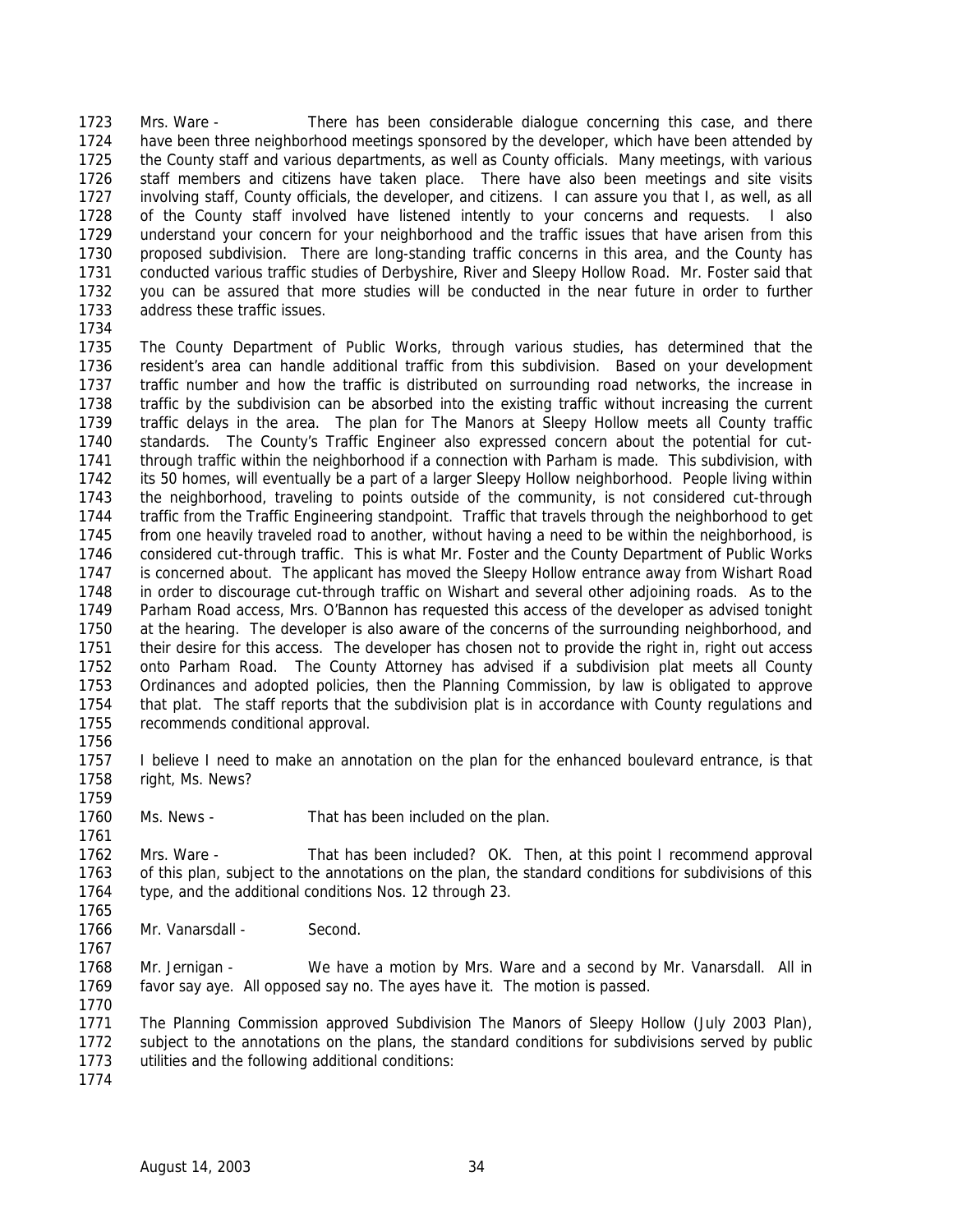Mrs. Ware - There has been considerable dialogue concerning this case, and there have been three neighborhood meetings sponsored by the developer, which have been attended by the County staff and various departments, as well as County officials. Many meetings, with various staff members and citizens have taken place. There have also been meetings and site visits involving staff, County officials, the developer, and citizens. I can assure you that I, as well, as all of the County staff involved have listened intently to your concerns and requests. I also understand your concern for your neighborhood and the traffic issues that have arisen from this proposed subdivision. There are long-standing traffic concerns in this area, and the County has conducted various traffic studies of Derbyshire, River and Sleepy Hollow Road. Mr. Foster said that you can be assured that more studies will be conducted in the near future in order to further address these traffic issues.

The County Department of Public Works, through various studies, has determined that the resident's area can handle additional traffic from this subdivision. Based on your development traffic number and how the traffic is distributed on surrounding road networks, the increase in traffic by the subdivision can be absorbed into the existing traffic without increasing the current traffic delays in the area. The plan for The Manors at Sleepy Hollow meets all County traffic standards. The County's Traffic Engineer also expressed concern about the potential for cut-through traffic within the neighborhood if a connection with Parham is made. This subdivision, with its 50 homes, will eventually be a part of a larger Sleepy Hollow neighborhood. People living within the neighborhood, traveling to points outside of the community, is not considered cut-through traffic from the Traffic Engineering standpoint. Traffic that travels through the neighborhood to get from one heavily traveled road to another, without having a need to be within the neighborhood, is considered cut-through traffic. This is what Mr. Foster and the County Department of Public Works is concerned about. The applicant has moved the Sleepy Hollow entrance away from Wishart Road in order to discourage cut-through traffic on Wishart and several other adjoining roads. As to the Parham Road access, Mrs. O'Bannon has requested this access of the developer as advised tonight at the hearing. The developer is also aware of the concerns of the surrounding neighborhood, and their desire for this access. The developer has chosen not to provide the right in, right out access onto Parham Road. The County Attorney has advised if a subdivision plat meets all County Ordinances and adopted policies, then the Planning Commission, by law is obligated to approve that plat. The staff reports that the subdivision plat is in accordance with County regulations and recommends conditional approval.

I believe I need to make an annotation on the plan for the enhanced boulevard entrance, is that right, Ms. News?

Ms. News - That has been included on the plan.

Mrs. Ware - That has been included? OK. Then, at this point I recommend approval of this plan, subject to the annotations on the plan, the standard conditions for subdivisions of this type, and the additional conditions Nos. 12 through 23.

Mr. Vanarsdall - Second.

Mr. Jernigan - We have a motion by Mrs. Ware and a second by Mr. Vanarsdall. All in favor say aye. All opposed say no. The ayes have it. The motion is passed.

The Planning Commission approved Subdivision The Manors of Sleepy Hollow (July 2003 Plan), subject to the annotations on the plans, the standard conditions for subdivisions served by public utilities and the following additional conditions: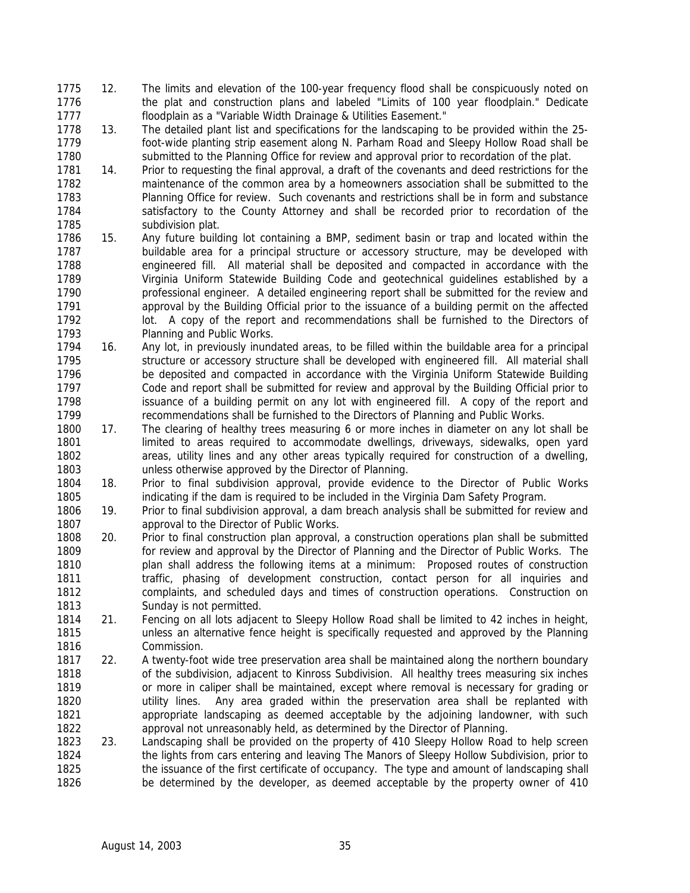12. The limits and elevation of the 100-year frequency flood shall be conspicuously noted on the plat and construction plans and labeled "Limits of 100 year floodplain." Dedicate floodplain as a "Variable Width Drainage & Utilities Easement."
13. The detailed plant list and specifications for the landscaping to be provided within the 25-foot-wide planting strip easement along N. Parham Road and Sleepy Hollow Road shall be submitted to the Planning Office for review and approval prior to recordation of the plat.
14. Prior to requesting the final approval, a draft of the covenants and deed restrictions for the maintenance of the common area by a homeowners association shall be submitted to the Planning Office for review. Such covenants and restrictions shall be in form and substance satisfactory to the County Attorney and shall be recorded prior to recordation of the subdivision plat.
15. Any future building lot containing a BMP, sediment basin or trap and located within the buildable area for a principal structure or accessory structure, may be developed with engineered fill. All material shall be deposited and compacted in accordance with the Virginia Uniform Statewide Building Code and geotechnical guidelines established by a professional engineer. A detailed engineering report shall be submitted for the review and approval by the Building Official prior to the issuance of a building permit on the affected lot. A copy of the report and recommendations shall be furnished to the Directors of Planning and Public Works.
16. Any lot, in previously inundated areas, to be filled within the buildable area for a principal structure or accessory structure shall be developed with engineered fill. All material shall be deposited and compacted in accordance with the Virginia Uniform Statewide Building Code and report shall be submitted for review and approval by the Building Official prior to issuance of a building permit on any lot with engineered fill. A copy of the report and recommendations shall be furnished to the Directors of Planning and Public Works.
17. The clearing of healthy trees measuring 6 or more inches in diameter on any lot shall be limited to areas required to accommodate dwellings, driveways, sidewalks, open yard areas, utility lines and any other areas typically required for construction of a dwelling, unless otherwise approved by the Director of Planning.
18. Prior to final subdivision approval, provide evidence to the Director of Public Works indicating if the dam is required to be included in the Virginia Dam Safety Program.
19. Prior to final subdivision approval, a dam breach analysis shall be submitted for review and approval to the Director of Public Works.
20. Prior to final construction plan approval, a construction operations plan shall be submitted for review and approval by the Director of Planning and the Director of Public Works. The plan shall address the following items at a minimum: Proposed routes of construction traffic, phasing of development construction, contact person for all inquiries and complaints, and scheduled days and times of construction operations. Construction on Sunday is not permitted.
21. Fencing on all lots adjacent to Sleepy Hollow Road shall be limited to 42 inches in height, unless an alternative fence height is specifically requested and approved by the Planning Commission.
22. A twenty-foot wide tree preservation area shall be maintained along the northern boundary of the subdivision, adjacent to Kinross Subdivision. All healthy trees measuring six inches or more in caliper shall be maintained, except where removal is necessary for grading or utility lines. Any area graded within the preservation area shall be replanted with appropriate landscaping as deemed acceptable by the adjoining landowner, with such approval not unreasonably held, as determined by the Director of Planning.
23. Landscaping shall be provided on the property of 410 Sleepy Hollow Road to help screen the lights from cars entering and leaving The Manors of Sleepy Hollow Subdivision, prior to the issuance of the first certificate of occupancy. The type and amount of landscaping shall be determined by the developer, as deemed acceptable by the property owner of 410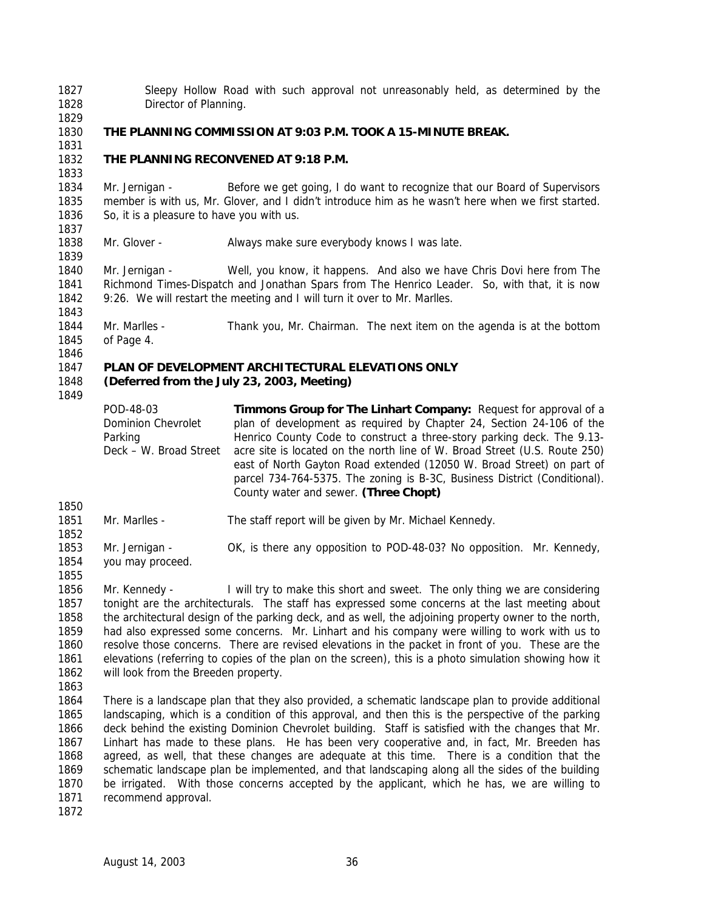Sleepy Hollow Road with such approval not unreasonably held, as determined by the Director of Planning.

**THE PLANNING COMMISSION AT 9:03 P.M. TOOK A 15-MINUTE BREAK.**

**THE PLANNING RECONVENED AT 9:18 P.M.**

Mr. Jernigan - Before we get going, I do want to recognize that our Board of Supervisors member is with us, Mr. Glover, and I didn't introduce him as he wasn't here when we first started. So, it is a pleasure to have you with us.

Mr. Glover - Always make sure everybody knows I was late.

Mr. Jernigan - Well, you know, it happens. And also we have Chris Dovi here from The Richmond Times-Dispatch and Jonathan Spars from The Henrico Leader. So, with that, it is now 9:26. We will restart the meeting and I will turn it over to Mr. Marlles.

Mr. Marlles - Thank you, Mr. Chairman. The next item on the agenda is at the bottom of Page 4.

**PLAN OF DEVELOPMENT ARCHITECTURAL ELEVATIONS ONLY**
**(Deferred from the July 23, 2003, Meeting)**

POD-48-03
Dominion Chevrolet Parking Deck – W. Broad Street

**Timmons Group for The Linhart Company:** Request for approval of a plan of development as required by Chapter 24, Section 24-106 of the Henrico County Code to construct a three-story parking deck. The 9.13-acre site is located on the north line of W. Broad Street (U.S. Route 250) east of North Gayton Road extended (12050 W. Broad Street) on part of parcel 734-764-5375. The zoning is B-3C, Business District (Conditional). County water and sewer. **(Three Chopt)**

Mr. Marlles - The staff report will be given by Mr. Michael Kennedy.

Mr. Jernigan - OK, is there any opposition to POD-48-03? No opposition. Mr. Kennedy, you may proceed.

Mr. Kennedy - I will try to make this short and sweet. The only thing we are considering tonight are the architecturals. The staff has expressed some concerns at the last meeting about the architectural design of the parking deck, and as well, the adjoining property owner to the north, had also expressed some concerns. Mr. Linhart and his company were willing to work with us to resolve those concerns. There are revised elevations in the packet in front of you. These are the elevations (referring to copies of the plan on the screen), this is a photo simulation showing how it will look from the Breeden property.

There is a landscape plan that they also provided, a schematic landscape plan to provide additional landscaping, which is a condition of this approval, and then this is the perspective of the parking deck behind the existing Dominion Chevrolet building. Staff is satisfied with the changes that Mr. Linhart has made to these plans. He has been very cooperative and, in fact, Mr. Breeden has agreed, as well, that these changes are adequate at this time. There is a condition that the schematic landscape plan be implemented, and that landscaping along all the sides of the building be irrigated. With those concerns accepted by the applicant, which he has, we are willing to recommend approval.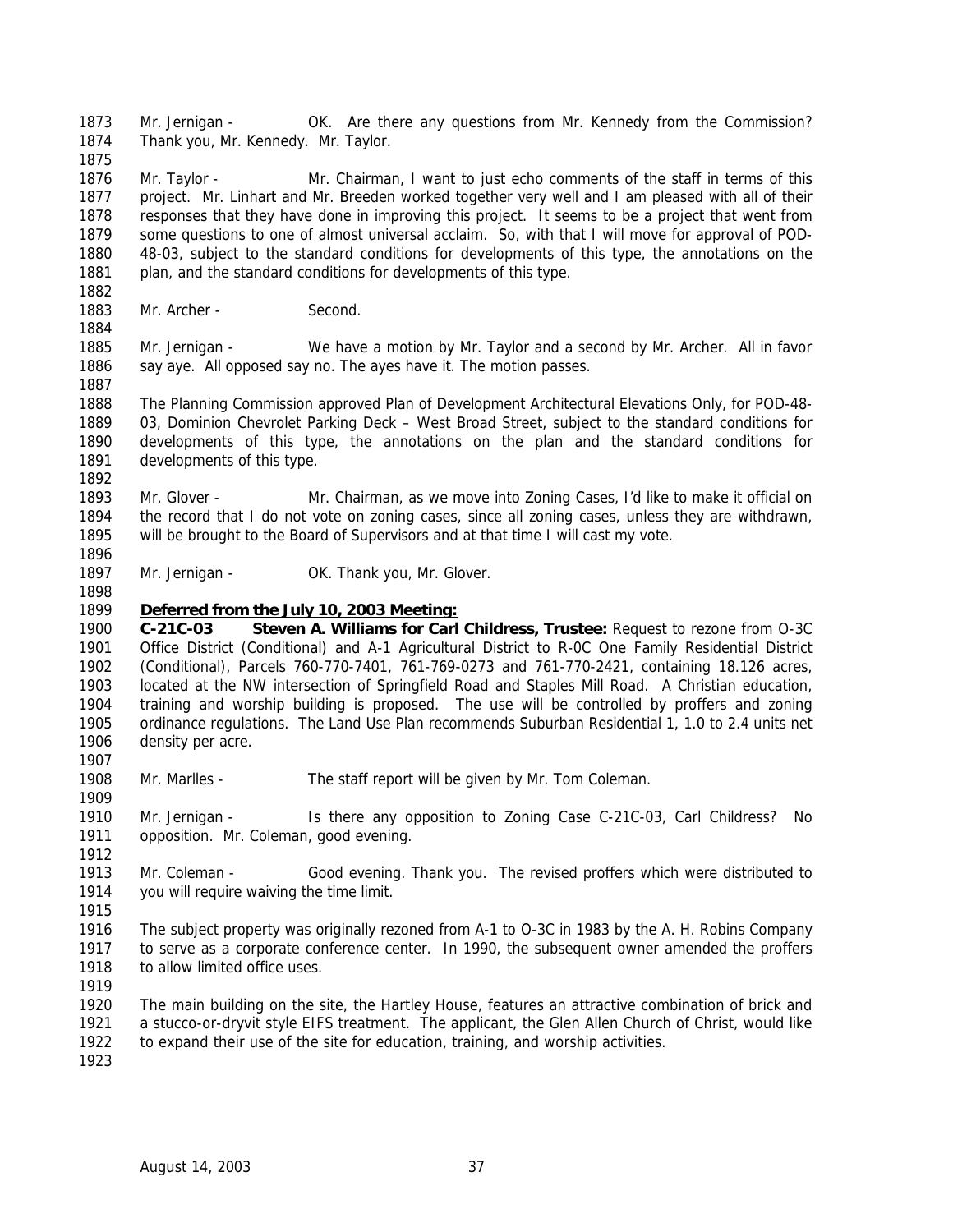Mr. Jernigan - OK. Are there any questions from Mr. Kennedy from the Commission? Thank you, Mr. Kennedy. Mr. Taylor.

Mr. Taylor - Mr. Chairman, I want to just echo comments of the staff in terms of this project. Mr. Linhart and Mr. Breeden worked together very well and I am pleased with all of their responses that they have done in improving this project. It seems to be a project that went from some questions to one of almost universal acclaim. So, with that I will move for approval of POD-48-03, subject to the standard conditions for developments of this type, the annotations on the plan, and the standard conditions for developments of this type.

Mr. Archer - Second.

Mr. Jernigan - We have a motion by Mr. Taylor and a second by Mr. Archer. All in favor say aye. All opposed say no. The ayes have it. The motion passes.

The Planning Commission approved Plan of Development Architectural Elevations Only, for POD-48-03, Dominion Chevrolet Parking Deck – West Broad Street, subject to the standard conditions for developments of this type, the annotations on the plan and the standard conditions for developments of this type.

Mr. Glover - Mr. Chairman, as we move into Zoning Cases, I'd like to make it official on the record that I do not vote on zoning cases, since all zoning cases, unless they are withdrawn, will be brought to the Board of Supervisors and at that time I will cast my vote.

Mr. Jernigan - OK. Thank you, Mr. Glover.

**Deferred from the July 10, 2003 Meeting:**

**C-21C-03 Steven A. Williams for Carl Childress, Trustee:** Request to rezone from O-3C Office District (Conditional) and A-1 Agricultural District to R-0C One Family Residential District (Conditional), Parcels 760-770-7401, 761-769-0273 and 761-770-2421, containing 18.126 acres, located at the NW intersection of Springfield Road and Staples Mill Road. A Christian education, training and worship building is proposed. The use will be controlled by proffers and zoning ordinance regulations. The Land Use Plan recommends Suburban Residential 1, 1.0 to 2.4 units net density per acre.

Mr. Marlles - The staff report will be given by Mr. Tom Coleman.

Mr. Jernigan - Is there any opposition to Zoning Case C-21C-03, Carl Childress? No opposition. Mr. Coleman, good evening.

Mr. Coleman - Good evening. Thank you. The revised proffers which were distributed to you will require waiving the time limit.

The subject property was originally rezoned from A-1 to O-3C in 1983 by the A. H. Robins Company to serve as a corporate conference center. In 1990, the subsequent owner amended the proffers to allow limited office uses.

The main building on the site, the Hartley House, features an attractive combination of brick and a stucco-or-dryvit style EIFS treatment. The applicant, the Glen Allen Church of Christ, would like to expand their use of the site for education, training, and worship activities.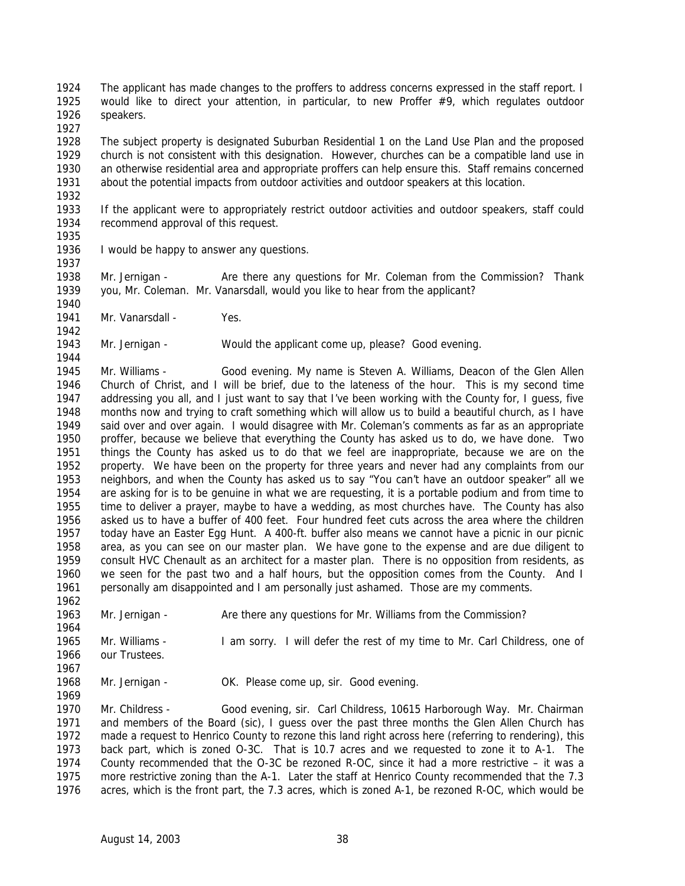The applicant has made changes to the proffers to address concerns expressed in the staff report. I would like to direct your attention, in particular, to new Proffer #9, which regulates outdoor speakers.

The subject property is designated Suburban Residential 1 on the Land Use Plan and the proposed church is not consistent with this designation. However, churches can be a compatible land use in an otherwise residential area and appropriate proffers can help ensure this. Staff remains concerned about the potential impacts from outdoor activities and outdoor speakers at this location.

If the applicant were to appropriately restrict outdoor activities and outdoor speakers, staff could recommend approval of this request.

I would be happy to answer any questions.

Mr. Jernigan - Are there any questions for Mr. Coleman from the Commission? Thank you, Mr. Coleman. Mr. Vanarsdall, would you like to hear from the applicant?

Mr. Vanarsdall - Yes.

Mr. Jernigan - Would the applicant come up, please? Good evening.

Mr. Williams - Good evening. My name is Steven A. Williams, Deacon of the Glen Allen Church of Christ, and I will be brief, due to the lateness of the hour. This is my second time addressing you all, and I just want to say that I've been working with the County for, I guess, five months now and trying to craft something which will allow us to build a beautiful church, as I have said over and over again. I would disagree with Mr. Coleman's comments as far as an appropriate proffer, because we believe that everything the County has asked us to do, we have done. Two things the County has asked us to do that we feel are inappropriate, because we are on the property. We have been on the property for three years and never had any complaints from our neighbors, and when the County has asked us to say "You can't have an outdoor speaker" all we are asking for is to be genuine in what we are requesting, it is a portable podium and from time to time to deliver a prayer, maybe to have a wedding, as most churches have. The County has also asked us to have a buffer of 400 feet. Four hundred feet cuts across the area where the children today have an Easter Egg Hunt. A 400-ft. buffer also means we cannot have a picnic in our picnic area, as you can see on our master plan. We have gone to the expense and are due diligent to consult HVC Chenault as an architect for a master plan. There is no opposition from residents, as we seen for the past two and a half hours, but the opposition comes from the County. And I personally am disappointed and I am personally just ashamed. Those are my comments.

Mr. Jernigan - Are there any questions for Mr. Williams from the Commission?

Mr. Williams - I am sorry. I will defer the rest of my time to Mr. Carl Childress, one of our Trustees.

Mr. Jernigan - OK. Please come up, sir. Good evening.

Mr. Childress - Good evening, sir. Carl Childress, 10615 Harborough Way. Mr. Chairman and members of the Board (sic), I guess over the past three months the Glen Allen Church has made a request to Henrico County to rezone this land right across here (referring to rendering), this back part, which is zoned O-3C. That is 10.7 acres and we requested to zone it to A-1. The County recommended that the O-3C be rezoned R-OC, since it had a more restrictive – it was a more restrictive zoning than the A-1. Later the staff at Henrico County recommended that the 7.3 acres, which is the front part, the 7.3 acres, which is zoned A-1, be rezoned R-OC, which would be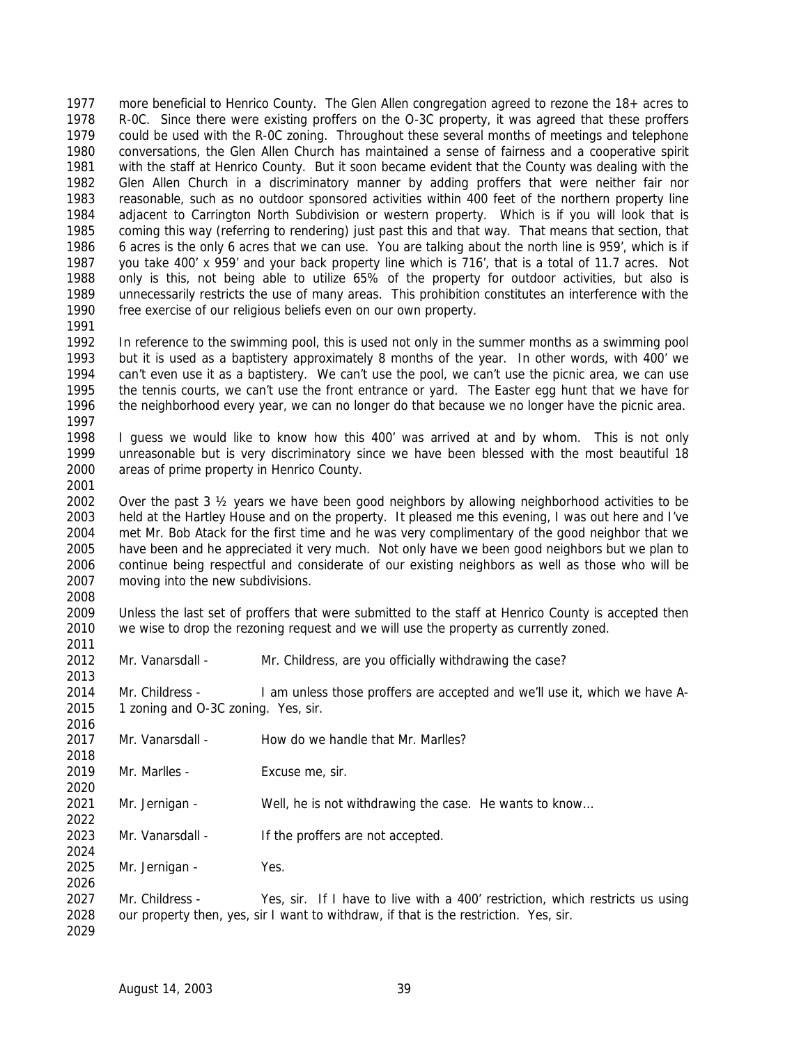more beneficial to Henrico County. The Glen Allen congregation agreed to rezone the 18+ acres to R-0C. Since there were existing proffers on the O-3C property, it was agreed that these proffers could be used with the R-0C zoning. Throughout these several months of meetings and telephone conversations, the Glen Allen Church has maintained a sense of fairness and a cooperative spirit with the staff at Henrico County. But it soon became evident that the County was dealing with the Glen Allen Church in a discriminatory manner by adding proffers that were neither fair nor reasonable, such as no outdoor sponsored activities within 400 feet of the northern property line adjacent to Carrington North Subdivision or western property. Which is if you will look that is coming this way (referring to rendering) just past this and that way. That means that section, that 6 acres is the only 6 acres that we can use. You are talking about the north line is 959', which is if you take 400' x 959' and your back property line which is 716', that is a total of 11.7 acres. Not only is this, not being able to utilize 65% of the property for outdoor activities, but also is unnecessarily restricts the use of many areas. This prohibition constitutes an interference with the free exercise of our religious beliefs even on our own property.

In reference to the swimming pool, this is used not only in the summer months as a swimming pool but it is used as a baptistery approximately 8 months of the year. In other words, with 400' we can't even use it as a baptistery. We can't use the pool, we can't use the picnic area, we can use the tennis courts, we can't use the front entrance or yard. The Easter egg hunt that we have for the neighborhood every year, we can no longer do that because we no longer have the picnic area.

I guess we would like to know how this 400' was arrived at and by whom. This is not only unreasonable but is very discriminatory since we have been blessed with the most beautiful 18 areas of prime property in Henrico County.

Over the past 3 ½ years we have been good neighbors by allowing neighborhood activities to be held at the Hartley House and on the property. It pleased me this evening, I was out here and I've met Mr. Bob Atack for the first time and he was very complimentary of the good neighbor that we have been and he appreciated it very much. Not only have we been good neighbors but we plan to continue being respectful and considerate of our existing neighbors as well as those who will be moving into the new subdivisions.

Unless the last set of proffers that were submitted to the staff at Henrico County is accepted then we wise to drop the rezoning request and we will use the property as currently zoned.

Mr. Vanarsdall - Mr. Childress, are you officially withdrawing the case?

Mr. Childress - I am unless those proffers are accepted and we'll use it, which we have A-1 zoning and O-3C zoning. Yes, sir.

Mr. Vanarsdall - How do we handle that Mr. Marlles?

Mr. Marlles - Excuse me, sir.

Mr. Jernigan - Well, he is not withdrawing the case. He wants to know…

Mr. Vanarsdall - If the proffers are not accepted.

Mr. Jernigan - Yes.

Mr. Childress - Yes, sir. If I have to live with a 400' restriction, which restricts us using our property then, yes, sir I want to withdraw, if that is the restriction. Yes, sir.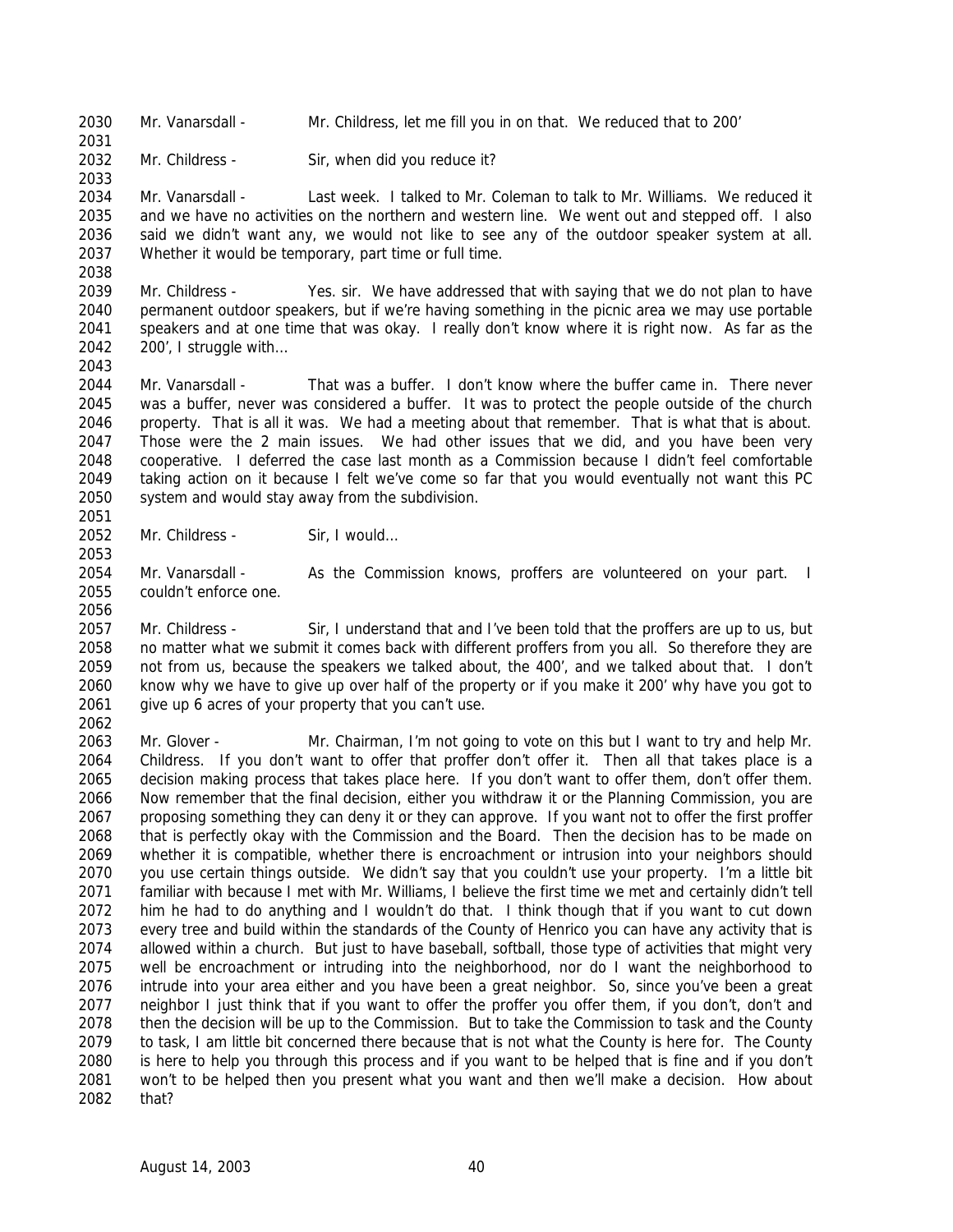Mr. Vanarsdall - Mr. Childress, let me fill you in on that. We reduced that to 200'

Mr. Childress - Sir, when did you reduce it?

Mr. Vanarsdall - Last week. I talked to Mr. Coleman to talk to Mr. Williams. We reduced it and we have no activities on the northern and western line. We went out and stepped off. I also said we didn't want any, we would not like to see any of the outdoor speaker system at all. Whether it would be temporary, part time or full time.

Mr. Childress - Yes. sir. We have addressed that with saying that we do not plan to have permanent outdoor speakers, but if we're having something in the picnic area we may use portable speakers and at one time that was okay. I really don't know where it is right now. As far as the 200', I struggle with…

Mr. Vanarsdall - That was a buffer. I don't know where the buffer came in. There never was a buffer, never was considered a buffer. It was to protect the people outside of the church property. That is all it was. We had a meeting about that remember. That is what that is about. Those were the 2 main issues. We had other issues that we did, and you have been very cooperative. I deferred the case last month as a Commission because I didn't feel comfortable taking action on it because I felt we've come so far that you would eventually not want this PC system and would stay away from the subdivision.

Mr. Childress - Sir, I would…

Mr. Vanarsdall - As the Commission knows, proffers are volunteered on your part. I couldn't enforce one.

Mr. Childress - Sir, I understand that and I've been told that the proffers are up to us, but no matter what we submit it comes back with different proffers from you all. So therefore they are not from us, because the speakers we talked about, the 400', and we talked about that. I don't know why we have to give up over half of the property or if you make it 200' why have you got to give up 6 acres of your property that you can't use.

Mr. Glover - Mr. Chairman, I'm not going to vote on this but I want to try and help Mr. Childress. If you don't want to offer that proffer don't offer it. Then all that takes place is a decision making process that takes place here. If you don't want to offer them, don't offer them. Now remember that the final decision, either you withdraw it or the Planning Commission, you are proposing something they can deny it or they can approve. If you want not to offer the first proffer that is perfectly okay with the Commission and the Board. Then the decision has to be made on whether it is compatible, whether there is encroachment or intrusion into your neighbors should you use certain things outside. We didn't say that you couldn't use your property. I'm a little bit familiar with because I met with Mr. Williams, I believe the first time we met and certainly didn't tell him he had to do anything and I wouldn't do that. I think though that if you want to cut down every tree and build within the standards of the County of Henrico you can have any activity that is allowed within a church. But just to have baseball, softball, those type of activities that might very well be encroachment or intruding into the neighborhood, nor do I want the neighborhood to intrude into your area either and you have been a great neighbor. So, since you've been a great neighbor I just think that if you want to offer the proffer you offer them, if you don't, don't and then the decision will be up to the Commission. But to take the Commission to task and the County to task, I am little bit concerned there because that is not what the County is here for. The County is here to help you through this process and if you want to be helped that is fine and if you don't won't to be helped then you present what you want and then we'll make a decision. How about that?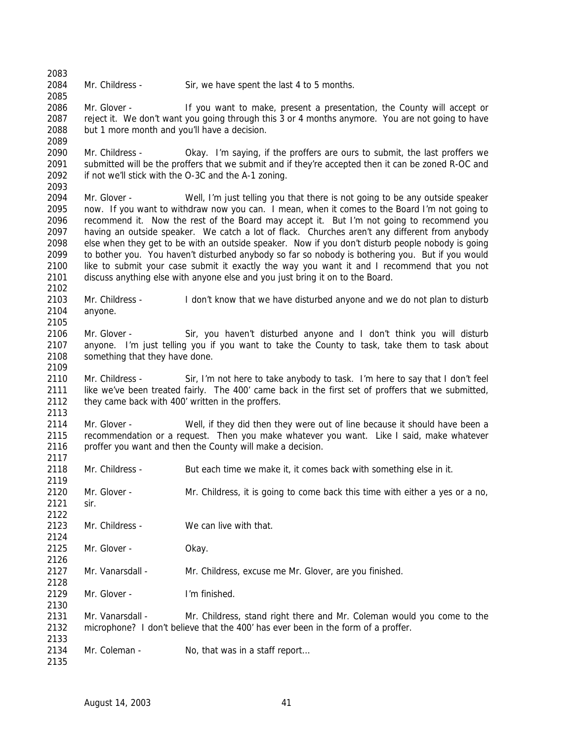Mr. Childress - Sir, we have spent the last 4 to 5 months.

Mr. Glover - If you want to make, present a presentation, the County will accept or reject it. We don't want you going through this 3 or 4 months anymore. You are not going to have but 1 more month and you'll have a decision.

Mr. Childress - Okay. I'm saying, if the proffers are ours to submit, the last proffers we submitted will be the proffers that we submit and if they're accepted then it can be zoned R-OC and if not we'll stick with the O-3C and the A-1 zoning.

Mr. Glover - Well, I'm just telling you that there is not going to be any outside speaker now. If you want to withdraw now you can. I mean, when it comes to the Board I'm not going to recommend it. Now the rest of the Board may accept it. But I'm not going to recommend you having an outside speaker. We catch a lot of flack. Churches aren't any different from anybody else when they get to be with an outside speaker. Now if you don't disturb people nobody is going to bother you. You haven't disturbed anybody so far so nobody is bothering you. But if you would like to submit your case submit it exactly the way you want it and I recommend that you not discuss anything else with anyone else and you just bring it on to the Board.

Mr. Childress - I don't know that we have disturbed anyone and we do not plan to disturb anyone.

Mr. Glover - Sir, you haven't disturbed anyone and I don't think you will disturb anyone. I'm just telling you if you want to take the County to task, take them to task about something that they have done.

Mr. Childress - Sir, I'm not here to take anybody to task. I'm here to say that I don't feel like we've been treated fairly. The 400' came back in the first set of proffers that we submitted, they came back with 400' written in the proffers.

Mr. Glover - Well, if they did then they were out of line because it should have been a recommendation or a request. Then you make whatever you want. Like I said, make whatever proffer you want and then the County will make a decision.

Mr. Childress - But each time we make it, it comes back with something else in it.

Mr. Glover - Mr. Childress, it is going to come back this time with either a yes or a no, sir.

Mr. Childress - We can live with that.

Mr. Glover - Okay.

Mr. Vanarsdall - Mr. Childress, excuse me Mr. Glover, are you finished.

Mr. Glover - I'm finished.

Mr. Vanarsdall - Mr. Childress, stand right there and Mr. Coleman would you come to the microphone? I don't believe that the 400' has ever been in the form of a proffer.

Mr. Coleman - No, that was in a staff report…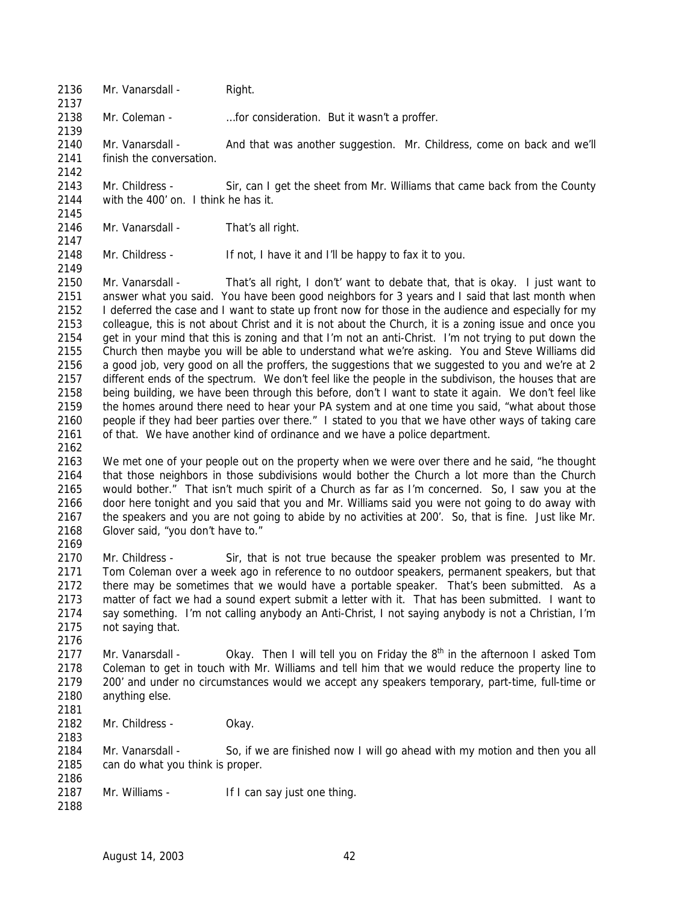Mr. Vanarsdall - Right.

Mr. Coleman - …for consideration. But it wasn't a proffer.

Mr. Vanarsdall - And that was another suggestion. Mr. Childress, come on back and we'll finish the conversation.

Mr. Childress - Sir, can I get the sheet from Mr. Williams that came back from the County with the 400' on. I think he has it.

Mr. Vanarsdall - That's all right.

Mr. Childress - If not, I have it and I'll be happy to fax it to you.

Mr. Vanarsdall - That's all right, I don't' want to debate that, that is okay. I just want to answer what you said. You have been good neighbors for 3 years and I said that last month when I deferred the case and I want to state up front now for those in the audience and especially for my colleague, this is not about Christ and it is not about the Church, it is a zoning issue and once you get in your mind that this is zoning and that I'm not an anti-Christ. I'm not trying to put down the Church then maybe you will be able to understand what we're asking. You and Steve Williams did a good job, very good on all the proffers, the suggestions that we suggested to you and we're at 2 different ends of the spectrum. We don't feel like the people in the subdivison, the houses that are being building, we have been through this before, don't I want to state it again. We don't feel like the homes around there need to hear your PA system and at one time you said, "what about those people if they had beer parties over there." I stated to you that we have other ways of taking care of that. We have another kind of ordinance and we have a police department.

We met one of your people out on the property when we were over there and he said, "he thought that those neighbors in those subdivisions would bother the Church a lot more than the Church would bother." That isn't much spirit of a Church as far as I'm concerned. So, I saw you at the door here tonight and you said that you and Mr. Williams said you were not going to do away with the speakers and you are not going to abide by no activities at 200'. So, that is fine. Just like Mr. Glover said, "you don't have to."

Mr. Childress - Sir, that is not true because the speaker problem was presented to Mr. Tom Coleman over a week ago in reference to no outdoor speakers, permanent speakers, but that there may be sometimes that we would have a portable speaker. That's been submitted. As a matter of fact we had a sound expert submit a letter with it. That has been submitted. I want to say something. I'm not calling anybody an Anti-Christ, I not saying anybody is not a Christian, I'm not saying that.

Mr. Vanarsdall - Okay. Then I will tell you on Friday the 8th in the afternoon I asked Tom Coleman to get in touch with Mr. Williams and tell him that we would reduce the property line to 200' and under no circumstances would we accept any speakers temporary, part-time, full-time or anything else.

Mr. Childress - Okay.

Mr. Vanarsdall - So, if we are finished now I will go ahead with my motion and then you all can do what you think is proper.

Mr. Williams - If I can say just one thing.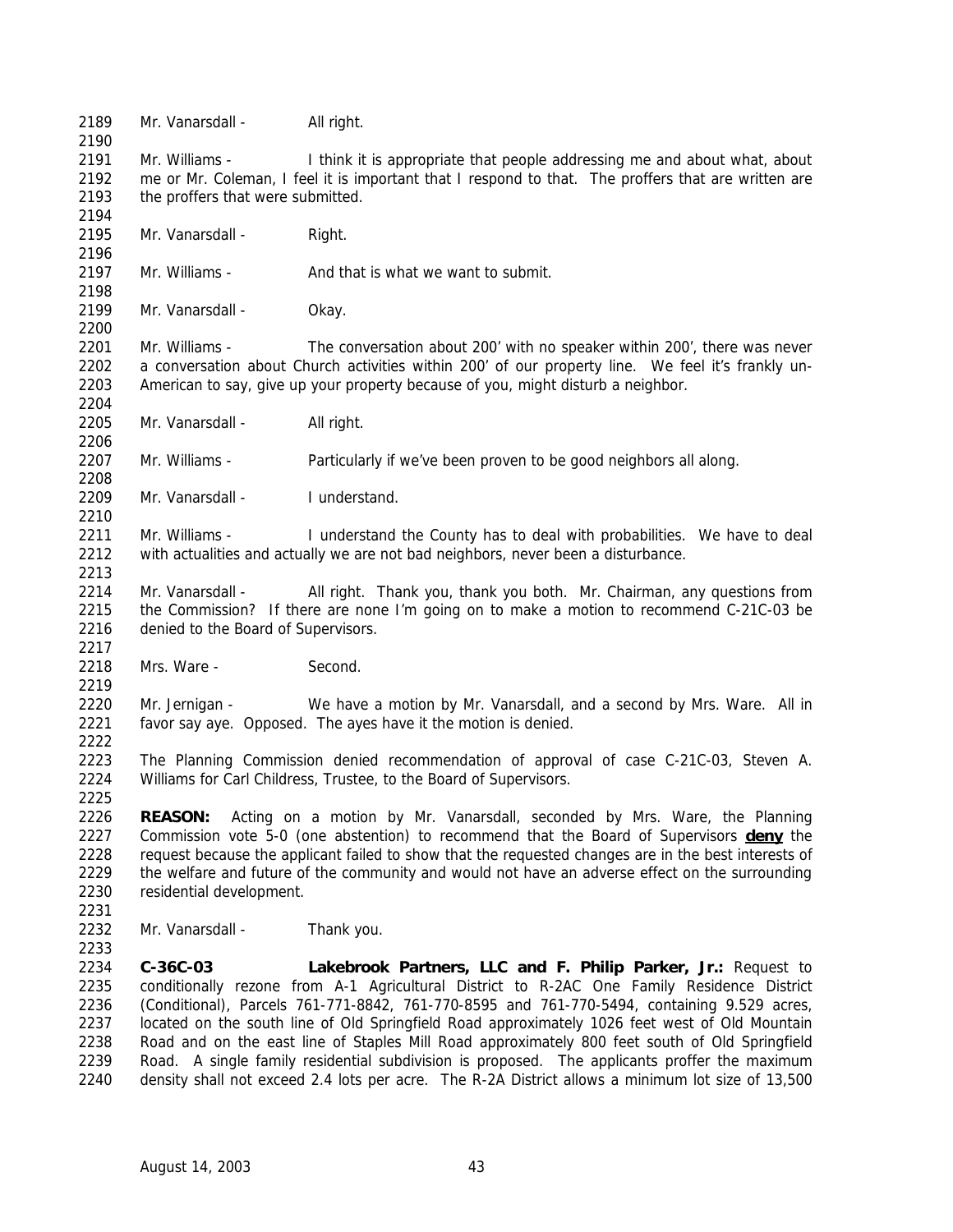Mr. Vanarsdall - All right.

Mr. Williams - I think it is appropriate that people addressing me and about what, about me or Mr. Coleman, I feel it is important that I respond to that. The proffers that are written are the proffers that were submitted.

Mr. Vanarsdall - Right.

Mr. Williams - And that is what we want to submit.

Mr. Vanarsdall - Okay.

Mr. Williams - The conversation about 200' with no speaker within 200', there was never a conversation about Church activities within 200' of our property line. We feel it's frankly un-American to say, give up your property because of you, might disturb a neighbor.

Mr. Vanarsdall - All right.

Mr. Williams - Particularly if we've been proven to be good neighbors all along.

Mr. Vanarsdall - I understand.

Mr. Williams - I understand the County has to deal with probabilities. We have to deal with actualities and actually we are not bad neighbors, never been a disturbance.

Mr. Vanarsdall - All right. Thank you, thank you both. Mr. Chairman, any questions from the Commission? If there are none I'm going on to make a motion to recommend C-21C-03 be denied to the Board of Supervisors.

Mrs. Ware - Second.

Mr. Jernigan - We have a motion by Mr. Vanarsdall, and a second by Mrs. Ware. All in favor say aye. Opposed. The ayes have it the motion is denied.

The Planning Commission denied recommendation of approval of case C-21C-03, Steven A. Williams for Carl Childress, Trustee, to the Board of Supervisors.

**REASON:** Acting on a motion by Mr. Vanarsdall, seconded by Mrs. Ware, the Planning Commission vote 5-0 (one abstention) to recommend that the Board of Supervisors **deny** the request because the applicant failed to show that the requested changes are in the best interests of the welfare and future of the community and would not have an adverse effect on the surrounding residential development.

Mr. Vanarsdall - Thank you.

**C-36C-03 Lakebrook Partners, LLC and F. Philip Parker, Jr.:** Request to conditionally rezone from A-1 Agricultural District to R-2AC One Family Residence District (Conditional), Parcels 761-771-8842, 761-770-8595 and 761-770-5494, containing 9.529 acres, located on the south line of Old Springfield Road approximately 1026 feet west of Old Mountain Road and on the east line of Staples Mill Road approximately 800 feet south of Old Springfield Road. A single family residential subdivision is proposed. The applicants proffer the maximum density shall not exceed 2.4 lots per acre. The R-2A District allows a minimum lot size of 13,500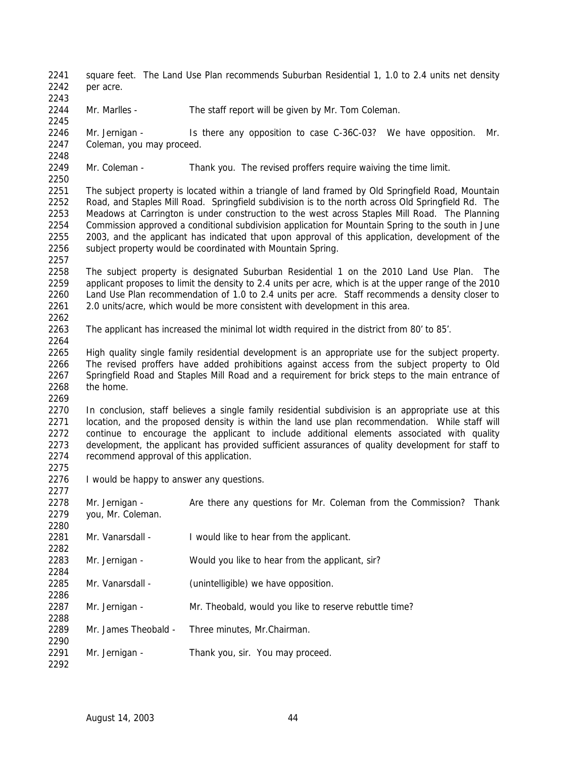square feet. The Land Use Plan recommends Suburban Residential 1, 1.0 to 2.4 units net density per acre.

Mr. Marlles - The staff report will be given by Mr. Tom Coleman.

Mr. Jernigan - Is there any opposition to case C-36C-03? We have opposition. Mr. Coleman, you may proceed.

Mr. Coleman - Thank you. The revised proffers require waiving the time limit.

The subject property is located within a triangle of land framed by Old Springfield Road, Mountain Road, and Staples Mill Road. Springfield subdivision is to the north across Old Springfield Rd. The Meadows at Carrington is under construction to the west across Staples Mill Road. The Planning Commission approved a conditional subdivision application for Mountain Spring to the south in June 2003, and the applicant has indicated that upon approval of this application, development of the subject property would be coordinated with Mountain Spring.

The subject property is designated Suburban Residential 1 on the 2010 Land Use Plan. The applicant proposes to limit the density to 2.4 units per acre, which is at the upper range of the 2010 Land Use Plan recommendation of 1.0 to 2.4 units per acre. Staff recommends a density closer to 2.0 units/acre, which would be more consistent with development in this area.

The applicant has increased the minimal lot width required in the district from 80' to 85'.

High quality single family residential development is an appropriate use for the subject property. The revised proffers have added prohibitions against access from the subject property to Old Springfield Road and Staples Mill Road and a requirement for brick steps to the main entrance of the home.

In conclusion, staff believes a single family residential subdivision is an appropriate use at this location, and the proposed density is within the land use plan recommendation. While staff will continue to encourage the applicant to include additional elements associated with quality development, the applicant has provided sufficient assurances of quality development for staff to recommend approval of this application.

I would be happy to answer any questions.

Mr. Jernigan - Are there any questions for Mr. Coleman from the Commission? Thank you, Mr. Coleman.

Mr. Vanarsdall - I would like to hear from the applicant.

Mr. Jernigan - Would you like to hear from the applicant, sir?

Mr. Vanarsdall - (unintelligible) we have opposition.

Mr. Jernigan - Mr. Theobald, would you like to reserve rebuttle time?

Mr. James Theobald - Three minutes, Mr.Chairman.

Mr. Jernigan - Thank you, sir. You may proceed.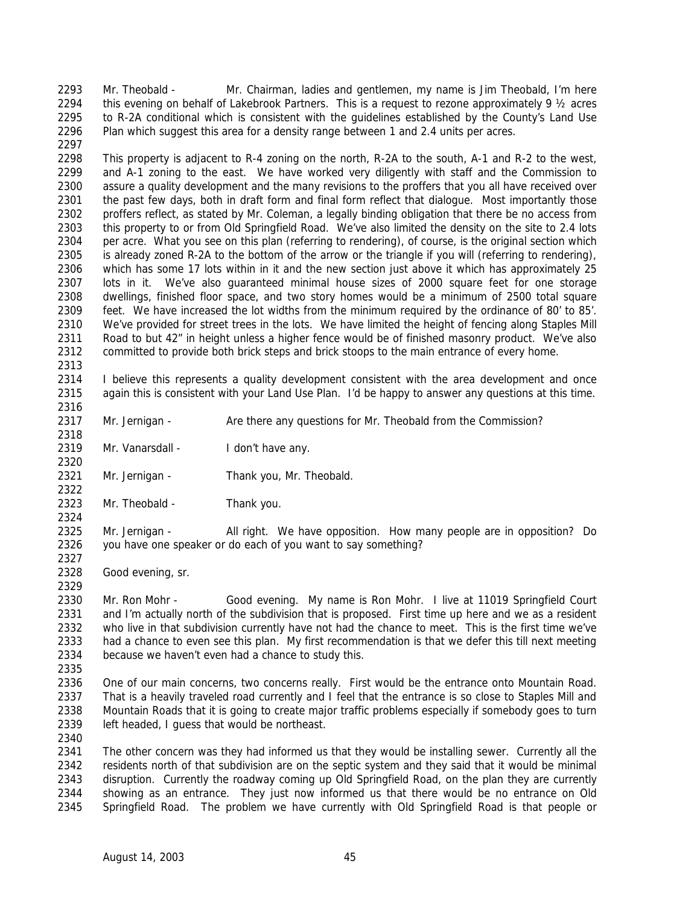Mr. Theobald - Mr. Chairman, ladies and gentlemen, my name is Jim Theobald, I'm here this evening on behalf of Lakebrook Partners. This is a request to rezone approximately 9 ½ acres to R-2A conditional which is consistent with the guidelines established by the County's Land Use Plan which suggest this area for a density range between 1 and 2.4 units per acres.

This property is adjacent to R-4 zoning on the north, R-2A to the south, A-1 and R-2 to the west, and A-1 zoning to the east. We have worked very diligently with staff and the Commission to assure a quality development and the many revisions to the proffers that you all have received over the past few days, both in draft form and final form reflect that dialogue. Most importantly those proffers reflect, as stated by Mr. Coleman, a legally binding obligation that there be no access from this property to or from Old Springfield Road. We've also limited the density on the site to 2.4 lots per acre. What you see on this plan (referring to rendering), of course, is the original section which is already zoned R-2A to the bottom of the arrow or the triangle if you will (referring to rendering), which has some 17 lots within in it and the new section just above it which has approximately 25 lots in it. We've also guaranteed minimal house sizes of 2000 square feet for one storage dwellings, finished floor space, and two story homes would be a minimum of 2500 total square feet. We have increased the lot widths from the minimum required by the ordinance of 80' to 85'. We've provided for street trees in the lots. We have limited the height of fencing along Staples Mill Road to but 42" in height unless a higher fence would be of finished masonry product. We've also committed to provide both brick steps and brick stoops to the main entrance of every home.

I believe this represents a quality development consistent with the area development and once again this is consistent with your Land Use Plan. I'd be happy to answer any questions at this time.

Mr. Jernigan - Are there any questions for Mr. Theobald from the Commission?

Mr. Vanarsdall - I don't have any.

Mr. Jernigan - Thank you, Mr. Theobald.

Mr. Theobald - Thank you.

Mr. Jernigan - All right. We have opposition. How many people are in opposition? Do you have one speaker or do each of you want to say something?

Good evening, sr.

Mr. Ron Mohr - Good evening. My name is Ron Mohr. I live at 11019 Springfield Court and I'm actually north of the subdivision that is proposed. First time up here and we as a resident who live in that subdivision currently have not had the chance to meet. This is the first time we've had a chance to even see this plan. My first recommendation is that we defer this till next meeting because we haven't even had a chance to study this.

One of our main concerns, two concerns really. First would be the entrance onto Mountain Road. That is a heavily traveled road currently and I feel that the entrance is so close to Staples Mill and Mountain Roads that it is going to create major traffic problems especially if somebody goes to turn left headed, I guess that would be northeast.

The other concern was they had informed us that they would be installing sewer. Currently all the residents north of that subdivision are on the septic system and they said that it would be minimal disruption. Currently the roadway coming up Old Springfield Road, on the plan they are currently showing as an entrance. They just now informed us that there would be no entrance on Old Springfield Road. The problem we have currently with Old Springfield Road is that people or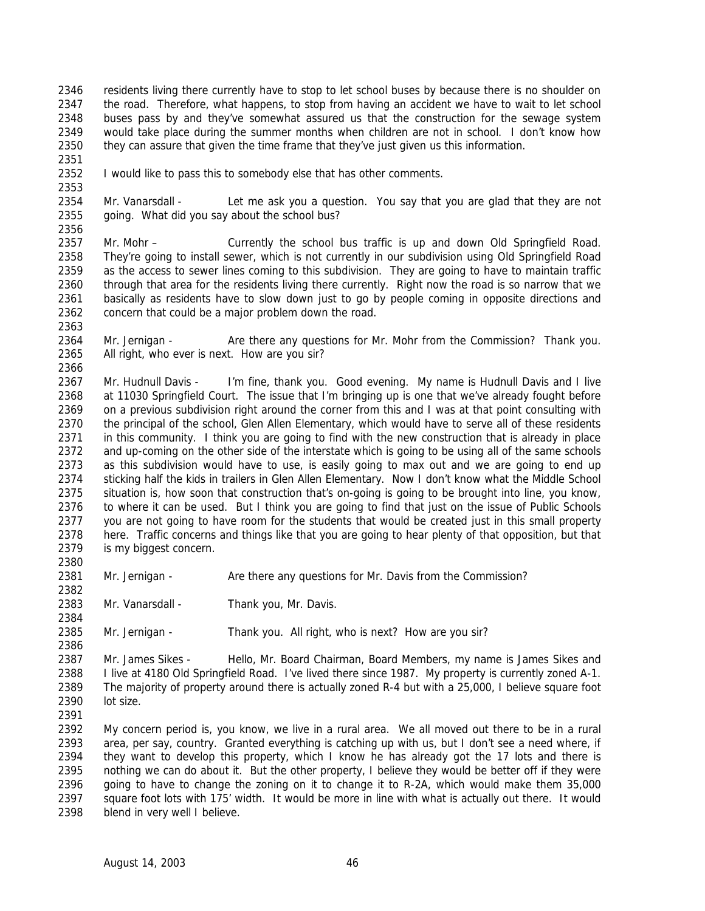residents living there currently have to stop to let school buses by because there is no shoulder on the road. Therefore, what happens, to stop from having an accident we have to wait to let school buses pass by and they've somewhat assured us that the construction for the sewage system would take place during the summer months when children are not in school. I don't know how they can assure that given the time frame that they've just given us this information.

I would like to pass this to somebody else that has other comments.

Mr. Vanarsdall - Let me ask you a question. You say that you are glad that they are not going. What did you say about the school bus?

Mr. Mohr – Currently the school bus traffic is up and down Old Springfield Road. They're going to install sewer, which is not currently in our subdivision using Old Springfield Road as the access to sewer lines coming to this subdivision. They are going to have to maintain traffic through that area for the residents living there currently. Right now the road is so narrow that we basically as residents have to slow down just to go by people coming in opposite directions and concern that could be a major problem down the road.

Mr. Jernigan - Are there any questions for Mr. Mohr from the Commission? Thank you. All right, who ever is next. How are you sir?

Mr. Hudnull Davis - I'm fine, thank you. Good evening. My name is Hudnull Davis and I live at 11030 Springfield Court. The issue that I'm bringing up is one that we've already fought before on a previous subdivision right around the corner from this and I was at that point consulting with the principal of the school, Glen Allen Elementary, which would have to serve all of these residents in this community. I think you are going to find with the new construction that is already in place and up-coming on the other side of the interstate which is going to be using all of the same schools as this subdivision would have to use, is easily going to max out and we are going to end up sticking half the kids in trailers in Glen Allen Elementary. Now I don't know what the Middle School situation is, how soon that construction that's on-going is going to be brought into line, you know, to where it can be used. But I think you are going to find that just on the issue of Public Schools you are not going to have room for the students that would be created just in this small property here. Traffic concerns and things like that you are going to hear plenty of that opposition, but that is my biggest concern.

Mr. Jernigan - Are there any questions for Mr. Davis from the Commission?

Mr. Vanarsdall - Thank you, Mr. Davis.

Mr. Jernigan - Thank you. All right, who is next? How are you sir?

Mr. James Sikes - Hello, Mr. Board Chairman, Board Members, my name is James Sikes and I live at 4180 Old Springfield Road. I've lived there since 1987. My property is currently zoned A-1. The majority of property around there is actually zoned R-4 but with a 25,000, I believe square foot lot size.

My concern period is, you know, we live in a rural area. We all moved out there to be in a rural area, per say, country. Granted everything is catching up with us, but I don't see a need where, if they want to develop this property, which I know he has already got the 17 lots and there is nothing we can do about it. But the other property, I believe they would be better off if they were going to have to change the zoning on it to change it to R-2A, which would make them 35,000 square foot lots with 175' width. It would be more in line with what is actually out there. It would blend in very well I believe.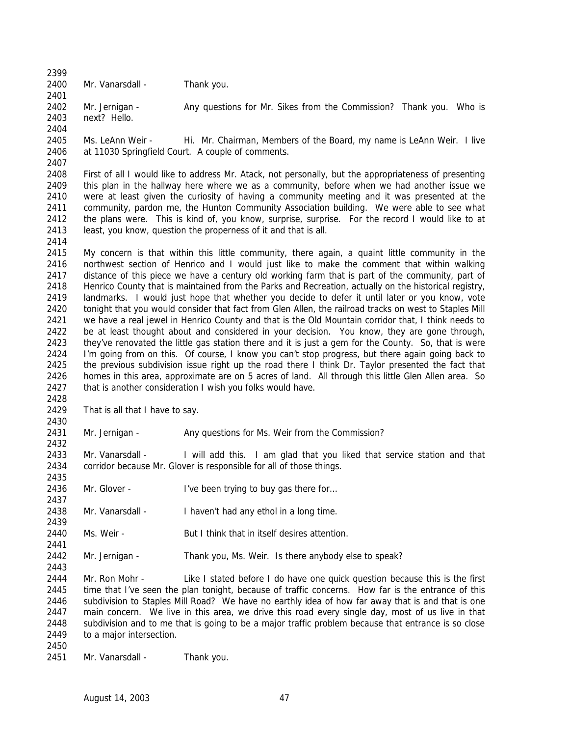Mr. Vanarsdall - Thank you.

Mr. Jernigan - Any questions for Mr. Sikes from the Commission? Thank you. Who is next? Hello.

Ms. LeAnn Weir - Hi. Mr. Chairman, Members of the Board, my name is LeAnn Weir. I live at 11030 Springfield Court. A couple of comments.

First of all I would like to address Mr. Atack, not personally, but the appropriateness of presenting this plan in the hallway here where we as a community, before when we had another issue we were at least given the curiosity of having a community meeting and it was presented at the community, pardon me, the Hunton Community Association building. We were able to see what the plans were. This is kind of, you know, surprise, surprise. For the record I would like to at least, you know, question the properness of it and that is all.

My concern is that within this little community, there again, a quaint little community in the northwest section of Henrico and I would just like to make the comment that within walking distance of this piece we have a century old working farm that is part of the community, part of Henrico County that is maintained from the Parks and Recreation, actually on the historical registry, landmarks. I would just hope that whether you decide to defer it until later or you know, vote tonight that you would consider that fact from Glen Allen, the railroad tracks on west to Staples Mill we have a real jewel in Henrico County and that is the Old Mountain corridor that, I think needs to be at least thought about and considered in your decision. You know, they are gone through, they've renovated the little gas station there and it is just a gem for the County. So, that is were I'm going from on this. Of course, I know you can't stop progress, but there again going back to the previous subdivision issue right up the road there I think Dr. Taylor presented the fact that homes in this area, approximate are on 5 acres of land. All through this little Glen Allen area. So that is another consideration I wish you folks would have.

That is all that I have to say.

Mr. Jernigan - Any questions for Ms. Weir from the Commission?

Mr. Vanarsdall - I will add this. I am glad that you liked that service station and that corridor because Mr. Glover is responsible for all of those things.

Mr. Glover - I've been trying to buy gas there for…

Mr. Vanarsdall - I haven't had any ethol in a long time.

Ms. Weir - But I think that in itself desires attention.

Mr. Jernigan - Thank you, Ms. Weir. Is there anybody else to speak?

Mr. Ron Mohr - Like I stated before I do have one quick question because this is the first time that I've seen the plan tonight, because of traffic concerns. How far is the entrance of this subdivision to Staples Mill Road? We have no earthly idea of how far away that is and that is one main concern. We live in this area, we drive this road every single day, most of us live in that subdivision and to me that is going to be a major traffic problem because that entrance is so close to a major intersection.

Mr. Vanarsdall - Thank you.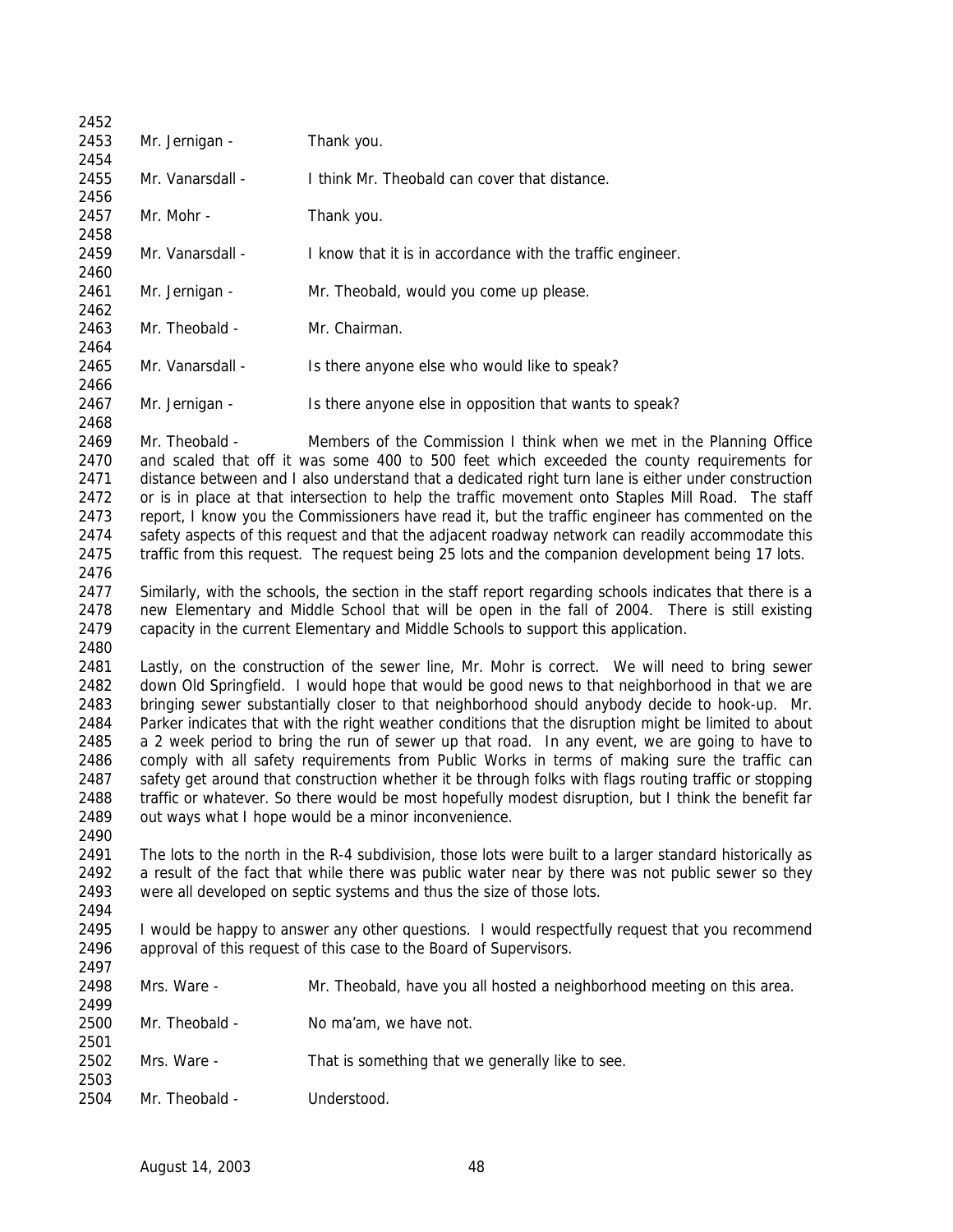Mr. Jernigan - Thank you.

Mr. Vanarsdall - I think Mr. Theobald can cover that distance.

Mr. Mohr - Thank you.

Mr. Vanarsdall - I know that it is in accordance with the traffic engineer.

Mr. Jernigan - Mr. Theobald, would you come up please.

Mr. Theobald - Mr. Chairman.

Mr. Vanarsdall - Is there anyone else who would like to speak?

Mr. Jernigan - Is there anyone else in opposition that wants to speak?

Mr. Theobald - Members of the Commission I think when we met in the Planning Office and scaled that off it was some 400 to 500 feet which exceeded the county requirements for distance between and I also understand that a dedicated right turn lane is either under construction or is in place at that intersection to help the traffic movement onto Staples Mill Road. The staff report, I know you the Commissioners have read it, but the traffic engineer has commented on the safety aspects of this request and that the adjacent roadway network can readily accommodate this traffic from this request. The request being 25 lots and the companion development being 17 lots.

Similarly, with the schools, the section in the staff report regarding schools indicates that there is a new Elementary and Middle School that will be open in the fall of 2004. There is still existing capacity in the current Elementary and Middle Schools to support this application.

Lastly, on the construction of the sewer line, Mr. Mohr is correct. We will need to bring sewer down Old Springfield. I would hope that would be good news to that neighborhood in that we are bringing sewer substantially closer to that neighborhood should anybody decide to hook-up. Mr. Parker indicates that with the right weather conditions that the disruption might be limited to about a 2 week period to bring the run of sewer up that road. In any event, we are going to have to comply with all safety requirements from Public Works in terms of making sure the traffic can safety get around that construction whether it be through folks with flags routing traffic or stopping traffic or whatever. So there would be most hopefully modest disruption, but I think the benefit far out ways what I hope would be a minor inconvenience.

The lots to the north in the R-4 subdivision, those lots were built to a larger standard historically as a result of the fact that while there was public water near by there was not public sewer so they were all developed on septic systems and thus the size of those lots.

I would be happy to answer any other questions. I would respectfully request that you recommend approval of this request of this case to the Board of Supervisors.

Mrs. Ware - Mr. Theobald, have you all hosted a neighborhood meeting on this area.

Mr. Theobald - No ma'am, we have not.

Mrs. Ware - That is something that we generally like to see.

Mr. Theobald - Understood.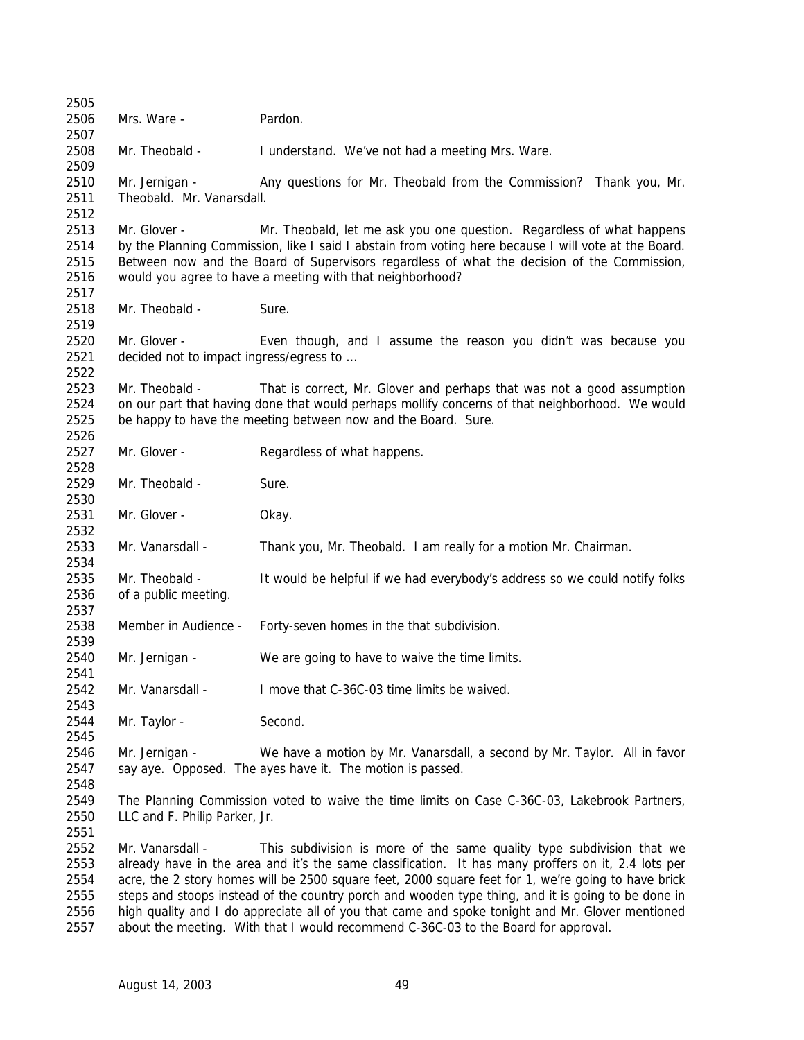Mrs. Ware - Pardon.

Mr. Theobald - I understand. We've not had a meeting Mrs. Ware.

Mr. Jernigan - Any questions for Mr. Theobald from the Commission? Thank you, Mr. Theobald. Mr. Vanarsdall.

Mr. Glover - Mr. Theobald, let me ask you one question. Regardless of what happens by the Planning Commission, like I said I abstain from voting here because I will vote at the Board. Between now and the Board of Supervisors regardless of what the decision of the Commission, would you agree to have a meeting with that neighborhood?

Mr. Theobald - Sure.

Mr. Glover - Even though, and I assume the reason you didn't was because you decided not to impact ingress/egress to …

Mr. Theobald - That is correct, Mr. Glover and perhaps that was not a good assumption on our part that having done that would perhaps mollify concerns of that neighborhood. We would be happy to have the meeting between now and the Board. Sure.

Mr. Glover - Regardless of what happens.

Mr. Theobald - Sure.

Mr. Glover - Okay.

Mr. Vanarsdall - Thank you, Mr. Theobald. I am really for a motion Mr. Chairman.

Mr. Theobald - It would be helpful if we had everybody's address so we could notify folks of a public meeting.

Member in Audience - Forty-seven homes in the that subdivision.

Mr. Jernigan - We are going to have to waive the time limits.

Mr. Vanarsdall - I move that C-36C-03 time limits be waived.

Mr. Taylor - Second.

Mr. Jernigan - We have a motion by Mr. Vanarsdall, a second by Mr. Taylor. All in favor say aye. Opposed. The ayes have it. The motion is passed.

The Planning Commission voted to waive the time limits on Case C-36C-03, Lakebrook Partners, LLC and F. Philip Parker, Jr.

Mr. Vanarsdall - This subdivision is more of the same quality type subdivision that we already have in the area and it's the same classification. It has many proffers on it, 2.4 lots per acre, the 2 story homes will be 2500 square feet, 2000 square feet for 1, we're going to have brick steps and stoops instead of the country porch and wooden type thing, and it is going to be done in high quality and I do appreciate all of you that came and spoke tonight and Mr. Glover mentioned about the meeting. With that I would recommend C-36C-03 to the Board for approval.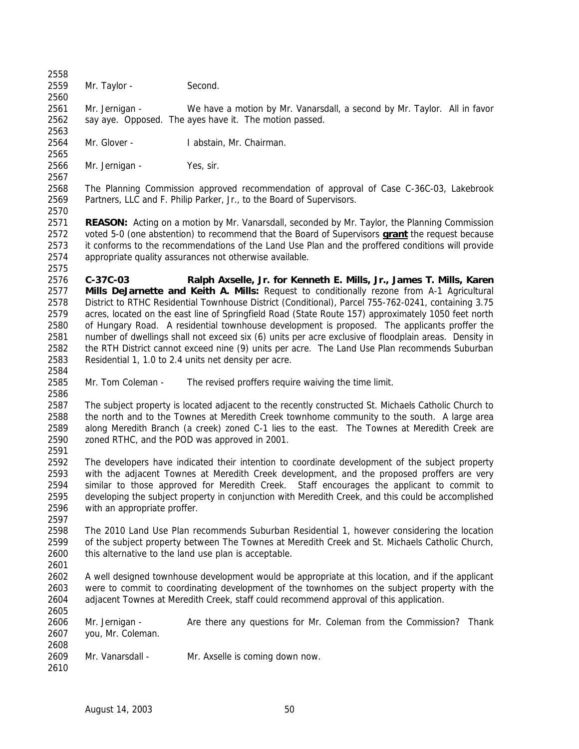Mr. Taylor - Second.

Mr. Jernigan - We have a motion by Mr. Vanarsdall, a second by Mr. Taylor. All in favor say aye. Opposed. The ayes have it. The motion passed.

Mr. Glover - I abstain, Mr. Chairman.

Mr. Jernigan - Yes, sir.

The Planning Commission approved recommendation of approval of Case C-36C-03, Lakebrook Partners, LLC and F. Philip Parker, Jr., to the Board of Supervisors.

**REASON:** Acting on a motion by Mr. Vanarsdall, seconded by Mr. Taylor, the Planning Commission voted 5-0 (one abstention) to recommend that the Board of Supervisors **grant** the request because it conforms to the recommendations of the Land Use Plan and the proffered conditions will provide appropriate quality assurances not otherwise available.

**C-37C-03 Ralph Axselle, Jr. for Kenneth E. Mills, Jr., James T. Mills, Karen Mills DeJarnette and Keith A. Mills:** Request to conditionally rezone from A-1 Agricultural District to RTHC Residential Townhouse District (Conditional), Parcel 755-762-0241, containing 3.75 acres, located on the east line of Springfield Road (State Route 157) approximately 1050 feet north of Hungary Road. A residential townhouse development is proposed. The applicants proffer the number of dwellings shall not exceed six (6) units per acre exclusive of floodplain areas. Density in the RTH District cannot exceed nine (9) units per acre. The Land Use Plan recommends Suburban Residential 1, 1.0 to 2.4 units net density per acre.

Mr. Tom Coleman - The revised proffers require waiving the time limit.

The subject property is located adjacent to the recently constructed St. Michaels Catholic Church to the north and to the Townes at Meredith Creek townhome community to the south. A large area along Meredith Branch (a creek) zoned C-1 lies to the east. The Townes at Meredith Creek are zoned RTHC, and the POD was approved in 2001.

The developers have indicated their intention to coordinate development of the subject property with the adjacent Townes at Meredith Creek development, and the proposed proffers are very similar to those approved for Meredith Creek. Staff encourages the applicant to commit to developing the subject property in conjunction with Meredith Creek, and this could be accomplished with an appropriate proffer.

The 2010 Land Use Plan recommends Suburban Residential 1, however considering the location of the subject property between The Townes at Meredith Creek and St. Michaels Catholic Church, this alternative to the land use plan is acceptable.

A well designed townhouse development would be appropriate at this location, and if the applicant were to commit to coordinating development of the townhomes on the subject property with the adjacent Townes at Meredith Creek, staff could recommend approval of this application.

Mr. Jernigan - Are there any questions for Mr. Coleman from the Commission? Thank you, Mr. Coleman.

Mr. Vanarsdall - Mr. Axselle is coming down now.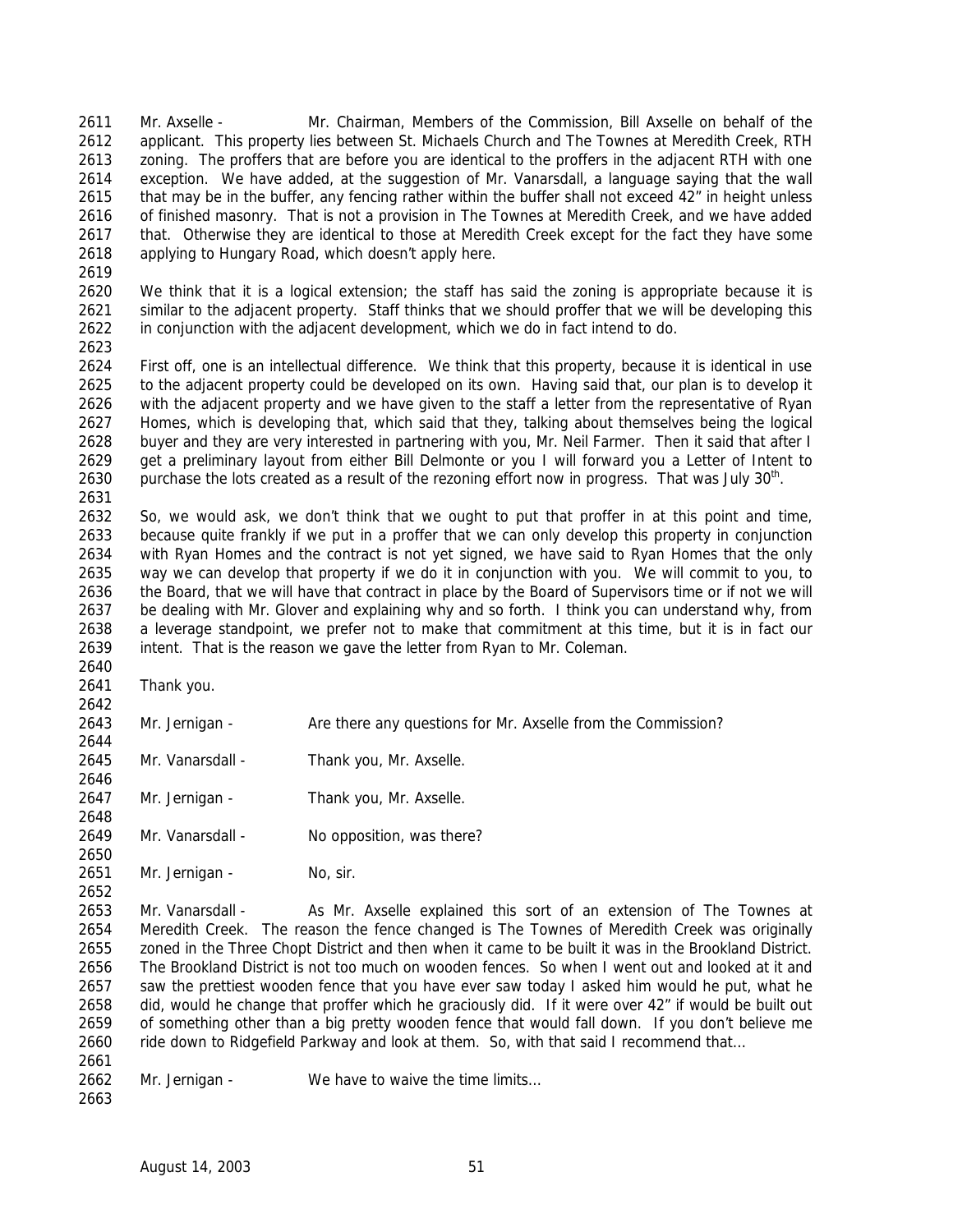Mr. Axselle - Mr. Chairman, Members of the Commission, Bill Axselle on behalf of the applicant. This property lies between St. Michaels Church and The Townes at Meredith Creek, RTH zoning. The proffers that are before you are identical to the proffers in the adjacent RTH with one exception. We have added, at the suggestion of Mr. Vanarsdall, a language saying that the wall that may be in the buffer, any fencing rather within the buffer shall not exceed 42" in height unless of finished masonry. That is not a provision in The Townes at Meredith Creek, and we have added that. Otherwise they are identical to those at Meredith Creek except for the fact they have some applying to Hungary Road, which doesn't apply here.

We think that it is a logical extension; the staff has said the zoning is appropriate because it is similar to the adjacent property. Staff thinks that we should proffer that we will be developing this in conjunction with the adjacent development, which we do in fact intend to do.

First off, one is an intellectual difference. We think that this property, because it is identical in use to the adjacent property could be developed on its own. Having said that, our plan is to develop it with the adjacent property and we have given to the staff a letter from the representative of Ryan Homes, which is developing that, which said that they, talking about themselves being the logical buyer and they are very interested in partnering with you, Mr. Neil Farmer. Then it said that after I get a preliminary layout from either Bill Delmonte or you I will forward you a Letter of Intent to purchase the lots created as a result of the rezoning effort now in progress. That was July 30th.

So, we would ask, we don't think that we ought to put that proffer in at this point and time, because quite frankly if we put in a proffer that we can only develop this property in conjunction with Ryan Homes and the contract is not yet signed, we have said to Ryan Homes that the only way we can develop that property if we do it in conjunction with you. We will commit to you, to the Board, that we will have that contract in place by the Board of Supervisors time or if not we will be dealing with Mr. Glover and explaining why and so forth. I think you can understand why, from a leverage standpoint, we prefer not to make that commitment at this time, but it is in fact our intent. That is the reason we gave the letter from Ryan to Mr. Coleman.

Thank you.

Mr. Jernigan - Are there any questions for Mr. Axselle from the Commission?

Mr. Vanarsdall - Thank you, Mr. Axselle.

Mr. Jernigan - Thank you, Mr. Axselle.

Mr. Vanarsdall - No opposition, was there?

Mr. Jernigan - No, sir.

Mr. Vanarsdall - As Mr. Axselle explained this sort of an extension of The Townes at Meredith Creek. The reason the fence changed is The Townes of Meredith Creek was originally zoned in the Three Chopt District and then when it came to be built it was in the Brookland District. The Brookland District is not too much on wooden fences. So when I went out and looked at it and saw the prettiest wooden fence that you have ever saw today I asked him would he put, what he did, would he change that proffer which he graciously did. If it were over 42" if would be built out of something other than a big pretty wooden fence that would fall down. If you don't believe me ride down to Ridgefield Parkway and look at them. So, with that said I recommend that…

Mr. Jernigan - We have to waive the time limits…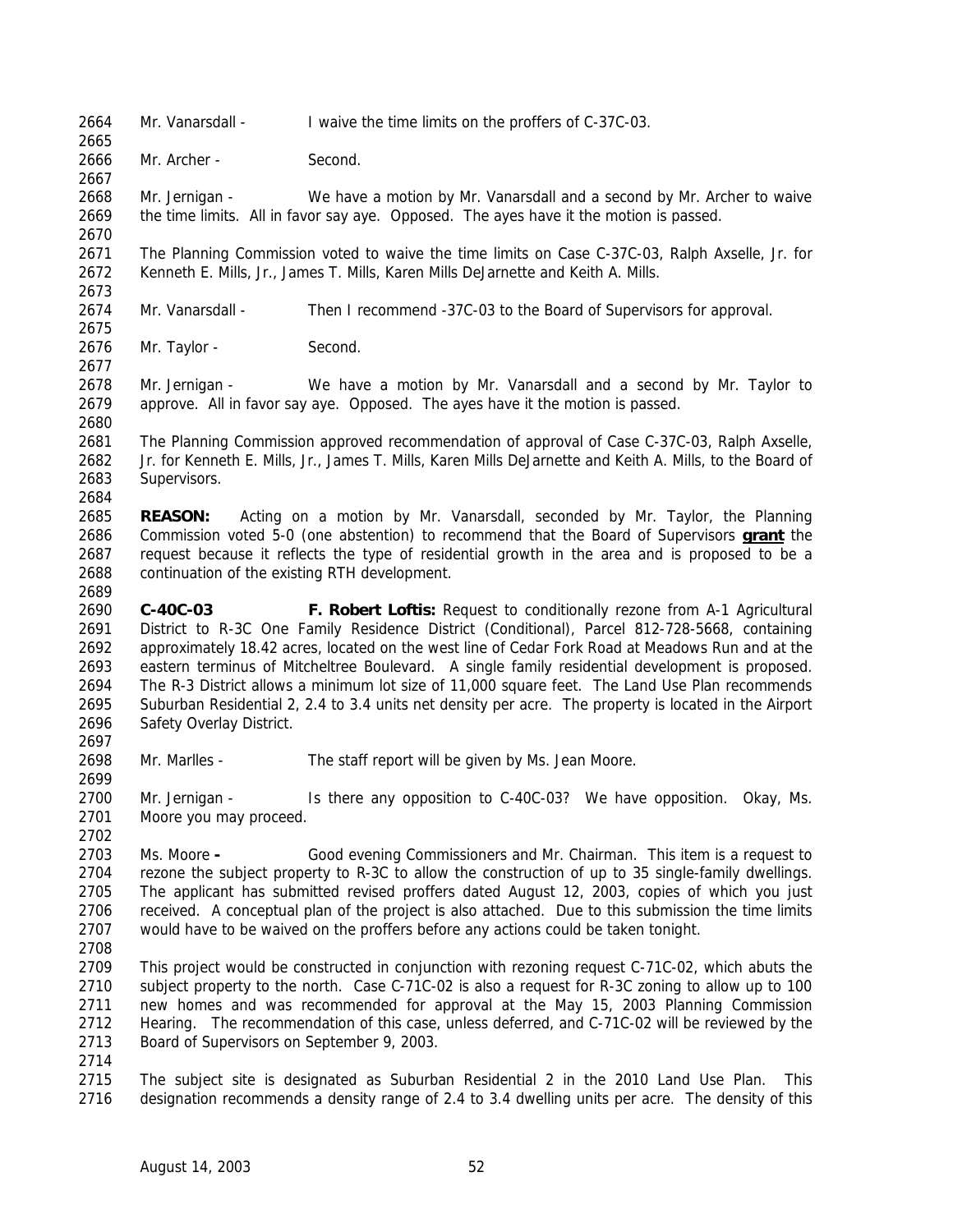Mr. Vanarsdall - I waive the time limits on the proffers of C-37C-03.

Mr. Archer - Second.

Mr. Jernigan - We have a motion by Mr. Vanarsdall and a second by Mr. Archer to waive the time limits. All in favor say aye. Opposed. The ayes have it the motion is passed.

The Planning Commission voted to waive the time limits on Case C-37C-03, Ralph Axselle, Jr. for Kenneth E. Mills, Jr., James T. Mills, Karen Mills DeJarnette and Keith A. Mills.

Mr. Vanarsdall - Then I recommend -37C-03 to the Board of Supervisors for approval.

Mr. Taylor - Second.

Mr. Jernigan - We have a motion by Mr. Vanarsdall and a second by Mr. Taylor to approve. All in favor say aye. Opposed. The ayes have it the motion is passed.

The Planning Commission approved recommendation of approval of Case C-37C-03, Ralph Axselle, Jr. for Kenneth E. Mills, Jr., James T. Mills, Karen Mills DeJarnette and Keith A. Mills, to the Board of Supervisors.

**REASON:** Acting on a motion by Mr. Vanarsdall, seconded by Mr. Taylor, the Planning Commission voted 5-0 (one abstention) to recommend that the Board of Supervisors **grant** the request because it reflects the type of residential growth in the area and is proposed to be a continuation of the existing RTH development.

**C-40C-03** **F. Robert Loftis:** Request to conditionally rezone from A-1 Agricultural District to R-3C One Family Residence District (Conditional), Parcel 812-728-5668, containing approximately 18.42 acres, located on the west line of Cedar Fork Road at Meadows Run and at the eastern terminus of Mitcheltree Boulevard. A single family residential development is proposed. The R-3 District allows a minimum lot size of 11,000 square feet. The Land Use Plan recommends Suburban Residential 2, 2.4 to 3.4 units net density per acre. The property is located in the Airport Safety Overlay District.

Mr. Marlles - The staff report will be given by Ms. Jean Moore.

Mr. Jernigan - Is there any opposition to C-40C-03? We have opposition. Okay, Ms. Moore you may proceed.

Ms. Moore **-** Good evening Commissioners and Mr. Chairman. This item is a request to rezone the subject property to R-3C to allow the construction of up to 35 single-family dwellings. The applicant has submitted revised proffers dated August 12, 2003, copies of which you just received. A conceptual plan of the project is also attached. Due to this submission the time limits would have to be waived on the proffers before any actions could be taken tonight.

This project would be constructed in conjunction with rezoning request C-71C-02, which abuts the subject property to the north. Case C-71C-02 is also a request for R-3C zoning to allow up to 100 new homes and was recommended for approval at the May 15, 2003 Planning Commission Hearing. The recommendation of this case, unless deferred, and C-71C-02 will be reviewed by the Board of Supervisors on September 9, 2003.

The subject site is designated as Suburban Residential 2 in the 2010 Land Use Plan. This designation recommends a density range of 2.4 to 3.4 dwelling units per acre. The density of this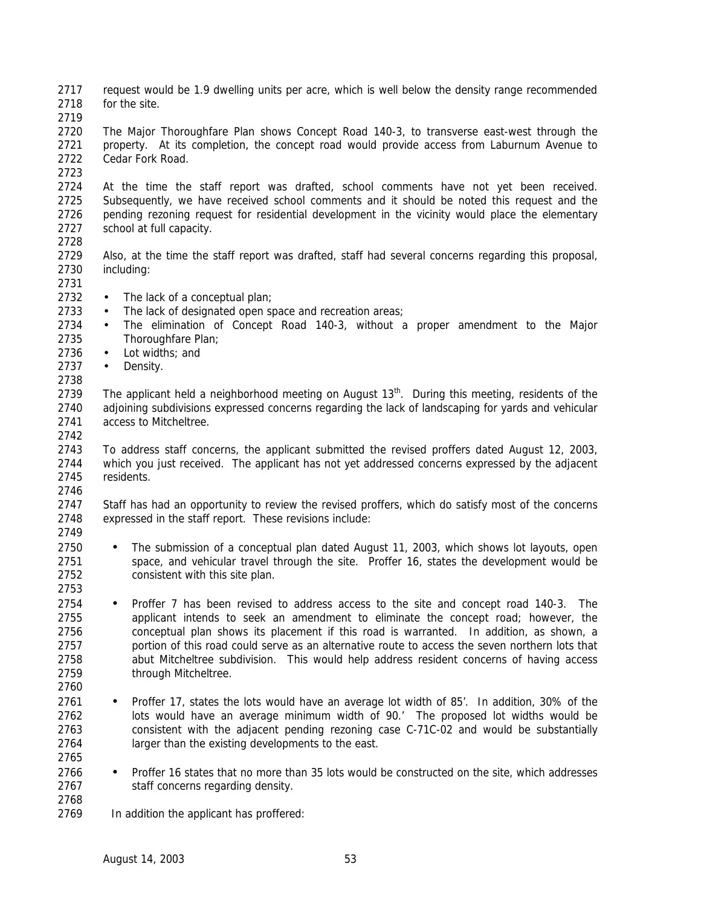request would be 1.9 dwelling units per acre, which is well below the density range recommended for the site.

The Major Thoroughfare Plan shows Concept Road 140-3, to transverse east-west through the property. At its completion, the concept road would provide access from Laburnum Avenue to Cedar Fork Road.

At the time the staff report was drafted, school comments have not yet been received. Subsequently, we have received school comments and it should be noted this request and the pending rezoning request for residential development in the vicinity would place the elementary school at full capacity.

Also, at the time the staff report was drafted, staff had several concerns regarding this proposal, including:

- The lack of a conceptual plan;
- The lack of designated open space and recreation areas;
- The elimination of Concept Road 140-3, without a proper amendment to the Major Thoroughfare Plan;
- Lot widths; and
- Density.

The applicant held a neighborhood meeting on August 13th. During this meeting, residents of the adjoining subdivisions expressed concerns regarding the lack of landscaping for yards and vehicular access to Mitcheltree.

To address staff concerns, the applicant submitted the revised proffers dated August 12, 2003, which you just received. The applicant has not yet addressed concerns expressed by the adjacent residents.

Staff has had an opportunity to review the revised proffers, which do satisfy most of the concerns expressed in the staff report. These revisions include:

- The submission of a conceptual plan dated August 11, 2003, which shows lot layouts, open space, and vehicular travel through the site. Proffer 16, states the development would be consistent with this site plan.

- Proffer 7 has been revised to address access to the site and concept road 140-3. The applicant intends to seek an amendment to eliminate the concept road; however, the conceptual plan shows its placement if this road is warranted. In addition, as shown, a portion of this road could serve as an alternative route to access the seven northern lots that abut Mitcheltree subdivision. This would help address resident concerns of having access through Mitcheltree.

- Proffer 17, states the lots would have an average lot width of 85'. In addition, 30% of the lots would have an average minimum width of 90.' The proposed lot widths would be consistent with the adjacent pending rezoning case C-71C-02 and would be substantially larger than the existing developments to the east.

- Proffer 16 states that no more than 35 lots would be constructed on the site, which addresses staff concerns regarding density.

In addition the applicant has proffered: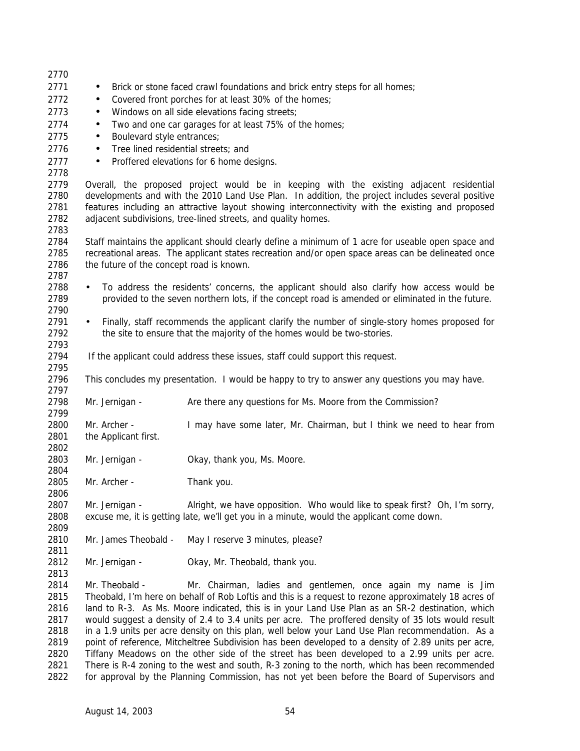- Brick or stone faced crawl foundations and brick entry steps for all homes;
- Covered front porches for at least 30% of the homes;
- Windows on all side elevations facing streets;
- Two and one car garages for at least 75% of the homes;
- Boulevard style entrances;
- Tree lined residential streets; and
- Proffered elevations for 6 home designs.

Overall, the proposed project would be in keeping with the existing adjacent residential developments and with the 2010 Land Use Plan. In addition, the project includes several positive features including an attractive layout showing interconnectivity with the existing and proposed adjacent subdivisions, tree-lined streets, and quality homes.

Staff maintains the applicant should clearly define a minimum of 1 acre for useable open space and recreational areas. The applicant states recreation and/or open space areas can be delineated once the future of the concept road is known.

- To address the residents' concerns, the applicant should also clarify how access would be provided to the seven northern lots, if the concept road is amended or eliminated in the future.

- Finally, staff recommends the applicant clarify the number of single-story homes proposed for the site to ensure that the majority of the homes would be two-stories.

If the applicant could address these issues, staff could support this request.

This concludes my presentation. I would be happy to try to answer any questions you may have.

Mr. Jernigan - Are there any questions for Ms. Moore from the Commission?

Mr. Archer - I may have some later, Mr. Chairman, but I think we need to hear from the Applicant first.

Mr. Jernigan - Okay, thank you, Ms. Moore.

Mr. Archer - Thank you.

Mr. Jernigan - Alright, we have opposition. Who would like to speak first? Oh, I'm sorry, excuse me, it is getting late, we'll get you in a minute, would the applicant come down.

Mr. James Theobald - May I reserve 3 minutes, please?

Mr. Jernigan - Okay, Mr. Theobald, thank you.

Mr. Theobald - Mr. Chairman, ladies and gentlemen, once again my name is Jim Theobald, I'm here on behalf of Rob Loftis and this is a request to rezone approximately 18 acres of land to R-3. As Ms. Moore indicated, this is in your Land Use Plan as an SR-2 destination, which would suggest a density of 2.4 to 3.4 units per acre. The proffered density of 35 lots would result in a 1.9 units per acre density on this plan, well below your Land Use Plan recommendation. As a point of reference, Mitcheltree Subdivision has been developed to a density of 2.89 units per acre, Tiffany Meadows on the other side of the street has been developed to a 2.99 units per acre. There is R-4 zoning to the west and south, R-3 zoning to the north, which has been recommended for approval by the Planning Commission, has not yet been before the Board of Supervisors and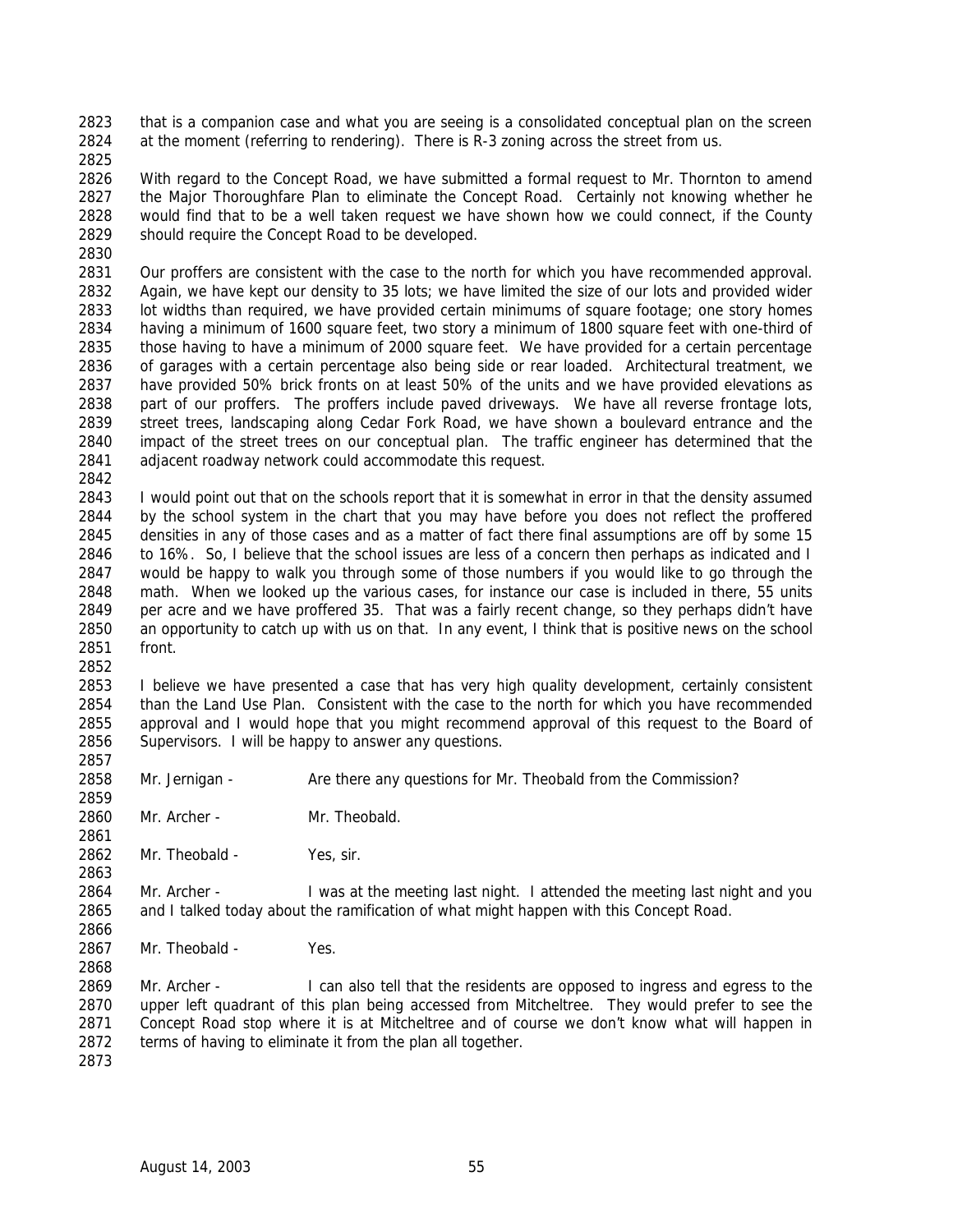that is a companion case and what you are seeing is a consolidated conceptual plan on the screen at the moment (referring to rendering). There is R-3 zoning across the street from us.

With regard to the Concept Road, we have submitted a formal request to Mr. Thornton to amend the Major Thoroughfare Plan to eliminate the Concept Road. Certainly not knowing whether he would find that to be a well taken request we have shown how we could connect, if the County should require the Concept Road to be developed.

Our proffers are consistent with the case to the north for which you have recommended approval. Again, we have kept our density to 35 lots; we have limited the size of our lots and provided wider lot widths than required, we have provided certain minimums of square footage; one story homes having a minimum of 1600 square feet, two story a minimum of 1800 square feet with one-third of those having to have a minimum of 2000 square feet. We have provided for a certain percentage of garages with a certain percentage also being side or rear loaded. Architectural treatment, we have provided 50% brick fronts on at least 50% of the units and we have provided elevations as part of our proffers. The proffers include paved driveways. We have all reverse frontage lots, street trees, landscaping along Cedar Fork Road, we have shown a boulevard entrance and the impact of the street trees on our conceptual plan. The traffic engineer has determined that the adjacent roadway network could accommodate this request.

I would point out that on the schools report that it is somewhat in error in that the density assumed by the school system in the chart that you may have before you does not reflect the proffered densities in any of those cases and as a matter of fact there final assumptions are off by some 15 to 16%. So, I believe that the school issues are less of a concern then perhaps as indicated and I would be happy to walk you through some of those numbers if you would like to go through the math. When we looked up the various cases, for instance our case is included in there, 55 units per acre and we have proffered 35. That was a fairly recent change, so they perhaps didn't have an opportunity to catch up with us on that. In any event, I think that is positive news on the school front.

I believe we have presented a case that has very high quality development, certainly consistent than the Land Use Plan. Consistent with the case to the north for which you have recommended approval and I would hope that you might recommend approval of this request to the Board of Supervisors. I will be happy to answer any questions.

Mr. Jernigan - Are there any questions for Mr. Theobald from the Commission?

Mr. Archer - Mr. Theobald.

Mr. Theobald - Yes, sir.

Mr. Archer - I was at the meeting last night. I attended the meeting last night and you and I talked today about the ramification of what might happen with this Concept Road.

Mr. Theobald - Yes.

Mr. Archer - I can also tell that the residents are opposed to ingress and egress to the upper left quadrant of this plan being accessed from Mitcheltree. They would prefer to see the Concept Road stop where it is at Mitcheltree and of course we don't know what will happen in terms of having to eliminate it from the plan all together.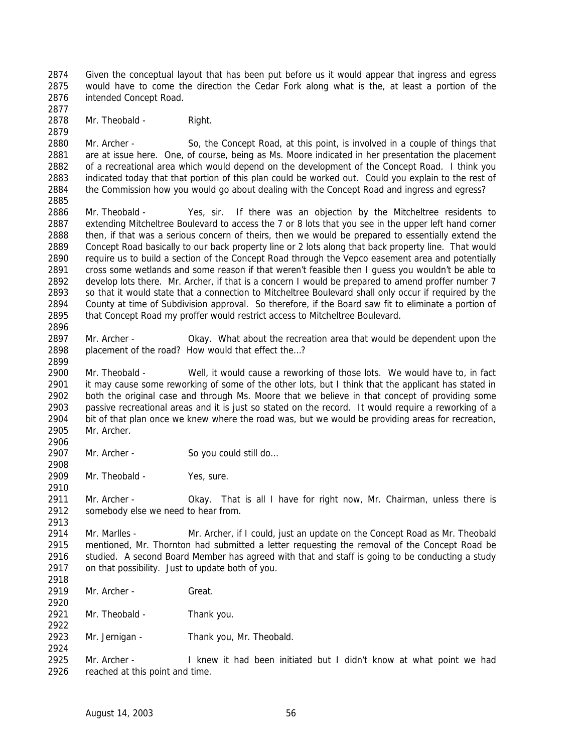Given the conceptual layout that has been put before us it would appear that ingress and egress would have to come the direction the Cedar Fork along what is the, at least a portion of the intended Concept Road.

Mr. Theobald - Right.

Mr. Archer - So, the Concept Road, at this point, is involved in a couple of things that are at issue here. One, of course, being as Ms. Moore indicated in her presentation the placement of a recreational area which would depend on the development of the Concept Road. I think you indicated today that that portion of this plan could be worked out. Could you explain to the rest of the Commission how you would go about dealing with the Concept Road and ingress and egress?

Mr. Theobald - Yes, sir. If there was an objection by the Mitcheltree residents to extending Mitcheltree Boulevard to access the 7 or 8 lots that you see in the upper left hand corner then, if that was a serious concern of theirs, then we would be prepared to essentially extend the Concept Road basically to our back property line or 2 lots along that back property line. That would require us to build a section of the Concept Road through the Vepco easement area and potentially cross some wetlands and some reason if that weren't feasible then I guess you wouldn't be able to develop lots there. Mr. Archer, if that is a concern I would be prepared to amend proffer number 7 so that it would state that a connection to Mitcheltree Boulevard shall only occur if required by the County at time of Subdivision approval. So therefore, if the Board saw fit to eliminate a portion of that Concept Road my proffer would restrict access to Mitcheltree Boulevard.

Mr. Archer - Okay. What about the recreation area that would be dependent upon the placement of the road? How would that effect the…?

Mr. Theobald - Well, it would cause a reworking of those lots. We would have to, in fact it may cause some reworking of some of the other lots, but I think that the applicant has stated in both the original case and through Ms. Moore that we believe in that concept of providing some passive recreational areas and it is just so stated on the record. It would require a reworking of a bit of that plan once we knew where the road was, but we would be providing areas for recreation, Mr. Archer.

Mr. Archer - So you could still do…

Mr. Theobald - Yes, sure.

Mr. Archer - Okay. That is all I have for right now, Mr. Chairman, unless there is somebody else we need to hear from.

Mr. Marlles - Mr. Archer, if I could, just an update on the Concept Road as Mr. Theobald mentioned, Mr. Thornton had submitted a letter requesting the removal of the Concept Road be studied. A second Board Member has agreed with that and staff is going to be conducting a study on that possibility. Just to update both of you.

Mr. Archer - Great.

Mr. Theobald - Thank you.

Mr. Jernigan - Thank you, Mr. Theobald.

Mr. Archer - I knew it had been initiated but I didn't know at what point we had reached at this point and time.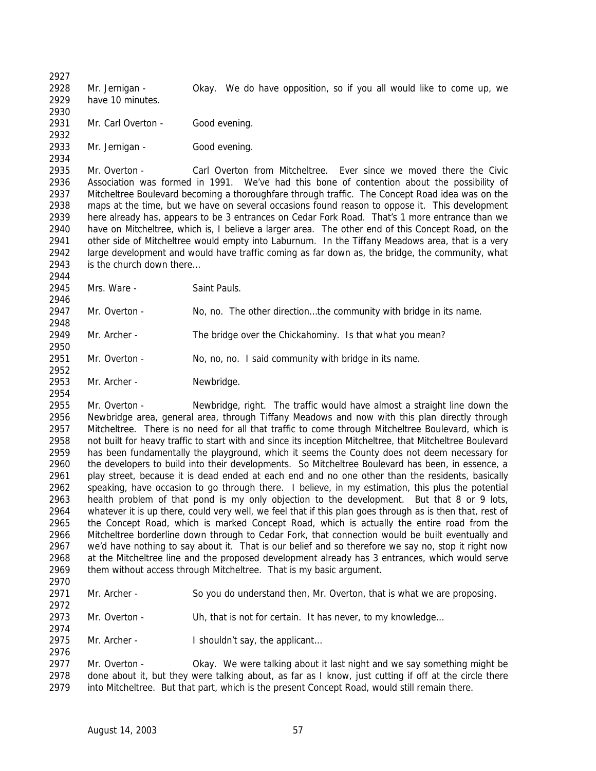Mr. Jernigan - Okay. We do have opposition, so if you all would like to come up, we have 10 minutes.

Mr. Carl Overton - Good evening.

Mr. Jernigan - Good evening.

Mr. Overton - Carl Overton from Mitcheltree. Ever since we moved there the Civic Association was formed in 1991. We've had this bone of contention about the possibility of Mitcheltree Boulevard becoming a thoroughfare through traffic. The Concept Road idea was on the maps at the time, but we have on several occasions found reason to oppose it. This development here already has, appears to be 3 entrances on Cedar Fork Road. That's 1 more entrance than we have on Mitcheltree, which is, I believe a larger area. The other end of this Concept Road, on the other side of Mitcheltree would empty into Laburnum. In the Tiffany Meadows area, that is a very large development and would have traffic coming as far down as, the bridge, the community, what is the church down there…

Mrs. Ware - Saint Pauls.

Mr. Overton - No, no. The other direction…the community with bridge in its name.

Mr. Archer - The bridge over the Chickahominy. Is that what you mean?

Mr. Overton - No, no, no. I said community with bridge in its name.

Mr. Archer - Newbridge.

Mr. Overton - Newbridge, right. The traffic would have almost a straight line down the Newbridge area, general area, through Tiffany Meadows and now with this plan directly through Mitcheltree. There is no need for all that traffic to come through Mitcheltree Boulevard, which is not built for heavy traffic to start with and since its inception Mitcheltree, that Mitcheltree Boulevard has been fundamentally the playground, which it seems the County does not deem necessary for the developers to build into their developments. So Mitcheltree Boulevard has been, in essence, a play street, because it is dead ended at each end and no one other than the residents, basically speaking, have occasion to go through there. I believe, in my estimation, this plus the potential health problem of that pond is my only objection to the development. But that 8 or 9 lots, whatever it is up there, could very well, we feel that if this plan goes through as is then that, rest of the Concept Road, which is marked Concept Road, which is actually the entire road from the Mitcheltree borderline down through to Cedar Fork, that connection would be built eventually and we'd have nothing to say about it. That is our belief and so therefore we say no, stop it right now at the Mitcheltree line and the proposed development already has 3 entrances, which would serve them without access through Mitcheltree. That is my basic argument.

Mr. Archer - So you do understand then, Mr. Overton, that is what we are proposing.

Mr. Overton - Uh, that is not for certain. It has never, to my knowledge…

Mr. Archer - I shouldn't say, the applicant…

Mr. Overton - Okay. We were talking about it last night and we say something might be done about it, but they were talking about, as far as I know, just cutting if off at the circle there into Mitcheltree. But that part, which is the present Concept Road, would still remain there.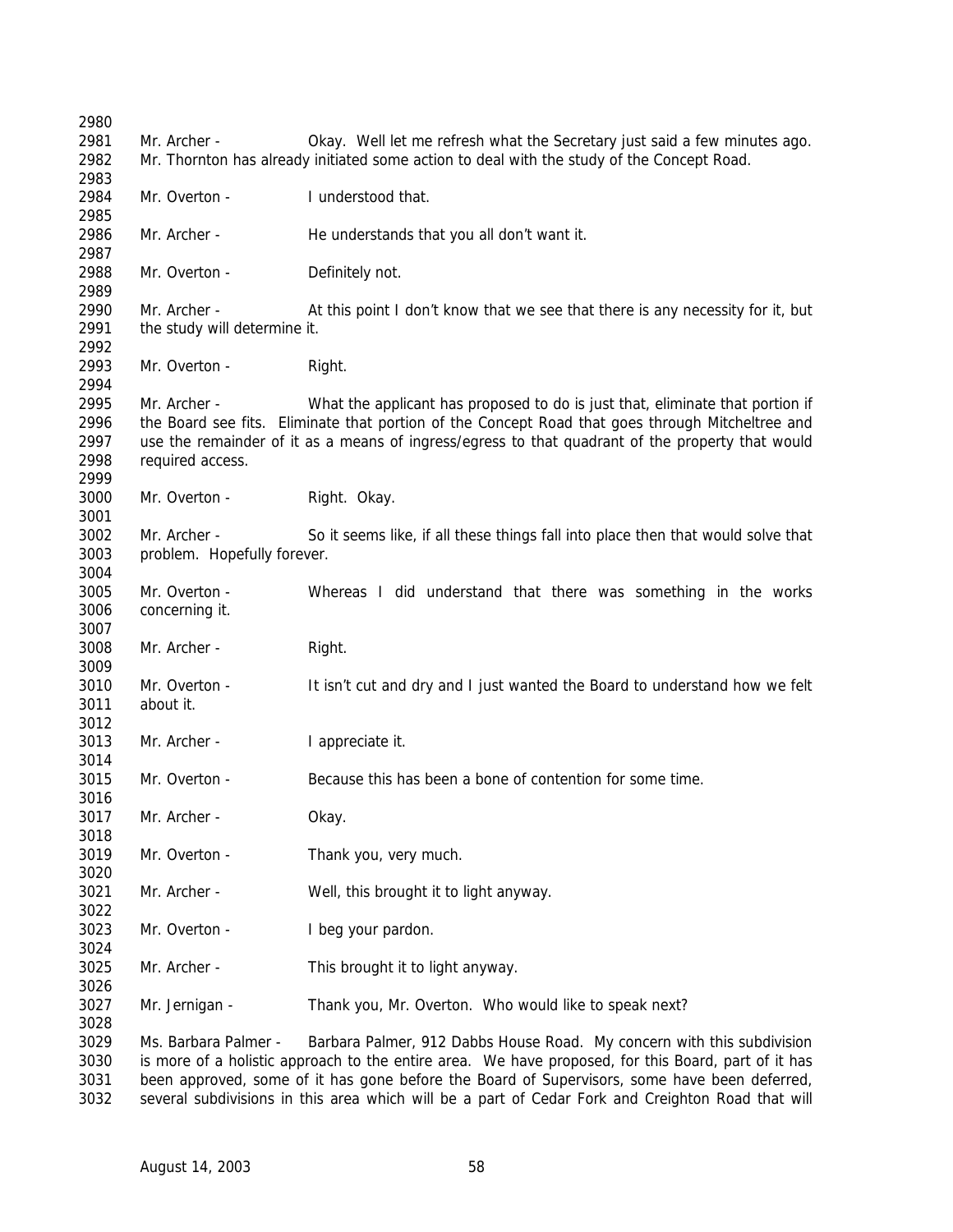Mr. Archer - Okay. Well let me refresh what the Secretary just said a few minutes ago. Mr. Thornton has already initiated some action to deal with the study of the Concept Road.

Mr. Overton - I understood that.

Mr. Archer - He understands that you all don't want it.

Mr. Overton - Definitely not.

Mr. Archer - At this point I don't know that we see that there is any necessity for it, but the study will determine it.

Mr. Overton - Right.

Mr. Archer - What the applicant has proposed to do is just that, eliminate that portion if the Board see fits. Eliminate that portion of the Concept Road that goes through Mitcheltree and use the remainder of it as a means of ingress/egress to that quadrant of the property that would required access.

Mr. Overton - Right. Okay.

Mr. Archer - So it seems like, if all these things fall into place then that would solve that problem. Hopefully forever.

Mr. Overton - Whereas I did understand that there was something in the works concerning it.

Mr. Archer - Right.

Mr. Overton - It isn't cut and dry and I just wanted the Board to understand how we felt about it.

Mr. Archer - I appreciate it.

Mr. Overton - Because this has been a bone of contention for some time.

Mr. Archer - Okay.

Mr. Overton - Thank you, very much.

Mr. Archer - Well, this brought it to light anyway.

Mr. Overton - I beg your pardon.

Mr. Archer - This brought it to light anyway.

Mr. Jernigan - Thank you, Mr. Overton. Who would like to speak next?

Ms. Barbara Palmer - Barbara Palmer, 912 Dabbs House Road. My concern with this subdivision is more of a holistic approach to the entire area. We have proposed, for this Board, part of it has been approved, some of it has gone before the Board of Supervisors, some have been deferred, several subdivisions in this area which will be a part of Cedar Fork and Creighton Road that will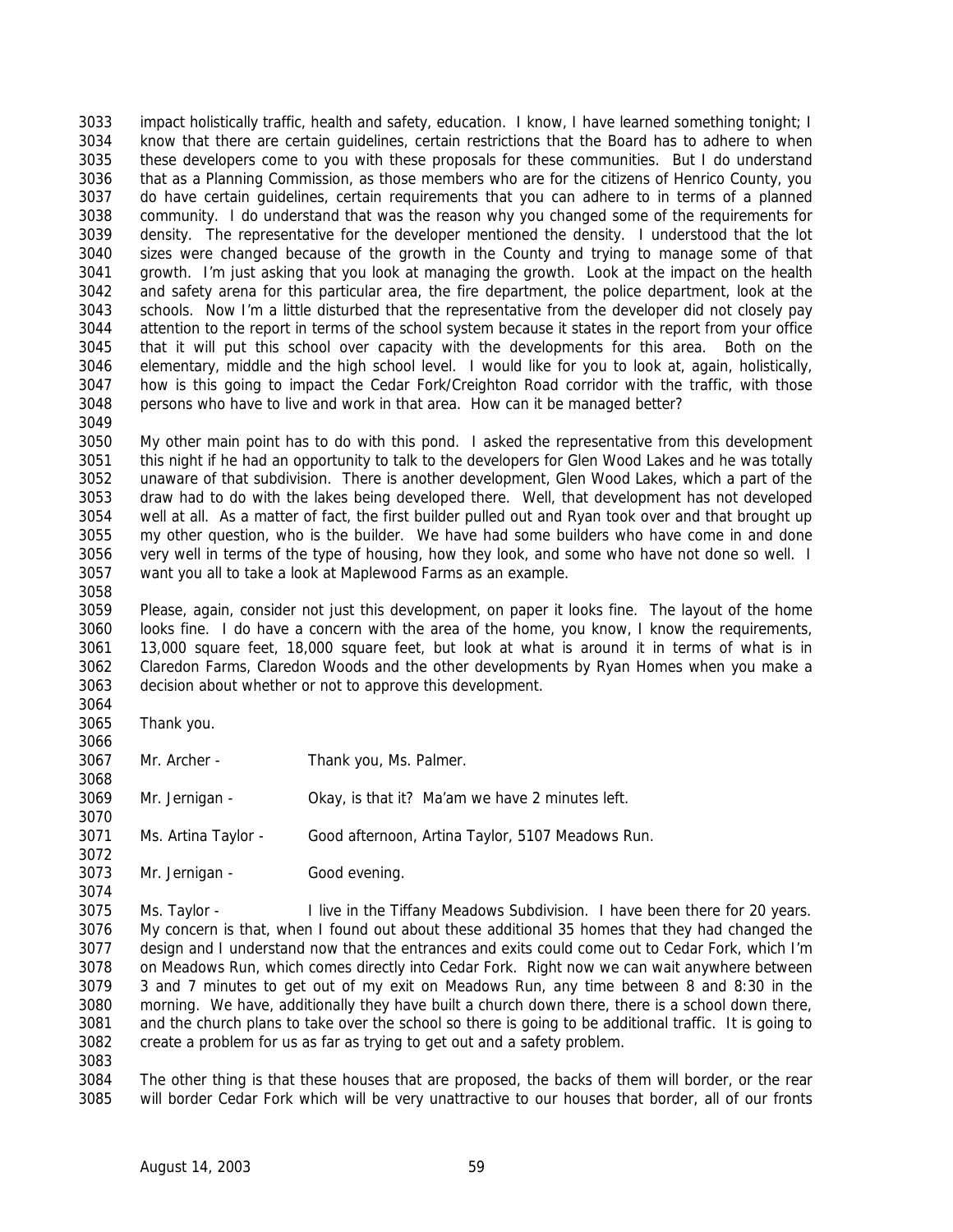impact holistically traffic, health and safety, education. I know, I have learned something tonight; I know that there are certain guidelines, certain restrictions that the Board has to adhere to when these developers come to you with these proposals for these communities. But I do understand that as a Planning Commission, as those members who are for the citizens of Henrico County, you do have certain guidelines, certain requirements that you can adhere to in terms of a planned community. I do understand that was the reason why you changed some of the requirements for density. The representative for the developer mentioned the density. I understood that the lot sizes were changed because of the growth in the County and trying to manage some of that growth. I'm just asking that you look at managing the growth. Look at the impact on the health and safety arena for this particular area, the fire department, the police department, look at the schools. Now I'm a little disturbed that the representative from the developer did not closely pay attention to the report in terms of the school system because it states in the report from your office that it will put this school over capacity with the developments for this area. Both on the elementary, middle and the high school level. I would like for you to look at, again, holistically, how is this going to impact the Cedar Fork/Creighton Road corridor with the traffic, with those persons who have to live and work in that area. How can it be managed better?

My other main point has to do with this pond. I asked the representative from this development this night if he had an opportunity to talk to the developers for Glen Wood Lakes and he was totally unaware of that subdivision. There is another development, Glen Wood Lakes, which a part of the draw had to do with the lakes being developed there. Well, that development has not developed well at all. As a matter of fact, the first builder pulled out and Ryan took over and that brought up my other question, who is the builder. We have had some builders who have come in and done very well in terms of the type of housing, how they look, and some who have not done so well. I want you all to take a look at Maplewood Farms as an example.

Please, again, consider not just this development, on paper it looks fine. The layout of the home looks fine. I do have a concern with the area of the home, you know, I know the requirements, 13,000 square feet, 18,000 square feet, but look at what is around it in terms of what is in Claredon Farms, Claredon Woods and the other developments by Ryan Homes when you make a decision about whether or not to approve this development.

Thank you.

Mr. Archer - Thank you, Ms. Palmer.

Mr. Jernigan - Okay, is that it? Ma'am we have 2 minutes left.

Ms. Artina Taylor - Good afternoon, Artina Taylor, 5107 Meadows Run.

Mr. Jernigan - Good evening.

Ms. Taylor - I live in the Tiffany Meadows Subdivision. I have been there for 20 years. My concern is that, when I found out about these additional 35 homes that they had changed the design and I understand now that the entrances and exits could come out to Cedar Fork, which I'm on Meadows Run, which comes directly into Cedar Fork. Right now we can wait anywhere between 3 and 7 minutes to get out of my exit on Meadows Run, any time between 8 and 8:30 in the morning. We have, additionally they have built a church down there, there is a school down there, and the church plans to take over the school so there is going to be additional traffic. It is going to create a problem for us as far as trying to get out and a safety problem.

The other thing is that these houses that are proposed, the backs of them will border, or the rear will border Cedar Fork which will be very unattractive to our houses that border, all of our fronts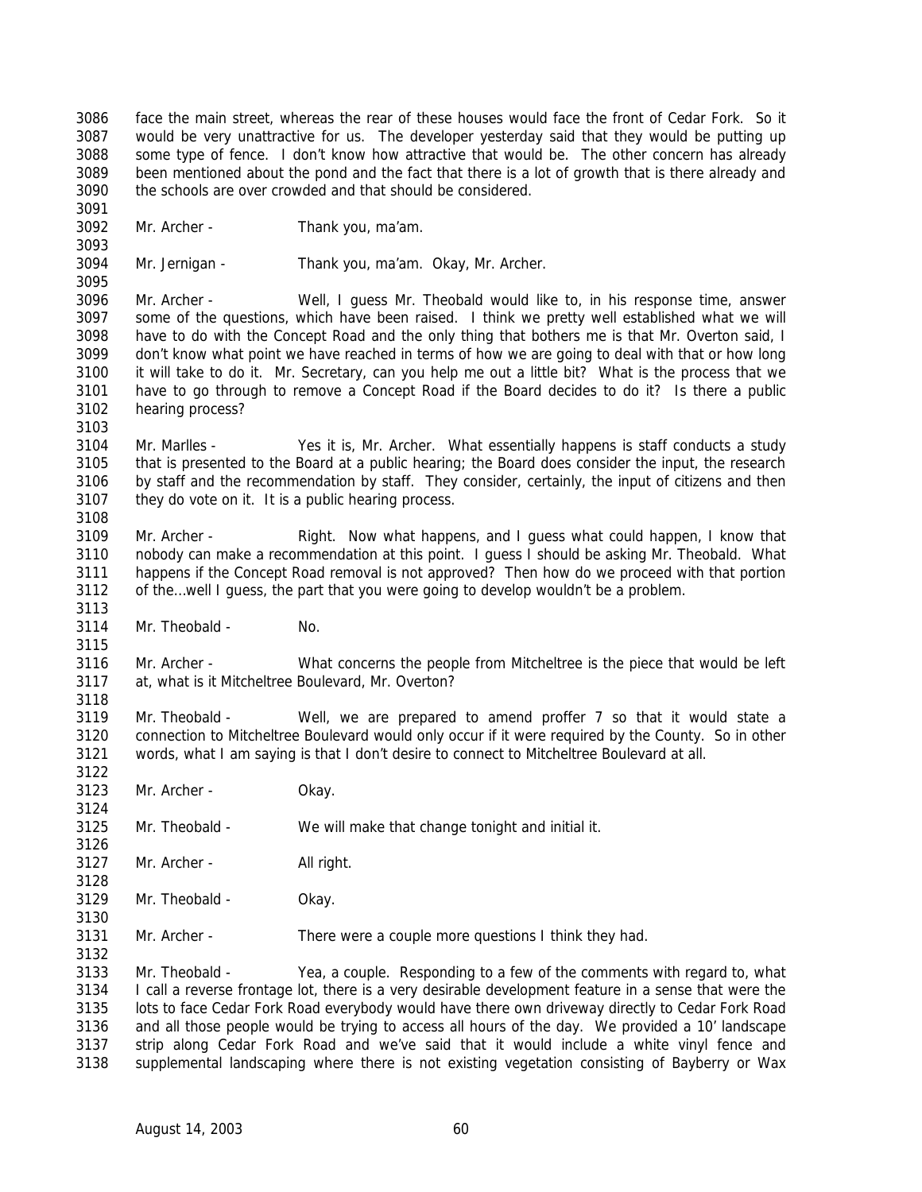face the main street, whereas the rear of these houses would face the front of Cedar Fork. So it would be very unattractive for us. The developer yesterday said that they would be putting up some type of fence. I don't know how attractive that would be. The other concern has already been mentioned about the pond and the fact that there is a lot of growth that is there already and the schools are over crowded and that should be considered.

Mr. Archer - Thank you, ma'am.

Mr. Jernigan - Thank you, ma'am. Okay, Mr. Archer.

Mr. Archer - Well, I guess Mr. Theobald would like to, in his response time, answer some of the questions, which have been raised. I think we pretty well established what we will have to do with the Concept Road and the only thing that bothers me is that Mr. Overton said, I don't know what point we have reached in terms of how we are going to deal with that or how long it will take to do it. Mr. Secretary, can you help me out a little bit? What is the process that we have to go through to remove a Concept Road if the Board decides to do it? Is there a public hearing process?

Mr. Marlles - Yes it is, Mr. Archer. What essentially happens is staff conducts a study that is presented to the Board at a public hearing; the Board does consider the input, the research by staff and the recommendation by staff. They consider, certainly, the input of citizens and then they do vote on it. It is a public hearing process.

Mr. Archer - Right. Now what happens, and I guess what could happen, I know that nobody can make a recommendation at this point. I guess I should be asking Mr. Theobald. What happens if the Concept Road removal is not approved? Then how do we proceed with that portion of the…well I guess, the part that you were going to develop wouldn't be a problem.

Mr. Theobald - No.

Mr. Archer - What concerns the people from Mitcheltree is the piece that would be left at, what is it Mitcheltree Boulevard, Mr. Overton?

Mr. Theobald - Well, we are prepared to amend proffer 7 so that it would state a connection to Mitcheltree Boulevard would only occur if it were required by the County. So in other words, what I am saying is that I don't desire to connect to Mitcheltree Boulevard at all.

Mr. Archer - Okay.

Mr. Theobald - We will make that change tonight and initial it.

Mr. Archer - All right.

Mr. Theobald - Okay.

Mr. Archer - There were a couple more questions I think they had.

Mr. Theobald - Yea, a couple. Responding to a few of the comments with regard to, what I call a reverse frontage lot, there is a very desirable development feature in a sense that were the lots to face Cedar Fork Road everybody would have there own driveway directly to Cedar Fork Road and all those people would be trying to access all hours of the day. We provided a 10' landscape strip along Cedar Fork Road and we've said that it would include a white vinyl fence and supplemental landscaping where there is not existing vegetation consisting of Bayberry or Wax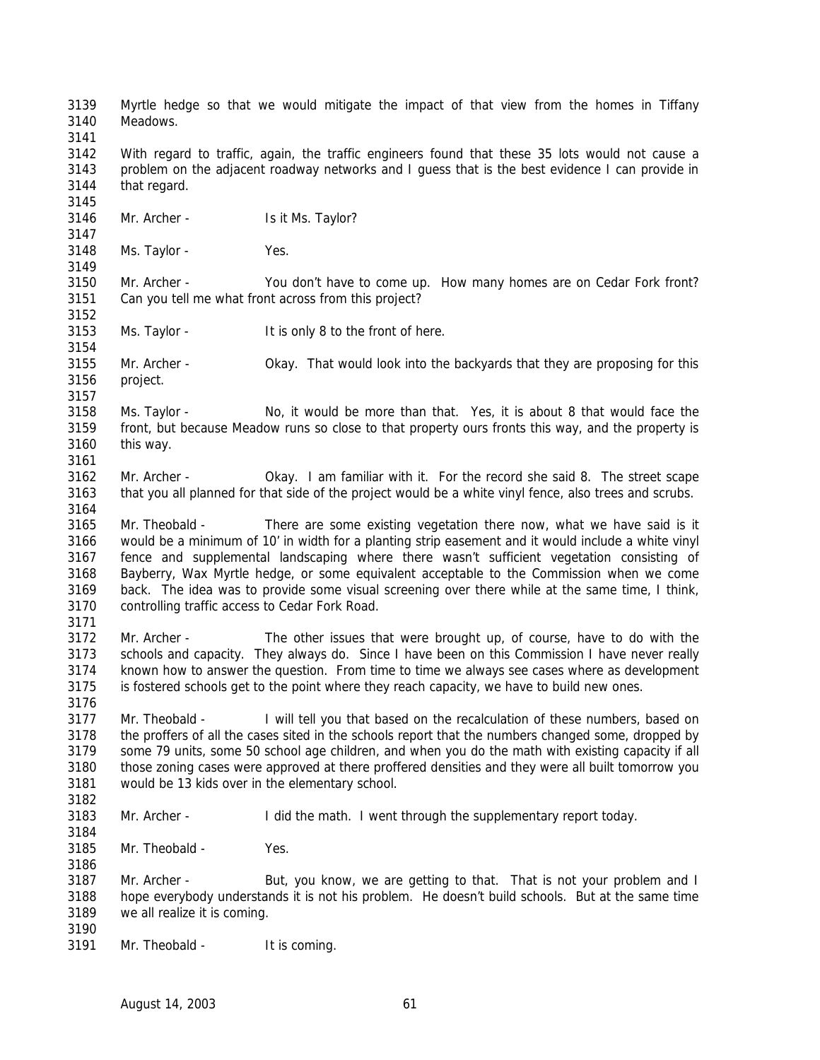Myrtle hedge so that we would mitigate the impact of that view from the homes in Tiffany Meadows.

With regard to traffic, again, the traffic engineers found that these 35 lots would not cause a problem on the adjacent roadway networks and I guess that is the best evidence I can provide in that regard.

Mr. Archer - Is it Ms. Taylor?

Ms. Taylor - Yes.

Mr. Archer - You don't have to come up. How many homes are on Cedar Fork front? Can you tell me what front across from this project?

Ms. Taylor - It is only 8 to the front of here.

Mr. Archer - Okay. That would look into the backyards that they are proposing for this project.

Ms. Taylor - No, it would be more than that. Yes, it is about 8 that would face the front, but because Meadow runs so close to that property ours fronts this way, and the property is this way.

Mr. Archer - Okay. I am familiar with it. For the record she said 8. The street scape that you all planned for that side of the project would be a white vinyl fence, also trees and scrubs.

Mr. Theobald - There are some existing vegetation there now, what we have said is it would be a minimum of 10' in width for a planting strip easement and it would include a white vinyl fence and supplemental landscaping where there wasn't sufficient vegetation consisting of Bayberry, Wax Myrtle hedge, or some equivalent acceptable to the Commission when we come back. The idea was to provide some visual screening over there while at the same time, I think, controlling traffic access to Cedar Fork Road.

Mr. Archer - The other issues that were brought up, of course, have to do with the schools and capacity. They always do. Since I have been on this Commission I have never really known how to answer the question. From time to time we always see cases where as development is fostered schools get to the point where they reach capacity, we have to build new ones.

Mr. Theobald - I will tell you that based on the recalculation of these numbers, based on the proffers of all the cases sited in the schools report that the numbers changed some, dropped by some 79 units, some 50 school age children, and when you do the math with existing capacity if all those zoning cases were approved at there proffered densities and they were all built tomorrow you would be 13 kids over in the elementary school.

Mr. Archer - I did the math. I went through the supplementary report today.

Mr. Theobald - Yes.

Mr. Archer - But, you know, we are getting to that. That is not your problem and I hope everybody understands it is not his problem. He doesn't build schools. But at the same time we all realize it is coming.

Mr. Theobald - It is coming.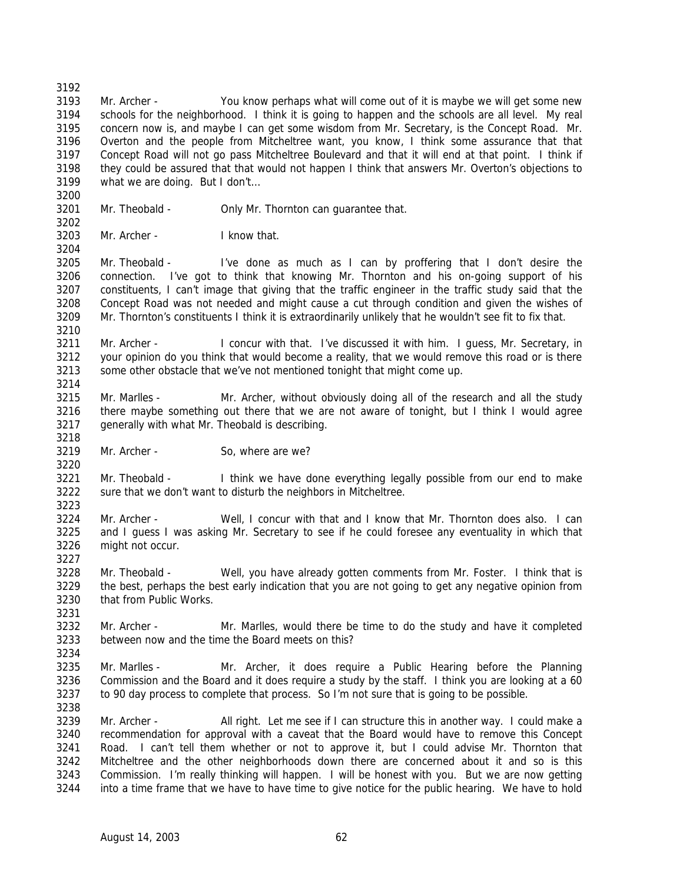Mr. Archer - You know perhaps what will come out of it is maybe we will get some new schools for the neighborhood. I think it is going to happen and the schools are all level. My real concern now is, and maybe I can get some wisdom from Mr. Secretary, is the Concept Road. Mr. Overton and the people from Mitcheltree want, you know, I think some assurance that that Concept Road will not go pass Mitcheltree Boulevard and that it will end at that point. I think if they could be assured that that would not happen I think that answers Mr. Overton's objections to what we are doing. But I don't…

Mr. Theobald - Only Mr. Thornton can guarantee that.

Mr. Archer - I know that.

Mr. Theobald - I've done as much as I can by proffering that I don't desire the connection. I've got to think that knowing Mr. Thornton and his on-going support of his constituents, I can't image that giving that the traffic engineer in the traffic study said that the Concept Road was not needed and might cause a cut through condition and given the wishes of Mr. Thornton's constituents I think it is extraordinarily unlikely that he wouldn't see fit to fix that.

Mr. Archer - I concur with that. I've discussed it with him. I guess, Mr. Secretary, in your opinion do you think that would become a reality, that we would remove this road or is there some other obstacle that we've not mentioned tonight that might come up.

Mr. Marlles - Mr. Archer, without obviously doing all of the research and all the study there maybe something out there that we are not aware of tonight, but I think I would agree generally with what Mr. Theobald is describing.

Mr. Archer - So, where are we?

Mr. Theobald - I think we have done everything legally possible from our end to make sure that we don't want to disturb the neighbors in Mitcheltree.

Mr. Archer - Well, I concur with that and I know that Mr. Thornton does also. I can and I guess I was asking Mr. Secretary to see if he could foresee any eventuality in which that might not occur.

Mr. Theobald - Well, you have already gotten comments from Mr. Foster. I think that is the best, perhaps the best early indication that you are not going to get any negative opinion from that from Public Works.

Mr. Archer - Mr. Marlles, would there be time to do the study and have it completed between now and the time the Board meets on this?

Mr. Marlles - Mr. Archer, it does require a Public Hearing before the Planning Commission and the Board and it does require a study by the staff. I think you are looking at a 60 to 90 day process to complete that process. So I'm not sure that is going to be possible.

Mr. Archer - All right. Let me see if I can structure this in another way. I could make a recommendation for approval with a caveat that the Board would have to remove this Concept Road. I can't tell them whether or not to approve it, but I could advise Mr. Thornton that Mitcheltree and the other neighborhoods down there are concerned about it and so is this Commission. I'm really thinking will happen. I will be honest with you. But we are now getting into a time frame that we have to have time to give notice for the public hearing. We have to hold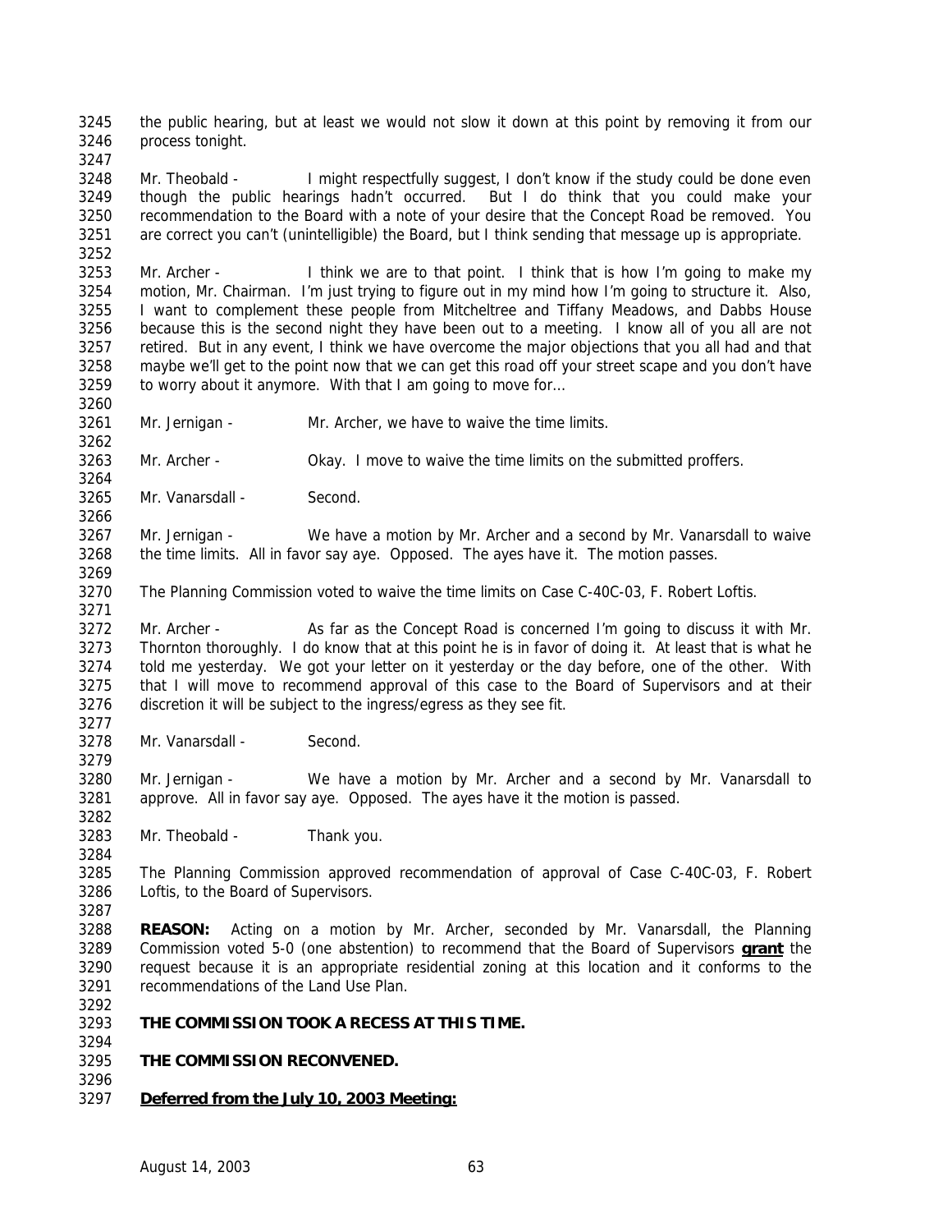the public hearing, but at least we would not slow it down at this point by removing it from our process tonight.

Mr. Theobald - I might respectfully suggest, I don't know if the study could be done even though the public hearings hadn't occurred. But I do think that you could make your recommendation to the Board with a note of your desire that the Concept Road be removed. You are correct you can't (unintelligible) the Board, but I think sending that message up is appropriate.

Mr. Archer - I think we are to that point. I think that is how I'm going to make my motion, Mr. Chairman. I'm just trying to figure out in my mind how I'm going to structure it. Also, I want to complement these people from Mitcheltree and Tiffany Meadows, and Dabbs House because this is the second night they have been out to a meeting. I know all of you all are not retired. But in any event, I think we have overcome the major objections that you all had and that maybe we'll get to the point now that we can get this road off your street scape and you don't have to worry about it anymore. With that I am going to move for…

Mr. Jernigan - Mr. Archer, we have to waive the time limits.

Mr. Archer - Okay. I move to waive the time limits on the submitted proffers.

Mr. Vanarsdall - Second.

Mr. Jernigan - We have a motion by Mr. Archer and a second by Mr. Vanarsdall to waive the time limits. All in favor say aye. Opposed. The ayes have it. The motion passes.

The Planning Commission voted to waive the time limits on Case C-40C-03, F. Robert Loftis.

Mr. Archer - As far as the Concept Road is concerned I'm going to discuss it with Mr. Thornton thoroughly. I do know that at this point he is in favor of doing it. At least that is what he told me yesterday. We got your letter on it yesterday or the day before, one of the other. With that I will move to recommend approval of this case to the Board of Supervisors and at their discretion it will be subject to the ingress/egress as they see fit.

Mr. Vanarsdall - Second.

Mr. Jernigan - We have a motion by Mr. Archer and a second by Mr. Vanarsdall to approve. All in favor say aye. Opposed. The ayes have it the motion is passed.

Mr. Theobald - Thank you.

The Planning Commission approved recommendation of approval of Case C-40C-03, F. Robert Loftis, to the Board of Supervisors.

**REASON:** Acting on a motion by Mr. Archer, seconded by Mr. Vanarsdall, the Planning Commission voted 5-0 (one abstention) to recommend that the Board of Supervisors **grant** the request because it is an appropriate residential zoning at this location and it conforms to the recommendations of the Land Use Plan.

**THE COMMISSION TOOK A RECESS AT THIS TIME.**

**THE COMMISSION RECONVENED.**

**Deferred from the July 10, 2003 Meeting:**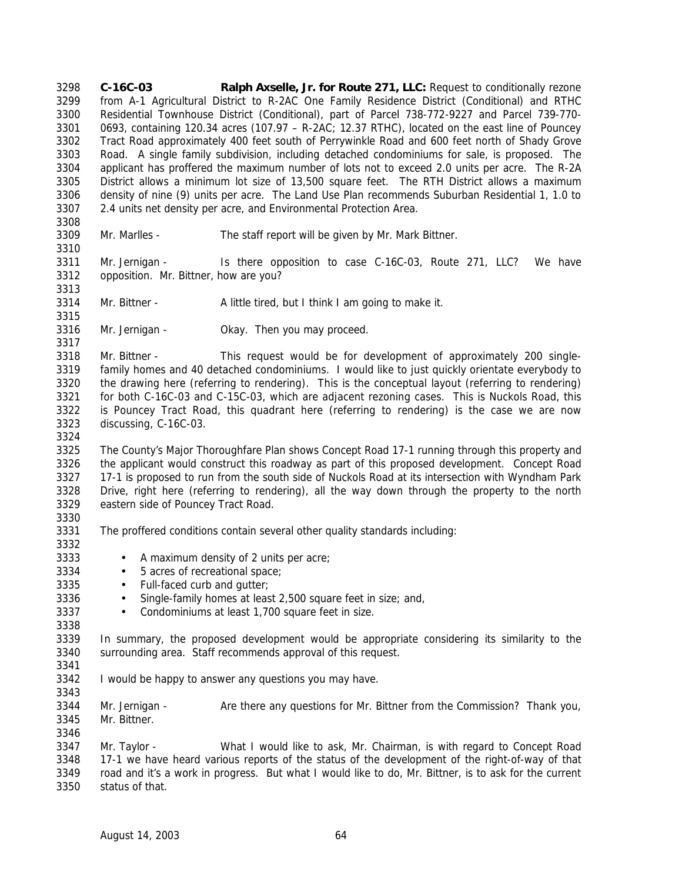**C-16C-03** **Ralph Axselle, Jr. for Route 271, LLC:** Request to conditionally rezone from A-1 Agricultural District to R-2AC One Family Residence District (Conditional) and RTHC Residential Townhouse District (Conditional), part of Parcel 738-772-9227 and Parcel 739-770-0693, containing 120.34 acres (107.97 – R-2AC; 12.37 RTHC), located on the east line of Pouncey Tract Road approximately 400 feet south of Perrywinkle Road and 600 feet north of Shady Grove Road. A single family subdivision, including detached condominiums for sale, is proposed. The applicant has proffered the maximum number of lots not to exceed 2.0 units per acre. The R-2A District allows a minimum lot size of 13,500 square feet. The RTH District allows a maximum density of nine (9) units per acre. The Land Use Plan recommends Suburban Residential 1, 1.0 to 2.4 units net density per acre, and Environmental Protection Area.

Mr. Marlles - The staff report will be given by Mr. Mark Bittner.

Mr. Jernigan - Is there opposition to case C-16C-03, Route 271, LLC? We have opposition. Mr. Bittner, how are you?

Mr. Bittner - A little tired, but I think I am going to make it.

Mr. Jernigan - Okay. Then you may proceed.

Mr. Bittner - This request would be for development of approximately 200 single-family homes and 40 detached condominiums. I would like to just quickly orientate everybody to the drawing here (referring to rendering). This is the conceptual layout (referring to rendering) for both C-16C-03 and C-15C-03, which are adjacent rezoning cases. This is Nuckols Road, this is Pouncey Tract Road, this quadrant here (referring to rendering) is the case we are now discussing, C-16C-03.

The County's Major Thoroughfare Plan shows Concept Road 17-1 running through this property and the applicant would construct this roadway as part of this proposed development. Concept Road 17-1 is proposed to run from the south side of Nuckols Road at its intersection with Wyndham Park Drive, right here (referring to rendering), all the way down through the property to the north eastern side of Pouncey Tract Road.

The proffered conditions contain several other quality standards including:

- A maximum density of 2 units per acre;
- 5 acres of recreational space;
- Full-faced curb and gutter;
- Single-family homes at least 2,500 square feet in size; and,
- Condominiums at least 1,700 square feet in size.

In summary, the proposed development would be appropriate considering its similarity to the surrounding area. Staff recommends approval of this request.

I would be happy to answer any questions you may have.

Mr. Jernigan - Are there any questions for Mr. Bittner from the Commission? Thank you, Mr. Bittner.

Mr. Taylor - What I would like to ask, Mr. Chairman, is with regard to Concept Road 17-1 we have heard various reports of the status of the development of the right-of-way of that road and it's a work in progress. But what I would like to do, Mr. Bittner, is to ask for the current status of that.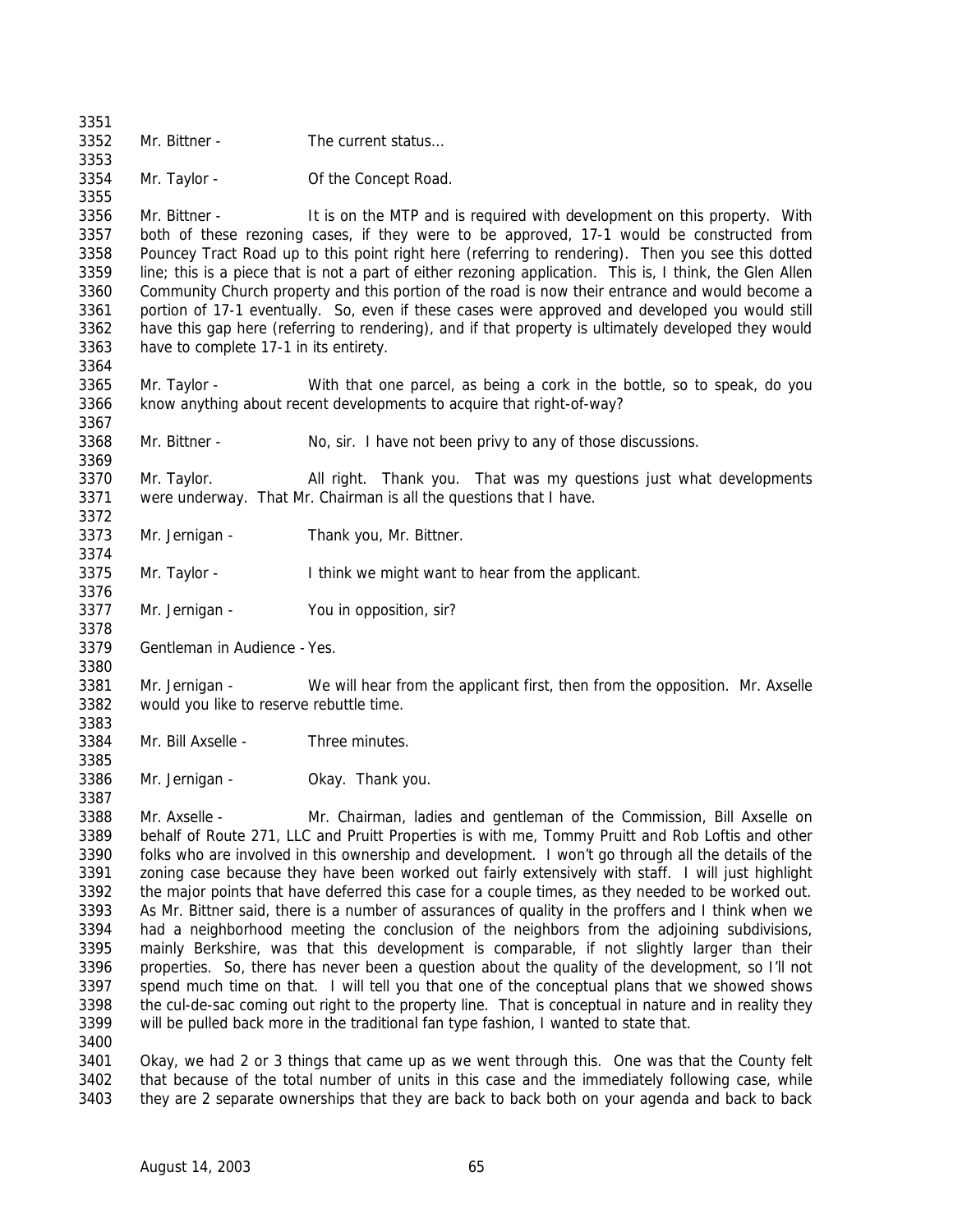Mr. Bittner - The current status…

Mr. Taylor - Of the Concept Road.

Mr. Bittner - It is on the MTP and is required with development on this property. With both of these rezoning cases, if they were to be approved, 17-1 would be constructed from Pouncey Tract Road up to this point right here (referring to rendering). Then you see this dotted line; this is a piece that is not a part of either rezoning application. This is, I think, the Glen Allen Community Church property and this portion of the road is now their entrance and would become a portion of 17-1 eventually. So, even if these cases were approved and developed you would still have this gap here (referring to rendering), and if that property is ultimately developed they would have to complete 17-1 in its entirety.

Mr. Taylor - With that one parcel, as being a cork in the bottle, so to speak, do you know anything about recent developments to acquire that right-of-way?

Mr. Bittner - No, sir. I have not been privy to any of those discussions.

Mr. Taylor. All right. Thank you. That was my questions just what developments were underway. That Mr. Chairman is all the questions that I have.

Mr. Jernigan - Thank you, Mr. Bittner.

Mr. Taylor - I think we might want to hear from the applicant.

Mr. Jernigan - You in opposition, sir?

Gentleman in Audience - Yes.

Mr. Jernigan - We will hear from the applicant first, then from the opposition. Mr. Axselle would you like to reserve rebuttle time.

Mr. Bill Axselle - Three minutes.

Mr. Jernigan - Okay. Thank you.

Mr. Axselle - Mr. Chairman, ladies and gentleman of the Commission, Bill Axselle on behalf of Route 271, LLC and Pruitt Properties is with me, Tommy Pruitt and Rob Loftis and other folks who are involved in this ownership and development. I won't go through all the details of the zoning case because they have been worked out fairly extensively with staff. I will just highlight the major points that have deferred this case for a couple times, as they needed to be worked out. As Mr. Bittner said, there is a number of assurances of quality in the proffers and I think when we had a neighborhood meeting the conclusion of the neighbors from the adjoining subdivisions, mainly Berkshire, was that this development is comparable, if not slightly larger than their properties. So, there has never been a question about the quality of the development, so I'll not spend much time on that. I will tell you that one of the conceptual plans that we showed shows the cul-de-sac coming out right to the property line. That is conceptual in nature and in reality they will be pulled back more in the traditional fan type fashion, I wanted to state that.

Okay, we had 2 or 3 things that came up as we went through this. One was that the County felt that because of the total number of units in this case and the immediately following case, while they are 2 separate ownerships that they are back to back both on your agenda and back to back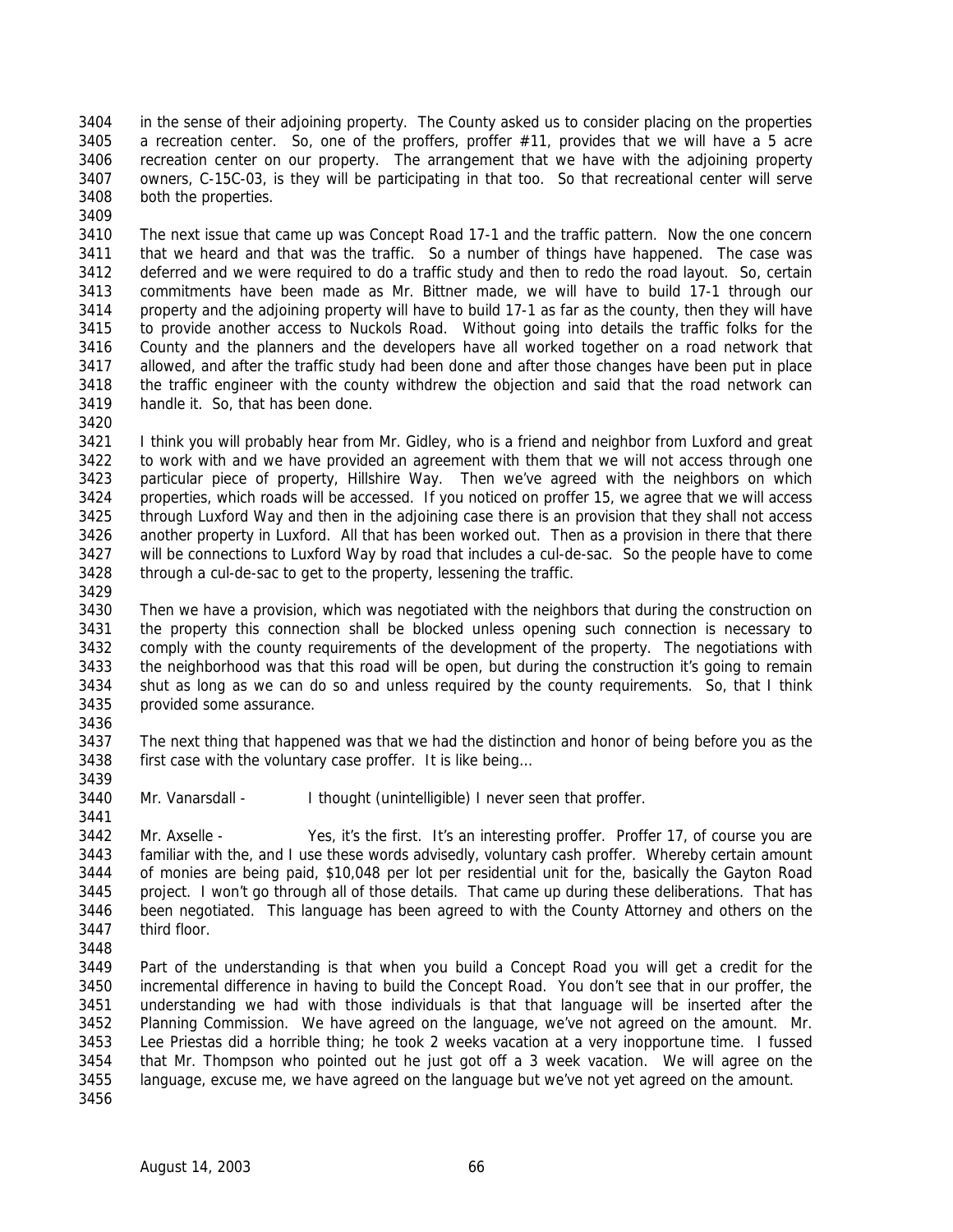in the sense of their adjoining property. The County asked us to consider placing on the properties a recreation center. So, one of the proffers, proffer #11, provides that we will have a 5 acre recreation center on our property. The arrangement that we have with the adjoining property owners, C-15C-03, is they will be participating in that too. So that recreational center will serve both the properties.

The next issue that came up was Concept Road 17-1 and the traffic pattern. Now the one concern that we heard and that was the traffic. So a number of things have happened. The case was deferred and we were required to do a traffic study and then to redo the road layout. So, certain commitments have been made as Mr. Bittner made, we will have to build 17-1 through our property and the adjoining property will have to build 17-1 as far as the county, then they will have to provide another access to Nuckols Road. Without going into details the traffic folks for the County and the planners and the developers have all worked together on a road network that allowed, and after the traffic study had been done and after those changes have been put in place the traffic engineer with the county withdrew the objection and said that the road network can handle it. So, that has been done.

I think you will probably hear from Mr. Gidley, who is a friend and neighbor from Luxford and great to work with and we have provided an agreement with them that we will not access through one particular piece of property, Hillshire Way. Then we've agreed with the neighbors on which properties, which roads will be accessed. If you noticed on proffer 15, we agree that we will access through Luxford Way and then in the adjoining case there is an provision that they shall not access another property in Luxford. All that has been worked out. Then as a provision in there that there will be connections to Luxford Way by road that includes a cul-de-sac. So the people have to come through a cul-de-sac to get to the property, lessening the traffic.

Then we have a provision, which was negotiated with the neighbors that during the construction on the property this connection shall be blocked unless opening such connection is necessary to comply with the county requirements of the development of the property. The negotiations with the neighborhood was that this road will be open, but during the construction it's going to remain shut as long as we can do so and unless required by the county requirements. So, that I think provided some assurance.

The next thing that happened was that we had the distinction and honor of being before you as the first case with the voluntary case proffer. It is like being…

Mr. Vanarsdall - I thought (unintelligible) I never seen that proffer.

Mr. Axselle - Yes, it's the first. It's an interesting proffer. Proffer 17, of course you are familiar with the, and I use these words advisedly, voluntary cash proffer. Whereby certain amount of monies are being paid, $10,048 per lot per residential unit for the, basically the Gayton Road project. I won't go through all of those details. That came up during these deliberations. That has been negotiated. This language has been agreed to with the County Attorney and others on the third floor.

Part of the understanding is that when you build a Concept Road you will get a credit for the incremental difference in having to build the Concept Road. You don't see that in our proffer, the understanding we had with those individuals is that that language will be inserted after the Planning Commission. We have agreed on the language, we've not agreed on the amount. Mr. Lee Priestas did a horrible thing; he took 2 weeks vacation at a very inopportune time. I fussed that Mr. Thompson who pointed out he just got off a 3 week vacation. We will agree on the language, excuse me, we have agreed on the language but we've not yet agreed on the amount.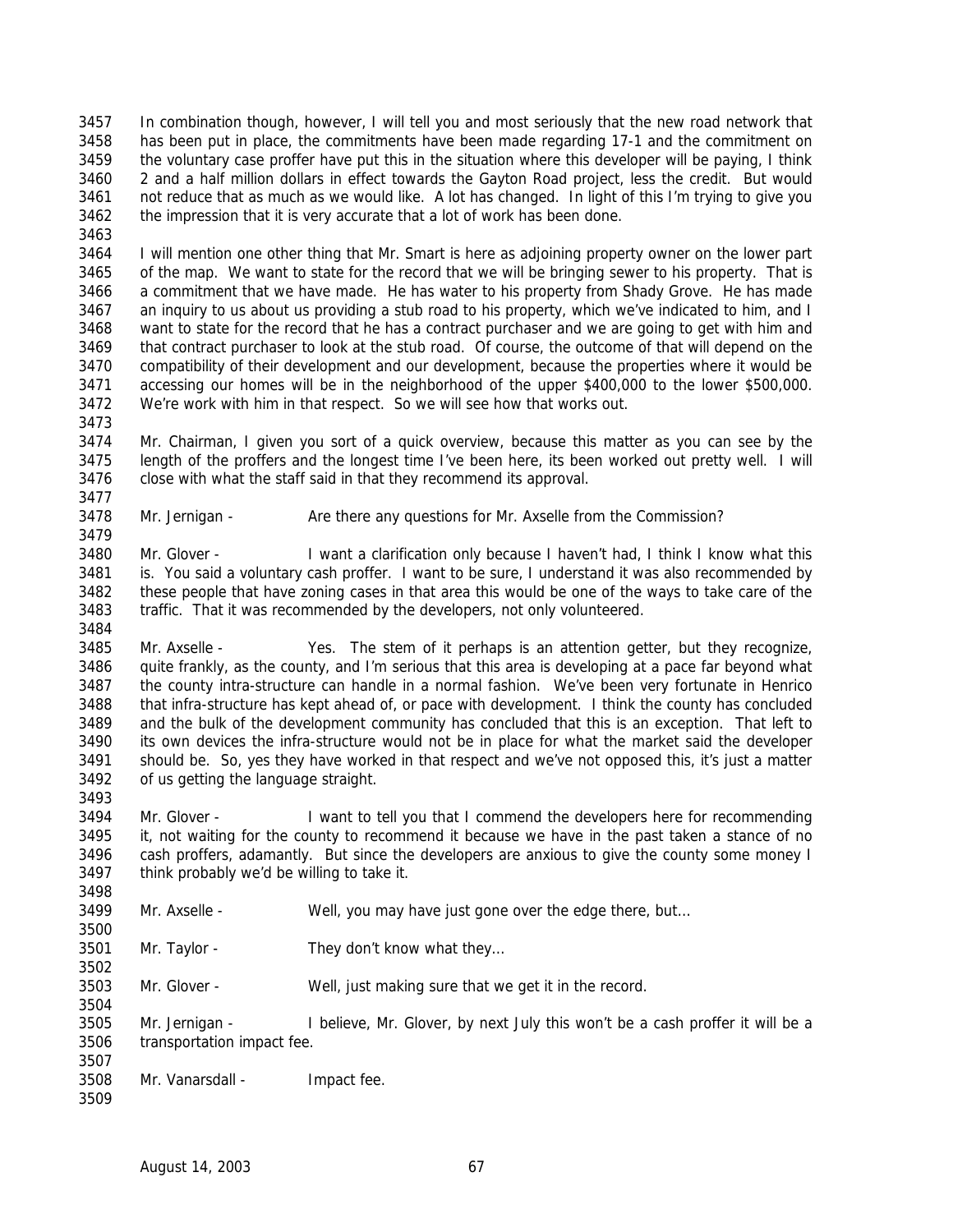In combination though, however, I will tell you and most seriously that the new road network that has been put in place, the commitments have been made regarding 17-1 and the commitment on the voluntary case proffer have put this in the situation where this developer will be paying, I think 2 and a half million dollars in effect towards the Gayton Road project, less the credit. But would not reduce that as much as we would like. A lot has changed. In light of this I'm trying to give you the impression that it is very accurate that a lot of work has been done.

I will mention one other thing that Mr. Smart is here as adjoining property owner on the lower part of the map. We want to state for the record that we will be bringing sewer to his property. That is a commitment that we have made. He has water to his property from Shady Grove. He has made an inquiry to us about us providing a stub road to his property, which we've indicated to him, and I want to state for the record that he has a contract purchaser and we are going to get with him and that contract purchaser to look at the stub road. Of course, the outcome of that will depend on the compatibility of their development and our development, because the properties where it would be accessing our homes will be in the neighborhood of the upper $400,000 to the lower $500,000. We're work with him in that respect. So we will see how that works out.

Mr. Chairman, I given you sort of a quick overview, because this matter as you can see by the length of the proffers and the longest time I've been here, its been worked out pretty well. I will close with what the staff said in that they recommend its approval.

Mr. Jernigan - Are there any questions for Mr. Axselle from the Commission?

Mr. Glover - I want a clarification only because I haven't had, I think I know what this is. You said a voluntary cash proffer. I want to be sure, I understand it was also recommended by these people that have zoning cases in that area this would be one of the ways to take care of the traffic. That it was recommended by the developers, not only volunteered.

Mr. Axselle - Yes. The stem of it perhaps is an attention getter, but they recognize, quite frankly, as the county, and I'm serious that this area is developing at a pace far beyond what the county intra-structure can handle in a normal fashion. We've been very fortunate in Henrico that infra-structure has kept ahead of, or pace with development. I think the county has concluded and the bulk of the development community has concluded that this is an exception. That left to its own devices the infra-structure would not be in place for what the market said the developer should be. So, yes they have worked in that respect and we've not opposed this, it's just a matter of us getting the language straight.

Mr. Glover - I want to tell you that I commend the developers here for recommending it, not waiting for the county to recommend it because we have in the past taken a stance of no cash proffers, adamantly. But since the developers are anxious to give the county some money I think probably we'd be willing to take it.

Mr. Axselle - Well, you may have just gone over the edge there, but…

Mr. Taylor - They don't know what they…

Mr. Glover - Well, just making sure that we get it in the record.

Mr. Jernigan - I believe, Mr. Glover, by next July this won't be a cash proffer it will be a transportation impact fee.

Mr. Vanarsdall - Impact fee.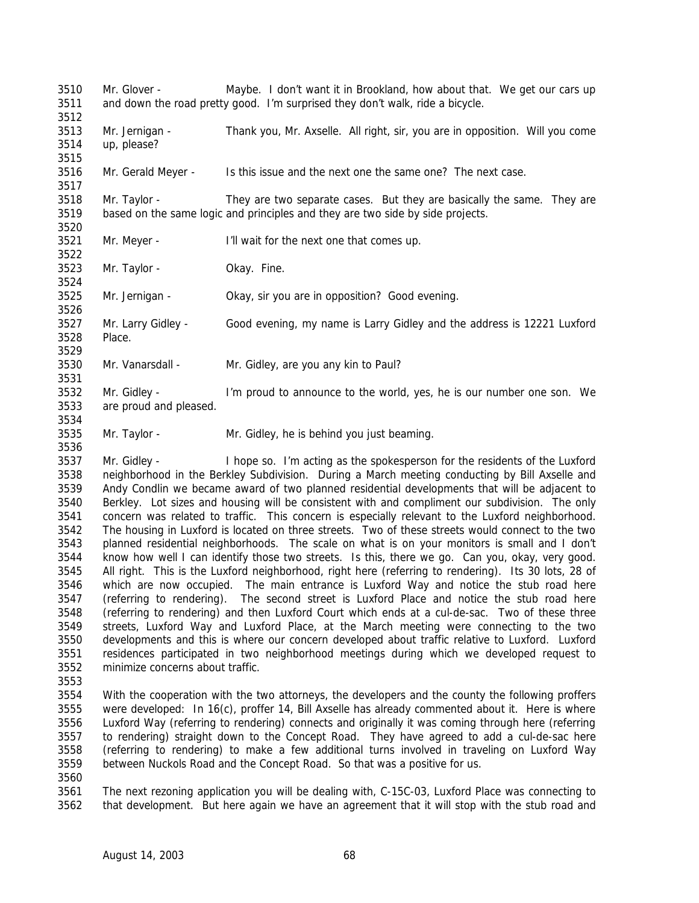3510 Mr. Glover - Maybe. I don't want it in Brookland, how about that. We get our cars up
3511 and down the road pretty good. I'm surprised they don't walk, ride a bicycle.
3512
3513 Mr. Jernigan - Thank you, Mr. Axselle. All right, sir, you are in opposition. Will you come
3514 up, please?
3515
3516 Mr. Gerald Meyer - Is this issue and the next one the same one? The next case.
3517
3518 Mr. Taylor - They are two separate cases. But they are basically the same. They are
3519 based on the same logic and principles and they are two side by side projects.
3520
3521 Mr. Meyer - I'll wait for the next one that comes up.
3522
3523 Mr. Taylor - Okay. Fine.
3524
3525 Mr. Jernigan - Okay, sir you are in opposition? Good evening.
3526
3527 Mr. Larry Gidley - Good evening, my name is Larry Gidley and the address is 12221 Luxford
3528 Place.
3529
3530 Mr. Vanarsdall - Mr. Gidley, are you any kin to Paul?
3531
3532 Mr. Gidley - I'm proud to announce to the world, yes, he is our number one son. We
3533 are proud and pleased.
3534
3535 Mr. Taylor - Mr. Gidley, he is behind you just beaming.
3536
3537 Mr. Gidley - I hope so. I'm acting as the spokesperson for the residents of the Luxford
3538 neighborhood in the Berkley Subdivision. During a March meeting conducting by Bill Axselle and
3539 Andy Condlin we became award of two planned residential developments that will be adjacent to
3540 Berkley. Lot sizes and housing will be consistent with and compliment our subdivision. The only
3541 concern was related to traffic. This concern is especially relevant to the Luxford neighborhood.
3542 The housing in Luxford is located on three streets. Two of these streets would connect to the two
3543 planned residential neighborhoods. The scale on what is on your monitors is small and I don't
3544 know how well I can identify those two streets. Is this, there we go. Can you, okay, very good.
3545 All right. This is the Luxford neighborhood, right here (referring to rendering). Its 30 lots, 28 of
3546 which are now occupied. The main entrance is Luxford Way and notice the stub road here
3547 (referring to rendering). The second street is Luxford Place and notice the stub road here
3548 (referring to rendering) and then Luxford Court which ends at a cul-de-sac. Two of these three
3549 streets, Luxford Way and Luxford Place, at the March meeting were connecting to the two
3550 developments and this is where our concern developed about traffic relative to Luxford. Luxford
3551 residences participated in two neighborhood meetings during which we developed request to
3552 minimize concerns about traffic.
3553
3554 With the cooperation with the two attorneys, the developers and the county the following proffers
3555 were developed: In 16(c), proffer 14, Bill Axselle has already commented about it. Here is where
3556 Luxford Way (referring to rendering) connects and originally it was coming through here (referring
3557 to rendering) straight down to the Concept Road. They have agreed to add a cul-de-sac here
3558 (referring to rendering) to make a few additional turns involved in traveling on Luxford Way
3559 between Nuckols Road and the Concept Road. So that was a positive for us.
3560
3561 The next rezoning application you will be dealing with, C-15C-03, Luxford Place was connecting to
3562 that development. But here again we have an agreement that it will stop with the stub road and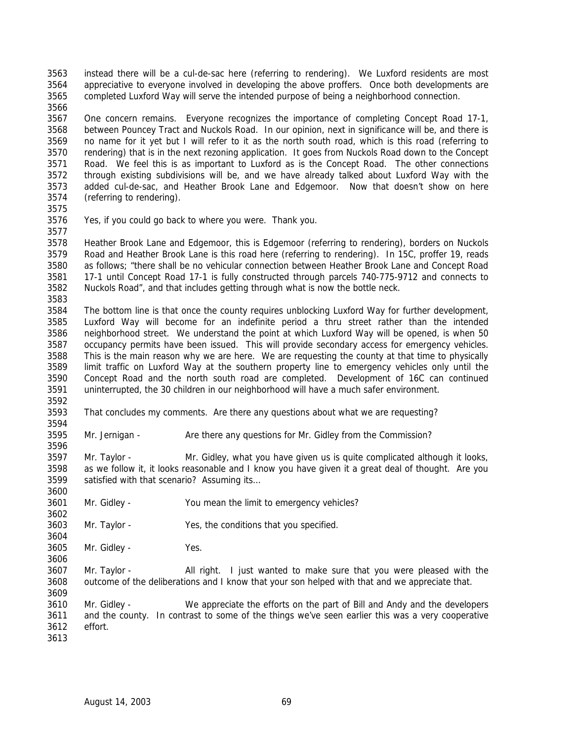instead there will be a cul-de-sac here (referring to rendering). We Luxford residents are most appreciative to everyone involved in developing the above proffers. Once both developments are completed Luxford Way will serve the intended purpose of being a neighborhood connection.

One concern remains. Everyone recognizes the importance of completing Concept Road 17-1, between Pouncey Tract and Nuckols Road. In our opinion, next in significance will be, and there is no name for it yet but I will refer to it as the north south road, which is this road (referring to rendering) that is in the next rezoning application. It goes from Nuckols Road down to the Concept Road. We feel this is as important to Luxford as is the Concept Road. The other connections through existing subdivisions will be, and we have already talked about Luxford Way with the added cul-de-sac, and Heather Brook Lane and Edgemoor. Now that doesn't show on here (referring to rendering).

Yes, if you could go back to where you were. Thank you.

Heather Brook Lane and Edgemoor, this is Edgemoor (referring to rendering), borders on Nuckols Road and Heather Brook Lane is this road here (referring to rendering). In 15C, proffer 19, reads as follows; "there shall be no vehicular connection between Heather Brook Lane and Concept Road 17-1 until Concept Road 17-1 is fully constructed through parcels 740-775-9712 and connects to Nuckols Road", and that includes getting through what is now the bottle neck.

The bottom line is that once the county requires unblocking Luxford Way for further development, Luxford Way will become for an indefinite period a thru street rather than the intended neighborhood street. We understand the point at which Luxford Way will be opened, is when 50 occupancy permits have been issued. This will provide secondary access for emergency vehicles. This is the main reason why we are here. We are requesting the county at that time to physically limit traffic on Luxford Way at the southern property line to emergency vehicles only until the Concept Road and the north south road are completed. Development of 16C can continued uninterrupted, the 30 children in our neighborhood will have a much safer environment.

That concludes my comments. Are there any questions about what we are requesting?

Mr. Jernigan - Are there any questions for Mr. Gidley from the Commission?

Mr. Taylor - Mr. Gidley, what you have given us is quite complicated although it looks, as we follow it, it looks reasonable and I know you have given it a great deal of thought. Are you satisfied with that scenario? Assuming its…

Mr. Gidley - You mean the limit to emergency vehicles?

Mr. Taylor - Yes, the conditions that you specified.

Mr. Gidley - Yes.

Mr. Taylor - All right. I just wanted to make sure that you were pleased with the outcome of the deliberations and I know that your son helped with that and we appreciate that.

Mr. Gidley - We appreciate the efforts on the part of Bill and Andy and the developers and the county. In contrast to some of the things we've seen earlier this was a very cooperative effort.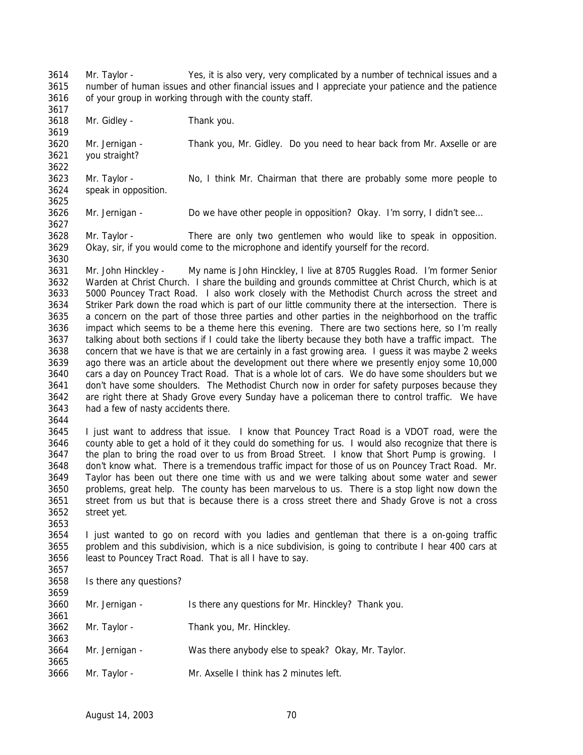Mr. Taylor - Yes, it is also very, very complicated by a number of technical issues and a number of human issues and other financial issues and I appreciate your patience and the patience of your group in working through with the county staff.

Mr. Gidley - Thank you.

Mr. Jernigan - Thank you, Mr. Gidley. Do you need to hear back from Mr. Axselle or are you straight?

Mr. Taylor - No, I think Mr. Chairman that there are probably some more people to speak in opposition.

Mr. Jernigan - Do we have other people in opposition? Okay. I'm sorry, I didn't see…

Mr. Taylor - There are only two gentlemen who would like to speak in opposition. Okay, sir, if you would come to the microphone and identify yourself for the record.

Mr. John Hinckley - My name is John Hinckley, I live at 8705 Ruggles Road. I'm former Senior Warden at Christ Church. I share the building and grounds committee at Christ Church, which is at 5000 Pouncey Tract Road. I also work closely with the Methodist Church across the street and Striker Park down the road which is part of our little community there at the intersection. There is a concern on the part of those three parties and other parties in the neighborhood on the traffic impact which seems to be a theme here this evening. There are two sections here, so I'm really talking about both sections if I could take the liberty because they both have a traffic impact. The concern that we have is that we are certainly in a fast growing area. I guess it was maybe 2 weeks ago there was an article about the development out there where we presently enjoy some 10,000 cars a day on Pouncey Tract Road. That is a whole lot of cars. We do have some shoulders but we don't have some shoulders. The Methodist Church now in order for safety purposes because they are right there at Shady Grove every Sunday have a policeman there to control traffic. We have had a few of nasty accidents there.

I just want to address that issue. I know that Pouncey Tract Road is a VDOT road, were the county able to get a hold of it they could do something for us. I would also recognize that there is the plan to bring the road over to us from Broad Street. I know that Short Pump is growing. I don't know what. There is a tremendous traffic impact for those of us on Pouncey Tract Road. Mr. Taylor has been out there one time with us and we were talking about some water and sewer problems, great help. The county has been marvelous to us. There is a stop light now down the street from us but that is because there is a cross street there and Shady Grove is not a cross street yet.

I just wanted to go on record with you ladies and gentleman that there is a on-going traffic problem and this subdivision, which is a nice subdivision, is going to contribute I hear 400 cars at least to Pouncey Tract Road. That is all I have to say.

Is there any questions?

Mr. Jernigan - Is there any questions for Mr. Hinckley? Thank you.

Mr. Taylor - Thank you, Mr. Hinckley.

Mr. Jernigan - Was there anybody else to speak? Okay, Mr. Taylor.

Mr. Taylor - Mr. Axselle I think has 2 minutes left.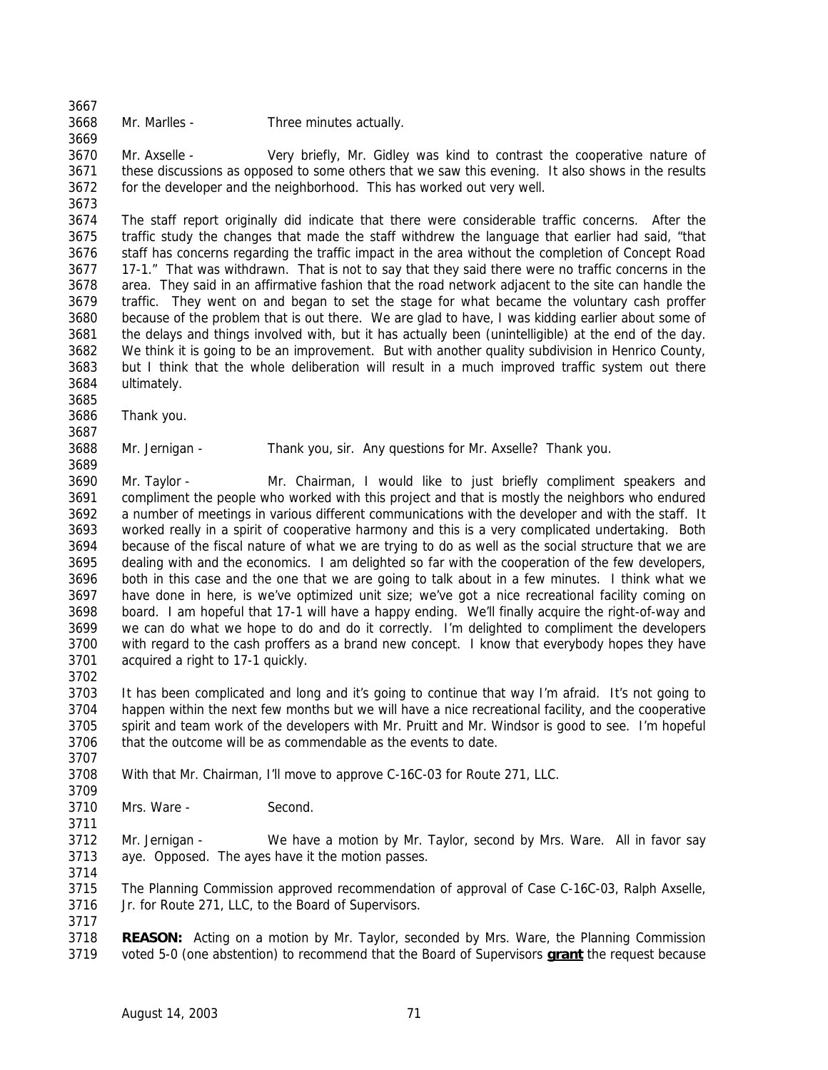Mr. Marlles - Three minutes actually.

Mr. Axselle - Very briefly, Mr. Gidley was kind to contrast the cooperative nature of these discussions as opposed to some others that we saw this evening. It also shows in the results for the developer and the neighborhood. This has worked out very well.

The staff report originally did indicate that there were considerable traffic concerns. After the traffic study the changes that made the staff withdrew the language that earlier had said, "that staff has concerns regarding the traffic impact in the area without the completion of Concept Road 17-1." That was withdrawn. That is not to say that they said there were no traffic concerns in the area. They said in an affirmative fashion that the road network adjacent to the site can handle the traffic. They went on and began to set the stage for what became the voluntary cash proffer because of the problem that is out there. We are glad to have, I was kidding earlier about some of the delays and things involved with, but it has actually been (unintelligible) at the end of the day. We think it is going to be an improvement. But with another quality subdivision in Henrico County, but I think that the whole deliberation will result in a much improved traffic system out there ultimately.

Thank you.

Mr. Jernigan - Thank you, sir. Any questions for Mr. Axselle? Thank you.

Mr. Taylor - Mr. Chairman, I would like to just briefly compliment speakers and compliment the people who worked with this project and that is mostly the neighbors who endured a number of meetings in various different communications with the developer and with the staff. It worked really in a spirit of cooperative harmony and this is a very complicated undertaking. Both because of the fiscal nature of what we are trying to do as well as the social structure that we are dealing with and the economics. I am delighted so far with the cooperation of the few developers, both in this case and the one that we are going to talk about in a few minutes. I think what we have done in here, is we've optimized unit size; we've got a nice recreational facility coming on board. I am hopeful that 17-1 will have a happy ending. We'll finally acquire the right-of-way and we can do what we hope to do and do it correctly. I'm delighted to compliment the developers with regard to the cash proffers as a brand new concept. I know that everybody hopes they have acquired a right to 17-1 quickly.

It has been complicated and long and it's going to continue that way I'm afraid. It's not going to happen within the next few months but we will have a nice recreational facility, and the cooperative spirit and team work of the developers with Mr. Pruitt and Mr. Windsor is good to see. I'm hopeful that the outcome will be as commendable as the events to date.

With that Mr. Chairman, I'll move to approve C-16C-03 for Route 271, LLC.

Mrs. Ware - Second.

Mr. Jernigan - We have a motion by Mr. Taylor, second by Mrs. Ware. All in favor say aye. Opposed. The ayes have it the motion passes.

The Planning Commission approved recommendation of approval of Case C-16C-03, Ralph Axselle, Jr. for Route 271, LLC, to the Board of Supervisors.

**REASON:** Acting on a motion by Mr. Taylor, seconded by Mrs. Ware, the Planning Commission voted 5-0 (one abstention) to recommend that the Board of Supervisors **grant** the request because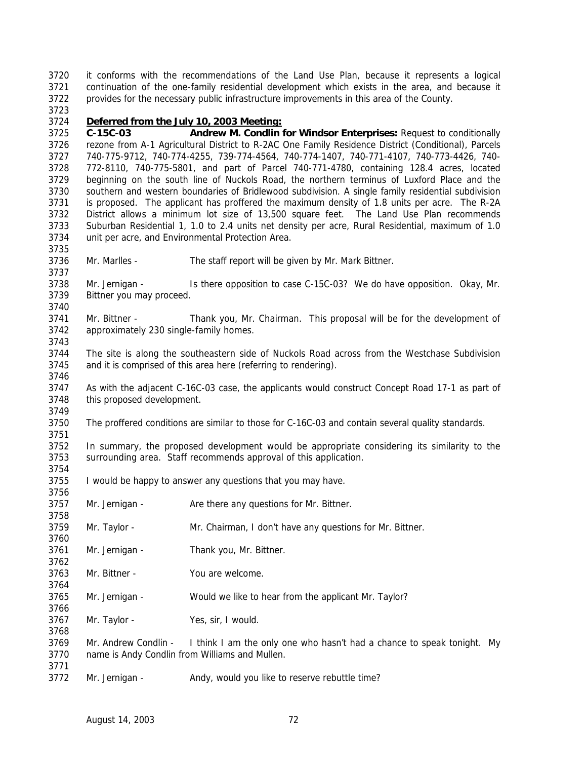it conforms with the recommendations of the Land Use Plan, because it represents a logical continuation of the one-family residential development which exists in the area, and because it provides for the necessary public infrastructure improvements in this area of the County.

**Deferred from the July 10, 2003 Meeting:**

**C-15C-03 Andrew M. Condlin for Windsor Enterprises:** Request to conditionally rezone from A-1 Agricultural District to R-2AC One Family Residence District (Conditional), Parcels 740-775-9712, 740-774-4255, 739-774-4564, 740-774-1407, 740-771-4107, 740-773-4426, 740-772-8110, 740-775-5801, and part of Parcel 740-771-4780, containing 128.4 acres, located beginning on the south line of Nuckols Road, the northern terminus of Luxford Place and the southern and western boundaries of Bridlewood subdivision. A single family residential subdivision is proposed. The applicant has proffered the maximum density of 1.8 units per acre. The R-2A District allows a minimum lot size of 13,500 square feet. The Land Use Plan recommends Suburban Residential 1, 1.0 to 2.4 units net density per acre, Rural Residential, maximum of 1.0 unit per acre, and Environmental Protection Area.

Mr. Marlles - The staff report will be given by Mr. Mark Bittner.

Mr. Jernigan - Is there opposition to case C-15C-03? We do have opposition. Okay, Mr. Bittner you may proceed.

Mr. Bittner - Thank you, Mr. Chairman. This proposal will be for the development of approximately 230 single-family homes.

The site is along the southeastern side of Nuckols Road across from the Westchase Subdivision and it is comprised of this area here (referring to rendering).

As with the adjacent C-16C-03 case, the applicants would construct Concept Road 17-1 as part of this proposed development.

The proffered conditions are similar to those for C-16C-03 and contain several quality standards.

In summary, the proposed development would be appropriate considering its similarity to the surrounding area. Staff recommends approval of this application.

I would be happy to answer any questions that you may have.

Mr. Jernigan - Are there any questions for Mr. Bittner.

Mr. Taylor - Mr. Chairman, I don't have any questions for Mr. Bittner.

Mr. Jernigan - Thank you, Mr. Bittner.

Mr. Bittner - You are welcome.

Mr. Jernigan - Would we like to hear from the applicant Mr. Taylor?

Mr. Taylor - Yes, sir, I would.

Mr. Andrew Condlin - I think I am the only one who hasn't had a chance to speak tonight. My name is Andy Condlin from Williams and Mullen.

Mr. Jernigan - Andy, would you like to reserve rebuttle time?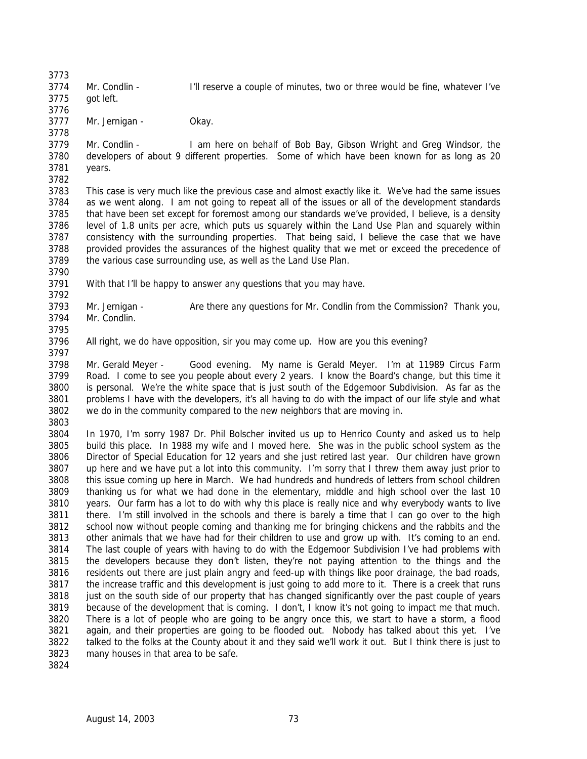Mr. Condlin - I'll reserve a couple of minutes, two or three would be fine, whatever I've got left.

Mr. Jernigan - Okay.

Mr. Condlin - I am here on behalf of Bob Bay, Gibson Wright and Greg Windsor, the developers of about 9 different properties. Some of which have been known for as long as 20 years.

This case is very much like the previous case and almost exactly like it. We've had the same issues as we went along. I am not going to repeat all of the issues or all of the development standards that have been set except for foremost among our standards we've provided, I believe, is a density level of 1.8 units per acre, which puts us squarely within the Land Use Plan and squarely within consistency with the surrounding properties. That being said, I believe the case that we have provided provides the assurances of the highest quality that we met or exceed the precedence of the various case surrounding use, as well as the Land Use Plan.

With that I'll be happy to answer any questions that you may have.

Mr. Jernigan - Are there any questions for Mr. Condlin from the Commission? Thank you, Mr. Condlin.

All right, we do have opposition, sir you may come up. How are you this evening?

Mr. Gerald Meyer - Good evening. My name is Gerald Meyer. I'm at 11989 Circus Farm Road. I come to see you people about every 2 years. I know the Board's change, but this time it is personal. We're the white space that is just south of the Edgemoor Subdivision. As far as the problems I have with the developers, it's all having to do with the impact of our life style and what we do in the community compared to the new neighbors that are moving in.

In 1970, I'm sorry 1987 Dr. Phil Bolscher invited us up to Henrico County and asked us to help build this place. In 1988 my wife and I moved here. She was in the public school system as the Director of Special Education for 12 years and she just retired last year. Our children have grown up here and we have put a lot into this community. I'm sorry that I threw them away just prior to this issue coming up here in March. We had hundreds and hundreds of letters from school children thanking us for what we had done in the elementary, middle and high school over the last 10 years. Our farm has a lot to do with why this place is really nice and why everybody wants to live there. I'm still involved in the schools and there is barely a time that I can go over to the high school now without people coming and thanking me for bringing chickens and the rabbits and the other animals that we have had for their children to use and grow up with. It's coming to an end. The last couple of years with having to do with the Edgemoor Subdivision I've had problems with the developers because they don't listen, they're not paying attention to the things and the residents out there are just plain angry and feed-up with things like poor drainage, the bad roads, the increase traffic and this development is just going to add more to it. There is a creek that runs just on the south side of our property that has changed significantly over the past couple of years because of the development that is coming. I don't, I know it's not going to impact me that much. There is a lot of people who are going to be angry once this, we start to have a storm, a flood again, and their properties are going to be flooded out. Nobody has talked about this yet. I've talked to the folks at the County about it and they said we'll work it out. But I think there is just to many houses in that area to be safe.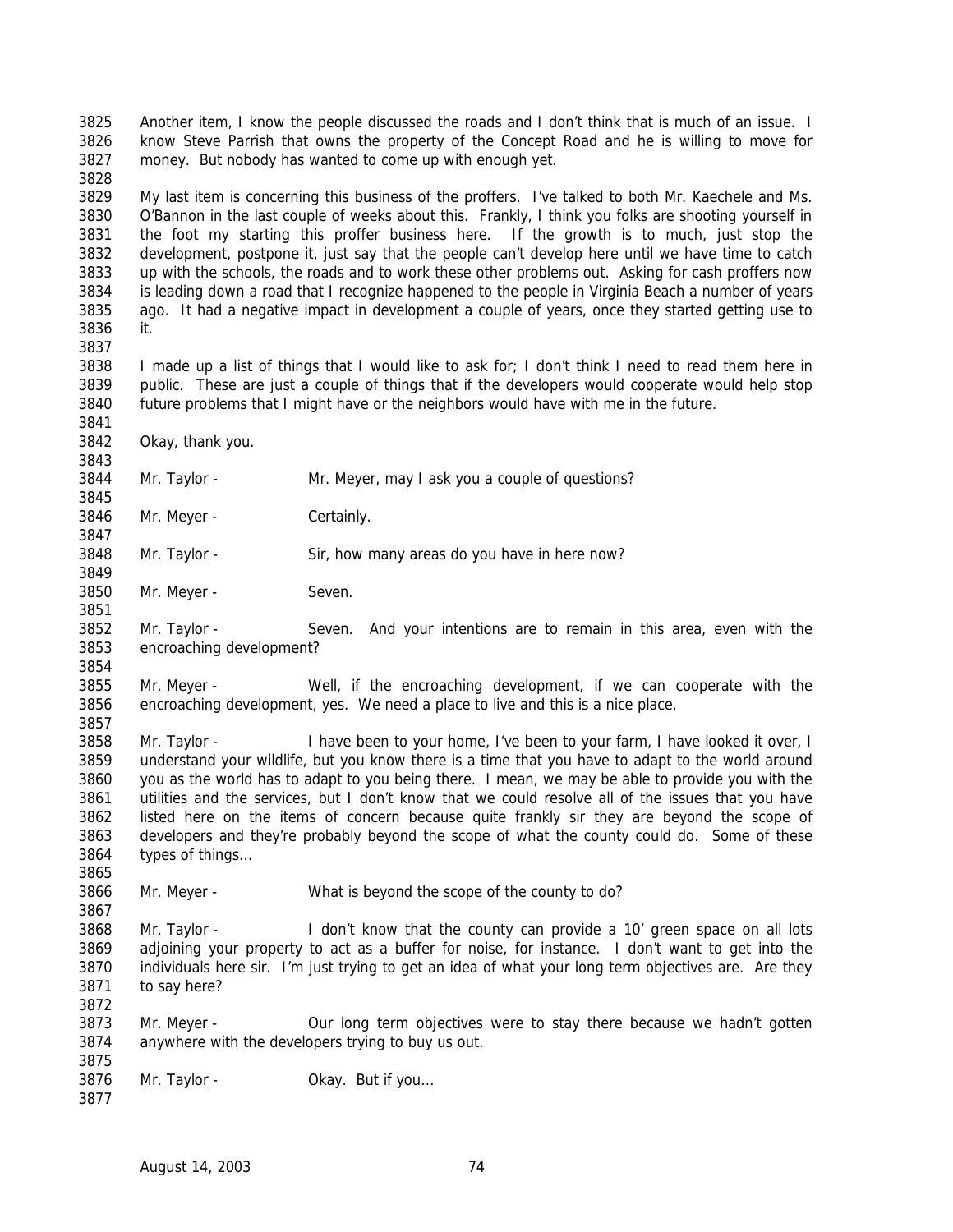Another item, I know the people discussed the roads and I don't think that is much of an issue. I know Steve Parrish that owns the property of the Concept Road and he is willing to move for money. But nobody has wanted to come up with enough yet.

My last item is concerning this business of the proffers. I've talked to both Mr. Kaechele and Ms. O'Bannon in the last couple of weeks about this. Frankly, I think you folks are shooting yourself in the foot my starting this proffer business here. If the growth is to much, just stop the development, postpone it, just say that the people can't develop here until we have time to catch up with the schools, the roads and to work these other problems out. Asking for cash proffers now is leading down a road that I recognize happened to the people in Virginia Beach a number of years ago. It had a negative impact in development a couple of years, once they started getting use to it.

I made up a list of things that I would like to ask for; I don't think I need to read them here in public. These are just a couple of things that if the developers would cooperate would help stop future problems that I might have or the neighbors would have with me in the future.

Okay, thank you.

Mr. Taylor - Mr. Meyer, may I ask you a couple of questions?

Mr. Meyer - Certainly.

Mr. Taylor - Sir, how many areas do you have in here now?

Mr. Meyer - Seven.

Mr. Taylor - Seven. And your intentions are to remain in this area, even with the encroaching development?

Mr. Meyer - Well, if the encroaching development, if we can cooperate with the encroaching development, yes. We need a place to live and this is a nice place.

Mr. Taylor - I have been to your home, I've been to your farm, I have looked it over, I understand your wildlife, but you know there is a time that you have to adapt to the world around you as the world has to adapt to you being there. I mean, we may be able to provide you with the utilities and the services, but I don't know that we could resolve all of the issues that you have listed here on the items of concern because quite frankly sir they are beyond the scope of developers and they're probably beyond the scope of what the county could do. Some of these types of things…

Mr. Meyer - What is beyond the scope of the county to do?

Mr. Taylor - I don't know that the county can provide a 10' green space on all lots adjoining your property to act as a buffer for noise, for instance. I don't want to get into the individuals here sir. I'm just trying to get an idea of what your long term objectives are. Are they to say here?

Mr. Meyer - Our long term objectives were to stay there because we hadn't gotten anywhere with the developers trying to buy us out.

Mr. Taylor - Okay. But if you…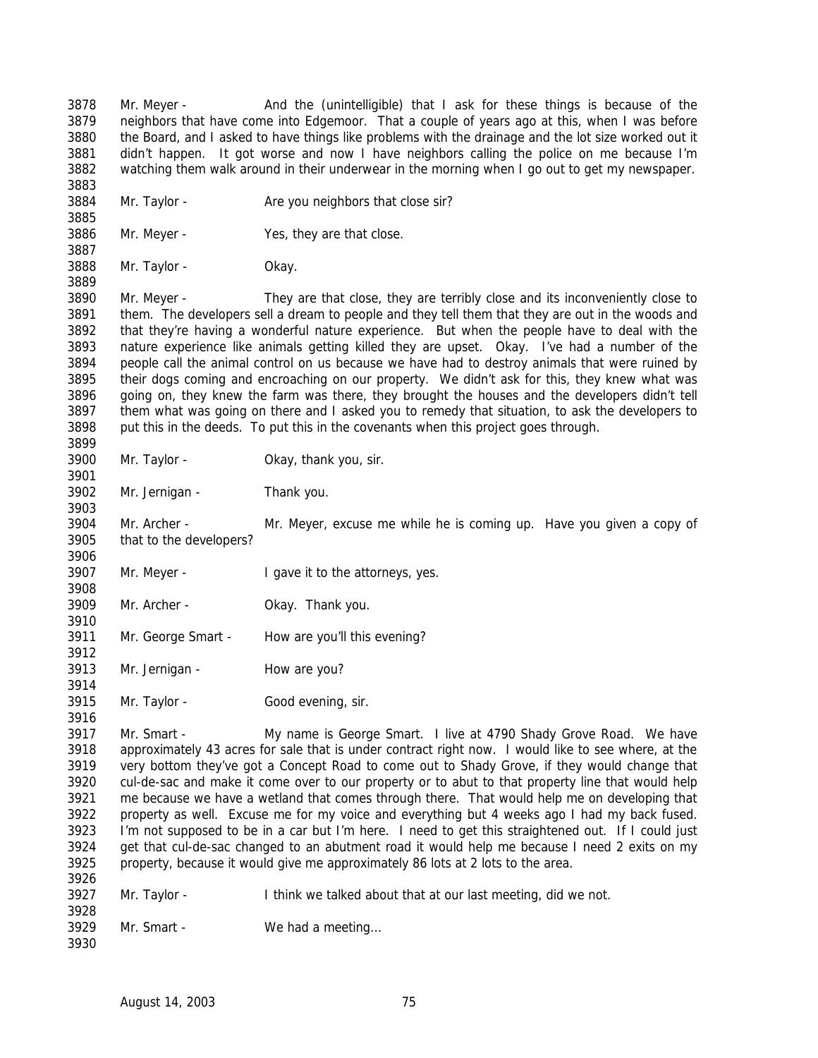3878 Mr. Meyer - And the (unintelligible) that I ask for these things is because of the
3879 neighbors that have come into Edgemoor. That a couple of years ago at this, when I was before
3880 the Board, and I asked to have things like problems with the drainage and the lot size worked out it
3881 didn't happen. It got worse and now I have neighbors calling the police on me because I'm
3882 watching them walk around in their underwear in the morning when I go out to get my newspaper.
3883
3884 Mr. Taylor - Are you neighbors that close sir?
3885
3886 Mr. Meyer - Yes, they are that close.
3887
3888 Mr. Taylor - Okay.
3889
3890 Mr. Meyer - They are that close, they are terribly close and its inconveniently close to
3891 them. The developers sell a dream to people and they tell them that they are out in the woods and
3892 that they're having a wonderful nature experience. But when the people have to deal with the
3893 nature experience like animals getting killed they are upset. Okay. I've had a number of the
3894 people call the animal control on us because we have had to destroy animals that were ruined by
3895 their dogs coming and encroaching on our property. We didn't ask for this, they knew what was
3896 going on, they knew the farm was there, they brought the houses and the developers didn't tell
3897 them what was going on there and I asked you to remedy that situation, to ask the developers to
3898 put this in the deeds. To put this in the covenants when this project goes through.
3899
3900 Mr. Taylor - Okay, thank you, sir.
3901
3902 Mr. Jernigan - Thank you.
3903
3904 Mr. Archer - Mr. Meyer, excuse me while he is coming up. Have you given a copy of
3905 that to the developers?
3906
3907 Mr. Meyer - I gave it to the attorneys, yes.
3908
3909 Mr. Archer - Okay. Thank you.
3910
3911 Mr. George Smart - How are you'll this evening?
3912
3913 Mr. Jernigan - How are you?
3914
3915 Mr. Taylor - Good evening, sir.
3916
3917 Mr. Smart - My name is George Smart. I live at 4790 Shady Grove Road. We have
3918 approximately 43 acres for sale that is under contract right now. I would like to see where, at the
3919 very bottom they've got a Concept Road to come out to Shady Grove, if they would change that
3920 cul-de-sac and make it come over to our property or to abut to that property line that would help
3921 me because we have a wetland that comes through there. That would help me on developing that
3922 property as well. Excuse me for my voice and everything but 4 weeks ago I had my back fused.
3923 I'm not supposed to be in a car but I'm here. I need to get this straightened out. If I could just
3924 get that cul-de-sac changed to an abutment road it would help me because I need 2 exits on my
3925 property, because it would give me approximately 86 lots at 2 lots to the area.
3926
3927 Mr. Taylor - I think we talked about that at our last meeting, did we not.
3928
3929 Mr. Smart - We had a meeting…
3930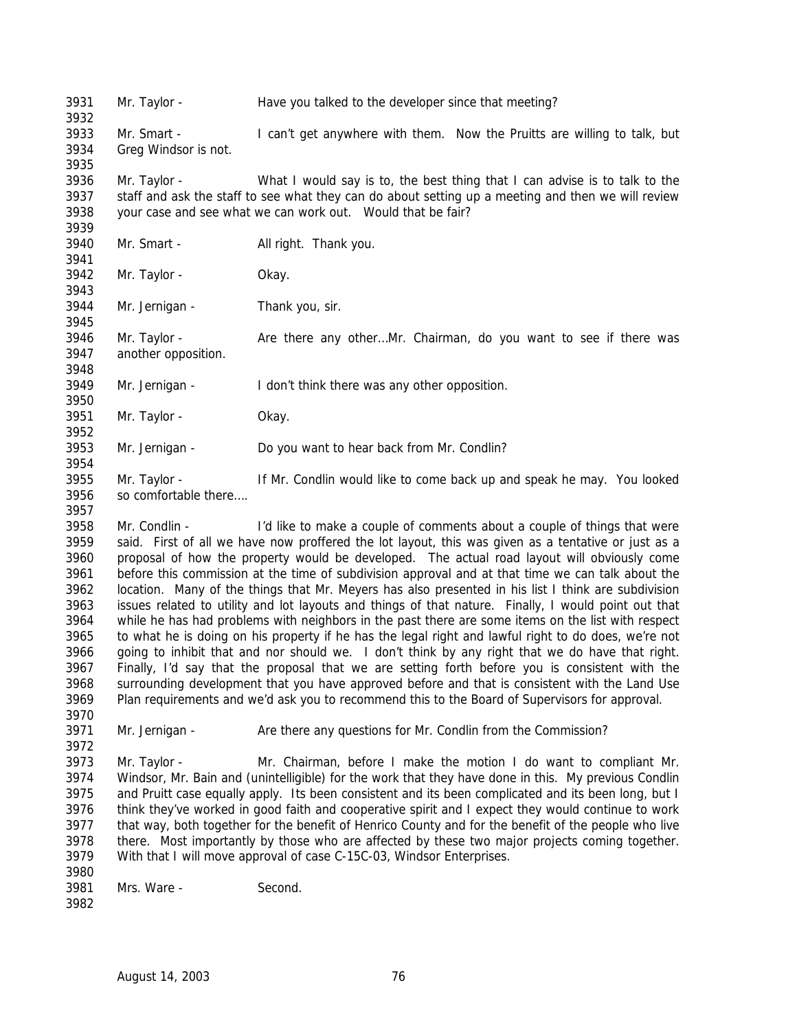Mr. Taylor - Have you talked to the developer since that meeting?

Mr. Smart - I can't get anywhere with them. Now the Pruitts are willing to talk, but Greg Windsor is not.

Mr. Taylor - What I would say is to, the best thing that I can advise is to talk to the staff and ask the staff to see what they can do about setting up a meeting and then we will review your case and see what we can work out. Would that be fair?

Mr. Smart - All right. Thank you.

Mr. Taylor - Okay.

Mr. Jernigan - Thank you, sir.

Mr. Taylor - Are there any other…Mr. Chairman, do you want to see if there was another opposition.

Mr. Jernigan - I don't think there was any other opposition.

Mr. Taylor - Okay.

Mr. Jernigan - Do you want to hear back from Mr. Condlin?

Mr. Taylor - If Mr. Condlin would like to come back up and speak he may. You looked so comfortable there….

Mr. Condlin - I'd like to make a couple of comments about a couple of things that were said. First of all we have now proffered the lot layout, this was given as a tentative or just as a proposal of how the property would be developed. The actual road layout will obviously come before this commission at the time of subdivision approval and at that time we can talk about the location. Many of the things that Mr. Meyers has also presented in his list I think are subdivision issues related to utility and lot layouts and things of that nature. Finally, I would point out that while he has had problems with neighbors in the past there are some items on the list with respect to what he is doing on his property if he has the legal right and lawful right to do does, we're not going to inhibit that and nor should we. I don't think by any right that we do have that right. Finally, I'd say that the proposal that we are setting forth before you is consistent with the surrounding development that you have approved before and that is consistent with the Land Use Plan requirements and we'd ask you to recommend this to the Board of Supervisors for approval.

Mr. Jernigan - Are there any questions for Mr. Condlin from the Commission?

Mr. Taylor - Mr. Chairman, before I make the motion I do want to compliant Mr. Windsor, Mr. Bain and (unintelligible) for the work that they have done in this. My previous Condlin and Pruitt case equally apply. Its been consistent and its been complicated and its been long, but I think they've worked in good faith and cooperative spirit and I expect they would continue to work that way, both together for the benefit of Henrico County and for the benefit of the people who live there. Most importantly by those who are affected by these two major projects coming together. With that I will move approval of case C-15C-03, Windsor Enterprises.

Mrs. Ware - Second.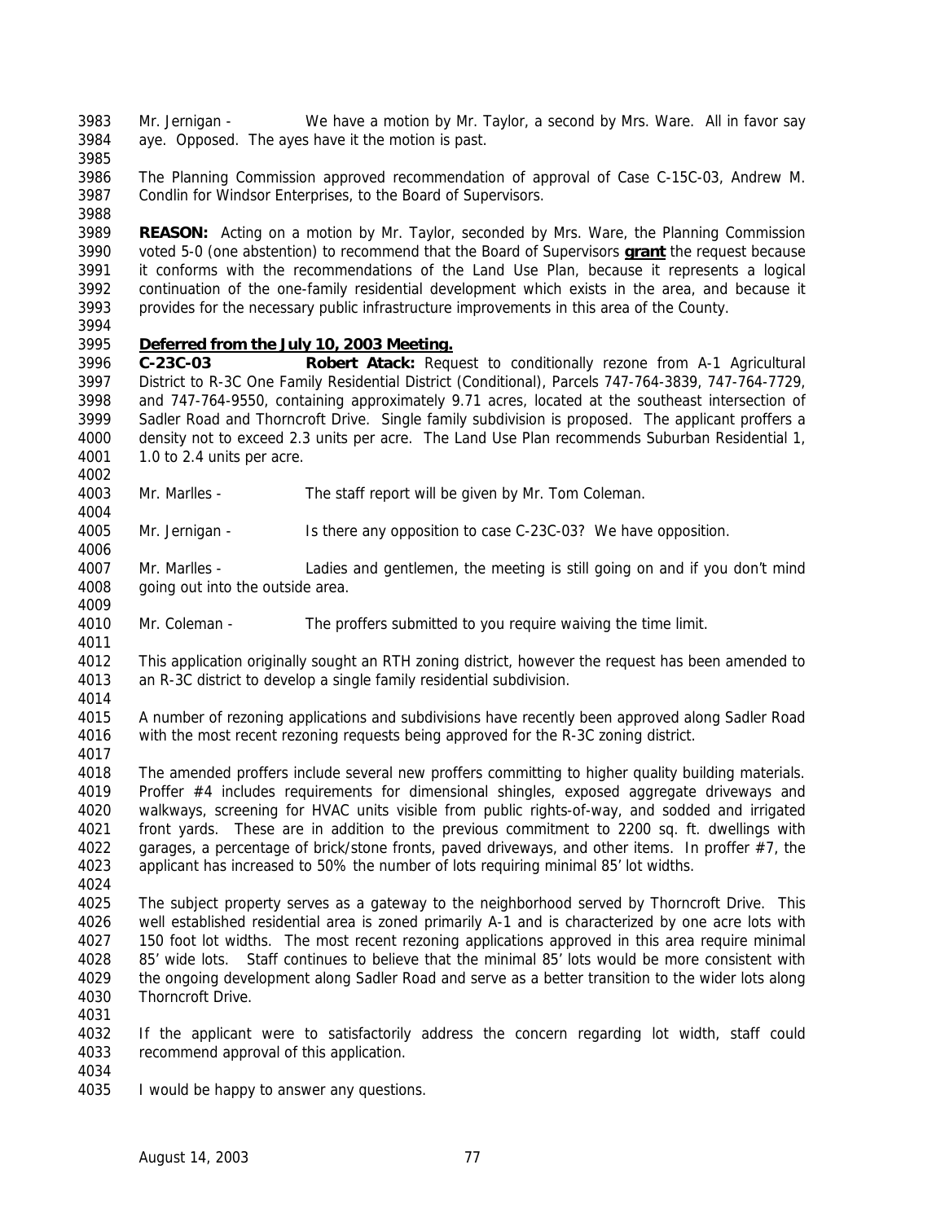Mr. Jernigan - We have a motion by Mr. Taylor, a second by Mrs. Ware. All in favor say aye. Opposed. The ayes have it the motion is past.

The Planning Commission approved recommendation of approval of Case C-15C-03, Andrew M. Condlin for Windsor Enterprises, to the Board of Supervisors.

**REASON:** Acting on a motion by Mr. Taylor, seconded by Mrs. Ware, the Planning Commission voted 5-0 (one abstention) to recommend that the Board of Supervisors **grant** the request because it conforms with the recommendations of the Land Use Plan, because it represents a logical continuation of the one-family residential development which exists in the area, and because it provides for the necessary public infrastructure improvements in this area of the County.

**Deferred from the July 10, 2003 Meeting.**

**C-23C-03** **Robert Atack:** Request to conditionally rezone from A-1 Agricultural District to R-3C One Family Residential District (Conditional), Parcels 747-764-3839, 747-764-7729, and 747-764-9550, containing approximately 9.71 acres, located at the southeast intersection of Sadler Road and Thorncroft Drive. Single family subdivision is proposed. The applicant proffers a density not to exceed 2.3 units per acre. The Land Use Plan recommends Suburban Residential 1, 1.0 to 2.4 units per acre.

Mr. Marlles - The staff report will be given by Mr. Tom Coleman.

Mr. Jernigan - Is there any opposition to case C-23C-03? We have opposition.

Mr. Marlles - Ladies and gentlemen, the meeting is still going on and if you don't mind going out into the outside area.

Mr. Coleman - The proffers submitted to you require waiving the time limit.

This application originally sought an RTH zoning district, however the request has been amended to an R-3C district to develop a single family residential subdivision.

A number of rezoning applications and subdivisions have recently been approved along Sadler Road with the most recent rezoning requests being approved for the R-3C zoning district.

The amended proffers include several new proffers committing to higher quality building materials. Proffer #4 includes requirements for dimensional shingles, exposed aggregate driveways and walkways, screening for HVAC units visible from public rights-of-way, and sodded and irrigated front yards. These are in addition to the previous commitment to 2200 sq. ft. dwellings with garages, a percentage of brick/stone fronts, paved driveways, and other items. In proffer #7, the applicant has increased to 50% the number of lots requiring minimal 85' lot widths.

The subject property serves as a gateway to the neighborhood served by Thorncroft Drive. This well established residential area is zoned primarily A-1 and is characterized by one acre lots with 150 foot lot widths. The most recent rezoning applications approved in this area require minimal 85' wide lots. Staff continues to believe that the minimal 85' lots would be more consistent with the ongoing development along Sadler Road and serve as a better transition to the wider lots along Thorncroft Drive.

If the applicant were to satisfactorily address the concern regarding lot width, staff could recommend approval of this application.

I would be happy to answer any questions.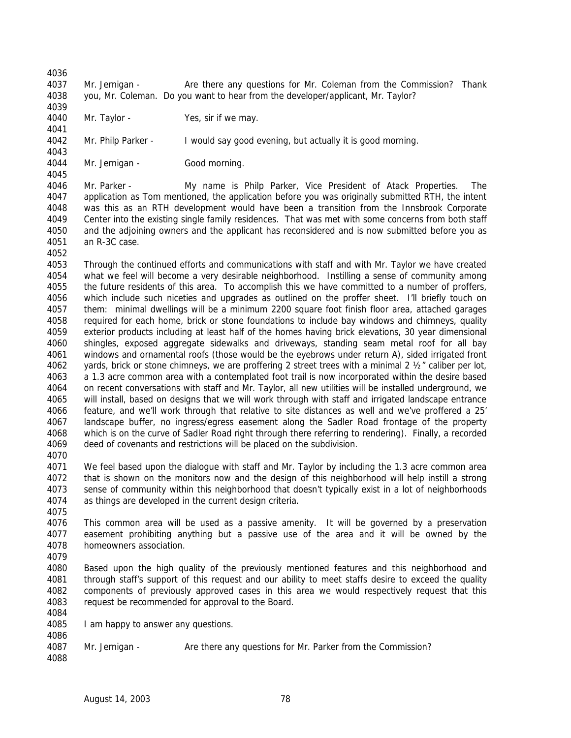Mr. Jernigan - Are there any questions for Mr. Coleman from the Commission? Thank you, Mr. Coleman. Do you want to hear from the developer/applicant, Mr. Taylor?

Mr. Taylor - Yes, sir if we may.

Mr. Philp Parker - I would say good evening, but actually it is good morning.

Mr. Jernigan - Good morning.

Mr. Parker - My name is Philp Parker, Vice President of Atack Properties. The application as Tom mentioned, the application before you was originally submitted RTH, the intent was this as an RTH development would have been a transition from the Innsbrook Corporate Center into the existing single family residences. That was met with some concerns from both staff and the adjoining owners and the applicant has reconsidered and is now submitted before you as an R-3C case.

Through the continued efforts and communications with staff and with Mr. Taylor we have created what we feel will become a very desirable neighborhood. Instilling a sense of community among the future residents of this area. To accomplish this we have committed to a number of proffers, which include such niceties and upgrades as outlined on the proffer sheet. I'll briefly touch on them: minimal dwellings will be a minimum 2200 square foot finish floor area, attached garages required for each home, brick or stone foundations to include bay windows and chimneys, quality exterior products including at least half of the homes having brick elevations, 30 year dimensional shingles, exposed aggregate sidewalks and driveways, standing seam metal roof for all bay windows and ornamental roofs (those would be the eyebrows under return A), sided irrigated front yards, brick or stone chimneys, we are proffering 2 street trees with a minimal 2 ½" caliber per lot, a 1.3 acre common area with a contemplated foot trail is now incorporated within the desire based on recent conversations with staff and Mr. Taylor, all new utilities will be installed underground, we will install, based on designs that we will work through with staff and irrigated landscape entrance feature, and we'll work through that relative to site distances as well and we've proffered a 25' landscape buffer, no ingress/egress easement along the Sadler Road frontage of the property which is on the curve of Sadler Road right through there referring to rendering). Finally, a recorded deed of covenants and restrictions will be placed on the subdivision.

We feel based upon the dialogue with staff and Mr. Taylor by including the 1.3 acre common area that is shown on the monitors now and the design of this neighborhood will help instill a strong sense of community within this neighborhood that doesn't typically exist in a lot of neighborhoods as things are developed in the current design criteria.

This common area will be used as a passive amenity. It will be governed by a preservation easement prohibiting anything but a passive use of the area and it will be owned by the homeowners association.

Based upon the high quality of the previously mentioned features and this neighborhood and through staff's support of this request and our ability to meet staffs desire to exceed the quality components of previously approved cases in this area we would respectively request that this request be recommended for approval to the Board.

I am happy to answer any questions.

Mr. Jernigan - Are there any questions for Mr. Parker from the Commission?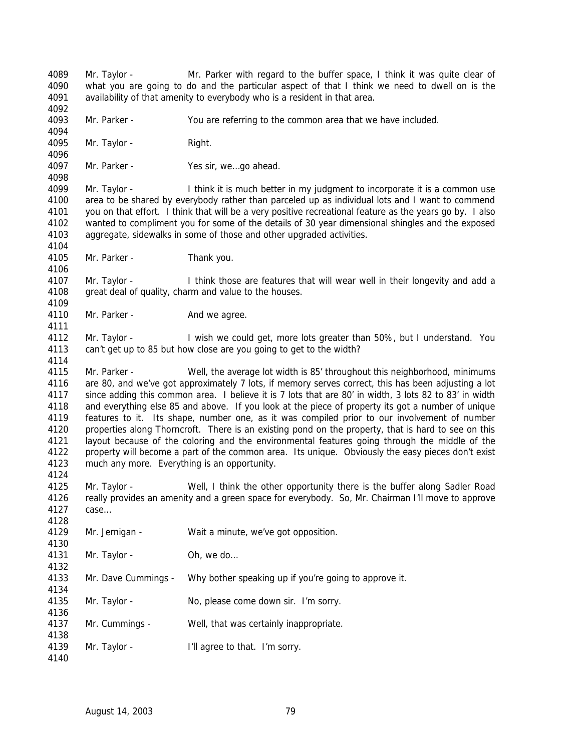Mr. Taylor - Mr. Parker with regard to the buffer space, I think it was quite clear of what you are going to do and the particular aspect of that I think we need to dwell on is the availability of that amenity to everybody who is a resident in that area.

Mr. Parker - You are referring to the common area that we have included.

Mr. Taylor - Right.

Mr. Parker - Yes sir, we…go ahead.

Mr. Taylor - I think it is much better in my judgment to incorporate it is a common use area to be shared by everybody rather than parceled up as individual lots and I want to commend you on that effort. I think that will be a very positive recreational feature as the years go by. I also wanted to compliment you for some of the details of 30 year dimensional shingles and the exposed aggregate, sidewalks in some of those and other upgraded activities.

Mr. Parker - Thank you.

Mr. Taylor - I think those are features that will wear well in their longevity and add a great deal of quality, charm and value to the houses.

Mr. Parker - And we agree.

Mr. Taylor - I wish we could get, more lots greater than 50%, but I understand. You can't get up to 85 but how close are you going to get to the width?

Mr. Parker - Well, the average lot width is 85' throughout this neighborhood, minimums are 80, and we've got approximately 7 lots, if memory serves correct, this has been adjusting a lot since adding this common area. I believe it is 7 lots that are 80' in width, 3 lots 82 to 83' in width and everything else 85 and above. If you look at the piece of property its got a number of unique features to it. Its shape, number one, as it was compiled prior to our involvement of number properties along Thorncroft. There is an existing pond on the property, that is hard to see on this layout because of the coloring and the environmental features going through the middle of the property will become a part of the common area. Its unique. Obviously the easy pieces don't exist much any more. Everything is an opportunity.

Mr. Taylor - Well, I think the other opportunity there is the buffer along Sadler Road really provides an amenity and a green space for everybody. So, Mr. Chairman I'll move to approve case…

Mr. Jernigan - Wait a minute, we've got opposition.

Mr. Taylor - Oh, we do…

Mr. Dave Cummings - Why bother speaking up if you're going to approve it.

Mr. Taylor - No, please come down sir. I'm sorry.

Mr. Cummings - Well, that was certainly inappropriate.

Mr. Taylor - I'll agree to that. I'm sorry.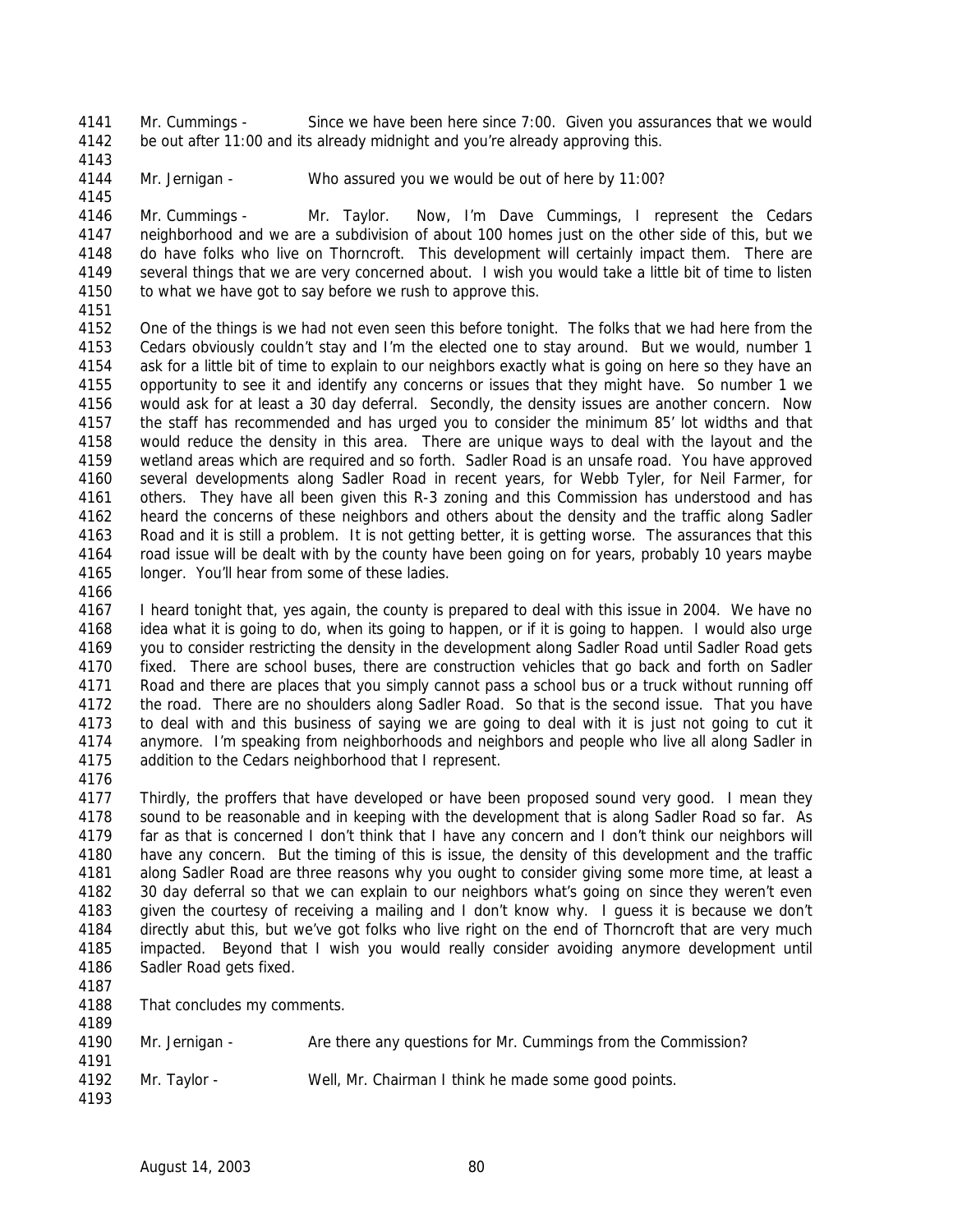Mr. Cummings - Since we have been here since 7:00. Given you assurances that we would be out after 11:00 and its already midnight and you're already approving this.

Mr. Jernigan - Who assured you we would be out of here by 11:00?

Mr. Cummings - Mr. Taylor. Now, I'm Dave Cummings, I represent the Cedars neighborhood and we are a subdivision of about 100 homes just on the other side of this, but we do have folks who live on Thorncroft. This development will certainly impact them. There are several things that we are very concerned about. I wish you would take a little bit of time to listen to what we have got to say before we rush to approve this.

One of the things is we had not even seen this before tonight. The folks that we had here from the Cedars obviously couldn't stay and I'm the elected one to stay around. But we would, number 1 ask for a little bit of time to explain to our neighbors exactly what is going on here so they have an opportunity to see it and identify any concerns or issues that they might have. So number 1 we would ask for at least a 30 day deferral. Secondly, the density issues are another concern. Now the staff has recommended and has urged you to consider the minimum 85' lot widths and that would reduce the density in this area. There are unique ways to deal with the layout and the wetland areas which are required and so forth. Sadler Road is an unsafe road. You have approved several developments along Sadler Road in recent years, for Webb Tyler, for Neil Farmer, for others. They have all been given this R-3 zoning and this Commission has understood and has heard the concerns of these neighbors and others about the density and the traffic along Sadler Road and it is still a problem. It is not getting better, it is getting worse. The assurances that this road issue will be dealt with by the county have been going on for years, probably 10 years maybe longer. You'll hear from some of these ladies.

I heard tonight that, yes again, the county is prepared to deal with this issue in 2004. We have no idea what it is going to do, when its going to happen, or if it is going to happen. I would also urge you to consider restricting the density in the development along Sadler Road until Sadler Road gets fixed. There are school buses, there are construction vehicles that go back and forth on Sadler Road and there are places that you simply cannot pass a school bus or a truck without running off the road. There are no shoulders along Sadler Road. So that is the second issue. That you have to deal with and this business of saying we are going to deal with it is just not going to cut it anymore. I'm speaking from neighborhoods and neighbors and people who live all along Sadler in addition to the Cedars neighborhood that I represent.

Thirdly, the proffers that have developed or have been proposed sound very good. I mean they sound to be reasonable and in keeping with the development that is along Sadler Road so far. As far as that is concerned I don't think that I have any concern and I don't think our neighbors will have any concern. But the timing of this is issue, the density of this development and the traffic along Sadler Road are three reasons why you ought to consider giving some more time, at least a 30 day deferral so that we can explain to our neighbors what's going on since they weren't even given the courtesy of receiving a mailing and I don't know why. I guess it is because we don't directly abut this, but we've got folks who live right on the end of Thorncroft that are very much impacted. Beyond that I wish you would really consider avoiding anymore development until Sadler Road gets fixed.

That concludes my comments.

Mr. Jernigan - Are there any questions for Mr. Cummings from the Commission?

Mr. Taylor - Well, Mr. Chairman I think he made some good points.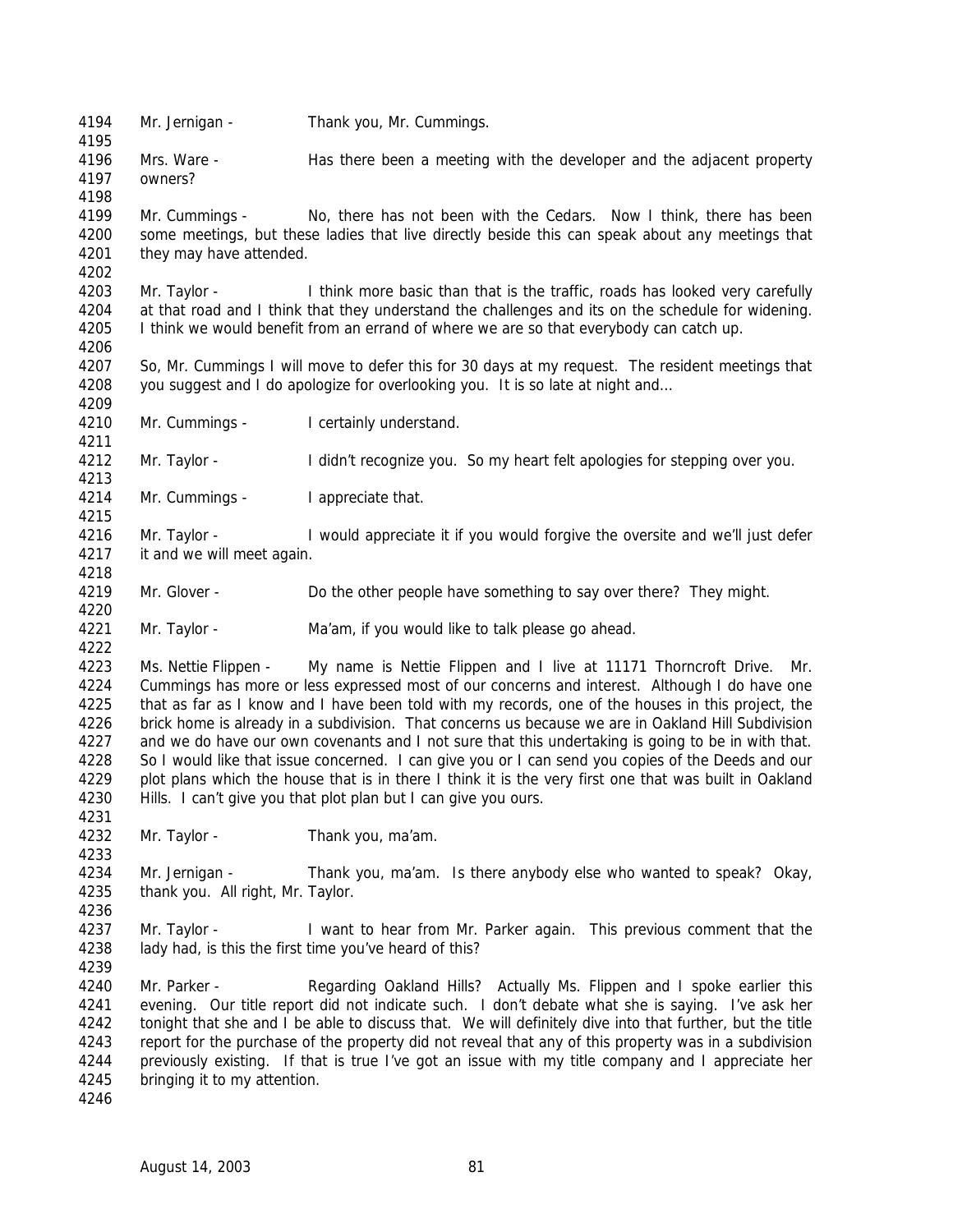4194 Mr. Jernigan - Thank you, Mr. Cummings.
4195
4196 Mrs. Ware - Has there been a meeting with the developer and the adjacent property
4197 owners?
4198
4199 Mr. Cummings - No, there has not been with the Cedars. Now I think, there has been
4200 some meetings, but these ladies that live directly beside this can speak about any meetings that
4201 they may have attended.
4202
4203 Mr. Taylor - I think more basic than that is the traffic, roads has looked very carefully
4204 at that road and I think that they understand the challenges and its on the schedule for widening.
4205 I think we would benefit from an errand of where we are so that everybody can catch up.
4206
4207 So, Mr. Cummings I will move to defer this for 30 days at my request. The resident meetings that
4208 you suggest and I do apologize for overlooking you. It is so late at night and…
4209
4210 Mr. Cummings - I certainly understand.
4211
4212 Mr. Taylor - I didn't recognize you. So my heart felt apologies for stepping over you.
4213
4214 Mr. Cummings - I appreciate that.
4215
4216 Mr. Taylor - I would appreciate it if you would forgive the oversite and we'll just defer
4217 it and we will meet again.
4218
4219 Mr. Glover - Do the other people have something to say over there? They might.
4220
4221 Mr. Taylor - Ma'am, if you would like to talk please go ahead.
4222
4223 Ms. Nettie Flippen - My name is Nettie Flippen and I live at 11171 Thorncroft Drive. Mr.
4224 Cummings has more or less expressed most of our concerns and interest. Although I do have one
4225 that as far as I know and I have been told with my records, one of the houses in this project, the
4226 brick home is already in a subdivision. That concerns us because we are in Oakland Hill Subdivision
4227 and we do have our own covenants and I not sure that this undertaking is going to be in with that.
4228 So I would like that issue concerned. I can give you or I can send you copies of the Deeds and our
4229 plot plans which the house that is in there I think it is the very first one that was built in Oakland
4230 Hills. I can't give you that plot plan but I can give you ours.
4231
4232 Mr. Taylor - Thank you, ma'am.
4233
4234 Mr. Jernigan - Thank you, ma'am. Is there anybody else who wanted to speak? Okay,
4235 thank you. All right, Mr. Taylor.
4236
4237 Mr. Taylor - I want to hear from Mr. Parker again. This previous comment that the
4238 lady had, is this the first time you've heard of this?
4239
4240 Mr. Parker - Regarding Oakland Hills? Actually Ms. Flippen and I spoke earlier this
4241 evening. Our title report did not indicate such. I don't debate what she is saying. I've ask her
4242 tonight that she and I be able to discuss that. We will definitely dive into that further, but the title
4243 report for the purchase of the property did not reveal that any of this property was in a subdivision
4244 previously existing. If that is true I've got an issue with my title company and I appreciate her
4245 bringing it to my attention.
4246

August 14, 2003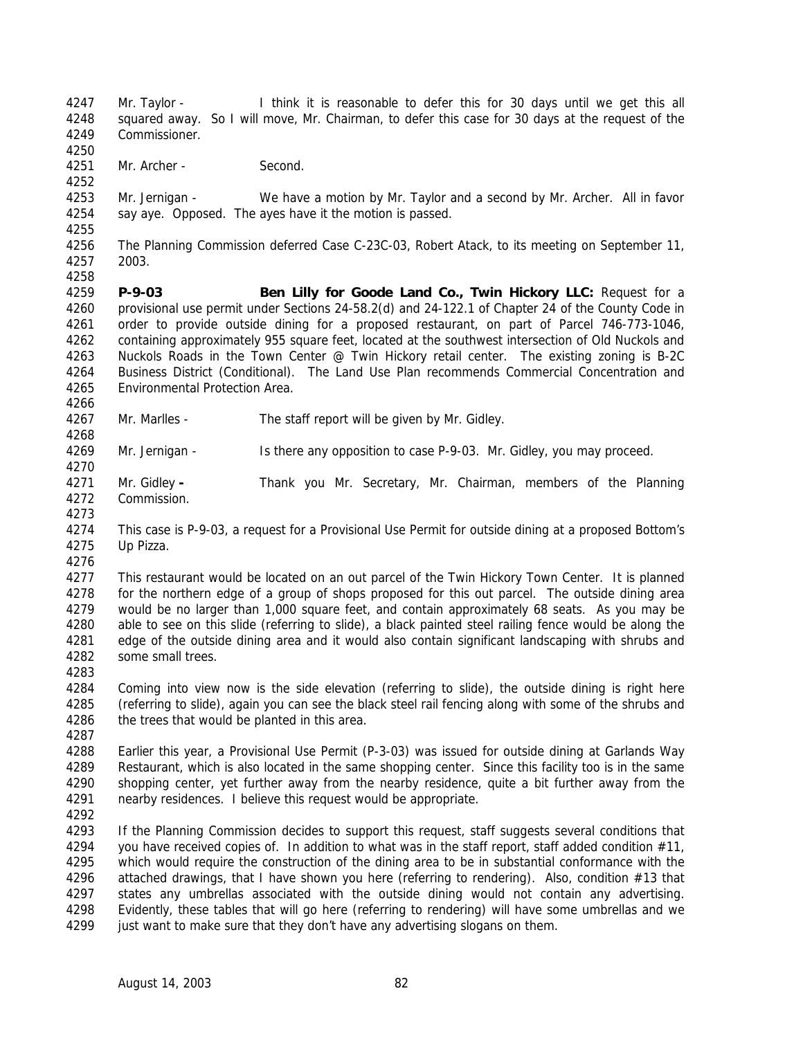Mr. Taylor - I think it is reasonable to defer this for 30 days until we get this all squared away. So I will move, Mr. Chairman, to defer this case for 30 days at the request of the Commissioner.

Mr. Archer - Second.

Mr. Jernigan - We have a motion by Mr. Taylor and a second by Mr. Archer. All in favor say aye. Opposed. The ayes have it the motion is passed.

The Planning Commission deferred Case C-23C-03, Robert Atack, to its meeting on September 11, 2003.

**P-9-03 Ben Lilly for Goode Land Co., Twin Hickory LLC:** Request for a provisional use permit under Sections 24-58.2(d) and 24-122.1 of Chapter 24 of the County Code in order to provide outside dining for a proposed restaurant, on part of Parcel 746-773-1046, containing approximately 955 square feet, located at the southwest intersection of Old Nuckols and Nuckols Roads in the Town Center @ Twin Hickory retail center. The existing zoning is B-2C Business District (Conditional). The Land Use Plan recommends Commercial Concentration and Environmental Protection Area.

Mr. Marlles - The staff report will be given by Mr. Gidley.

Mr. Jernigan - Is there any opposition to case P-9-03. Mr. Gidley, you may proceed.

Mr. Gidley **-** Thank you Mr. Secretary, Mr. Chairman, members of the Planning Commission.

This case is P-9-03, a request for a Provisional Use Permit for outside dining at a proposed Bottom's Up Pizza.

This restaurant would be located on an out parcel of the Twin Hickory Town Center. It is planned for the northern edge of a group of shops proposed for this out parcel. The outside dining area would be no larger than 1,000 square feet, and contain approximately 68 seats. As you may be able to see on this slide (referring to slide), a black painted steel railing fence would be along the edge of the outside dining area and it would also contain significant landscaping with shrubs and some small trees.

Coming into view now is the side elevation (referring to slide), the outside dining is right here (referring to slide), again you can see the black steel rail fencing along with some of the shrubs and the trees that would be planted in this area.

Earlier this year, a Provisional Use Permit (P-3-03) was issued for outside dining at Garlands Way Restaurant, which is also located in the same shopping center. Since this facility too is in the same shopping center, yet further away from the nearby residence, quite a bit further away from the nearby residences. I believe this request would be appropriate.

If the Planning Commission decides to support this request, staff suggests several conditions that you have received copies of. In addition to what was in the staff report, staff added condition #11, which would require the construction of the dining area to be in substantial conformance with the attached drawings, that I have shown you here (referring to rendering). Also, condition #13 that states any umbrellas associated with the outside dining would not contain any advertising. Evidently, these tables that will go here (referring to rendering) will have some umbrellas and we just want to make sure that they don't have any advertising slogans on them.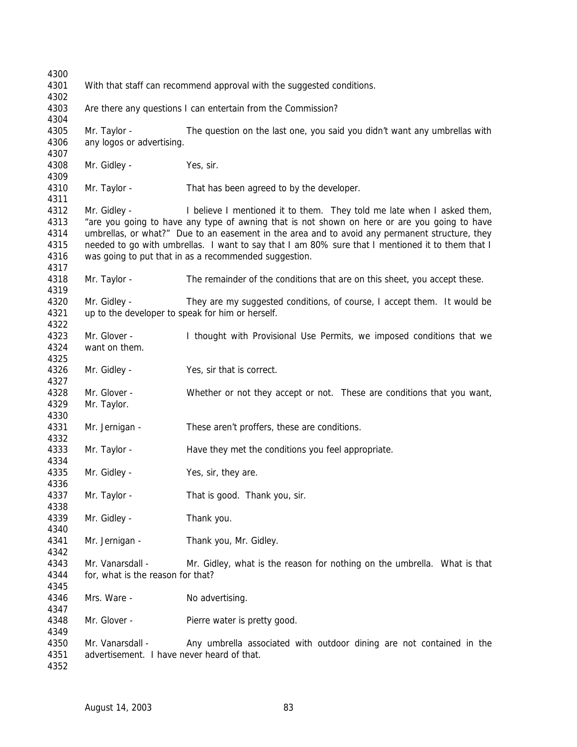With that staff can recommend approval with the suggested conditions.

Are there any questions I can entertain from the Commission?

Mr. Taylor - The question on the last one, you said you didn't want any umbrellas with any logos or advertising.

Mr. Gidley - Yes, sir.

Mr. Taylor - That has been agreed to by the developer.

Mr. Gidley - I believe I mentioned it to them. They told me late when I asked them, "are you going to have any type of awning that is not shown on here or are you going to have umbrellas, or what?" Due to an easement in the area and to avoid any permanent structure, they needed to go with umbrellas. I want to say that I am 80% sure that I mentioned it to them that I was going to put that in as a recommended suggestion.

Mr. Taylor - The remainder of the conditions that are on this sheet, you accept these.

Mr. Gidley - They are my suggested conditions, of course, I accept them. It would be up to the developer to speak for him or herself.

Mr. Glover - I thought with Provisional Use Permits, we imposed conditions that we want on them.

Mr. Gidley - Yes, sir that is correct.

Mr. Glover - Whether or not they accept or not. These are conditions that you want, Mr. Taylor.

Mr. Jernigan - These aren't proffers, these are conditions.

Mr. Taylor - Have they met the conditions you feel appropriate.

Mr. Gidley - Yes, sir, they are.

Mr. Taylor - That is good. Thank you, sir.

Mr. Gidley - Thank you.

Mr. Jernigan - Thank you, Mr. Gidley.

Mr. Vanarsdall - Mr. Gidley, what is the reason for nothing on the umbrella. What is that for, what is the reason for that?

Mrs. Ware - No advertising.

Mr. Glover - Pierre water is pretty good.

Mr. Vanarsdall - Any umbrella associated with outdoor dining are not contained in the advertisement. I have never heard of that.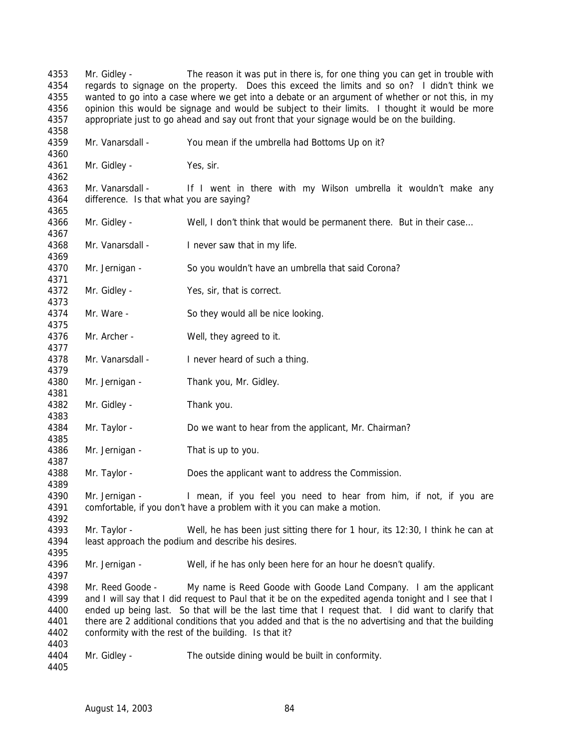4353 Mr. Gidley - The reason it was put in there is, for one thing you can get in trouble with
4354 regards to signage on the property. Does this exceed the limits and so on? I didn't think we
4355 wanted to go into a case where we get into a debate or an argument of whether or not this, in my
4356 opinion this would be signage and would be subject to their limits. I thought it would be more
4357 appropriate just to go ahead and say out front that your signage would be on the building.
4358
4359 Mr. Vanarsdall - You mean if the umbrella had Bottoms Up on it?
4360
4361 Mr. Gidley - Yes, sir.
4362
4363 Mr. Vanarsdall - If I went in there with my Wilson umbrella it wouldn't make any
4364 difference. Is that what you are saying?
4365
4366 Mr. Gidley - Well, I don't think that would be permanent there. But in their case…
4367
4368 Mr. Vanarsdall - I never saw that in my life.
4369
4370 Mr. Jernigan - So you wouldn't have an umbrella that said Corona?
4371
4372 Mr. Gidley - Yes, sir, that is correct.
4373
4374 Mr. Ware - So they would all be nice looking.
4375
4376 Mr. Archer - Well, they agreed to it.
4377
4378 Mr. Vanarsdall - I never heard of such a thing.
4379
4380 Mr. Jernigan - Thank you, Mr. Gidley.
4381
4382 Mr. Gidley - Thank you.
4383
4384 Mr. Taylor - Do we want to hear from the applicant, Mr. Chairman?
4385
4386 Mr. Jernigan - That is up to you.
4387
4388 Mr. Taylor - Does the applicant want to address the Commission.
4389
4390 Mr. Jernigan - I mean, if you feel you need to hear from him, if not, if you are
4391 comfortable, if you don't have a problem with it you can make a motion.
4392
4393 Mr. Taylor - Well, he has been just sitting there for 1 hour, its 12:30, I think he can at
4394 least approach the podium and describe his desires.
4395
4396 Mr. Jernigan - Well, if he has only been here for an hour he doesn't qualify.
4397
4398 Mr. Reed Goode - My name is Reed Goode with Goode Land Company. I am the applicant
4399 and I will say that I did request to Paul that it be on the expedited agenda tonight and I see that I
4400 ended up being last. So that will be the last time that I request that. I did want to clarify that
4401 there are 2 additional conditions that you added and that is the no advertising and that the building
4402 conformity with the rest of the building. Is that it?
4403
4404 Mr. Gidley - The outside dining would be built in conformity.
4405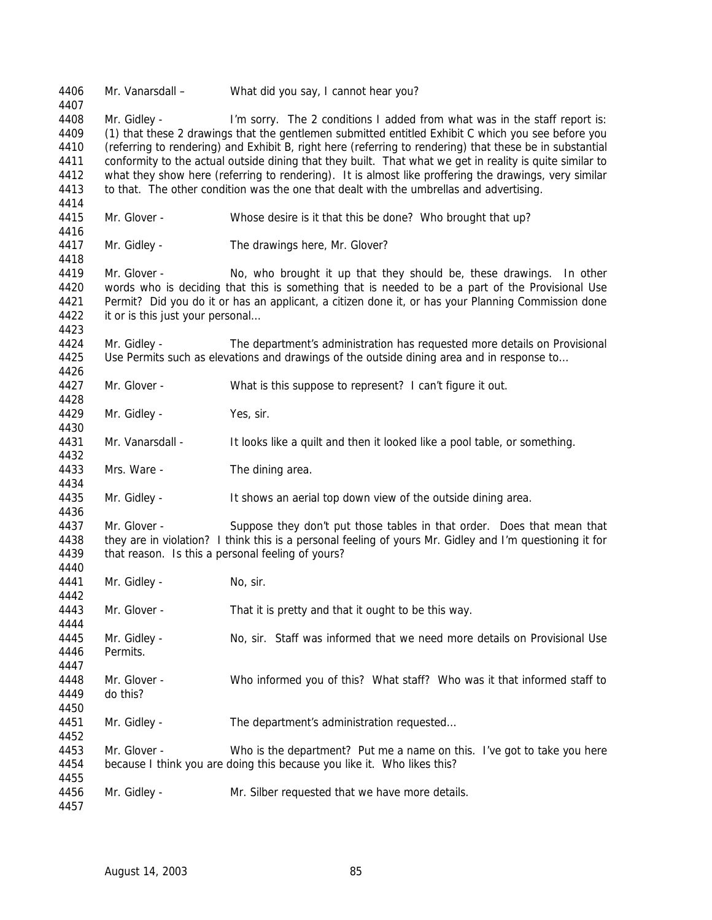Mr. Vanarsdall – What did you say, I cannot hear you?

Mr. Gidley - I'm sorry. The 2 conditions I added from what was in the staff report is: (1) that these 2 drawings that the gentlemen submitted entitled Exhibit C which you see before you (referring to rendering) and Exhibit B, right here (referring to rendering) that these be in substantial conformity to the actual outside dining that they built. That what we get in reality is quite similar to what they show here (referring to rendering). It is almost like proffering the drawings, very similar to that. The other condition was the one that dealt with the umbrellas and advertising.

Mr. Glover - Whose desire is it that this be done? Who brought that up?

Mr. Gidley - The drawings here, Mr. Glover?

Mr. Glover - No, who brought it up that they should be, these drawings. In other words who is deciding that this is something that is needed to be a part of the Provisional Use Permit? Did you do it or has an applicant, a citizen done it, or has your Planning Commission done it or is this just your personal…

Mr. Gidley - The department's administration has requested more details on Provisional Use Permits such as elevations and drawings of the outside dining area and in response to…

Mr. Glover - What is this suppose to represent? I can't figure it out.

Mr. Gidley - Yes, sir.

Mr. Vanarsdall - It looks like a quilt and then it looked like a pool table, or something.

Mrs. Ware - The dining area.

Mr. Gidley - It shows an aerial top down view of the outside dining area.

Mr. Glover - Suppose they don't put those tables in that order. Does that mean that they are in violation? I think this is a personal feeling of yours Mr. Gidley and I'm questioning it for that reason. Is this a personal feeling of yours?

Mr. Gidley - No, sir.

Mr. Glover - That it is pretty and that it ought to be this way.

Mr. Gidley - No, sir. Staff was informed that we need more details on Provisional Use Permits.

Mr. Glover - Who informed you of this? What staff? Who was it that informed staff to do this?

Mr. Gidley - The department's administration requested…

Mr. Glover - Who is the department? Put me a name on this. I've got to take you here because I think you are doing this because you like it. Who likes this?

Mr. Gidley - Mr. Silber requested that we have more details.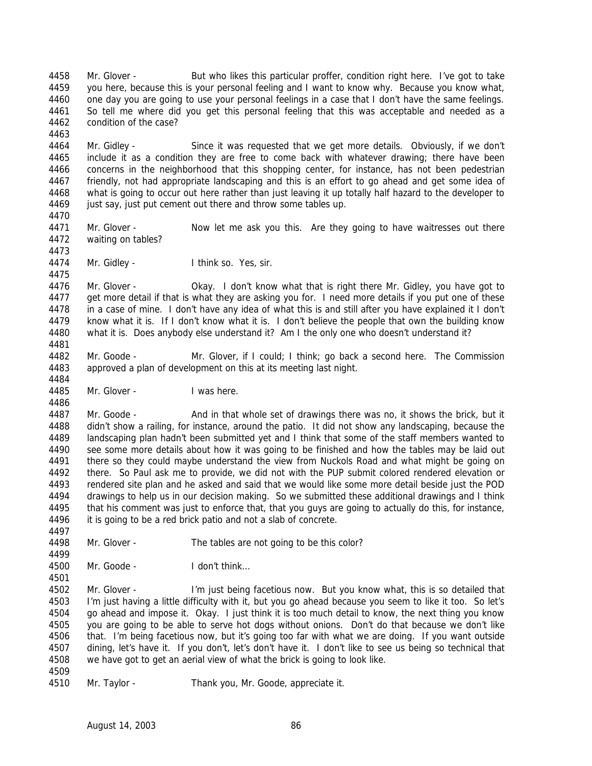4458 Mr. Glover - But who likes this particular proffer, condition right here. I've got to take
4459 you here, because this is your personal feeling and I want to know why. Because you know what,
4460 one day you are going to use your personal feelings in a case that I don't have the same feelings.
4461 So tell me where did you get this personal feeling that this was acceptable and needed as a
4462 condition of the case?
4463
4464 Mr. Gidley - Since it was requested that we get more details. Obviously, if we don't
4465 include it as a condition they are free to come back with whatever drawing; there have been
4466 concerns in the neighborhood that this shopping center, for instance, has not been pedestrian
4467 friendly, not had appropriate landscaping and this is an effort to go ahead and get some idea of
4468 what is going to occur out here rather than just leaving it up totally half hazard to the developer to
4469 just say, just put cement out there and throw some tables up.
4470
4471 Mr. Glover - Now let me ask you this. Are they going to have waitresses out there
4472 waiting on tables?
4473
4474 Mr. Gidley - I think so. Yes, sir.
4475
4476 Mr. Glover - Okay. I don't know what that is right there Mr. Gidley, you have got to
4477 get more detail if that is what they are asking you for. I need more details if you put one of these
4478 in a case of mine. I don't have any idea of what this is and still after you have explained it I don't
4479 know what it is. If I don't know what it is. I don't believe the people that own the building know
4480 what it is. Does anybody else understand it? Am I the only one who doesn't understand it?
4481
4482 Mr. Goode - Mr. Glover, if I could; I think; go back a second here. The Commission
4483 approved a plan of development on this at its meeting last night.
4484
4485 Mr. Glover - I was here.
4486
4487 Mr. Goode - And in that whole set of drawings there was no, it shows the brick, but it
4488 didn't show a railing, for instance, around the patio. It did not show any landscaping, because the
4489 landscaping plan hadn't been submitted yet and I think that some of the staff members wanted to
4490 see some more details about how it was going to be finished and how the tables may be laid out
4491 there so they could maybe understand the view from Nuckols Road and what might be going on
4492 there. So Paul ask me to provide, we did not with the PUP submit colored rendered elevation or
4493 rendered site plan and he asked and said that we would like some more detail beside just the POD
4494 drawings to help us in our decision making. So we submitted these additional drawings and I think
4495 that his comment was just to enforce that, that you guys are going to actually do this, for instance,
4496 it is going to be a red brick patio and not a slab of concrete.
4497
4498 Mr. Glover - The tables are not going to be this color?
4499
4500 Mr. Goode - I don't think…
4501
4502 Mr. Glover - I'm just being facetious now. But you know what, this is so detailed that
4503 I'm just having a little difficulty with it, but you go ahead because you seem to like it too. So let's
4504 go ahead and impose it. Okay. I just think it is too much detail to know, the next thing you know
4505 you are going to be able to serve hot dogs without onions. Don't do that because we don't like
4506 that. I'm being facetious now, but it's going too far with what we are doing. If you want outside
4507 dining, let's have it. If you don't, let's don't have it. I don't like to see us being so technical that
4508 we have got to get an aerial view of what the brick is going to look like.
4509
4510 Mr. Taylor - Thank you, Mr. Goode, appreciate it.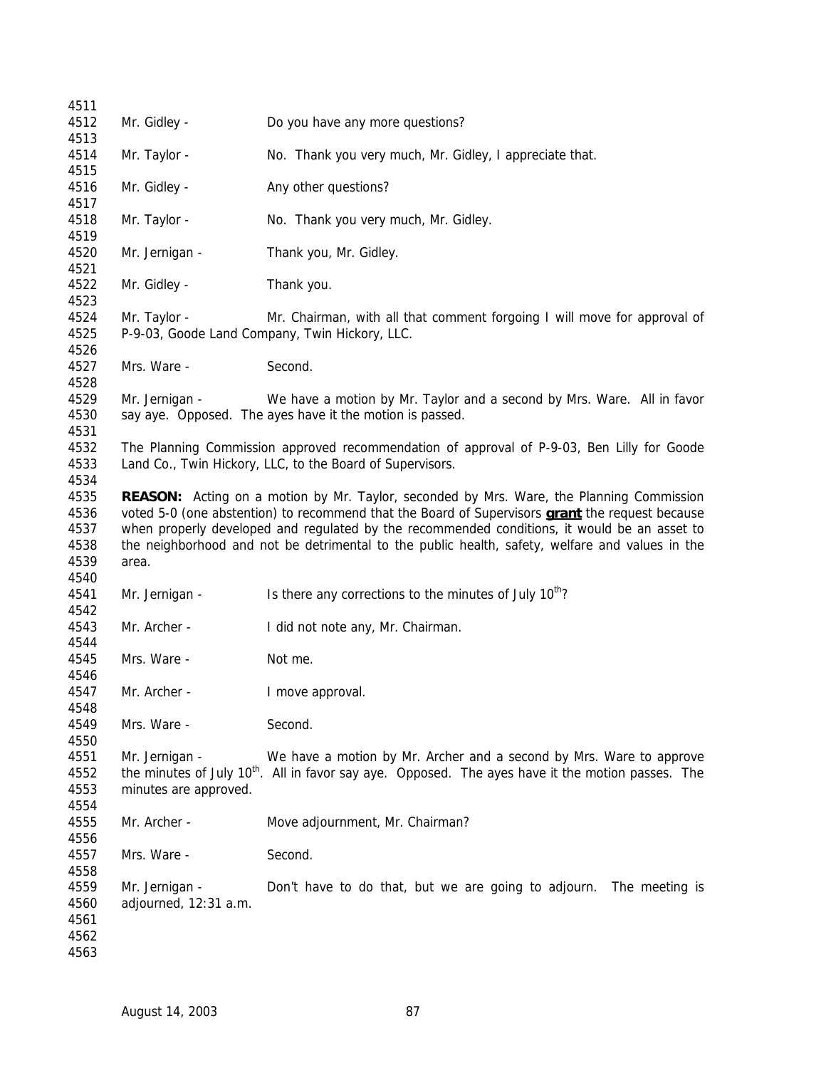Mr. Gidley - Do you have any more questions?

Mr. Taylor - No. Thank you very much, Mr. Gidley, I appreciate that.

Mr. Gidley - Any other questions?

Mr. Taylor - No. Thank you very much, Mr. Gidley.

Mr. Jernigan - Thank you, Mr. Gidley.

Mr. Gidley - Thank you.

Mr. Taylor - Mr. Chairman, with all that comment forgoing I will move for approval of P-9-03, Goode Land Company, Twin Hickory, LLC.

Mrs. Ware - Second.

Mr. Jernigan - We have a motion by Mr. Taylor and a second by Mrs. Ware. All in favor say aye. Opposed. The ayes have it the motion is passed.

The Planning Commission approved recommendation of approval of P-9-03, Ben Lilly for Goode Land Co., Twin Hickory, LLC, to the Board of Supervisors.

**REASON:** Acting on a motion by Mr. Taylor, seconded by Mrs. Ware, the Planning Commission voted 5-0 (one abstention) to recommend that the Board of Supervisors **grant** the request because when properly developed and regulated by the recommended conditions, it would be an asset to the neighborhood and not be detrimental to the public health, safety, welfare and values in the area.

Mr. Jernigan - Is there any corrections to the minutes of July 10th?

Mr. Archer - I did not note any, Mr. Chairman.

Mrs. Ware - Not me.

Mr. Archer - I move approval.

Mrs. Ware - Second.

Mr. Jernigan - We have a motion by Mr. Archer and a second by Mrs. Ware to approve the minutes of July 10th. All in favor say aye. Opposed. The ayes have it the motion passes. The minutes are approved.

Mr. Archer - Move adjournment, Mr. Chairman?

Mrs. Ware - Second.

Mr. Jernigan - Don't have to do that, but we are going to adjourn. The meeting is adjourned, 12:31 a.m.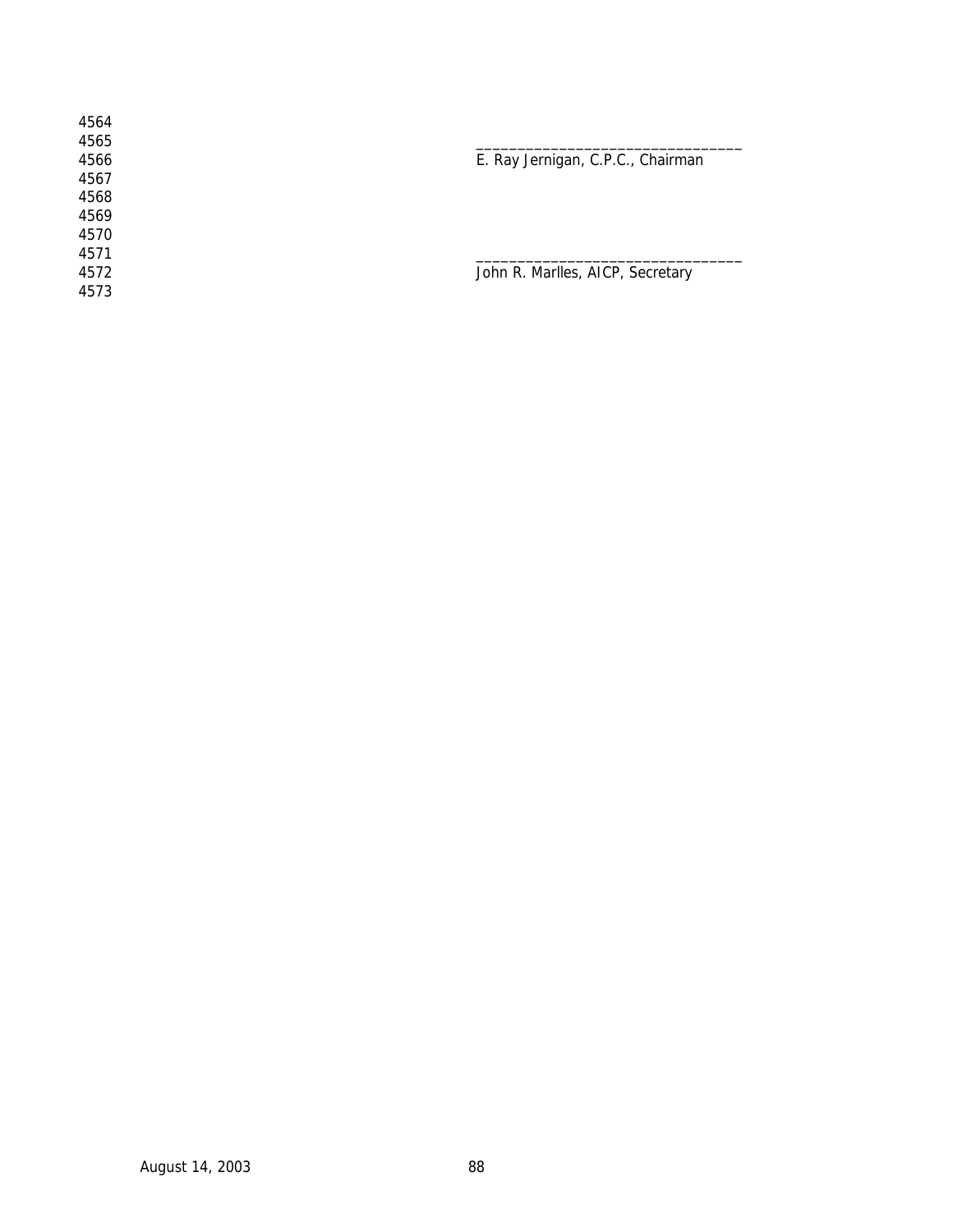4564
4565 _________________________________
4566 E. Ray Jernigan, C.P.C., Chairman
4567
4568
4569
4570
4571 _________________________________
4572 John R. Marlles, AICP, Secretary
4573

August 14, 2003